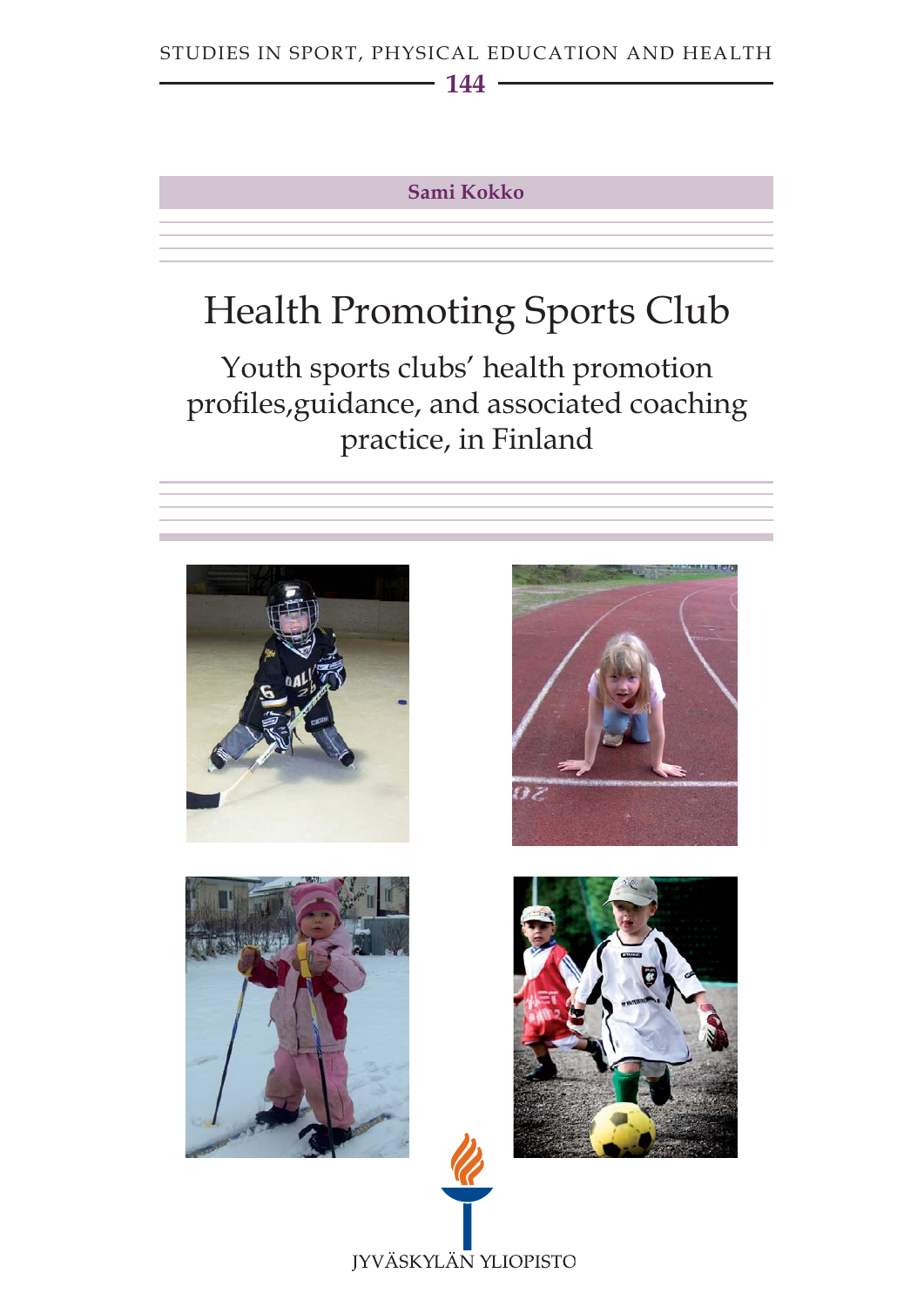STUDIES IN SPORT, PHYSICAL EDUCATION AND HEALTH

144

Sami Kokko

# Health Promoting Sports Club

## Youth sports clubs' health promotion profiles,guidance, and associated coaching practice, in Finland

JYVÄSKYLÄN YLIOPISTO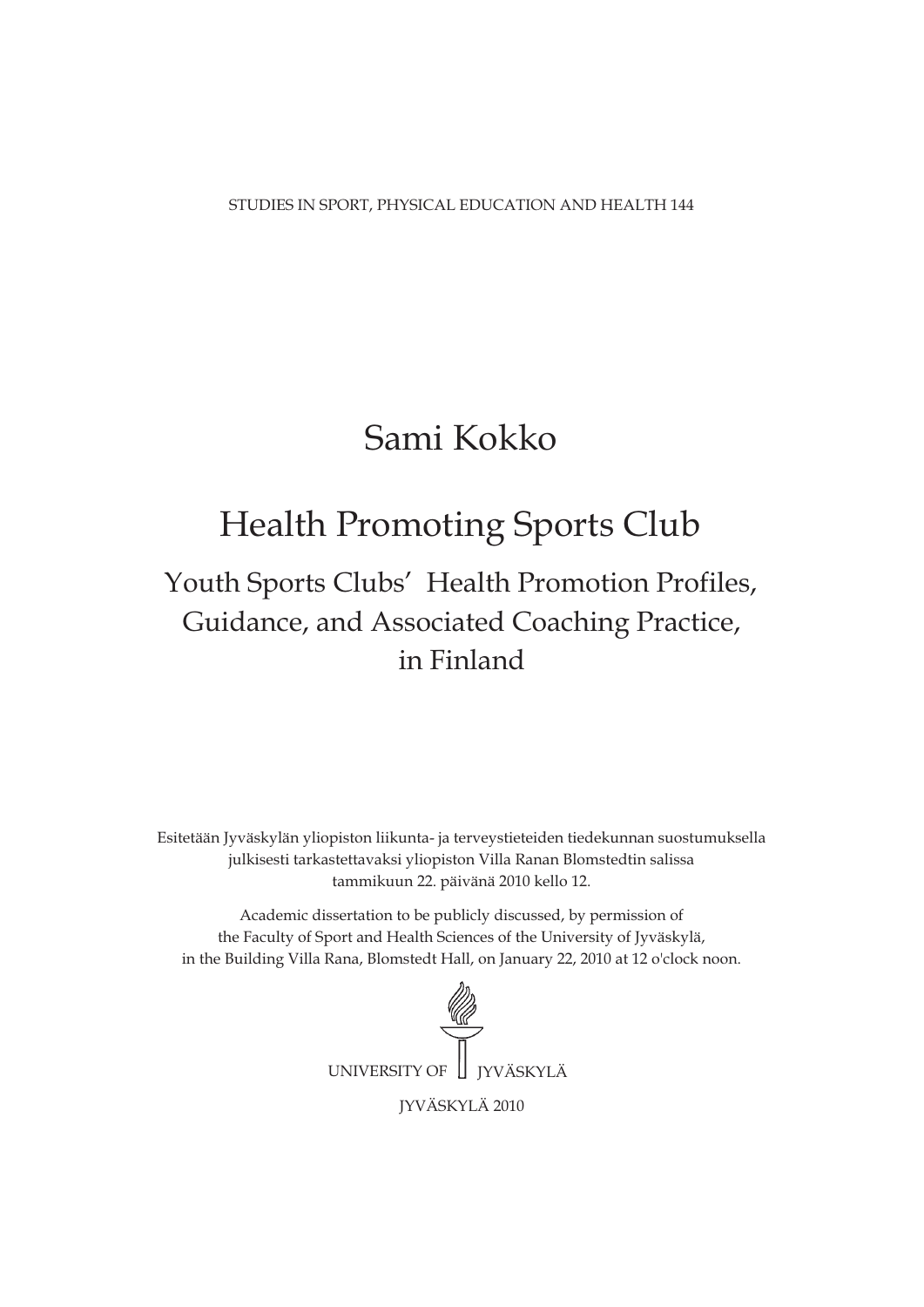STUDIES IN SPORT, PHYSICAL EDUCATION AND HEALTH 144

# Sami Kokko

# Health Promoting Sports Club

## Youth Sports Clubs' Health Promotion Profiles, Guidance, and Associated Coaching Practice, in Finland

Esitetään Jyväskylän yliopiston liikunta- ja terveystieteiden tiedekunnan suostumuksella julkisesti tarkastettavaksi yliopiston Villa Ranan Blomstedtin salissa tammikuun 22. päivänä 2010 kello 12.

Academic dissertation to be publicly discussed, by permission of the Faculty of Sport and Health Sciences of the University of Jyväskylä, in the Building Villa Rana, Blomstedt Hall, on January 22, 2010 at 12 o'clock noon.

UNIVERSITY OF JYVÄSKYLÄ

JYVÄSKYLÄ 2010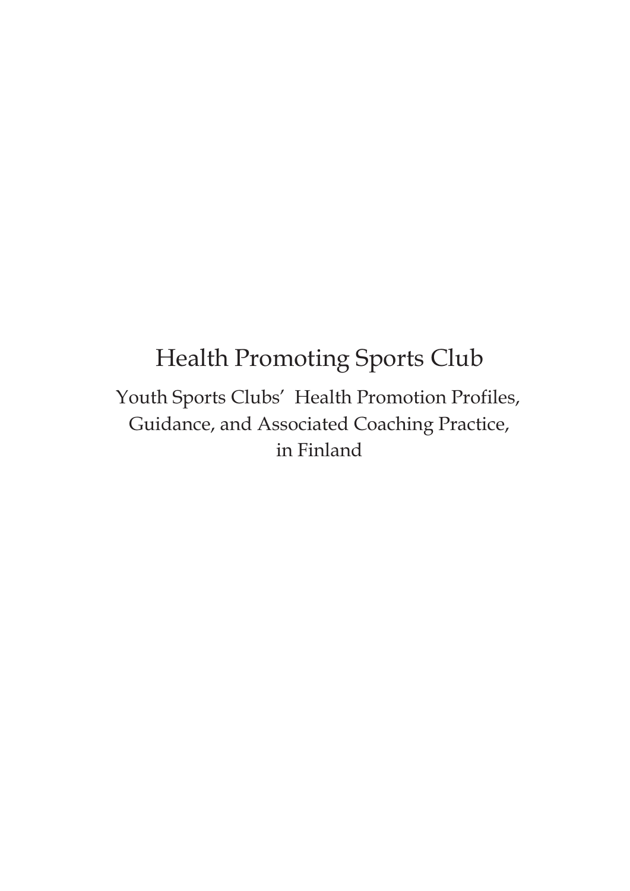# Health Promoting Sports Club

Youth Sports Clubs' Health Promotion Profiles, Guidance, and Associated Coaching Practice, in Finland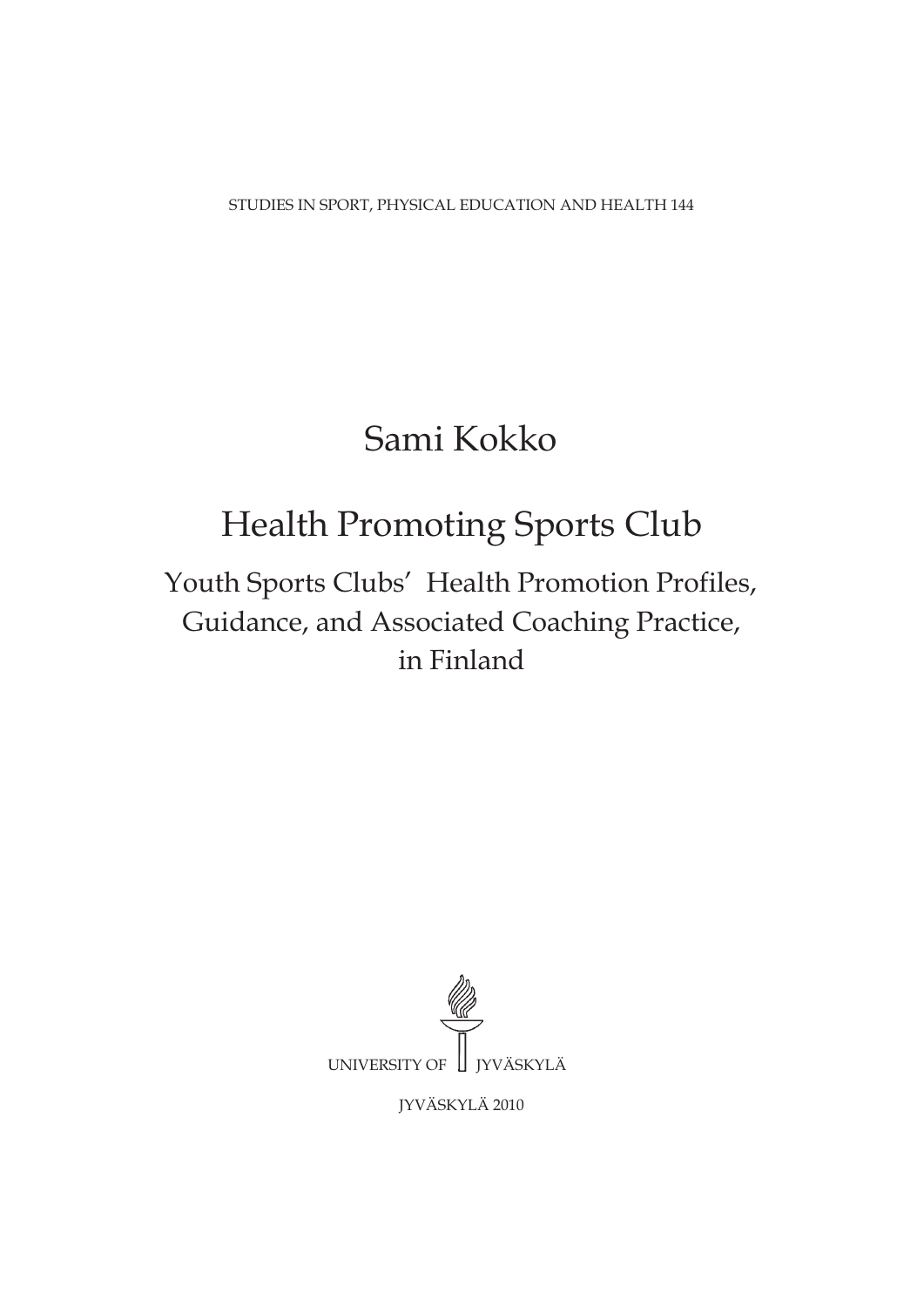STUDIES IN SPORT, PHYSICAL EDUCATION AND HEALTH 144

# Sami Kokko

# Health Promoting Sports Club

## Youth Sports Clubs' Health Promotion Profiles, Guidance, and Associated Coaching Practice, in Finland

UNIVERSITY OF JYVÄSKYLÄ

JYVÄSKYLÄ 2010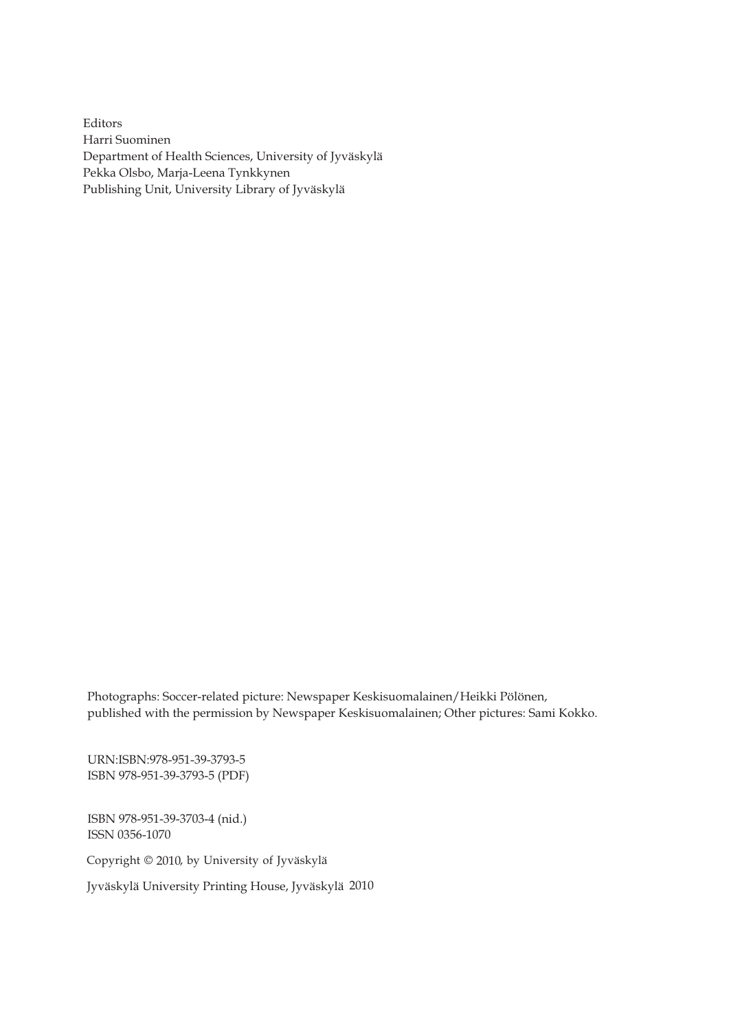Editors
Harri Suominen
Department of Health Sciences, University of Jyväskylä
Pekka Olsbo, Marja-Leena Tynkkynen
Publishing Unit, University Library of Jyväskylä

Photographs: Soccer-related picture: Newspaper Keskisuomalainen/Heikki Pölönen, published with the permission by Newspaper Keskisuomalainen; Other pictures: Sami Kokko.

URN:ISBN:978-951-39-3793-5
ISBN 978-951-39-3793-5 (PDF)

ISBN 978-951-39-3703-4 (nid.)
ISSN 0356-1070

Copyright © 2010, by University of Jyväskylä

Jyväskylä University Printing House, Jyväskylä 2010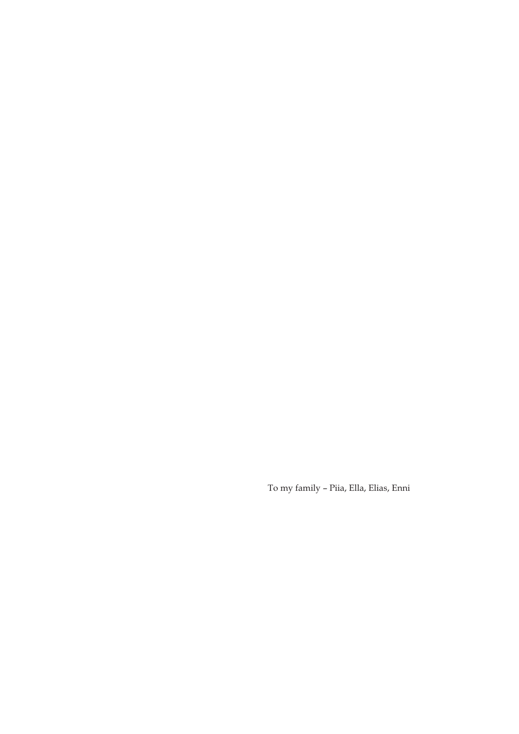To my family – Piia, Ella, Elias, Enni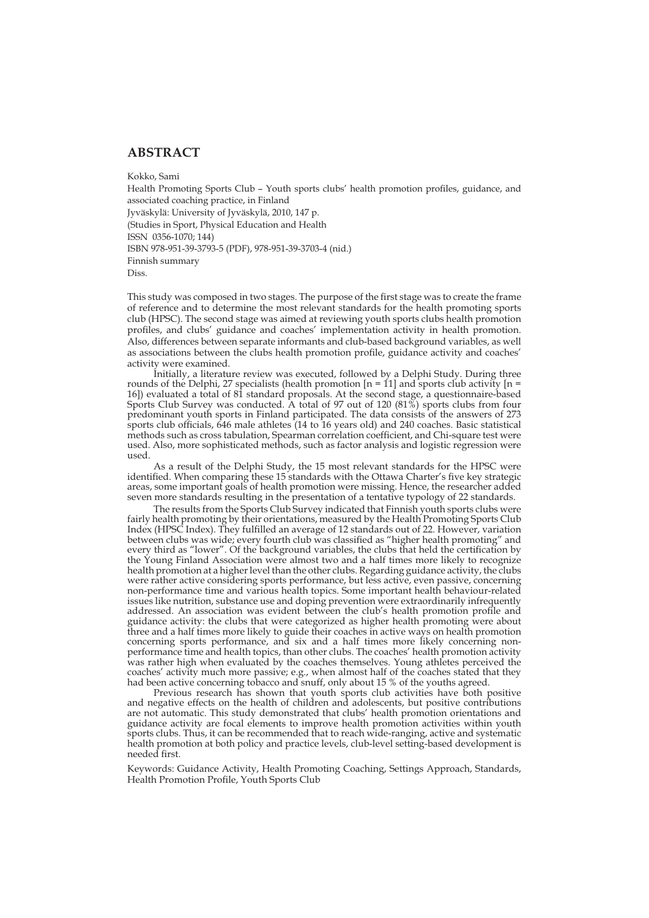## ABSTRACT

Kokko, Sami
Health Promoting Sports Club – Youth sports clubs' health promotion profiles, guidance, and associated coaching practice, in Finland
Jyväskylä: University of Jyväskylä, 2010, 147 p.
(Studies in Sport, Physical Education and Health
ISSN 0356-1070; 144)
ISBN 978-951-39-3793-5 (PDF), 978-951-39-3703-4 (nid.)
Finnish summary
Diss.

This study was composed in two stages. The purpose of the first stage was to create the frame of reference and to determine the most relevant standards for the health promoting sports club (HPSC). The second stage was aimed at reviewing youth sports clubs health promotion profiles, and clubs' guidance and coaches' implementation activity in health promotion. Also, differences between separate informants and club-based background variables, as well as associations between the clubs health promotion profile, guidance activity and coaches' activity were examined.

Initially, a literature review was executed, followed by a Delphi Study. During three rounds of the Delphi, 27 specialists (health promotion [n = 11] and sports club activity [n = 16]) evaluated a total of 81 standard proposals. At the second stage, a questionnaire-based Sports Club Survey was conducted. A total of 97 out of 120 (81%) sports clubs from four predominant youth sports in Finland participated. The data consists of the answers of 273 sports club officials, 646 male athletes (14 to 16 years old) and 240 coaches. Basic statistical methods such as cross tabulation, Spearman correlation coefficient, and Chi-square test were used. Also, more sophisticated methods, such as factor analysis and logistic regression were used.

As a result of the Delphi Study, the 15 most relevant standards for the HPSC were identified. When comparing these 15 standards with the Ottawa Charter's five key strategic areas, some important goals of health promotion were missing. Hence, the researcher added seven more standards resulting in the presentation of a tentative typology of 22 standards.

The results from the Sports Club Survey indicated that Finnish youth sports clubs were fairly health promoting by their orientations, measured by the Health Promoting Sports Club Index (HPSC Index). They fulfilled an average of 12 standards out of 22. However, variation between clubs was wide; every fourth club was classified as "higher health promoting" and every third as "lower". Of the background variables, the clubs that held the certification by the Young Finland Association were almost two and a half times more likely to recognize health promotion at a higher level than the other clubs. Regarding guidance activity, the clubs were rather active considering sports performance, but less active, even passive, concerning non-performance time and various health topics. Some important health behaviour-related issues like nutrition, substance use and doping prevention were extraordinarily infrequently addressed. An association was evident between the club's health promotion profile and guidance activity: the clubs that were categorized as higher health promoting were about three and a half times more likely to guide their coaches in active ways on health promotion concerning sports performance, and six and a half times more likely concerning non-performance time and health topics, than other clubs. The coaches' health promotion activity was rather high when evaluated by the coaches themselves. Young athletes perceived the coaches' activity much more passive; e.g., when almost half of the coaches stated that they had been active concerning tobacco and snuff, only about 15 % of the youths agreed.

Previous research has shown that youth sports club activities have both positive and negative effects on the health of children and adolescents, but positive contributions are not automatic. This study demonstrated that clubs' health promotion orientations and guidance activity are focal elements to improve health promotion activities within youth sports clubs. Thus, it can be recommended that to reach wide-ranging, active and systematic health promotion at both policy and practice levels, club-level setting-based development is needed first.

Keywords: Guidance Activity, Health Promoting Coaching, Settings Approach, Standards, Health Promotion Profile, Youth Sports Club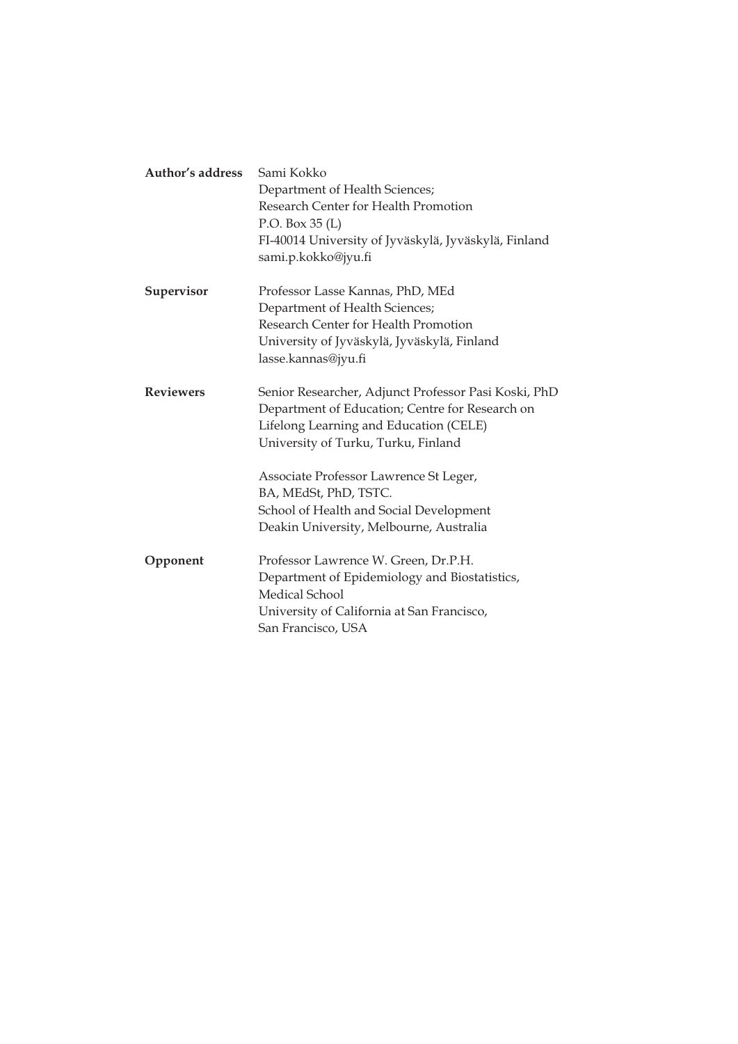**Author's address** Sami Kokko
Department of Health Sciences;
Research Center for Health Promotion
P.O. Box 35 (L)
FI-40014 University of Jyväskylä, Jyväskylä, Finland
sami.p.kokko@jyu.fi

**Supervisor** Professor Lasse Kannas, PhD, MEd
Department of Health Sciences;
Research Center for Health Promotion
University of Jyväskylä, Jyväskylä, Finland
lasse.kannas@jyu.fi

**Reviewers** Senior Researcher, Adjunct Professor Pasi Koski, PhD
Department of Education; Centre for Research on
Lifelong Learning and Education (CELE)
University of Turku, Turku, Finland

Associate Professor Lawrence St Leger,
BA, MEdSt, PhD, TSTC.
School of Health and Social Development
Deakin University, Melbourne, Australia

**Opponent** Professor Lawrence W. Green, Dr.P.H.
Department of Epidemiology and Biostatistics,
Medical School
University of California at San Francisco,
San Francisco, USA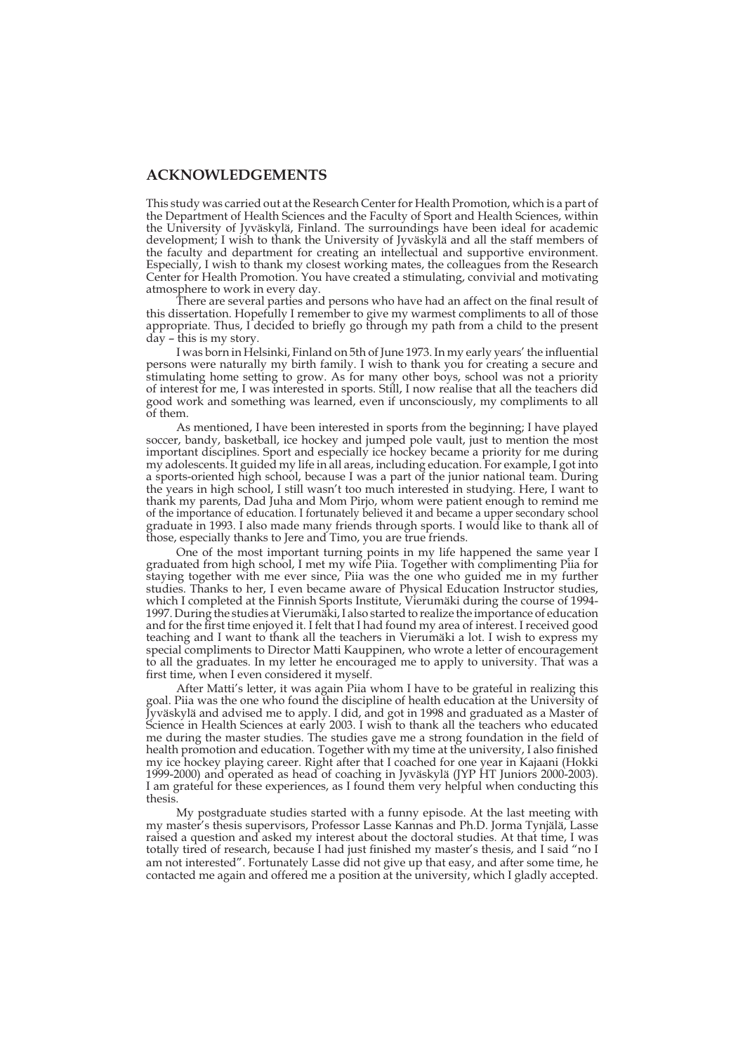## ACKNOWLEDGEMENTS

This study was carried out at the Research Center for Health Promotion, which is a part of the Department of Health Sciences and the Faculty of Sport and Health Sciences, within the University of Jyväskylä, Finland. The surroundings have been ideal for academic development; I wish to thank the University of Jyväskylä and all the staff members of the faculty and department for creating an intellectual and supportive environment. Especially, I wish to thank my closest working mates, the colleagues from the Research Center for Health Promotion. You have created a stimulating, convivial and motivating atmosphere to work in every day.

There are several parties and persons who have had an affect on the final result of this dissertation. Hopefully I remember to give my warmest compliments to all of those appropriate. Thus, I decided to briefly go through my path from a child to the present day – this is my story.

I was born in Helsinki, Finland on 5th of June 1973. In my early years' the influential persons were naturally my birth family. I wish to thank you for creating a secure and stimulating home setting to grow. As for many other boys, school was not a priority of interest for me, I was interested in sports. Still, I now realise that all the teachers did good work and something was learned, even if unconsciously, my compliments to all of them.

As mentioned, I have been interested in sports from the beginning; I have played soccer, bandy, basketball, ice hockey and jumped pole vault, just to mention the most important disciplines. Sport and especially ice hockey became a priority for me during my adolescents. It guided my life in all areas, including education. For example, I got into a sports-oriented high school, because I was a part of the junior national team. During the years in high school, I still wasn't too much interested in studying. Here, I want to thank my parents, Dad Juha and Mom Pirjo, whom were patient enough to remind me of the importance of education. I fortunately believed it and became a upper secondary school graduate in 1993. I also made many friends through sports. I would like to thank all of those, especially thanks to Jere and Timo, you are true friends.

One of the most important turning points in my life happened the same year I graduated from high school, I met my wife Piia. Together with complimenting Piia for staying together with me ever since, Piia was the one who guided me in my further studies. Thanks to her, I even became aware of Physical Education Instructor studies, which I completed at the Finnish Sports Institute, Vierumäki during the course of 1994-1997. During the studies at Vierumäki, I also started to realize the importance of education and for the first time enjoyed it. I felt that I had found my area of interest. I received good teaching and I want to thank all the teachers in Vierumäki a lot. I wish to express my special compliments to Director Matti Kauppinen, who wrote a letter of encouragement to all the graduates. In my letter he encouraged me to apply to university. That was a first time, when I even considered it myself.

After Matti's letter, it was again Piia whom I have to be grateful in realizing this goal. Piia was the one who found the discipline of health education at the University of Jyväskylä and advised me to apply. I did, and got in 1998 and graduated as a Master of Science in Health Sciences at early 2003. I wish to thank all the teachers who educated me during the master studies. The studies gave me a strong foundation in the field of health promotion and education. Together with my time at the university, I also finished my ice hockey playing career. Right after that I coached for one year in Kajaani (Hokki 1999-2000) and operated as head of coaching in Jyväskylä (JYP HT Juniors 2000-2003). I am grateful for these experiences, as I found them very helpful when conducting this thesis.

My postgraduate studies started with a funny episode. At the last meeting with my master's thesis supervisors, Professor Lasse Kannas and Ph.D. Jorma Tynjälä, Lasse raised a question and asked my interest about the doctoral studies. At that time, I was totally tired of research, because I had just finished my master's thesis, and I said "no I am not interested". Fortunately Lasse did not give up that easy, and after some time, he contacted me again and offered me a position at the university, which I gladly accepted.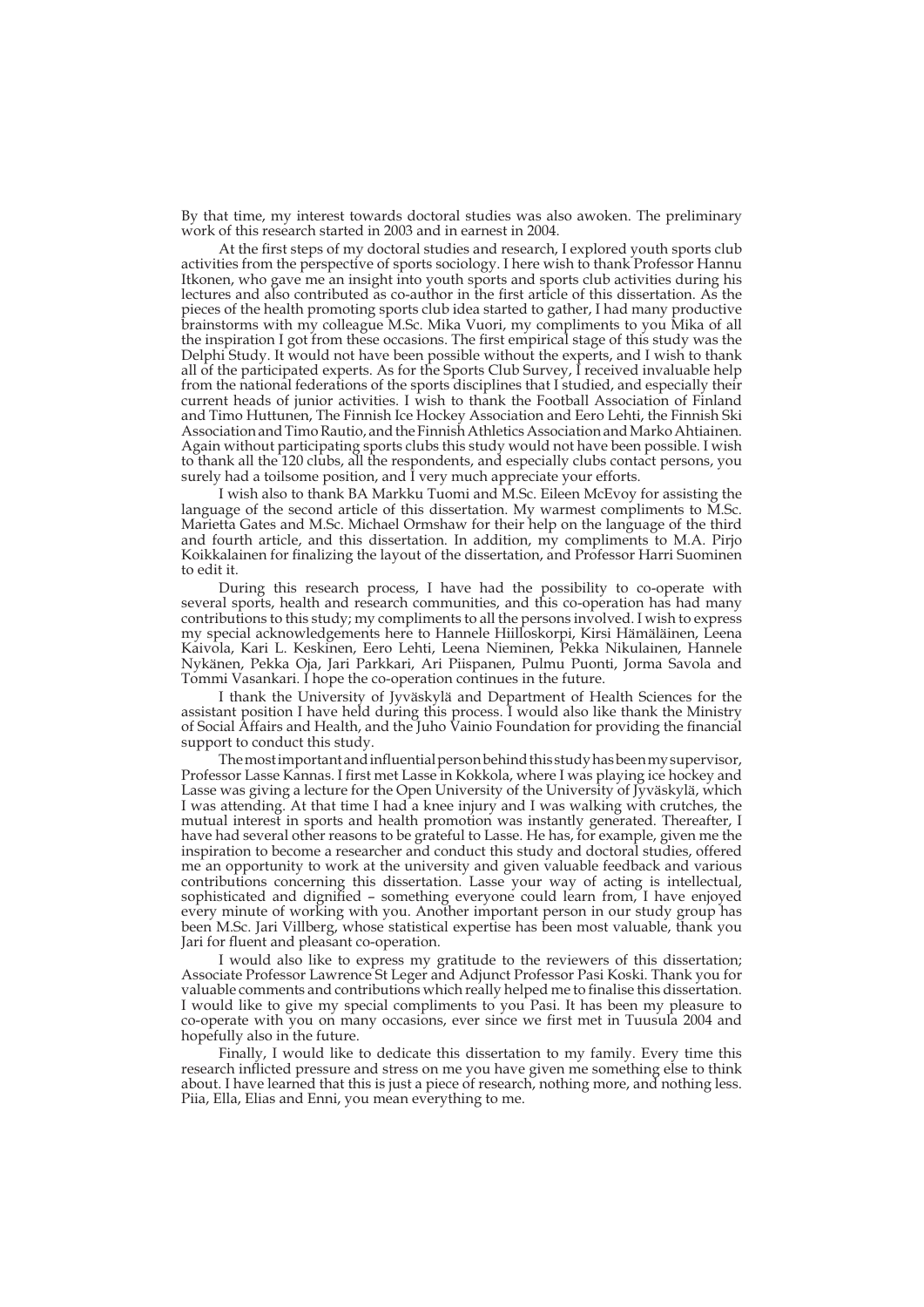By that time, my interest towards doctoral studies was also awoken. The preliminary work of this research started in 2003 and in earnest in 2004.

At the first steps of my doctoral studies and research, I explored youth sports club activities from the perspective of sports sociology. I here wish to thank Professor Hannu Itkonen, who gave me an insight into youth sports and sports club activities during his lectures and also contributed as co-author in the first article of this dissertation. As the pieces of the health promoting sports club idea started to gather, I had many productive brainstorms with my colleague M.Sc. Mika Vuori, my compliments to you Mika of all the inspiration I got from these occasions. The first empirical stage of this study was the Delphi Study. It would not have been possible without the experts, and I wish to thank all of the participated experts. As for the Sports Club Survey, I received invaluable help from the national federations of the sports disciplines that I studied, and especially their current heads of junior activities. I wish to thank the Football Association of Finland and Timo Huttunen, The Finnish Ice Hockey Association and Eero Lehti, the Finnish Ski Association and Timo Rautio, and the Finnish Athletics Association and Marko Ahtiainen. Again without participating sports clubs this study would not have been possible. I wish to thank all the 120 clubs, all the respondents, and especially clubs contact persons, you surely had a toilsome position, and I very much appreciate your efforts.

I wish also to thank BA Markku Tuomi and M.Sc. Eileen McEvoy for assisting the language of the second article of this dissertation. My warmest compliments to M.Sc. Marietta Gates and M.Sc. Michael Ormshaw for their help on the language of the third and fourth article, and this dissertation. In addition, my compliments to M.A. Pirjo Koikkalainen for finalizing the layout of the dissertation, and Professor Harri Suominen to edit it.

During this research process, I have had the possibility to co-operate with several sports, health and research communities, and this co-operation has had many contributions to this study; my compliments to all the persons involved. I wish to express my special acknowledgements here to Hannele Hiilloskorpi, Kirsi Hämäläinen, Leena Kaivola, Kari L. Keskinen, Eero Lehti, Leena Nieminen, Pekka Nikulainen, Hannele Nykänen, Pekka Oja, Jari Parkkari, Ari Piispanen, Pulmu Puonti, Jorma Savola and Tommi Vasankari. I hope the co-operation continues in the future.

I thank the University of Jyväskylä and Department of Health Sciences for the assistant position I have held during this process. I would also like thank the Ministry of Social Affairs and Health, and the Juho Vainio Foundation for providing the financial support to conduct this study.

The most important and influential person behind this study has been my supervisor, Professor Lasse Kannas. I first met Lasse in Kokkola, where I was playing ice hockey and Lasse was giving a lecture for the Open University of the University of Jyväskylä, which I was attending. At that time I had a knee injury and I was walking with crutches, the mutual interest in sports and health promotion was instantly generated. Thereafter, I have had several other reasons to be grateful to Lasse. He has, for example, given me the inspiration to become a researcher and conduct this study and doctoral studies, offered me an opportunity to work at the university and given valuable feedback and various contributions concerning this dissertation. Lasse your way of acting is intellectual, sophisticated and dignified – something everyone could learn from, I have enjoyed every minute of working with you. Another important person in our study group has been M.Sc. Jari Villberg, whose statistical expertise has been most valuable, thank you Jari for fluent and pleasant co-operation.

I would also like to express my gratitude to the reviewers of this dissertation; Associate Professor Lawrence St Leger and Adjunct Professor Pasi Koski. Thank you for valuable comments and contributions which really helped me to finalise this dissertation. I would like to give my special compliments to you Pasi. It has been my pleasure to co-operate with you on many occasions, ever since we first met in Tuusula 2004 and hopefully also in the future.

Finally, I would like to dedicate this dissertation to my family. Every time this research inflicted pressure and stress on me you have given me something else to think about. I have learned that this is just a piece of research, nothing more, and nothing less. Piia, Ella, Elias and Enni, you mean everything to me.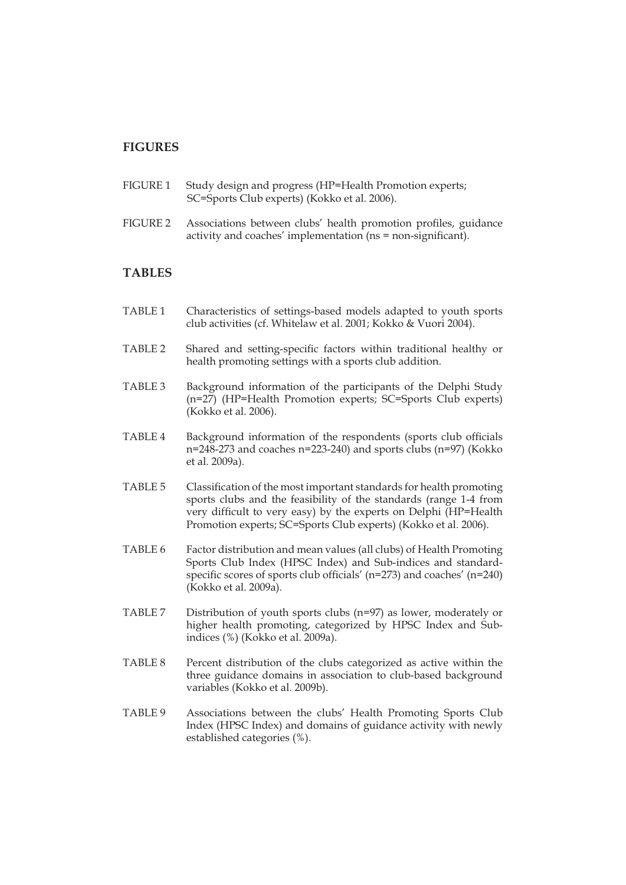## FIGURES

FIGURE 1 Study design and progress (HP=Health Promotion experts; SC=Sports Club experts) (Kokko et al. 2006).

FIGURE 2 Associations between clubs' health promotion profiles, guidance activity and coaches' implementation (ns = non-significant).

## TABLES

TABLE 1 Characteristics of settings-based models adapted to youth sports club activities (cf. Whitelaw et al. 2001; Kokko & Vuori 2004).

TABLE 2 Shared and setting-specific factors within traditional healthy or health promoting settings with a sports club addition.

TABLE 3 Background information of the participants of the Delphi Study (n=27) (HP=Health Promotion experts; SC=Sports Club experts) (Kokko et al. 2006).

TABLE 4 Background information of the respondents (sports club officials n=248-273 and coaches n=223-240) and sports clubs (n=97) (Kokko et al. 2009a).

TABLE 5 Classification of the most important standards for health promoting sports clubs and the feasibility of the standards (range 1-4 from very difficult to very easy) by the experts on Delphi (HP=Health Promotion experts; SC=Sports Club experts) (Kokko et al. 2006).

TABLE 6 Factor distribution and mean values (all clubs) of Health Promoting Sports Club Index (HPSC Index) and Sub-indices and standard-specific scores of sports club officials' (n=273) and coaches' (n=240) (Kokko et al. 2009a).

TABLE 7 Distribution of youth sports clubs (n=97) as lower, moderately or higher health promoting, categorized by HPSC Index and Sub-indices (%) (Kokko et al. 2009a).

TABLE 8 Percent distribution of the clubs categorized as active within the three guidance domains in association to club-based background variables (Kokko et al. 2009b).

TABLE 9 Associations between the clubs' Health Promoting Sports Club Index (HPSC Index) and domains of guidance activity with newly established categories (%).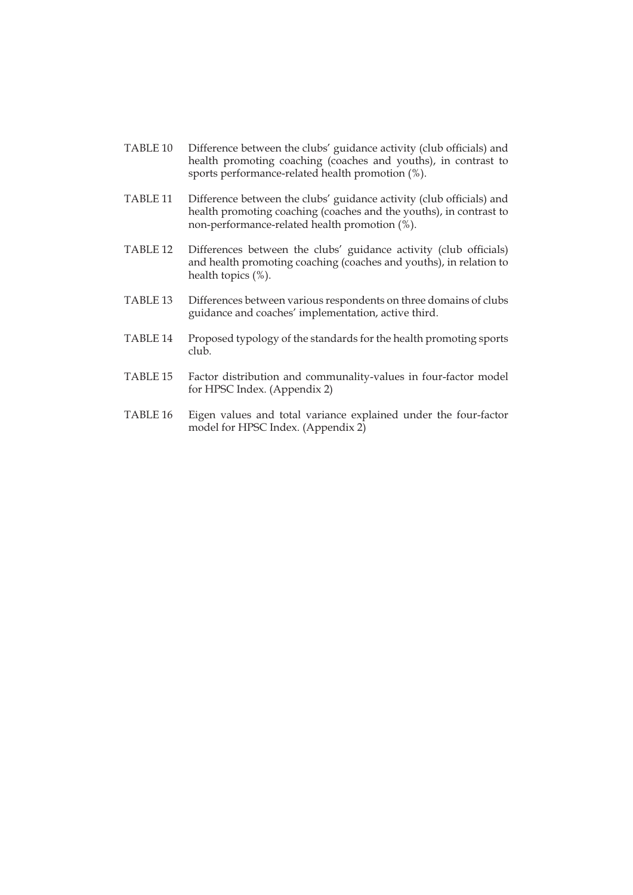TABLE 10 Difference between the clubs' guidance activity (club officials) and health promoting coaching (coaches and youths), in contrast to sports performance-related health promotion (%).

TABLE 11 Difference between the clubs' guidance activity (club officials) and health promoting coaching (coaches and the youths), in contrast to non-performance-related health promotion (%).

TABLE 12 Differences between the clubs' guidance activity (club officials) and health promoting coaching (coaches and youths), in relation to health topics (%).

TABLE 13 Differences between various respondents on three domains of clubs guidance and coaches' implementation, active third.

TABLE 14 Proposed typology of the standards for the health promoting sports club.

TABLE 15 Factor distribution and communality-values in four-factor model for HPSC Index. (Appendix 2)

TABLE 16 Eigen values and total variance explained under the four-factor model for HPSC Index. (Appendix 2)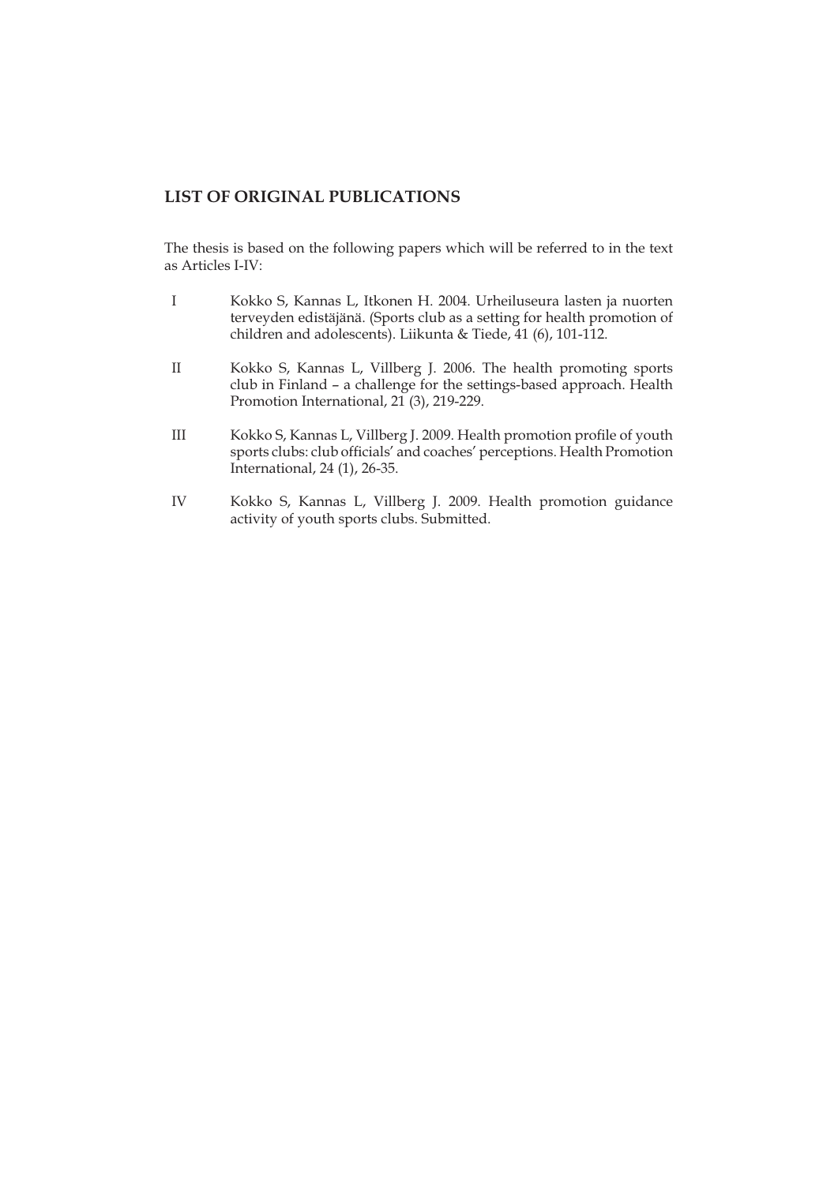## LIST OF ORIGINAL PUBLICATIONS

The thesis is based on the following papers which will be referred to in the text as Articles I-IV:

I Kokko S, Kannas L, Itkonen H. 2004. Urheiluseura lasten ja nuorten terveyden edistäjänä. (Sports club as a setting for health promotion of children and adolescents). Liikunta & Tiede, 41 (6), 101-112.

II Kokko S, Kannas L, Villberg J. 2006. The health promoting sports club in Finland – a challenge for the settings-based approach. Health Promotion International, 21 (3), 219-229.

III Kokko S, Kannas L, Villberg J. 2009. Health promotion profile of youth sports clubs: club officials' and coaches' perceptions. Health Promotion International, 24 (1), 26-35.

IV Kokko S, Kannas L, Villberg J. 2009. Health promotion guidance activity of youth sports clubs. Submitted.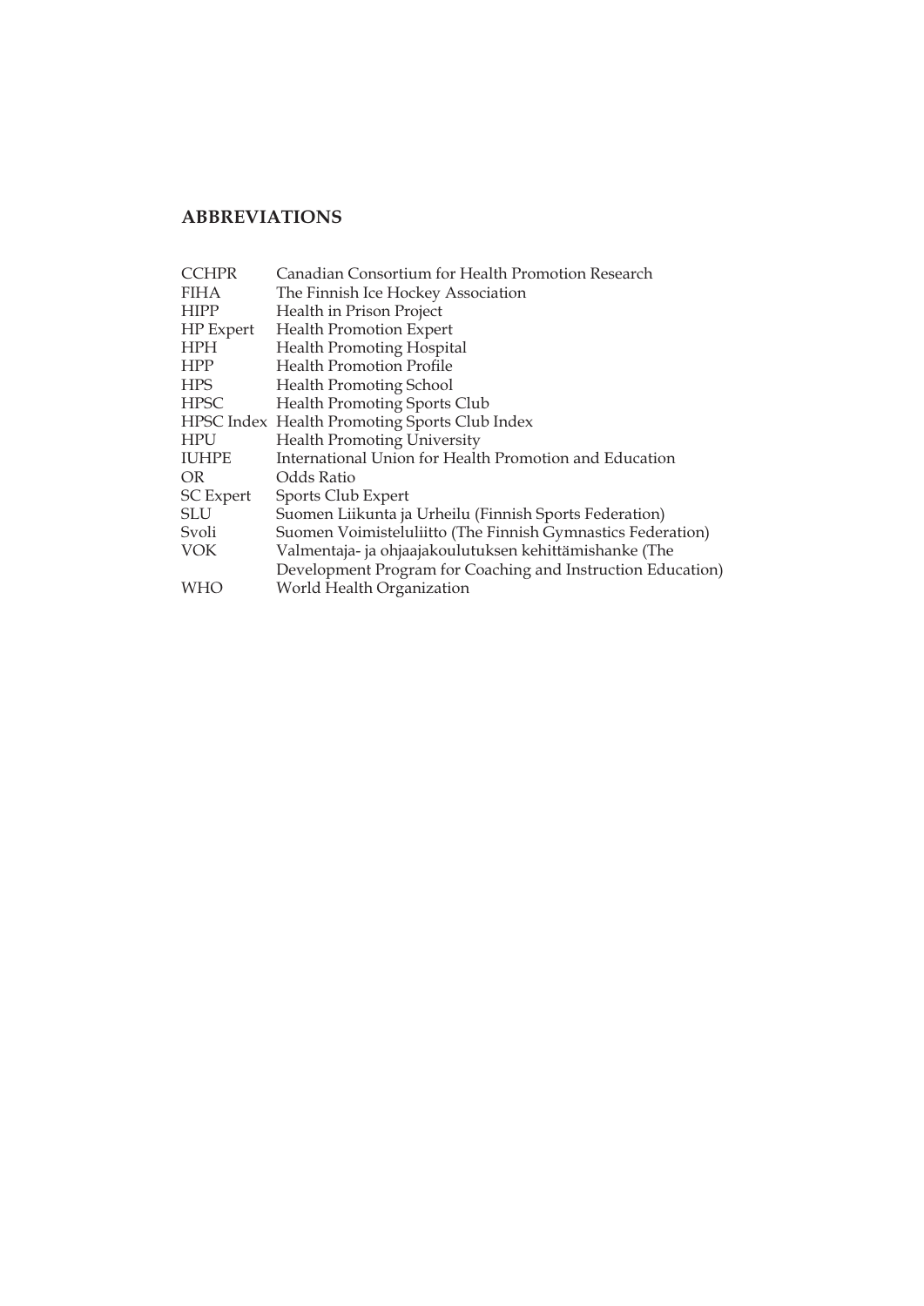## ABBREVIATIONS

| | |
|---|---|
| CCHPR | Canadian Consortium for Health Promotion Research |
| FIHA | The Finnish Ice Hockey Association |
| HIPP | Health in Prison Project |
| HP Expert | Health Promotion Expert |
| HPH | Health Promoting Hospital |
| HPP | Health Promotion Profile |
| HPS | Health Promoting School |
| HPSC | Health Promoting Sports Club |
| HPSC Index | Health Promoting Sports Club Index |
| HPU | Health Promoting University |
| IUHPE | International Union for Health Promotion and Education |
| OR | Odds Ratio |
| SC Expert | Sports Club Expert |
| SLU | Suomen Liikunta ja Urheilu (Finnish Sports Federation) |
| Svoli | Suomen Voimisteluliitto (The Finnish Gymnastics Federation) |
| VOK | Valmentaja- ja ohjaajakoulutuksen kehittämishanke (The Development Program for Coaching and Instruction Education) |
| WHO | World Health Organization |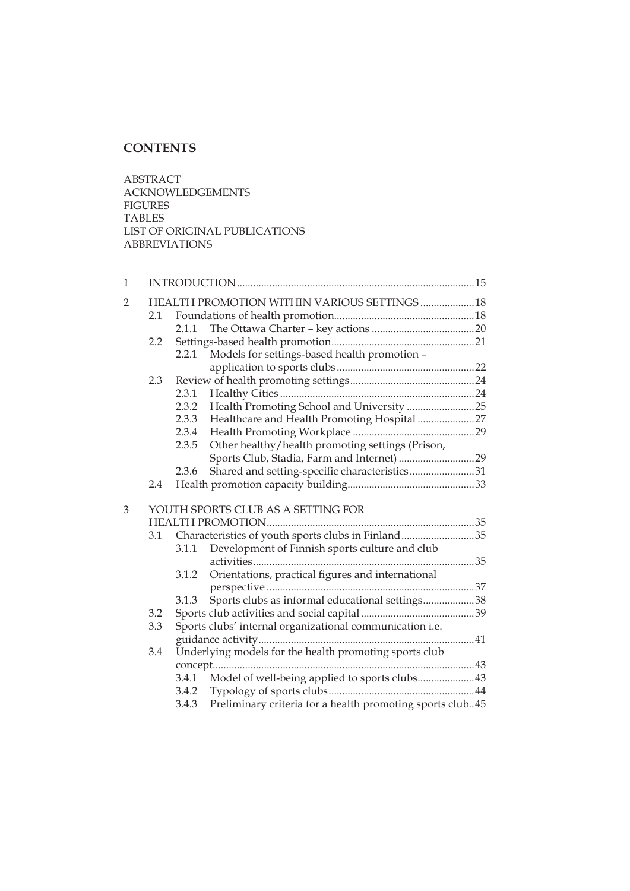**CONTENTS**

ABSTRACT
ACKNOWLEDGEMENTS
FIGURES
TABLES
LIST OF ORIGINAL PUBLICATIONS
ABBREVIATIONS

1 INTRODUCTION ....................................................................................... 15

2 HEALTH PROMOTION WITHIN VARIOUS SETTINGS .................... 18
- 2.1 Foundations of health promotion.................................................... 18
  - 2.1.1 The Ottawa Charter – key actions ...................................... 20
- 2.2 Settings-based health promotion..................................................... 21
  - 2.2.1 Models for settings-based health promotion – application to sports clubs ................................................... 22
- 2.3 Review of health promoting settings .............................................. 24
  - 2.3.1 Healthy Cities ........................................................................ 24
  - 2.3.2 Health Promoting School and University ......................... 25
  - 2.3.3 Healthcare and Health Promoting Hospital ..................... 27
  - 2.3.4 Health Promoting Workplace ............................................. 29
  - 2.3.5 Other healthy/health promoting settings (Prison, Sports Club, Stadia, Farm and Internet) ............................ 29
  - 2.3.6 Shared and setting-specific characteristics........................ 31
- 2.4 Health promotion capacity building............................................... 33

3 YOUTH SPORTS CLUB AS A SETTING FOR HEALTH PROMOTION............................................................................ 35
- 3.1 Characteristics of youth sports clubs in Finland........................... 35
  - 3.1.1 Development of Finnish sports culture and club activities.................................................................................. 35
  - 3.1.2 Orientations, practical figures and international perspective ............................................................................ 37
  - 3.1.3 Sports clubs as informal educational settings................... 38
- 3.2 Sports club activities and social capital .......................................... 39
- 3.3 Sports clubs' internal organizational communication i.e. guidance activity............................................................................... 41
- 3.4 Underlying models for the health promoting sports club concept................................................................................................ 43
  - 3.4.1 Model of well-being applied to sports clubs..................... 43
  - 3.4.2 Typology of sports clubs...................................................... 44
  - 3.4.3 Preliminary criteria for a health promoting sports club.. 45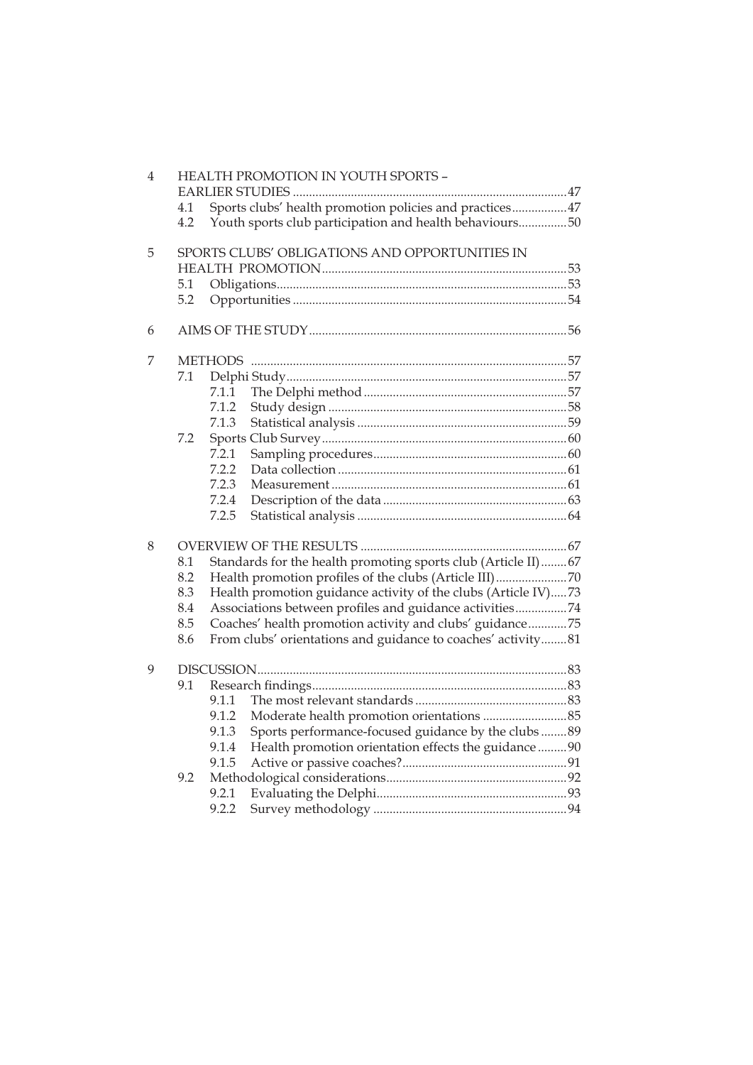4 HEALTH PROMOTION IN YOUTH SPORTS – EARLIER STUDIES ....................................................................................47
   4.1 Sports clubs' health promotion policies and practices.................47
   4.2 Youth sports club participation and health behaviours...............50

5 SPORTS CLUBS' OBLIGATIONS AND OPPORTUNITIES IN HEALTH PROMOTION............................................................................53
   5.1 Obligations..........................................................................................53
   5.2 Opportunities ....................................................................................54

6 AIMS OF THE STUDY...............................................................................56

7 METHODS .................................................................................................57
   7.1 Delphi Study......................................................................................57
      7.1.1 The Delphi method ..............................................................57
      7.1.2 Study design .........................................................................58
      7.1.3 Statistical analysis ................................................................59
   7.2 Sports Club Survey...........................................................................60
      7.2.1 Sampling procedures...........................................................60
      7.2.2 Data collection ......................................................................61
      7.2.3 Measurement........................................................................61
      7.2.4 Description of the data ........................................................63
      7.2.5 Statistical analysis ................................................................64

8 OVERVIEW OF THE RESULTS ................................................................67
   8.1 Standards for the health promoting sports club (Article II)........67
   8.2 Health promotion profiles of the clubs (Article III)......................70
   8.3 Health promotion guidance activity of the clubs (Article IV).....73
   8.4 Associations between profiles and guidance activities................74
   8.5 Coaches' health promotion activity and clubs' guidance............75
   8.6 From clubs' orientations and guidance to coaches' activity........81

9 DISCUSSION...............................................................................................83
   9.1 Research findings..............................................................................83
      9.1.1 The most relevant standards ...............................................83
      9.1.2 Moderate health promotion orientations ..........................85
      9.1.3 Sports performance-focused guidance by the clubs ........89
      9.1.4 Health promotion orientation effects the guidance .........90
      9.1.5 Active or passive coaches?...................................................91
   9.2 Methodological considerations........................................................92
      9.2.1 Evaluating the Delphi..........................................................93
      9.2.2 Survey methodology ...........................................................94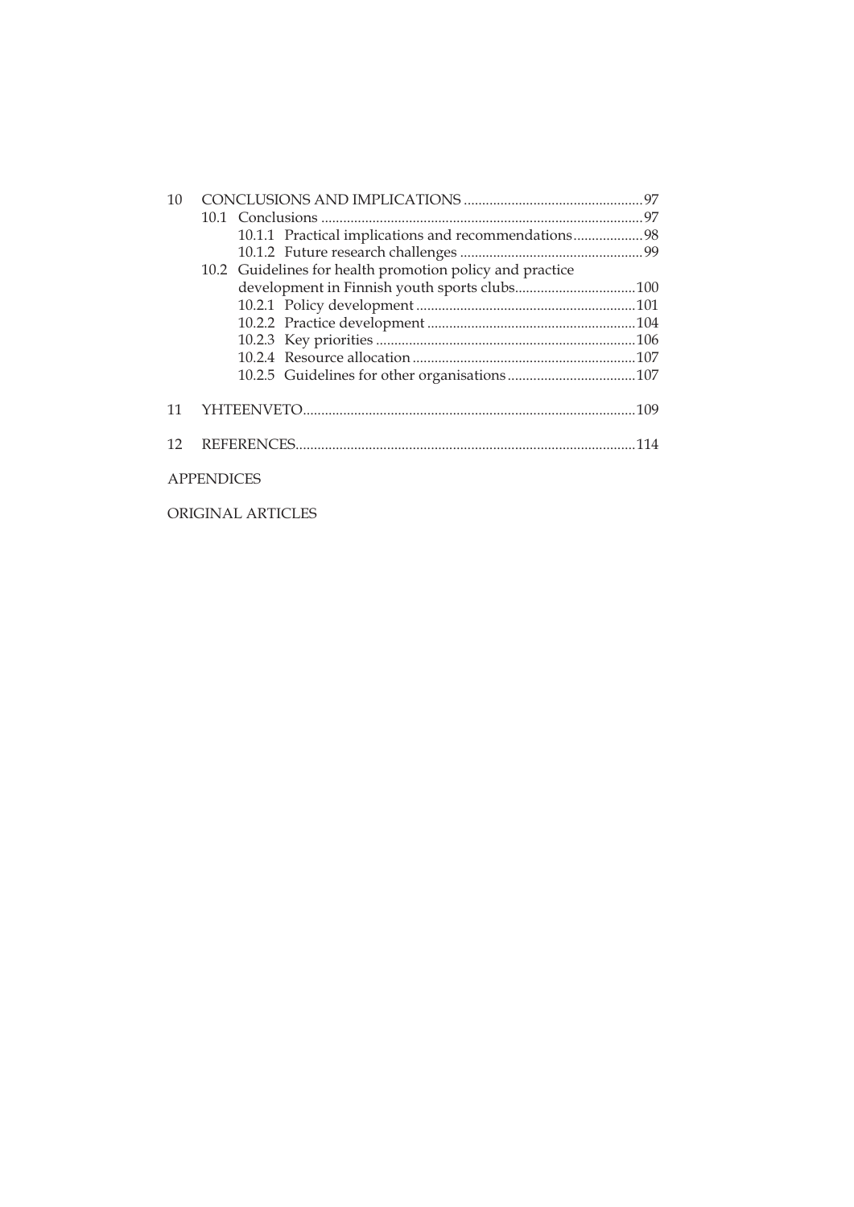10 CONCLUSIONS AND IMPLICATIONS ............................................... 97
 10.1 Conclusions ....................................................................................... 97
  10.1.1 Practical implications and recommendations .................. 98
  10.1.2 Future research challenges ................................................. 99
 10.2 Guidelines for health promotion policy and practice development in Finnish youth sports clubs ................................ 100
  10.2.1 Policy development ........................................................... 101
  10.2.2 Practice development ........................................................ 104
  10.2.3 Key priorities ..................................................................... 106
  10.2.4 Resource allocation ........................................................... 107
  10.2.5 Guidelines for other organisations .................................. 107

11 YHTEENVETO .......................................................................................... 109

12 REFERENCES ............................................................................................ 114

APPENDICES

ORIGINAL ARTICLES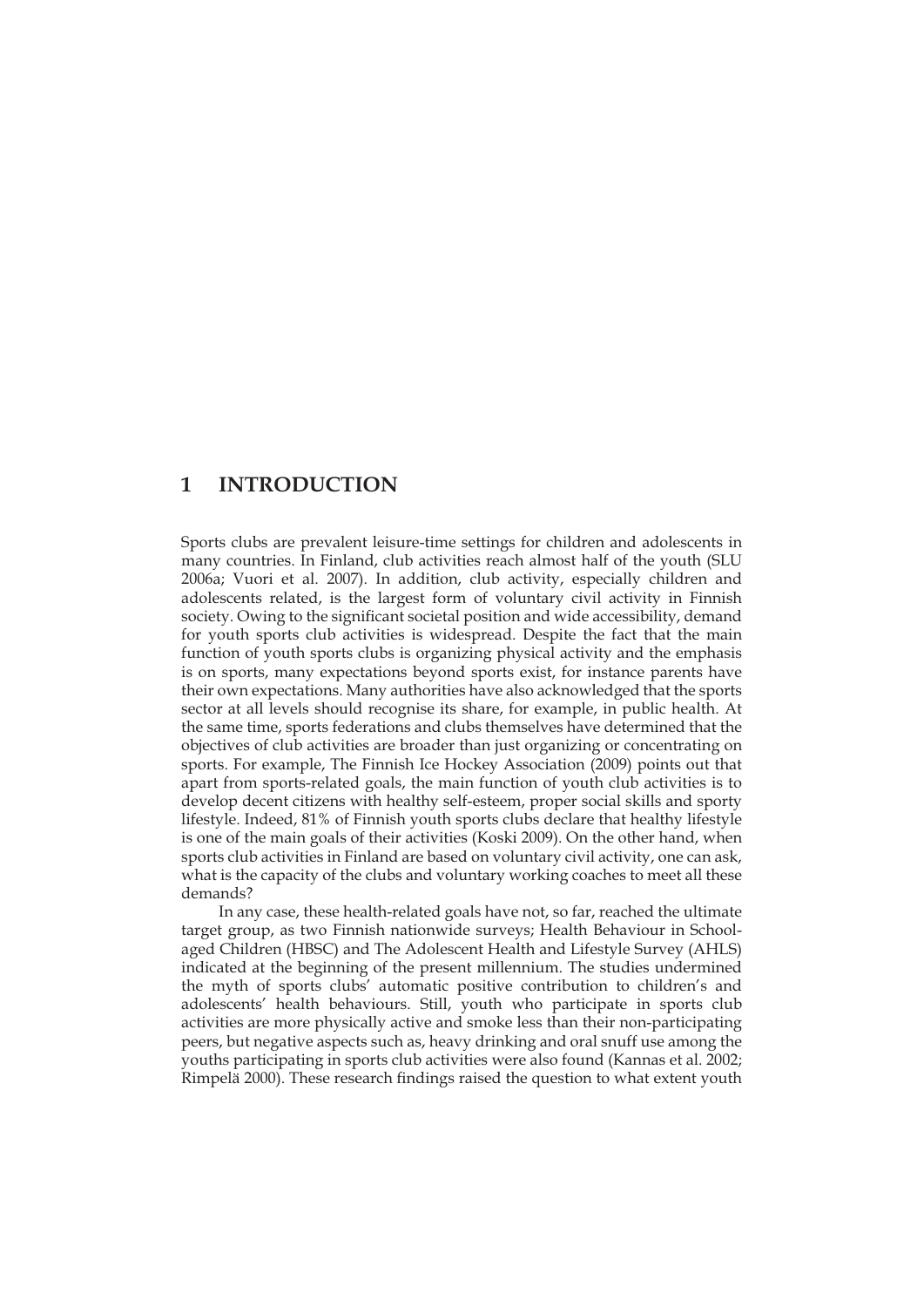# 1 INTRODUCTION

Sports clubs are prevalent leisure-time settings for children and adolescents in many countries. In Finland, club activities reach almost half of the youth (SLU 2006a; Vuori et al. 2007). In addition, club activity, especially children and adolescents related, is the largest form of voluntary civil activity in Finnish society. Owing to the significant societal position and wide accessibility, demand for youth sports club activities is widespread. Despite the fact that the main function of youth sports clubs is organizing physical activity and the emphasis is on sports, many expectations beyond sports exist, for instance parents have their own expectations. Many authorities have also acknowledged that the sports sector at all levels should recognise its share, for example, in public health. At the same time, sports federations and clubs themselves have determined that the objectives of club activities are broader than just organizing or concentrating on sports. For example, The Finnish Ice Hockey Association (2009) points out that apart from sports-related goals, the main function of youth club activities is to develop decent citizens with healthy self-esteem, proper social skills and sporty lifestyle. Indeed, 81% of Finnish youth sports clubs declare that healthy lifestyle is one of the main goals of their activities (Koski 2009). On the other hand, when sports club activities in Finland are based on voluntary civil activity, one can ask, what is the capacity of the clubs and voluntary working coaches to meet all these demands?

In any case, these health-related goals have not, so far, reached the ultimate target group, as two Finnish nationwide surveys; Health Behaviour in School-aged Children (HBSC) and The Adolescent Health and Lifestyle Survey (AHLS) indicated at the beginning of the present millennium. The studies undermined the myth of sports clubs' automatic positive contribution to children's and adolescents' health behaviours. Still, youth who participate in sports club activities are more physically active and smoke less than their non-participating peers, but negative aspects such as, heavy drinking and oral snuff use among the youths participating in sports club activities were also found (Kannas et al. 2002; Rimpelä 2000). These research findings raised the question to what extent youth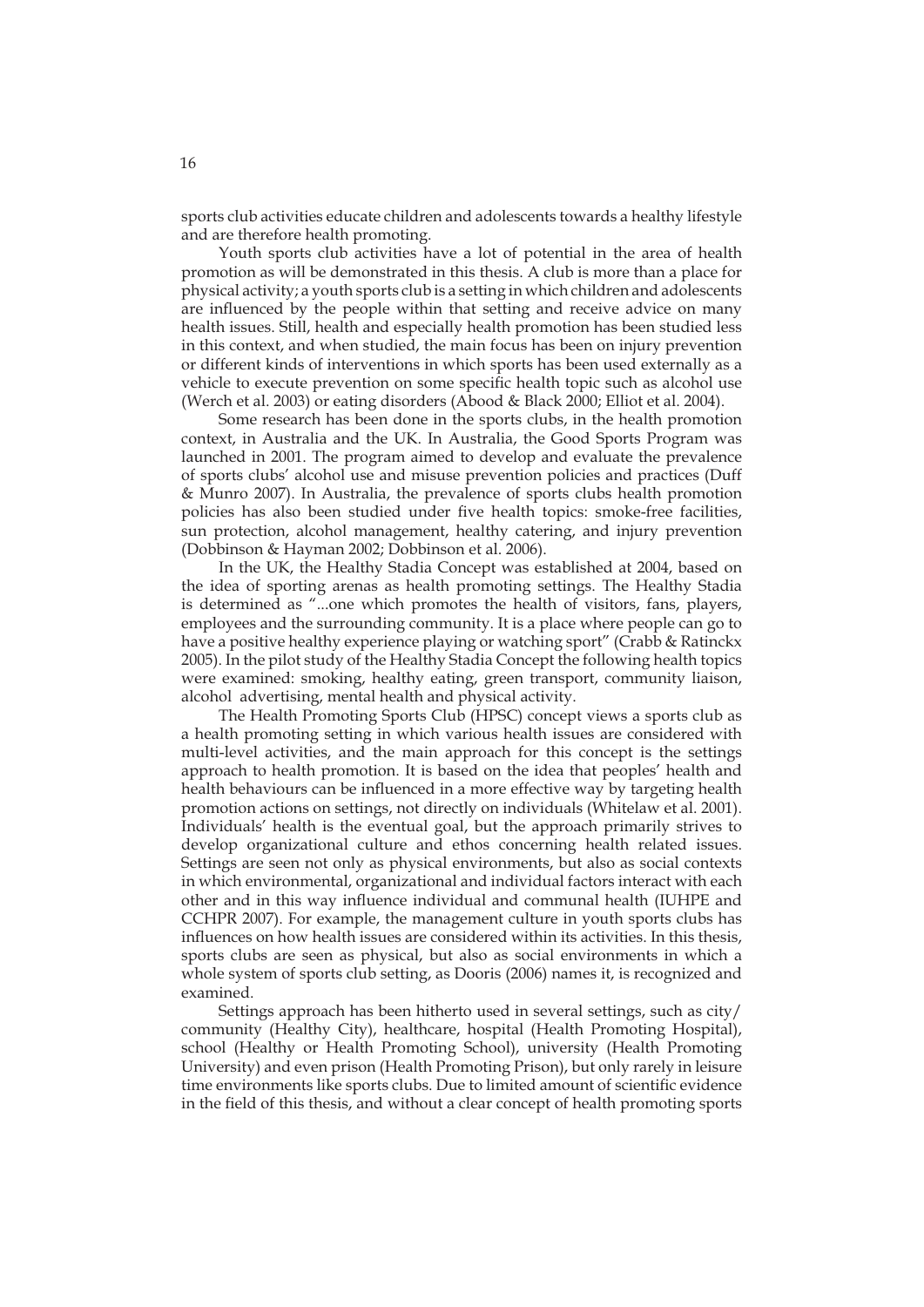sports club activities educate children and adolescents towards a healthy lifestyle and are therefore health promoting.

Youth sports club activities have a lot of potential in the area of health promotion as will be demonstrated in this thesis. A club is more than a place for physical activity; a youth sports club is a setting in which children and adolescents are influenced by the people within that setting and receive advice on many health issues. Still, health and especially health promotion has been studied less in this context, and when studied, the main focus has been on injury prevention or different kinds of interventions in which sports has been used externally as a vehicle to execute prevention on some specific health topic such as alcohol use (Werch et al. 2003) or eating disorders (Abood & Black 2000; Elliot et al. 2004).

Some research has been done in the sports clubs, in the health promotion context, in Australia and the UK. In Australia, the Good Sports Program was launched in 2001. The program aimed to develop and evaluate the prevalence of sports clubs' alcohol use and misuse prevention policies and practices (Duff & Munro 2007). In Australia, the prevalence of sports clubs health promotion policies has also been studied under five health topics: smoke-free facilities, sun protection, alcohol management, healthy catering, and injury prevention (Dobbinson & Hayman 2002; Dobbinson et al. 2006).

In the UK, the Healthy Stadia Concept was established at 2004, based on the idea of sporting arenas as health promoting settings. The Healthy Stadia is determined as "...one which promotes the health of visitors, fans, players, employees and the surrounding community. It is a place where people can go to have a positive healthy experience playing or watching sport" (Crabb & Ratinckx 2005). In the pilot study of the Healthy Stadia Concept the following health topics were examined: smoking, healthy eating, green transport, community liaison, alcohol advertising, mental health and physical activity.

The Health Promoting Sports Club (HPSC) concept views a sports club as a health promoting setting in which various health issues are considered with multi-level activities, and the main approach for this concept is the settings approach to health promotion. It is based on the idea that peoples' health and health behaviours can be influenced in a more effective way by targeting health promotion actions on settings, not directly on individuals (Whitelaw et al. 2001). Individuals' health is the eventual goal, but the approach primarily strives to develop organizational culture and ethos concerning health related issues. Settings are seen not only as physical environments, but also as social contexts in which environmental, organizational and individual factors interact with each other and in this way influence individual and communal health (IUHPE and CCHPR 2007). For example, the management culture in youth sports clubs has influences on how health issues are considered within its activities. In this thesis, sports clubs are seen as physical, but also as social environments in which a whole system of sports club setting, as Dooris (2006) names it, is recognized and examined.

Settings approach has been hitherto used in several settings, such as city/community (Healthy City), healthcare, hospital (Health Promoting Hospital), school (Healthy or Health Promoting School), university (Health Promoting University) and even prison (Health Promoting Prison), but only rarely in leisure time environments like sports clubs. Due to limited amount of scientific evidence in the field of this thesis, and without a clear concept of health promoting sports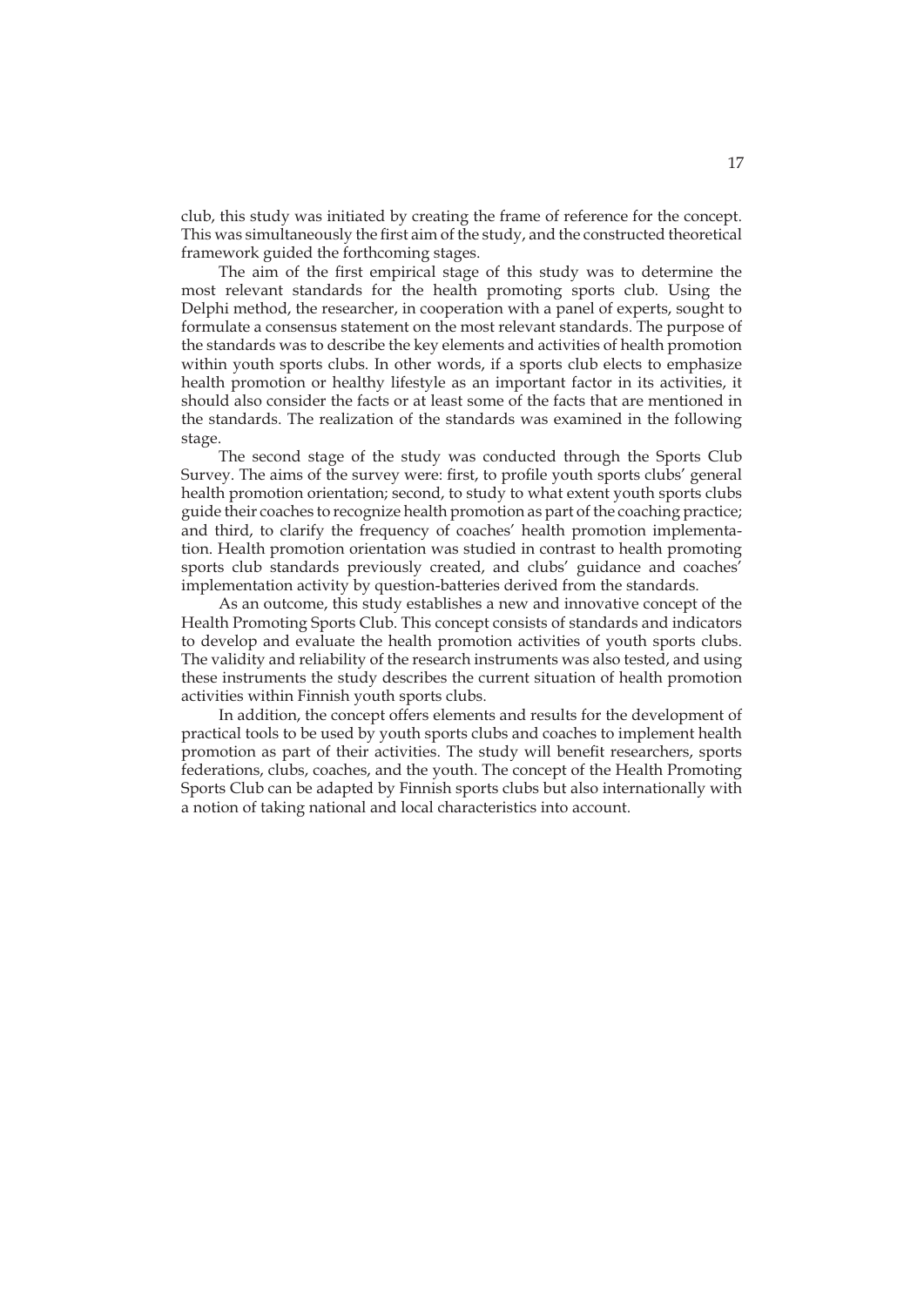club, this study was initiated by creating the frame of reference for the concept. This was simultaneously the first aim of the study, and the constructed theoretical framework guided the forthcoming stages.

The aim of the first empirical stage of this study was to determine the most relevant standards for the health promoting sports club. Using the Delphi method, the researcher, in cooperation with a panel of experts, sought to formulate a consensus statement on the most relevant standards. The purpose of the standards was to describe the key elements and activities of health promotion within youth sports clubs. In other words, if a sports club elects to emphasize health promotion or healthy lifestyle as an important factor in its activities, it should also consider the facts or at least some of the facts that are mentioned in the standards. The realization of the standards was examined in the following stage.

The second stage of the study was conducted through the Sports Club Survey. The aims of the survey were: first, to profile youth sports clubs' general health promotion orientation; second, to study to what extent youth sports clubs guide their coaches to recognize health promotion as part of the coaching practice; and third, to clarify the frequency of coaches' health promotion implementation. Health promotion orientation was studied in contrast to health promoting sports club standards previously created, and clubs' guidance and coaches' implementation activity by question-batteries derived from the standards.

As an outcome, this study establishes a new and innovative concept of the Health Promoting Sports Club. This concept consists of standards and indicators to develop and evaluate the health promotion activities of youth sports clubs. The validity and reliability of the research instruments was also tested, and using these instruments the study describes the current situation of health promotion activities within Finnish youth sports clubs.

In addition, the concept offers elements and results for the development of practical tools to be used by youth sports clubs and coaches to implement health promotion as part of their activities. The study will benefit researchers, sports federations, clubs, coaches, and the youth. The concept of the Health Promoting Sports Club can be adapted by Finnish sports clubs but also internationally with a notion of taking national and local characteristics into account.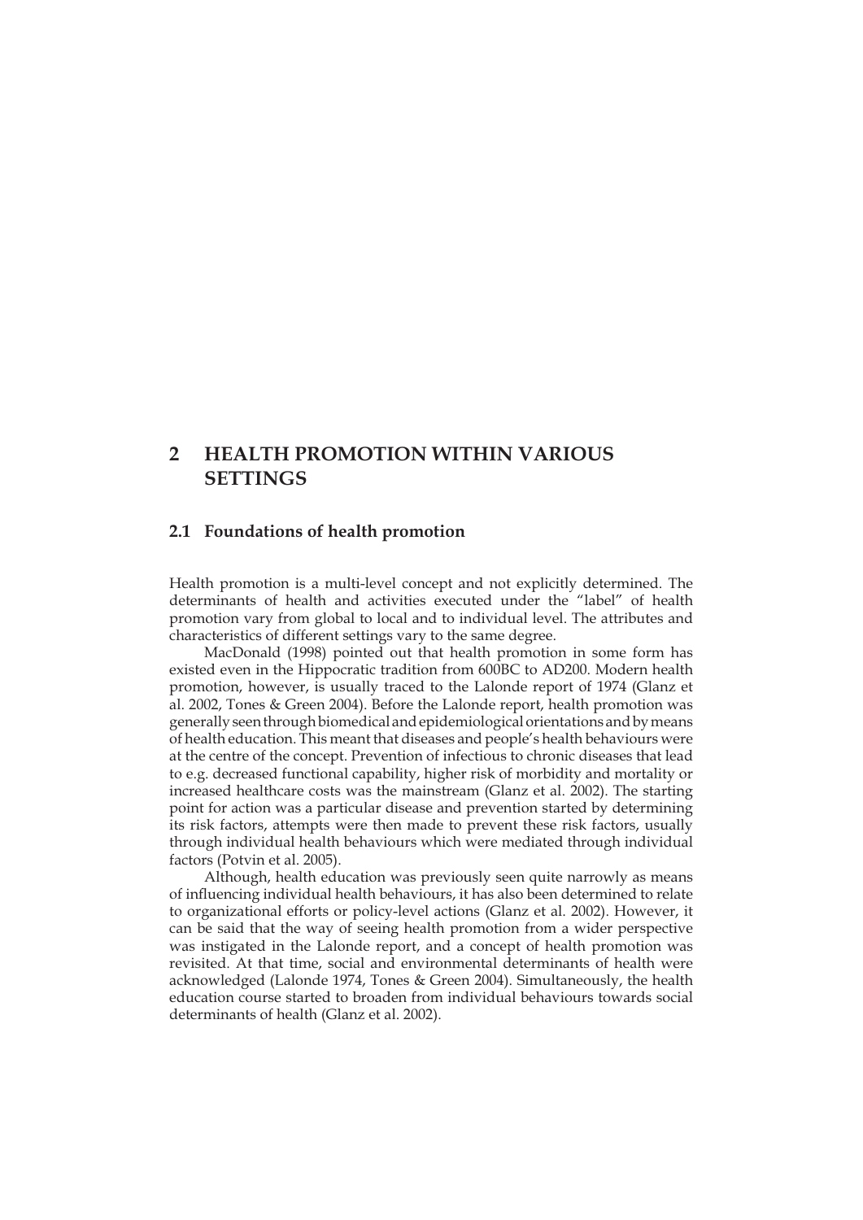# 2 HEALTH PROMOTION WITHIN VARIOUS SETTINGS

## 2.1 Foundations of health promotion

Health promotion is a multi-level concept and not explicitly determined. The determinants of health and activities executed under the "label" of health promotion vary from global to local and to individual level. The attributes and characteristics of different settings vary to the same degree.

MacDonald (1998) pointed out that health promotion in some form has existed even in the Hippocratic tradition from 600BC to AD200. Modern health promotion, however, is usually traced to the Lalonde report of 1974 (Glanz et al. 2002, Tones & Green 2004). Before the Lalonde report, health promotion was generally seen through biomedical and epidemiological orientations and by means of health education. This meant that diseases and people's health behaviours were at the centre of the concept. Prevention of infectious to chronic diseases that lead to e.g. decreased functional capability, higher risk of morbidity and mortality or increased healthcare costs was the mainstream (Glanz et al. 2002). The starting point for action was a particular disease and prevention started by determining its risk factors, attempts were then made to prevent these risk factors, usually through individual health behaviours which were mediated through individual factors (Potvin et al. 2005).

Although, health education was previously seen quite narrowly as means of influencing individual health behaviours, it has also been determined to relate to organizational efforts or policy-level actions (Glanz et al. 2002). However, it can be said that the way of seeing health promotion from a wider perspective was instigated in the Lalonde report, and a concept of health promotion was revisited. At that time, social and environmental determinants of health were acknowledged (Lalonde 1974, Tones & Green 2004). Simultaneously, the health education course started to broaden from individual behaviours towards social determinants of health (Glanz et al. 2002).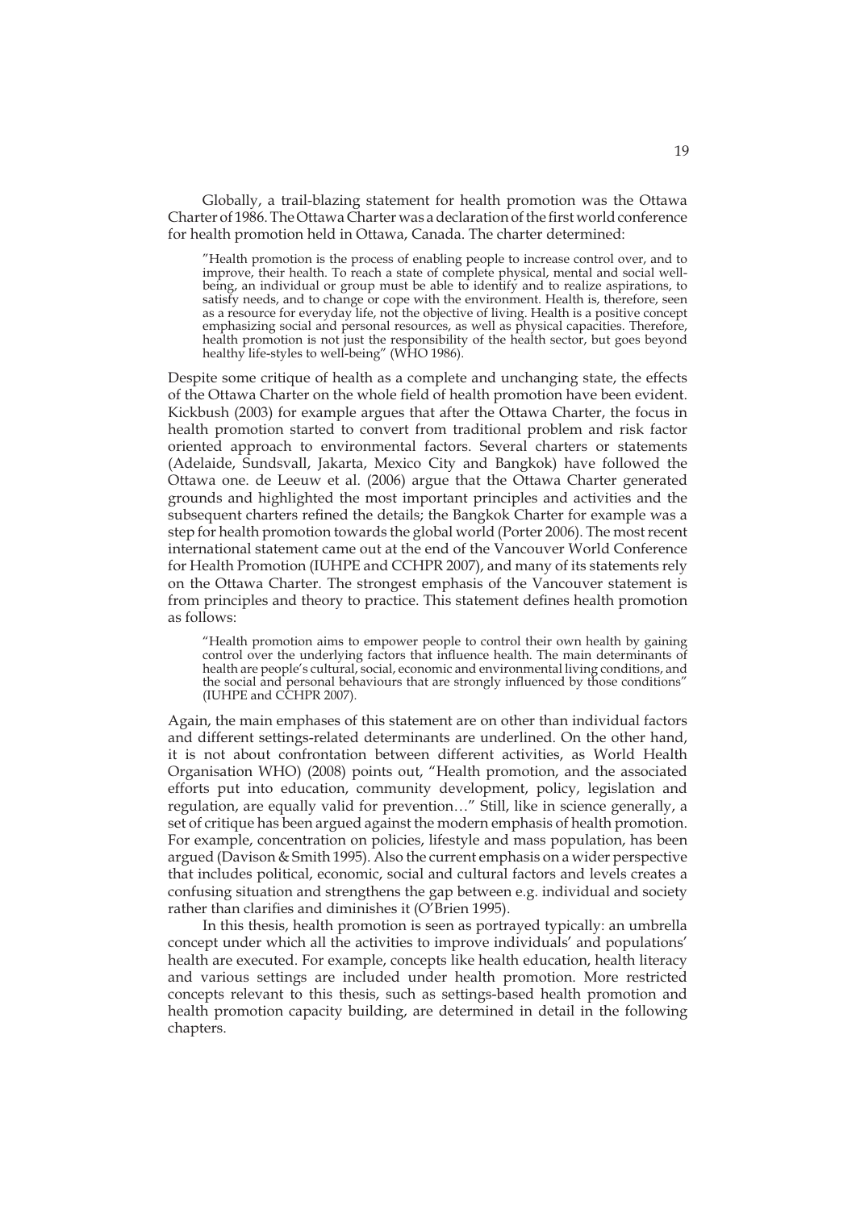Globally, a trail-blazing statement for health promotion was the Ottawa Charter of 1986. The Ottawa Charter was a declaration of the first world conference for health promotion held in Ottawa, Canada. The charter determined:

> "Health promotion is the process of enabling people to increase control over, and to improve, their health. To reach a state of complete physical, mental and social well-being, an individual or group must be able to identify and to realize aspirations, to satisfy needs, and to change or cope with the environment. Health is, therefore, seen as a resource for everyday life, not the objective of living. Health is a positive concept emphasizing social and personal resources, as well as physical capacities. Therefore, health promotion is not just the responsibility of the health sector, but goes beyond healthy life-styles to well-being" (WHO 1986).

Despite some critique of health as a complete and unchanging state, the effects of the Ottawa Charter on the whole field of health promotion have been evident. Kickbush (2003) for example argues that after the Ottawa Charter, the focus in health promotion started to convert from traditional problem and risk factor oriented approach to environmental factors. Several charters or statements (Adelaide, Sundsvall, Jakarta, Mexico City and Bangkok) have followed the Ottawa one. de Leeuw et al. (2006) argue that the Ottawa Charter generated grounds and highlighted the most important principles and activities and the subsequent charters refined the details; the Bangkok Charter for example was a step for health promotion towards the global world (Porter 2006). The most recent international statement came out at the end of the Vancouver World Conference for Health Promotion (IUHPE and CCHPR 2007), and many of its statements rely on the Ottawa Charter. The strongest emphasis of the Vancouver statement is from principles and theory to practice. This statement defines health promotion as follows:

> "Health promotion aims to empower people to control their own health by gaining control over the underlying factors that influence health. The main determinants of health are people's cultural, social, economic and environmental living conditions, and the social and personal behaviours that are strongly influenced by those conditions" (IUHPE and CCHPR 2007).

Again, the main emphases of this statement are on other than individual factors and different settings-related determinants are underlined. On the other hand, it is not about confrontation between different activities, as World Health Organisation WHO) (2008) points out, "Health promotion, and the associated efforts put into education, community development, policy, legislation and regulation, are equally valid for prevention…" Still, like in science generally, a set of critique has been argued against the modern emphasis of health promotion. For example, concentration on policies, lifestyle and mass population, has been argued (Davison & Smith 1995). Also the current emphasis on a wider perspective that includes political, economic, social and cultural factors and levels creates a confusing situation and strengthens the gap between e.g. individual and society rather than clarifies and diminishes it (O'Brien 1995).

In this thesis, health promotion is seen as portrayed typically: an umbrella concept under which all the activities to improve individuals' and populations' health are executed. For example, concepts like health education, health literacy and various settings are included under health promotion. More restricted concepts relevant to this thesis, such as settings-based health promotion and health promotion capacity building, are determined in detail in the following chapters.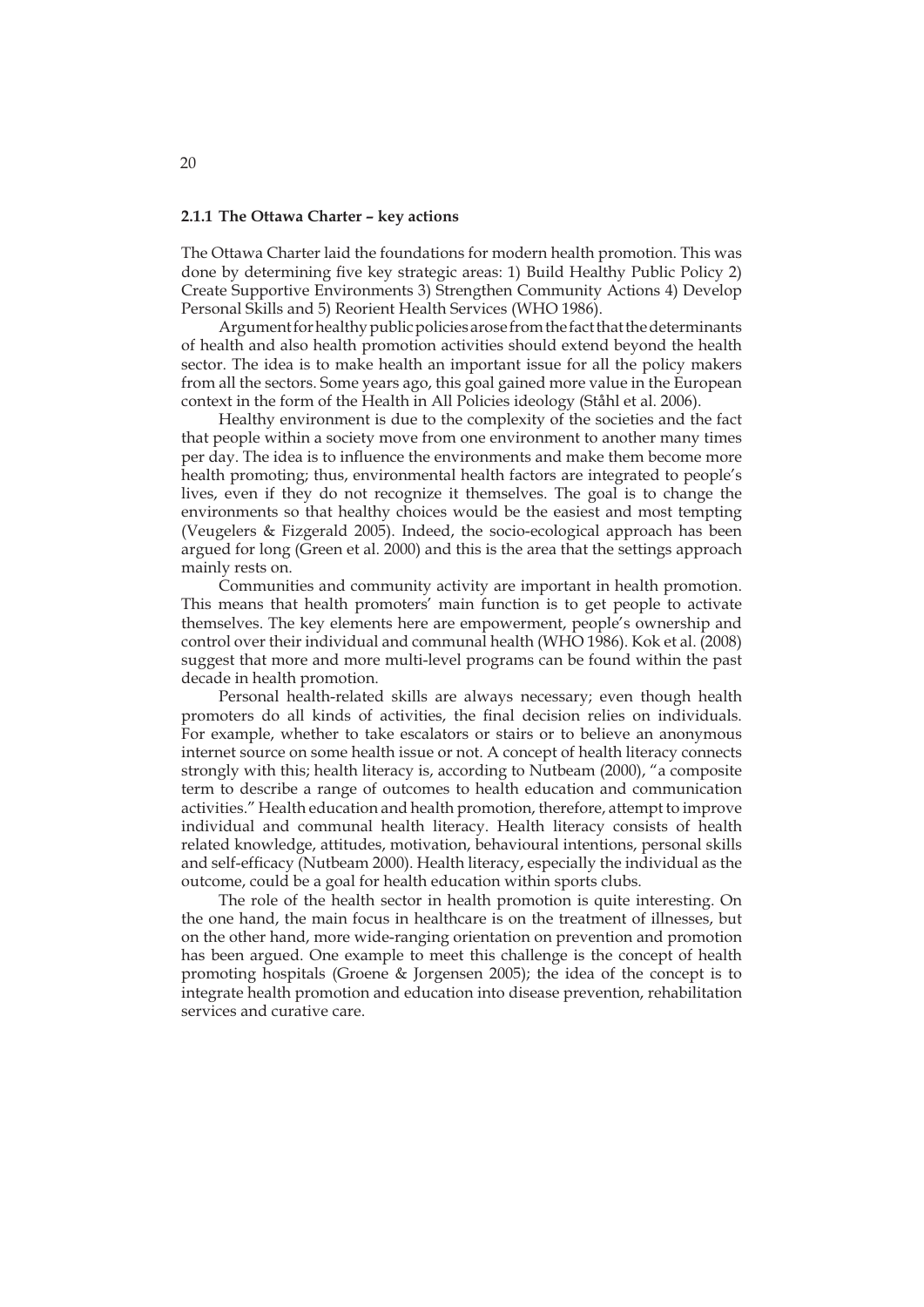### 2.1.1 The Ottawa Charter – key actions

The Ottawa Charter laid the foundations for modern health promotion. This was done by determining five key strategic areas: 1) Build Healthy Public Policy 2) Create Supportive Environments 3) Strengthen Community Actions 4) Develop Personal Skills and 5) Reorient Health Services (WHO 1986).

Argument for healthy public policies arose from the fact that the determinants of health and also health promotion activities should extend beyond the health sector. The idea is to make health an important issue for all the policy makers from all the sectors. Some years ago, this goal gained more value in the European context in the form of the Health in All Policies ideology (Ståhl et al. 2006).

Healthy environment is due to the complexity of the societies and the fact that people within a society move from one environment to another many times per day. The idea is to influence the environments and make them become more health promoting; thus, environmental health factors are integrated to people's lives, even if they do not recognize it themselves. The goal is to change the environments so that healthy choices would be the easiest and most tempting (Veugelers & Fizgerald 2005). Indeed, the socio-ecological approach has been argued for long (Green et al. 2000) and this is the area that the settings approach mainly rests on.

Communities and community activity are important in health promotion. This means that health promoters' main function is to get people to activate themselves. The key elements here are empowerment, people's ownership and control over their individual and communal health (WHO 1986). Kok et al. (2008) suggest that more and more multi-level programs can be found within the past decade in health promotion.

Personal health-related skills are always necessary; even though health promoters do all kinds of activities, the final decision relies on individuals. For example, whether to take escalators or stairs or to believe an anonymous internet source on some health issue or not. A concept of health literacy connects strongly with this; health literacy is, according to Nutbeam (2000), "a composite term to describe a range of outcomes to health education and communication activities." Health education and health promotion, therefore, attempt to improve individual and communal health literacy. Health literacy consists of health related knowledge, attitudes, motivation, behavioural intentions, personal skills and self-efficacy (Nutbeam 2000). Health literacy, especially the individual as the outcome, could be a goal for health education within sports clubs.

The role of the health sector in health promotion is quite interesting. On the one hand, the main focus in healthcare is on the treatment of illnesses, but on the other hand, more wide-ranging orientation on prevention and promotion has been argued. One example to meet this challenge is the concept of health promoting hospitals (Groene & Jorgensen 2005); the idea of the concept is to integrate health promotion and education into disease prevention, rehabilitation services and curative care.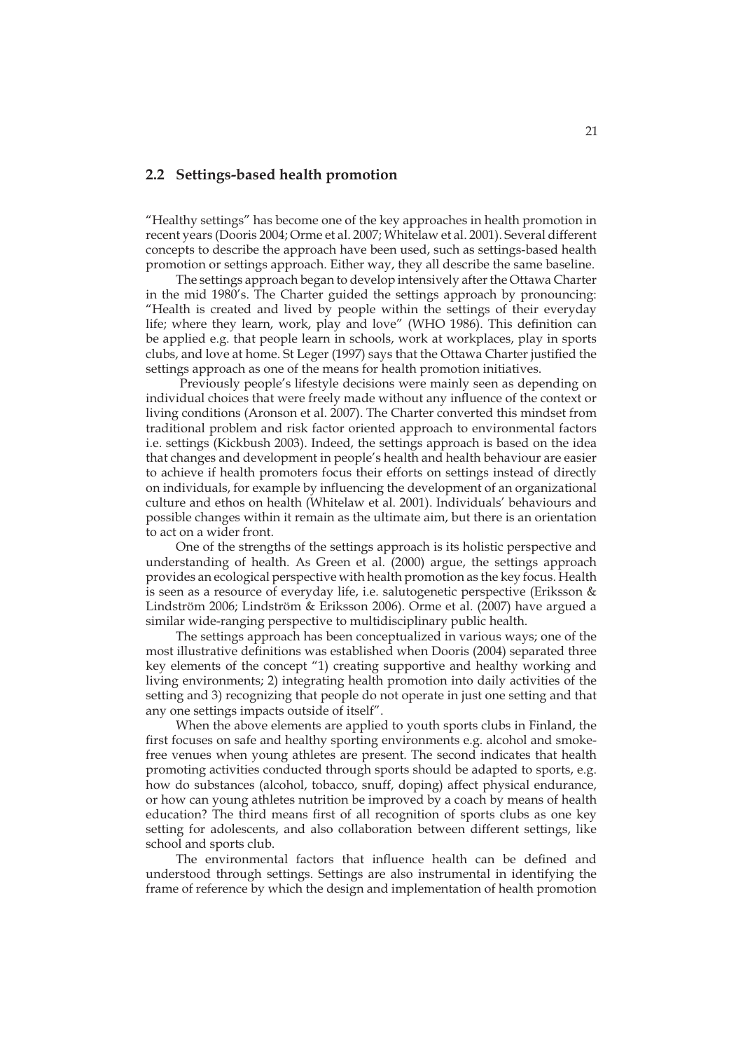## 2.2 Settings-based health promotion

"Healthy settings" has become one of the key approaches in health promotion in recent years (Dooris 2004; Orme et al. 2007; Whitelaw et al. 2001). Several different concepts to describe the approach have been used, such as settings-based health promotion or settings approach. Either way, they all describe the same baseline.

The settings approach began to develop intensively after the Ottawa Charter in the mid 1980's. The Charter guided the settings approach by pronouncing: "Health is created and lived by people within the settings of their everyday life; where they learn, work, play and love" (WHO 1986). This definition can be applied e.g. that people learn in schools, work at workplaces, play in sports clubs, and love at home. St Leger (1997) says that the Ottawa Charter justified the settings approach as one of the means for health promotion initiatives.

Previously people's lifestyle decisions were mainly seen as depending on individual choices that were freely made without any influence of the context or living conditions (Aronson et al. 2007). The Charter converted this mindset from traditional problem and risk factor oriented approach to environmental factors i.e. settings (Kickbush 2003). Indeed, the settings approach is based on the idea that changes and development in people's health and health behaviour are easier to achieve if health promoters focus their efforts on settings instead of directly on individuals, for example by influencing the development of an organizational culture and ethos on health (Whitelaw et al. 2001). Individuals' behaviours and possible changes within it remain as the ultimate aim, but there is an orientation to act on a wider front.

One of the strengths of the settings approach is its holistic perspective and understanding of health. As Green et al. (2000) argue, the settings approach provides an ecological perspective with health promotion as the key focus. Health is seen as a resource of everyday life, i.e. salutogenetic perspective (Eriksson & Lindström 2006; Lindström & Eriksson 2006). Orme et al. (2007) have argued a similar wide-ranging perspective to multidisciplinary public health.

The settings approach has been conceptualized in various ways; one of the most illustrative definitions was established when Dooris (2004) separated three key elements of the concept "1) creating supportive and healthy working and living environments; 2) integrating health promotion into daily activities of the setting and 3) recognizing that people do not operate in just one setting and that any one settings impacts outside of itself".

When the above elements are applied to youth sports clubs in Finland, the first focuses on safe and healthy sporting environments e.g. alcohol and smoke-free venues when young athletes are present. The second indicates that health promoting activities conducted through sports should be adapted to sports, e.g. how do substances (alcohol, tobacco, snuff, doping) affect physical endurance, or how can young athletes nutrition be improved by a coach by means of health education? The third means first of all recognition of sports clubs as one key setting for adolescents, and also collaboration between different settings, like school and sports club.

The environmental factors that influence health can be defined and understood through settings. Settings are also instrumental in identifying the frame of reference by which the design and implementation of health promotion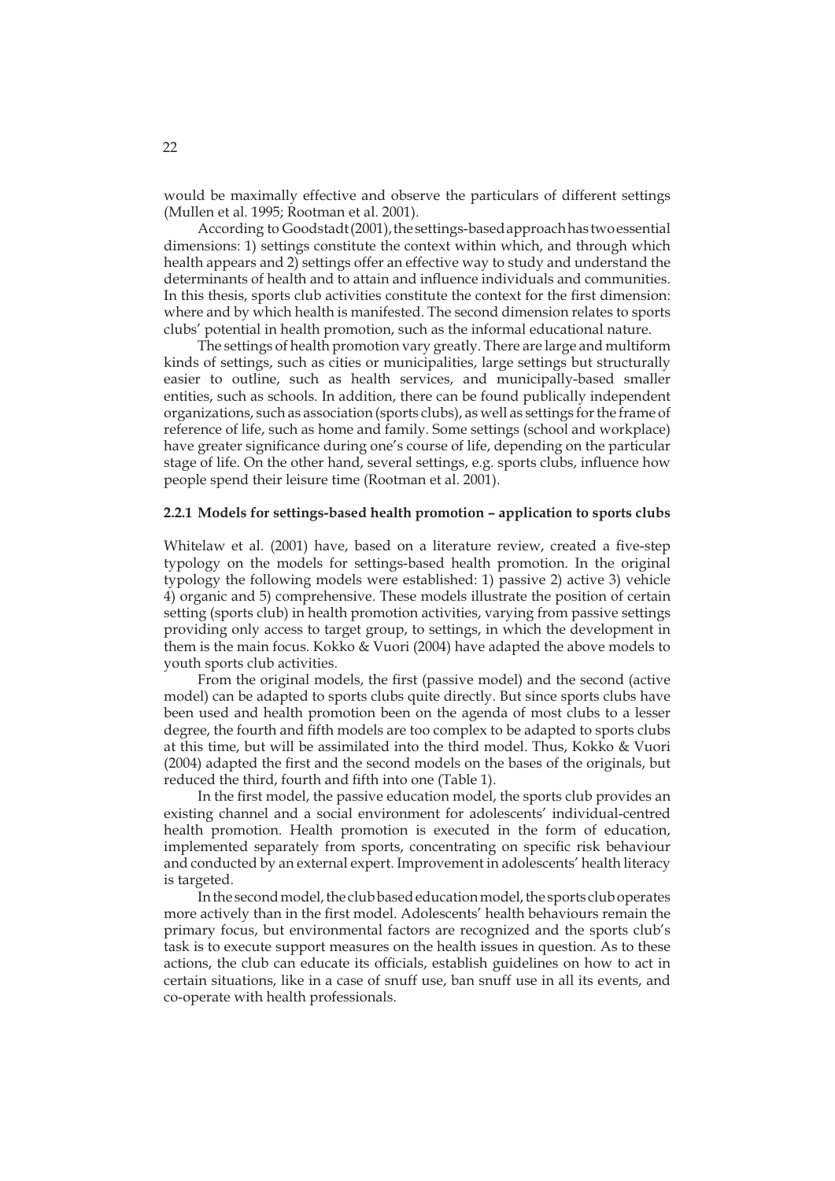would be maximally effective and observe the particulars of different settings (Mullen et al. 1995; Rootman et al. 2001).

According to Goodstadt (2001), the settings-based approach has two essential dimensions: 1) settings constitute the context within which, and through which health appears and 2) settings offer an effective way to study and understand the determinants of health and to attain and influence individuals and communities. In this thesis, sports club activities constitute the context for the first dimension: where and by which health is manifested. The second dimension relates to sports clubs' potential in health promotion, such as the informal educational nature.

The settings of health promotion vary greatly. There are large and multiform kinds of settings, such as cities or municipalities, large settings but structurally easier to outline, such as health services, and municipally-based smaller entities, such as schools. In addition, there can be found publically independent organizations, such as association (sports clubs), as well as settings for the frame of reference of life, such as home and family. Some settings (school and workplace) have greater significance during one's course of life, depending on the particular stage of life. On the other hand, several settings, e.g. sports clubs, influence how people spend their leisure time (Rootman et al. 2001).

### 2.2.1 Models for settings-based health promotion – application to sports clubs

Whitelaw et al. (2001) have, based on a literature review, created a five-step typology on the models for settings-based health promotion. In the original typology the following models were established: 1) passive 2) active 3) vehicle 4) organic and 5) comprehensive. These models illustrate the position of certain setting (sports club) in health promotion activities, varying from passive settings providing only access to target group, to settings, in which the development in them is the main focus. Kokko & Vuori (2004) have adapted the above models to youth sports club activities.

From the original models, the first (passive model) and the second (active model) can be adapted to sports clubs quite directly. But since sports clubs have been used and health promotion been on the agenda of most clubs to a lesser degree, the fourth and fifth models are too complex to be adapted to sports clubs at this time, but will be assimilated into the third model. Thus, Kokko & Vuori (2004) adapted the first and the second models on the bases of the originals, but reduced the third, fourth and fifth into one (Table 1).

In the first model, the passive education model, the sports club provides an existing channel and a social environment for adolescents' individual-centred health promotion. Health promotion is executed in the form of education, implemented separately from sports, concentrating on specific risk behaviour and conducted by an external expert. Improvement in adolescents' health literacy is targeted.

In the second model, the club based education model, the sports club operates more actively than in the first model. Adolescents' health behaviours remain the primary focus, but environmental factors are recognized and the sports club's task is to execute support measures on the health issues in question. As to these actions, the club can educate its officials, establish guidelines on how to act in certain situations, like in a case of snuff use, ban snuff use in all its events, and co-operate with health professionals.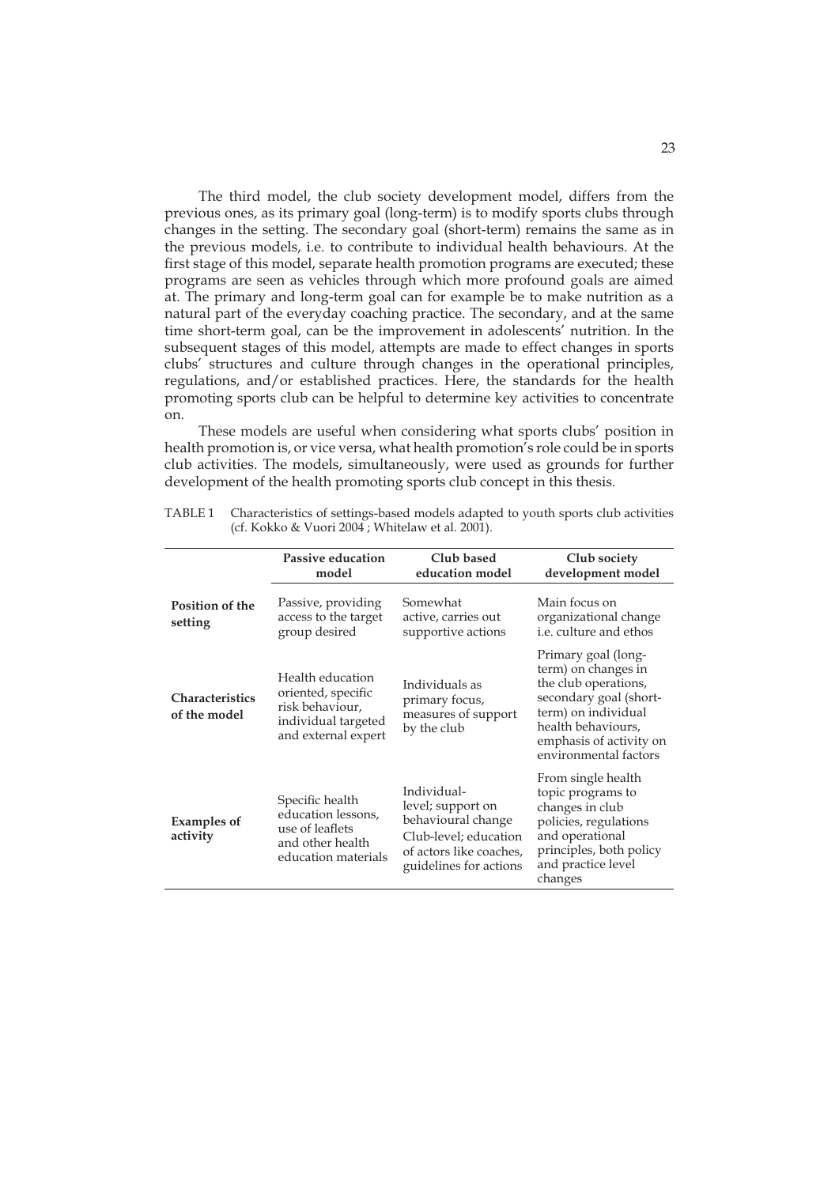The third model, the club society development model, differs from the previous ones, as its primary goal (long-term) is to modify sports clubs through changes in the setting. The secondary goal (short-term) remains the same as in the previous models, i.e. to contribute to individual health behaviours. At the first stage of this model, separate health promotion programs are executed; these programs are seen as vehicles through which more profound goals are aimed at. The primary and long-term goal can for example be to make nutrition as a natural part of the everyday coaching practice. The secondary, and at the same time short-term goal, can be the improvement in adolescents' nutrition. In the subsequent stages of this model, attempts are made to effect changes in sports clubs' structures and culture through changes in the operational principles, regulations, and/or established practices. Here, the standards for the health promoting sports club can be helpful to determine key activities to concentrate on.

These models are useful when considering what sports clubs' position in health promotion is, or vice versa, what health promotion's role could be in sports club activities. The models, simultaneously, were used as grounds for further development of the health promoting sports club concept in this thesis.

TABLE 1 Characteristics of settings-based models adapted to youth sports club activities (cf. Kokko & Vuori 2004 ; Whitelaw et al. 2001).

| | Passive education model | Club based education model | Club society development model |
|---|---|---|---|
| **Position of the setting** | Passive, providing access to the target group desired | Somewhat active, carries out supportive actions | Main focus on organizational change i.e. culture and ethos |
| **Characteristics of the model** | Health education oriented, specific risk behaviour, individual targeted and external expert | Individuals as primary focus, measures of support by the club | Primary goal (long-term) on changes in the club operations, secondary goal (short-term) on individual health behaviours, emphasis of activity on environmental factors |
| **Examples of activity** | Specific health education lessons, use of leaflets and other health education materials | Individual-level; support on behavioural change Club-level; education of actors like coaches, guidelines for actions | From single health topic programs to changes in club policies, regulations and operational principles, both policy and practice level changes |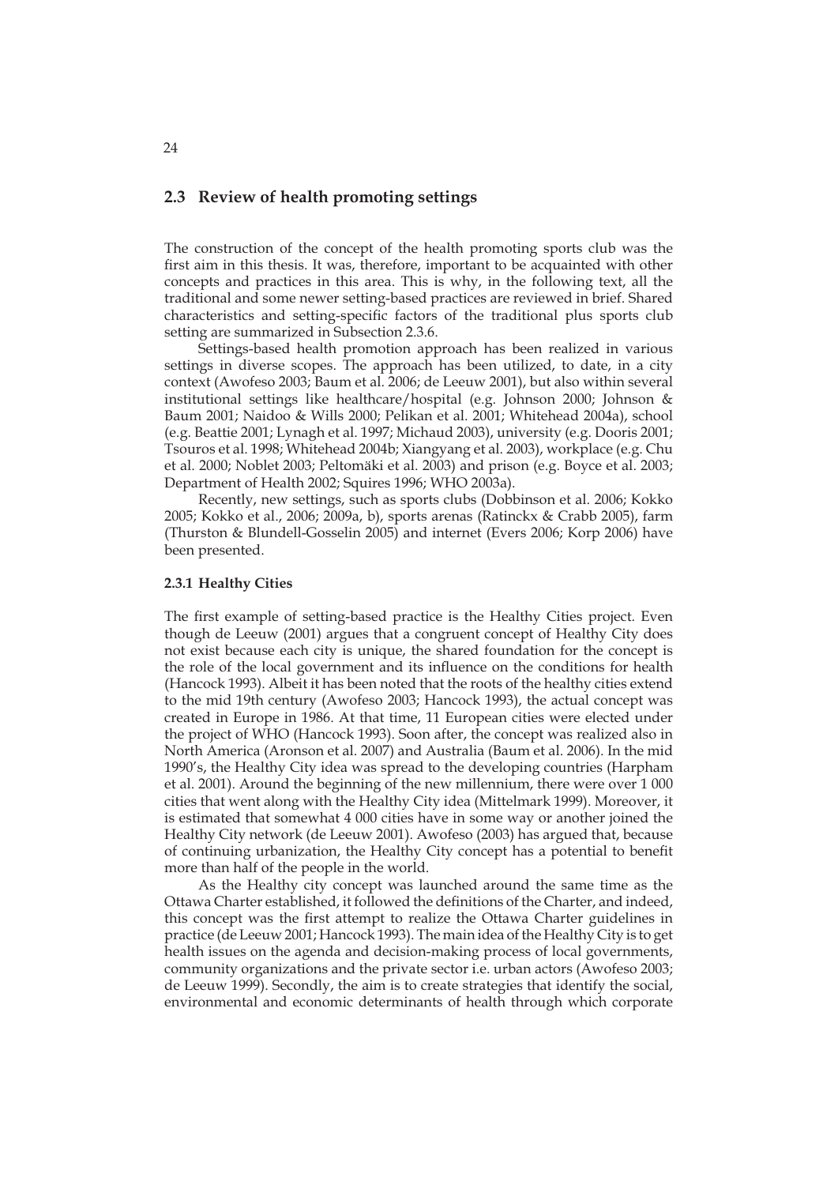## 2.3 Review of health promoting settings

The construction of the concept of the health promoting sports club was the first aim in this thesis. It was, therefore, important to be acquainted with other concepts and practices in this area. This is why, in the following text, all the traditional and some newer setting-based practices are reviewed in brief. Shared characteristics and setting-specific factors of the traditional plus sports club setting are summarized in Subsection 2.3.6.

Settings-based health promotion approach has been realized in various settings in diverse scopes. The approach has been utilized, to date, in a city context (Awofeso 2003; Baum et al. 2006; de Leeuw 2001), but also within several institutional settings like healthcare/hospital (e.g. Johnson 2000; Johnson & Baum 2001; Naidoo & Wills 2000; Pelikan et al. 2001; Whitehead 2004a), school (e.g. Beattie 2001; Lynagh et al. 1997; Michaud 2003), university (e.g. Dooris 2001; Tsouros et al. 1998; Whitehead 2004b; Xiangyang et al. 2003), workplace (e.g. Chu et al. 2000; Noblet 2003; Peltomäki et al. 2003) and prison (e.g. Boyce et al. 2003; Department of Health 2002; Squires 1996; WHO 2003a).

Recently, new settings, such as sports clubs (Dobbinson et al. 2006; Kokko 2005; Kokko et al., 2006; 2009a, b), sports arenas (Ratinckx & Crabb 2005), farm (Thurston & Blundell-Gosselin 2005) and internet (Evers 2006; Korp 2006) have been presented.

### 2.3.1 Healthy Cities

The first example of setting-based practice is the Healthy Cities project. Even though de Leeuw (2001) argues that a congruent concept of Healthy City does not exist because each city is unique, the shared foundation for the concept is the role of the local government and its influence on the conditions for health (Hancock 1993). Albeit it has been noted that the roots of the healthy cities extend to the mid 19th century (Awofeso 2003; Hancock 1993), the actual concept was created in Europe in 1986. At that time, 11 European cities were elected under the project of WHO (Hancock 1993). Soon after, the concept was realized also in North America (Aronson et al. 2007) and Australia (Baum et al. 2006). In the mid 1990's, the Healthy City idea was spread to the developing countries (Harpham et al. 2001). Around the beginning of the new millennium, there were over 1 000 cities that went along with the Healthy City idea (Mittelmark 1999). Moreover, it is estimated that somewhat 4 000 cities have in some way or another joined the Healthy City network (de Leeuw 2001). Awofeso (2003) has argued that, because of continuing urbanization, the Healthy City concept has a potential to benefit more than half of the people in the world.

As the Healthy city concept was launched around the same time as the Ottawa Charter established, it followed the definitions of the Charter, and indeed, this concept was the first attempt to realize the Ottawa Charter guidelines in practice (de Leeuw 2001; Hancock 1993). The main idea of the Healthy City is to get health issues on the agenda and decision-making process of local governments, community organizations and the private sector i.e. urban actors (Awofeso 2003; de Leeuw 1999). Secondly, the aim is to create strategies that identify the social, environmental and economic determinants of health through which corporate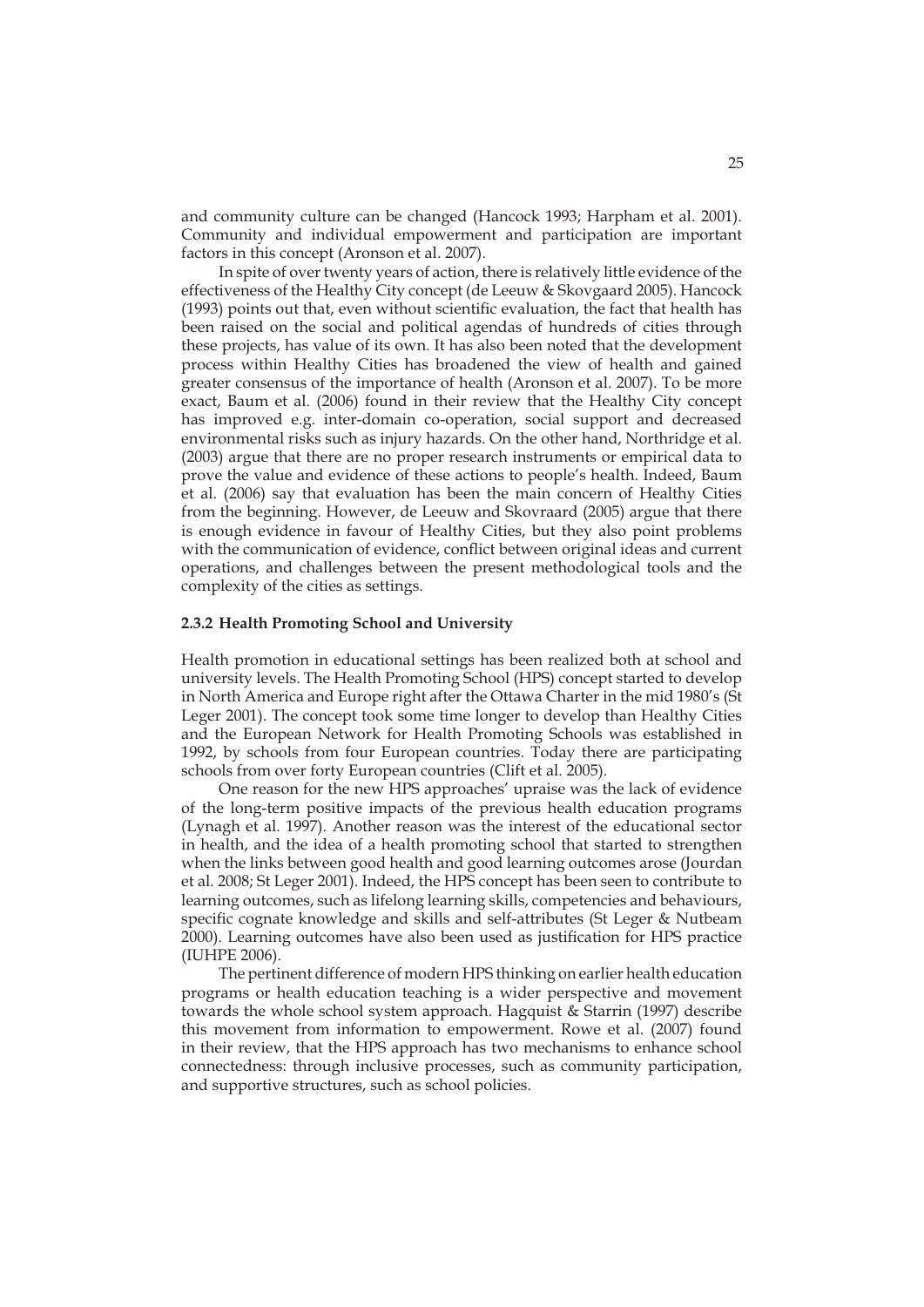and community culture can be changed (Hancock 1993; Harpham et al. 2001). Community and individual empowerment and participation are important factors in this concept (Aronson et al. 2007).

In spite of over twenty years of action, there is relatively little evidence of the effectiveness of the Healthy City concept (de Leeuw & Skovgaard 2005). Hancock (1993) points out that, even without scientific evaluation, the fact that health has been raised on the social and political agendas of hundreds of cities through these projects, has value of its own. It has also been noted that the development process within Healthy Cities has broadened the view of health and gained greater consensus of the importance of health (Aronson et al. 2007). To be more exact, Baum et al. (2006) found in their review that the Healthy City concept has improved e.g. inter-domain co-operation, social support and decreased environmental risks such as injury hazards. On the other hand, Northridge et al. (2003) argue that there are no proper research instruments or empirical data to prove the value and evidence of these actions to people's health. Indeed, Baum et al. (2006) say that evaluation has been the main concern of Healthy Cities from the beginning. However, de Leeuw and Skovraard (2005) argue that there is enough evidence in favour of Healthy Cities, but they also point problems with the communication of evidence, conflict between original ideas and current operations, and challenges between the present methodological tools and the complexity of the cities as settings.

### 2.3.2 Health Promoting School and University

Health promotion in educational settings has been realized both at school and university levels. The Health Promoting School (HPS) concept started to develop in North America and Europe right after the Ottawa Charter in the mid 1980's (St Leger 2001). The concept took some time longer to develop than Healthy Cities and the European Network for Health Promoting Schools was established in 1992, by schools from four European countries. Today there are participating schools from over forty European countries (Clift et al. 2005).

One reason for the new HPS approaches' upraise was the lack of evidence of the long-term positive impacts of the previous health education programs (Lynagh et al. 1997). Another reason was the interest of the educational sector in health, and the idea of a health promoting school that started to strengthen when the links between good health and good learning outcomes arose (Jourdan et al. 2008; St Leger 2001). Indeed, the HPS concept has been seen to contribute to learning outcomes, such as lifelong learning skills, competencies and behaviours, specific cognate knowledge and skills and self-attributes (St Leger & Nutbeam 2000). Learning outcomes have also been used as justification for HPS practice (IUHPE 2006).

The pertinent difference of modern HPS thinking on earlier health education programs or health education teaching is a wider perspective and movement towards the whole school system approach. Hagquist & Starrin (1997) describe this movement from information to empowerment. Rowe et al. (2007) found in their review, that the HPS approach has two mechanisms to enhance school connectedness: through inclusive processes, such as community participation, and supportive structures, such as school policies.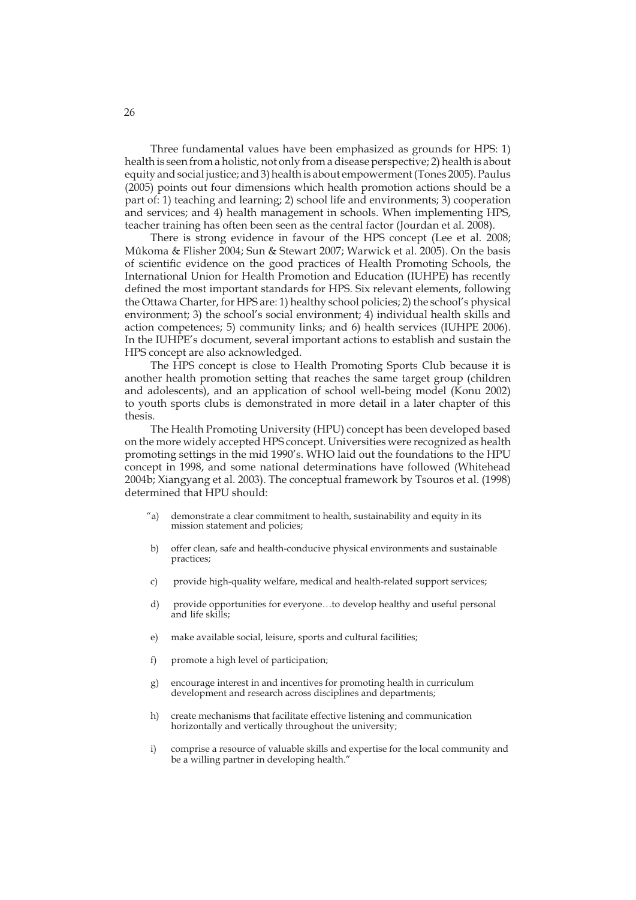Three fundamental values have been emphasized as grounds for HPS: 1) health is seen from a holistic, not only from a disease perspective; 2) health is about equity and social justice; and 3) health is about empowerment (Tones 2005). Paulus (2005) points out four dimensions which health promotion actions should be a part of: 1) teaching and learning; 2) school life and environments; 3) cooperation and services; and 4) health management in schools. When implementing HPS, teacher training has often been seen as the central factor (Jourdan et al. 2008).

There is strong evidence in favour of the HPS concept (Lee et al. 2008; Mûkoma & Flisher 2004; Sun & Stewart 2007; Warwick et al. 2005). On the basis of scientific evidence on the good practices of Health Promoting Schools, the International Union for Health Promotion and Education (IUHPE) has recently defined the most important standards for HPS. Six relevant elements, following the Ottawa Charter, for HPS are: 1) healthy school policies; 2) the school's physical environment; 3) the school's social environment; 4) individual health skills and action competences; 5) community links; and 6) health services (IUHPE 2006). In the IUHPE's document, several important actions to establish and sustain the HPS concept are also acknowledged.

The HPS concept is close to Health Promoting Sports Club because it is another health promotion setting that reaches the same target group (children and adolescents), and an application of school well-being model (Konu 2002) to youth sports clubs is demonstrated in more detail in a later chapter of this thesis.

The Health Promoting University (HPU) concept has been developed based on the more widely accepted HPS concept. Universities were recognized as health promoting settings in the mid 1990's. WHO laid out the foundations to the HPU concept in 1998, and some national determinations have followed (Whitehead 2004b; Xiangyang et al. 2003). The conceptual framework by Tsouros et al. (1998) determined that HPU should:

"a) demonstrate a clear commitment to health, sustainability and equity in its mission statement and policies;

b) offer clean, safe and health-conducive physical environments and sustainable practices;

c) provide high-quality welfare, medical and health-related support services;

d) provide opportunities for everyone…to develop healthy and useful personal and life skills;

e) make available social, leisure, sports and cultural facilities;

f) promote a high level of participation;

g) encourage interest in and incentives for promoting health in curriculum development and research across disciplines and departments;

h) create mechanisms that facilitate effective listening and communication horizontally and vertically throughout the university;

i) comprise a resource of valuable skills and expertise for the local community and be a willing partner in developing health."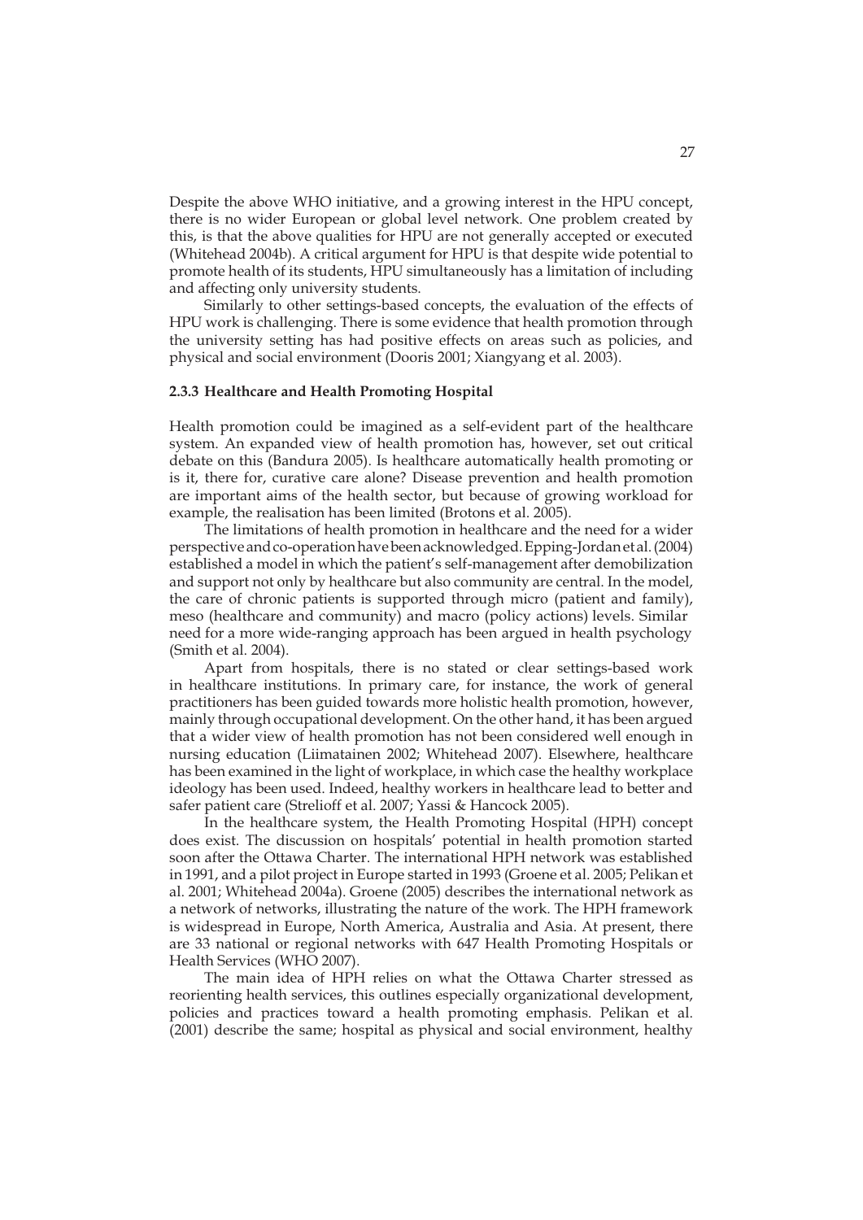Despite the above WHO initiative, and a growing interest in the HPU concept, there is no wider European or global level network. One problem created by this, is that the above qualities for HPU are not generally accepted or executed (Whitehead 2004b). A critical argument for HPU is that despite wide potential to promote health of its students, HPU simultaneously has a limitation of including and affecting only university students.

Similarly to other settings-based concepts, the evaluation of the effects of HPU work is challenging. There is some evidence that health promotion through the university setting has had positive effects on areas such as policies, and physical and social environment (Dooris 2001; Xiangyang et al. 2003).

### 2.3.3 Healthcare and Health Promoting Hospital

Health promotion could be imagined as a self-evident part of the healthcare system. An expanded view of health promotion has, however, set out critical debate on this (Bandura 2005). Is healthcare automatically health promoting or is it, there for, curative care alone? Disease prevention and health promotion are important aims of the health sector, but because of growing workload for example, the realisation has been limited (Brotons et al. 2005).

The limitations of health promotion in healthcare and the need for a wider perspective and co-operation have been acknowledged. Epping-Jordan et al. (2004) established a model in which the patient's self-management after demobilization and support not only by healthcare but also community are central. In the model, the care of chronic patients is supported through micro (patient and family), meso (healthcare and community) and macro (policy actions) levels. Similar need for a more wide-ranging approach has been argued in health psychology (Smith et al. 2004).

Apart from hospitals, there is no stated or clear settings-based work in healthcare institutions. In primary care, for instance, the work of general practitioners has been guided towards more holistic health promotion, however, mainly through occupational development. On the other hand, it has been argued that a wider view of health promotion has not been considered well enough in nursing education (Liimatainen 2002; Whitehead 2007). Elsewhere, healthcare has been examined in the light of workplace, in which case the healthy workplace ideology has been used. Indeed, healthy workers in healthcare lead to better and safer patient care (Strelioff et al. 2007; Yassi & Hancock 2005).

In the healthcare system, the Health Promoting Hospital (HPH) concept does exist. The discussion on hospitals' potential in health promotion started soon after the Ottawa Charter. The international HPH network was established in 1991, and a pilot project in Europe started in 1993 (Groene et al. 2005; Pelikan et al. 2001; Whitehead 2004a). Groene (2005) describes the international network as a network of networks, illustrating the nature of the work. The HPH framework is widespread in Europe, North America, Australia and Asia. At present, there are 33 national or regional networks with 647 Health Promoting Hospitals or Health Services (WHO 2007).

The main idea of HPH relies on what the Ottawa Charter stressed as reorienting health services, this outlines especially organizational development, policies and practices toward a health promoting emphasis. Pelikan et al. (2001) describe the same; hospital as physical and social environment, healthy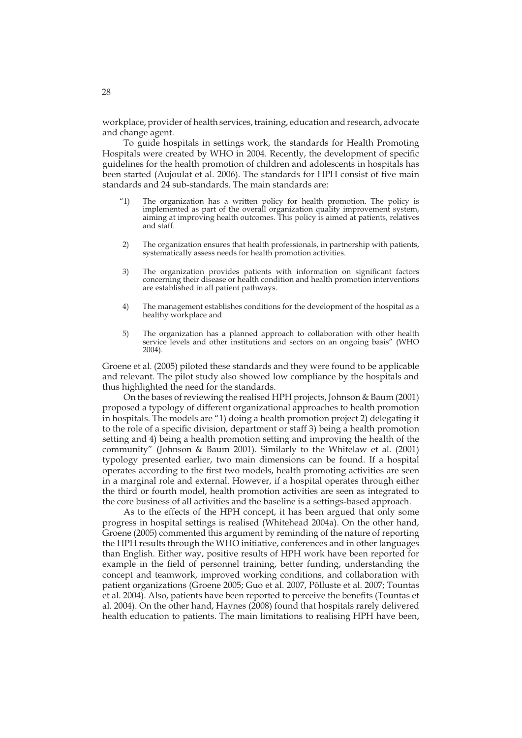workplace, provider of health services, training, education and research, advocate and change agent.

To guide hospitals in settings work, the standards for Health Promoting Hospitals were created by WHO in 2004. Recently, the development of specific guidelines for the health promotion of children and adolescents in hospitals has been started (Aujoulat et al. 2006). The standards for HPH consist of five main standards and 24 sub-standards. The main standards are:

"1) The organization has a written policy for health promotion. The policy is implemented as part of the overall organization quality improvement system, aiming at improving health outcomes. This policy is aimed at patients, relatives and staff.

2) The organization ensures that health professionals, in partnership with patients, systematically assess needs for health promotion activities.

3) The organization provides patients with information on significant factors concerning their disease or health condition and health promotion interventions are established in all patient pathways.

4) The management establishes conditions for the development of the hospital as a healthy workplace and

5) The organization has a planned approach to collaboration with other health service levels and other institutions and sectors on an ongoing basis" (WHO 2004).

Groene et al. (2005) piloted these standards and they were found to be applicable and relevant. The pilot study also showed low compliance by the hospitals and thus highlighted the need for the standards.

On the bases of reviewing the realised HPH projects, Johnson & Baum (2001) proposed a typology of different organizational approaches to health promotion in hospitals. The models are "1) doing a health promotion project 2) delegating it to the role of a specific division, department or staff 3) being a health promotion setting and 4) being a health promotion setting and improving the health of the community" (Johnson & Baum 2001). Similarly to the Whitelaw et al. (2001) typology presented earlier, two main dimensions can be found. If a hospital operates according to the first two models, health promoting activities are seen in a marginal role and external. However, if a hospital operates through either the third or fourth model, health promotion activities are seen as integrated to the core business of all activities and the baseline is a settings-based approach.

As to the effects of the HPH concept, it has been argued that only some progress in hospital settings is realised (Whitehead 2004a). On the other hand, Groene (2005) commented this argument by reminding of the nature of reporting the HPH results through the WHO initiative, conferences and in other languages than English. Either way, positive results of HPH work have been reported for example in the field of personnel training, better funding, understanding the concept and teamwork, improved working conditions, and collaboration with patient organizations (Groene 2005; Guo et al. 2007, Põlluste et al. 2007; Tountas et al. 2004). Also, patients have been reported to perceive the benefits (Tountas et al. 2004). On the other hand, Haynes (2008) found that hospitals rarely delivered health education to patients. The main limitations to realising HPH have been,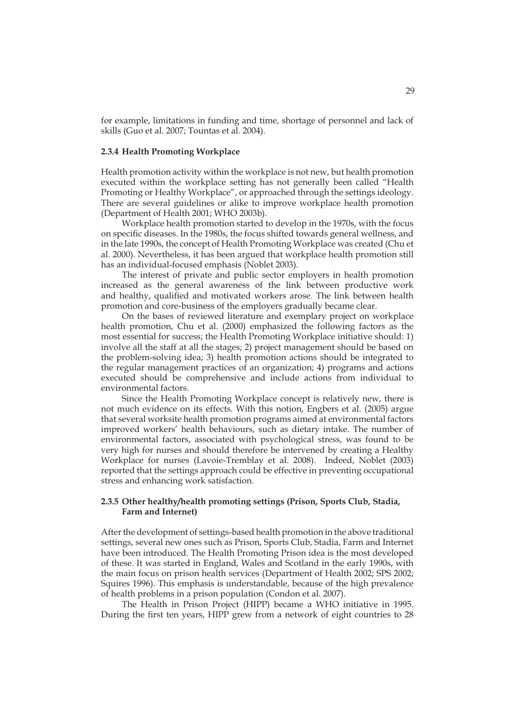for example, limitations in funding and time, shortage of personnel and lack of skills (Guo et al. 2007; Tountas et al. 2004).

### 2.3.4 Health Promoting Workplace

Health promotion activity within the workplace is not new, but health promotion executed within the workplace setting has not generally been called "Health Promoting or Healthy Workplace", or approached through the settings ideology. There are several guidelines or alike to improve workplace health promotion (Department of Health 2001; WHO 2003b).

Workplace health promotion started to develop in the 1970s, with the focus on specific diseases. In the 1980s, the focus shifted towards general wellness, and in the late 1990s, the concept of Health Promoting Workplace was created (Chu et al. 2000). Nevertheless, it has been argued that workplace health promotion still has an individual-focused emphasis (Noblet 2003).

The interest of private and public sector employers in health promotion increased as the general awareness of the link between productive work and healthy, qualified and motivated workers arose. The link between health promotion and core-business of the employers gradually became clear.

On the bases of reviewed literature and exemplary project on workplace health promotion, Chu et al. (2000) emphasized the following factors as the most essential for success; the Health Promoting Workplace initiative should: 1) involve all the staff at all the stages; 2) project management should be based on the problem-solving idea; 3) health promotion actions should be integrated to the regular management practices of an organization; 4) programs and actions executed should be comprehensive and include actions from individual to environmental factors.

Since the Health Promoting Workplace concept is relatively new, there is not much evidence on its effects. With this notion, Engbers et al. (2005) argue that several worksite health promotion programs aimed at environmental factors improved workers' health behaviours, such as dietary intake. The number of environmental factors, associated with psychological stress, was found to be very high for nurses and should therefore be intervened by creating a Healthy Workplace for nurses (Lavoie-Tremblay et al. 2008). Indeed, Noblet (2003) reported that the settings approach could be effective in preventing occupational stress and enhancing work satisfaction.

### 2.3.5 Other healthy/health promoting settings (Prison, Sports Club, Stadia, Farm and Internet)

After the development of settings-based health promotion in the above traditional settings, several new ones such as Prison, Sports Club, Stadia, Farm and Internet have been introduced. The Health Promoting Prison idea is the most developed of these. It was started in England, Wales and Scotland in the early 1990s, with the main focus on prison health services (Department of Health 2002; SPS 2002; Squires 1996). This emphasis is understandable, because of the high prevalence of health problems in a prison population (Condon et al. 2007).

The Health in Prison Project (HIPP) became a WHO initiative in 1995. During the first ten years, HIPP grew from a network of eight countries to 28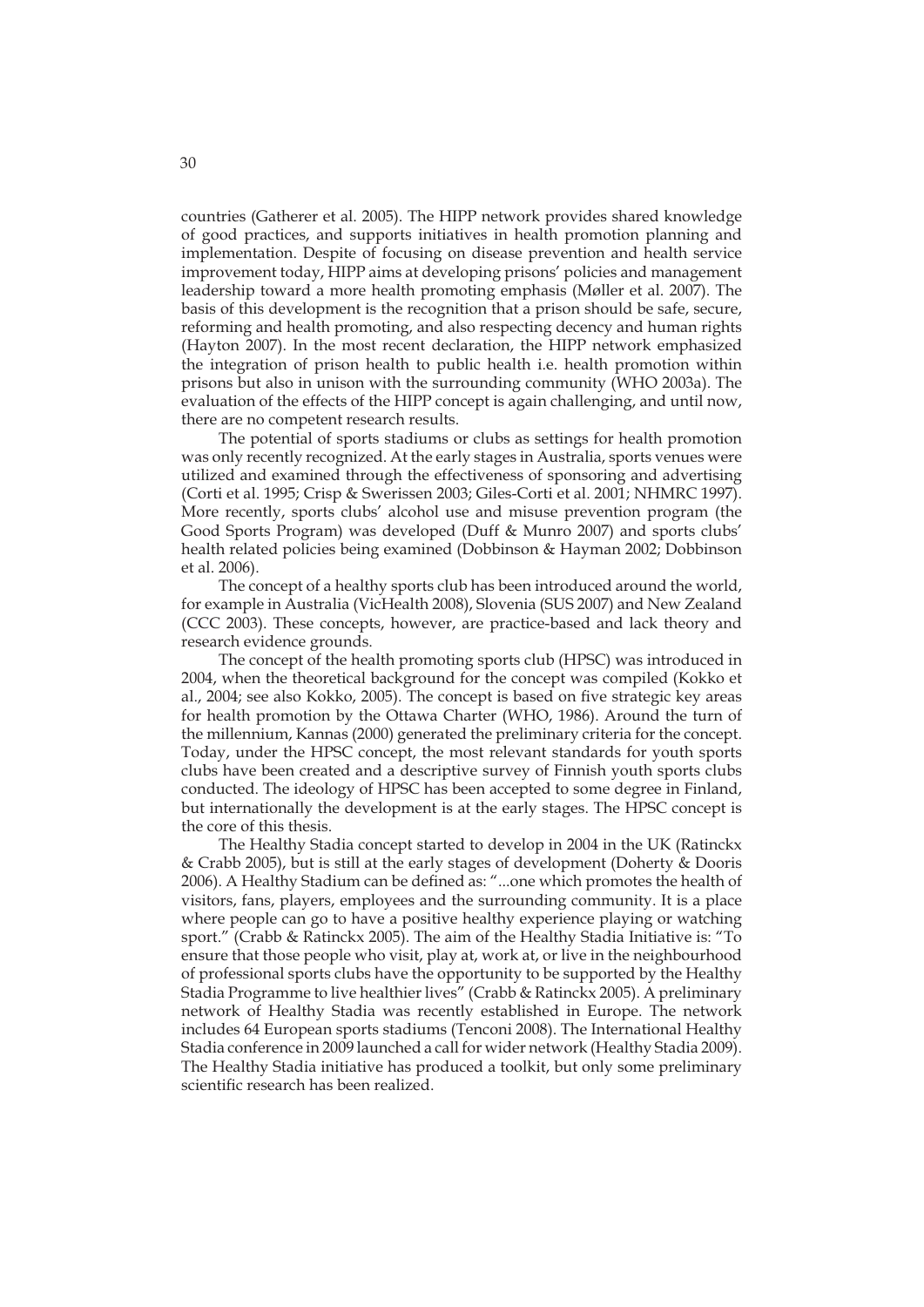countries (Gatherer et al. 2005). The HIPP network provides shared knowledge of good practices, and supports initiatives in health promotion planning and implementation. Despite of focusing on disease prevention and health service improvement today, HIPP aims at developing prisons' policies and management leadership toward a more health promoting emphasis (Møller et al. 2007). The basis of this development is the recognition that a prison should be safe, secure, reforming and health promoting, and also respecting decency and human rights (Hayton 2007). In the most recent declaration, the HIPP network emphasized the integration of prison health to public health i.e. health promotion within prisons but also in unison with the surrounding community (WHO 2003a). The evaluation of the effects of the HIPP concept is again challenging, and until now, there are no competent research results.

The potential of sports stadiums or clubs as settings for health promotion was only recently recognized. At the early stages in Australia, sports venues were utilized and examined through the effectiveness of sponsoring and advertising (Corti et al. 1995; Crisp & Swerissen 2003; Giles-Corti et al. 2001; NHMRC 1997). More recently, sports clubs' alcohol use and misuse prevention program (the Good Sports Program) was developed (Duff & Munro 2007) and sports clubs' health related policies being examined (Dobbinson & Hayman 2002; Dobbinson et al. 2006).

The concept of a healthy sports club has been introduced around the world, for example in Australia (VicHealth 2008), Slovenia (SUS 2007) and New Zealand (CCC 2003). These concepts, however, are practice-based and lack theory and research evidence grounds.

The concept of the health promoting sports club (HPSC) was introduced in 2004, when the theoretical background for the concept was compiled (Kokko et al., 2004; see also Kokko, 2005). The concept is based on five strategic key areas for health promotion by the Ottawa Charter (WHO, 1986). Around the turn of the millennium, Kannas (2000) generated the preliminary criteria for the concept. Today, under the HPSC concept, the most relevant standards for youth sports clubs have been created and a descriptive survey of Finnish youth sports clubs conducted. The ideology of HPSC has been accepted to some degree in Finland, but internationally the development is at the early stages. The HPSC concept is the core of this thesis.

The Healthy Stadia concept started to develop in 2004 in the UK (Ratinckx & Crabb 2005), but is still at the early stages of development (Doherty & Dooris 2006). A Healthy Stadium can be defined as: "...one which promotes the health of visitors, fans, players, employees and the surrounding community. It is a place where people can go to have a positive healthy experience playing or watching sport." (Crabb & Ratinckx 2005). The aim of the Healthy Stadia Initiative is: "To ensure that those people who visit, play at, work at, or live in the neighbourhood of professional sports clubs have the opportunity to be supported by the Healthy Stadia Programme to live healthier lives" (Crabb & Ratinckx 2005). A preliminary network of Healthy Stadia was recently established in Europe. The network includes 64 European sports stadiums (Tenconi 2008). The International Healthy Stadia conference in 2009 launched a call for wider network (Healthy Stadia 2009). The Healthy Stadia initiative has produced a toolkit, but only some preliminary scientific research has been realized.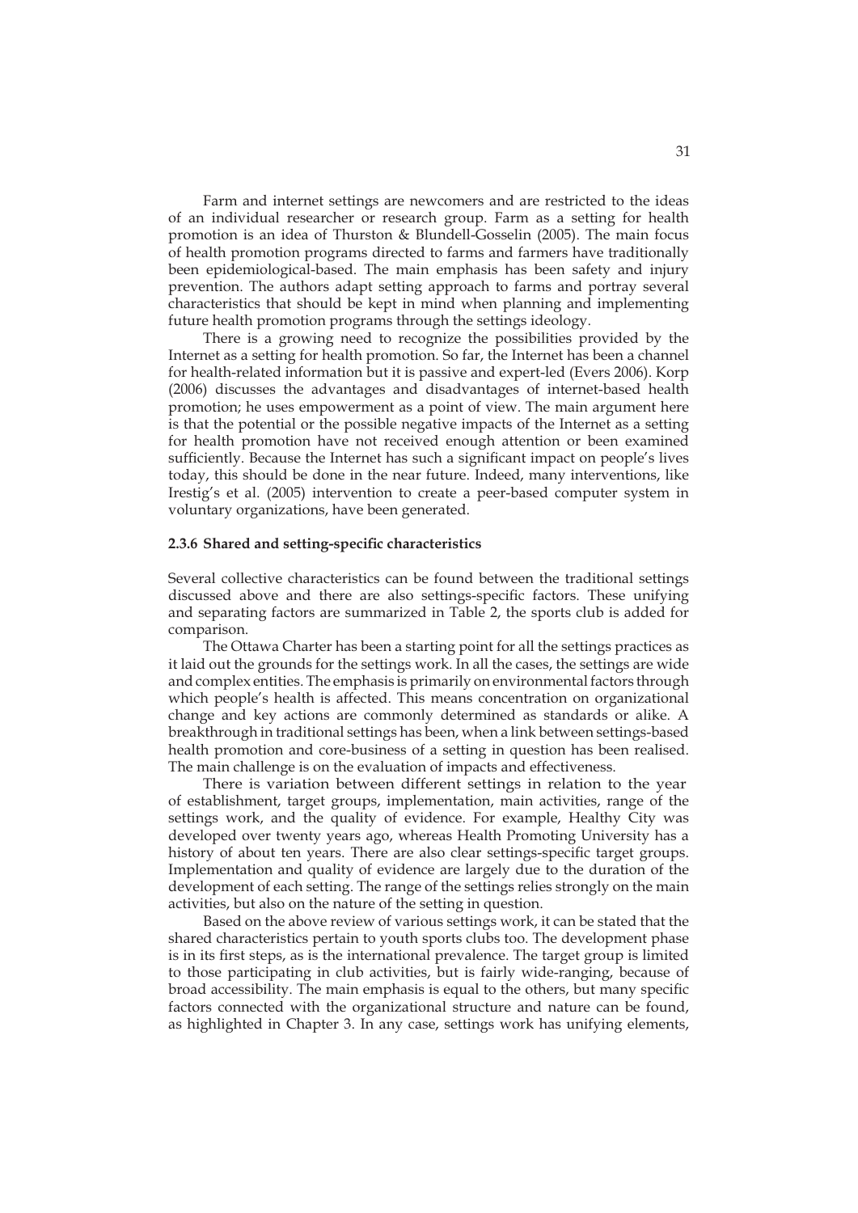Farm and internet settings are newcomers and are restricted to the ideas of an individual researcher or research group. Farm as a setting for health promotion is an idea of Thurston & Blundell-Gosselin (2005). The main focus of health promotion programs directed to farms and farmers have traditionally been epidemiological-based. The main emphasis has been safety and injury prevention. The authors adapt setting approach to farms and portray several characteristics that should be kept in mind when planning and implementing future health promotion programs through the settings ideology.

There is a growing need to recognize the possibilities provided by the Internet as a setting for health promotion. So far, the Internet has been a channel for health-related information but it is passive and expert-led (Evers 2006). Korp (2006) discusses the advantages and disadvantages of internet-based health promotion; he uses empowerment as a point of view. The main argument here is that the potential or the possible negative impacts of the Internet as a setting for health promotion have not received enough attention or been examined sufficiently. Because the Internet has such a significant impact on people's lives today, this should be done in the near future. Indeed, many interventions, like Irestig's et al. (2005) intervention to create a peer-based computer system in voluntary organizations, have been generated.

### 2.3.6 Shared and setting-specific characteristics

Several collective characteristics can be found between the traditional settings discussed above and there are also settings-specific factors. These unifying and separating factors are summarized in Table 2, the sports club is added for comparison.

The Ottawa Charter has been a starting point for all the settings practices as it laid out the grounds for the settings work. In all the cases, the settings are wide and complex entities. The emphasis is primarily on environmental factors through which people's health is affected. This means concentration on organizational change and key actions are commonly determined as standards or alike. A breakthrough in traditional settings has been, when a link between settings-based health promotion and core-business of a setting in question has been realised. The main challenge is on the evaluation of impacts and effectiveness.

There is variation between different settings in relation to the year of establishment, target groups, implementation, main activities, range of the settings work, and the quality of evidence. For example, Healthy City was developed over twenty years ago, whereas Health Promoting University has a history of about ten years. There are also clear settings-specific target groups. Implementation and quality of evidence are largely due to the duration of the development of each setting. The range of the settings relies strongly on the main activities, but also on the nature of the setting in question.

Based on the above review of various settings work, it can be stated that the shared characteristics pertain to youth sports clubs too. The development phase is in its first steps, as is the international prevalence. The target group is limited to those participating in club activities, but is fairly wide-ranging, because of broad accessibility. The main emphasis is equal to the others, but many specific factors connected with the organizational structure and nature can be found, as highlighted in Chapter 3. In any case, settings work has unifying elements,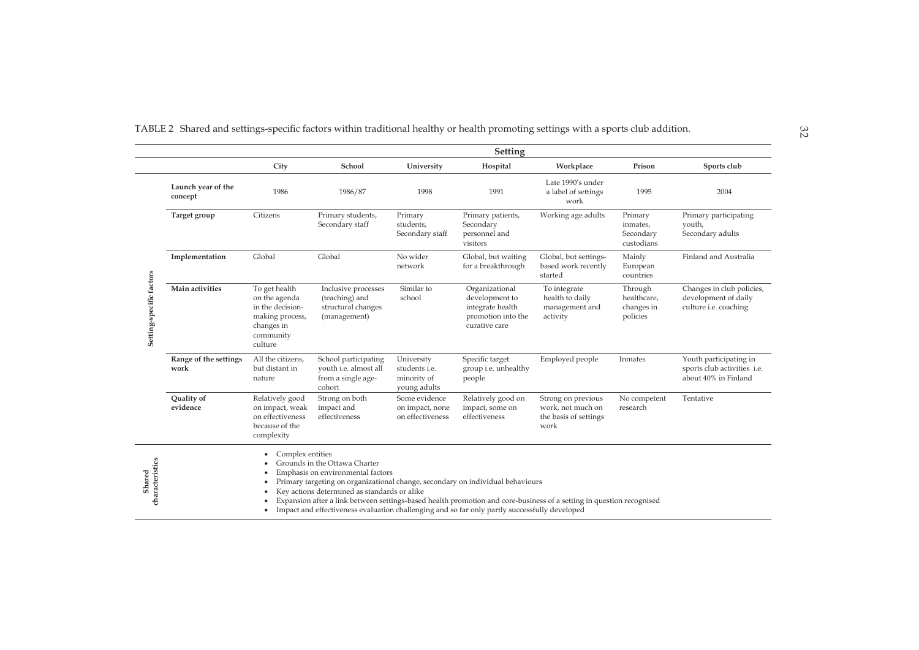TABLE 2 Shared and settings-specific factors within traditional healthy or health promoting settings with a sports club addition.

| | | Setting | | | | | | |
|---|---|---|---|---|---|---|---|---|
| | | City | School | University | Hospital | Workplace | Prison | Sports club |
| Setting-specific factors | **Launch year of the concept** | 1986 | 1986/87 | 1998 | 1991 | Late 1990's under a label of settings work | 1995 | 2004 |
| | **Target group** | Citizens | Primary students, Secondary staff | Primary students, Secondary staff | Primary patients, Secondary personnel and visitors | Working age adults | Primary inmates, Secondary custodians | Primary participating youth, Secondary adults |
| | **Implementation** | Global | Global | No wider network | Global, but waiting for a breakthrough | Global, but settings-based work recently started | Mainly European countries | Finland and Australia |
| | **Main activities** | To get health on the agenda in the decision-making process, changes in community culture | Inclusive processes (teaching) and structural changes (management) | Similar to school | Organizational development to integrate health promotion into the curative care | To integrate health to daily management and activity | Through healthcare, changes in policies | Changes in club policies, development of daily culture i.e. coaching |
| | **Range of the settings work** | All the citizens, but distant in nature | School participating youth i.e. almost all from a single age-cohort | University students i.e. minority of young adults | Specific target group i.e. unhealthy people | Employed people | Inmates | Youth participating in sports club activities i.e. about 40% in Finland |
| | **Quality of evidence** | Relatively good on impact, weak on effectiveness because of the complexity | Strong on both impact and effectiveness | Some evidence on impact, none on effectiveness | Relatively good on impact, some on effectiveness | Strong on previous work, not much on the basis of settings work | No competent research | Tentative |
| Shared characteristics | | • Complex entities<br>• Grounds in the Ottawa Charter<br>• Emphasis on environmental factors<br>• Primary targeting on organizational change, secondary on individual behaviours<br>• Key actions determined as standards or alike<br>• Expansion after a link between settings-based health promotion and core-business of a setting in question recognised<br>• Impact and effectiveness evaluation challenging and so far only partly successfully developed | | | | | | |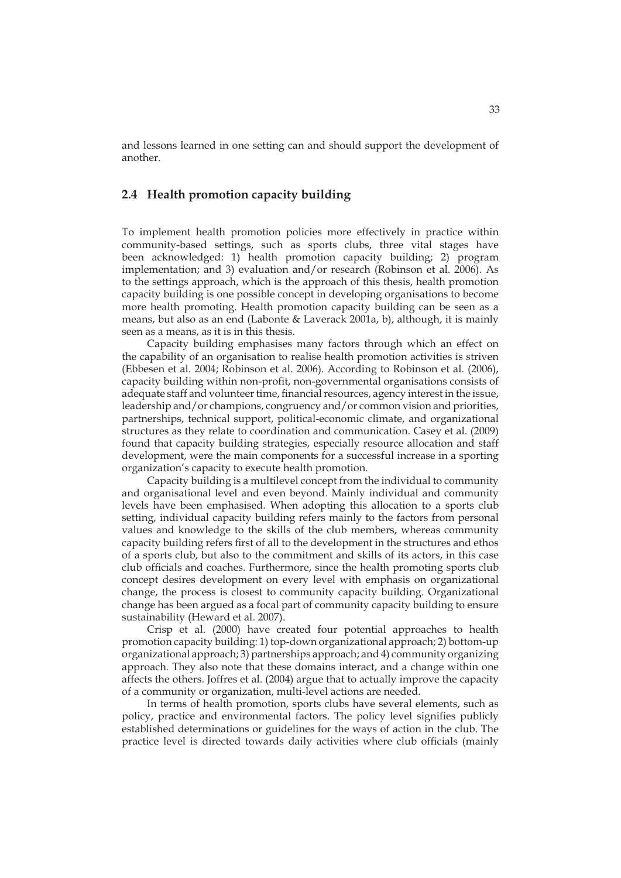and lessons learned in one setting can and should support the development of another.

## 2.4 Health promotion capacity building

To implement health promotion policies more effectively in practice within community-based settings, such as sports clubs, three vital stages have been acknowledged: 1) health promotion capacity building; 2) program implementation; and 3) evaluation and/or research (Robinson et al. 2006). As to the settings approach, which is the approach of this thesis, health promotion capacity building is one possible concept in developing organisations to become more health promoting. Health promotion capacity building can be seen as a means, but also as an end (Labonte & Laverack 2001a, b), although, it is mainly seen as a means, as it is in this thesis.

Capacity building emphasises many factors through which an effect on the capability of an organisation to realise health promotion activities is striven (Ebbesen et al. 2004; Robinson et al. 2006). According to Robinson et al. (2006), capacity building within non-profit, non-governmental organisations consists of adequate staff and volunteer time, financial resources, agency interest in the issue, leadership and/or champions, congruency and/or common vision and priorities, partnerships, technical support, political-economic climate, and organizational structures as they relate to coordination and communication. Casey et al. (2009) found that capacity building strategies, especially resource allocation and staff development, were the main components for a successful increase in a sporting organization's capacity to execute health promotion.

Capacity building is a multilevel concept from the individual to community and organisational level and even beyond. Mainly individual and community levels have been emphasised. When adopting this allocation to a sports club setting, individual capacity building refers mainly to the factors from personal values and knowledge to the skills of the club members, whereas community capacity building refers first of all to the development in the structures and ethos of a sports club, but also to the commitment and skills of its actors, in this case club officials and coaches. Furthermore, since the health promoting sports club concept desires development on every level with emphasis on organizational change, the process is closest to community capacity building. Organizational change has been argued as a focal part of community capacity building to ensure sustainability (Heward et al. 2007).

Crisp et al. (2000) have created four potential approaches to health promotion capacity building: 1) top-down organizational approach; 2) bottom-up organizational approach; 3) partnerships approach; and 4) community organizing approach. They also note that these domains interact, and a change within one affects the others. Joffres et al. (2004) argue that to actually improve the capacity of a community or organization, multi-level actions are needed.

In terms of health promotion, sports clubs have several elements, such as policy, practice and environmental factors. The policy level signifies publicly established determinations or guidelines for the ways of action in the club. The practice level is directed towards daily activities where club officials (mainly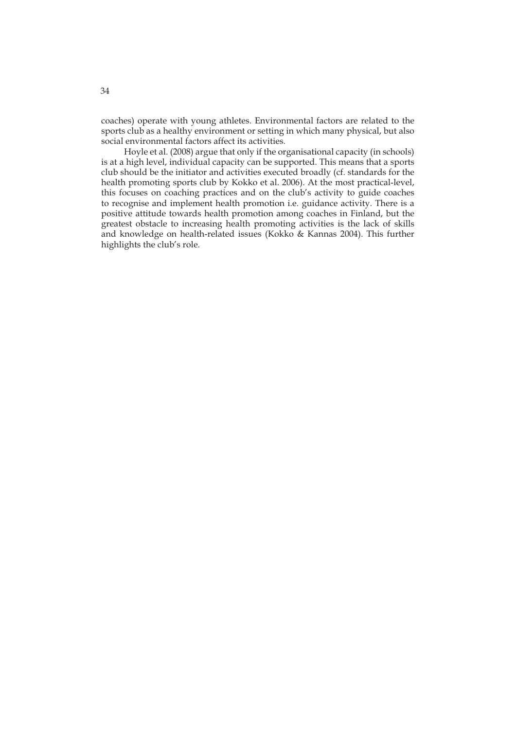coaches) operate with young athletes. Environmental factors are related to the sports club as a healthy environment or setting in which many physical, but also social environmental factors affect its activities.

Hoyle et al. (2008) argue that only if the organisational capacity (in schools) is at a high level, individual capacity can be supported. This means that a sports club should be the initiator and activities executed broadly (cf. standards for the health promoting sports club by Kokko et al. 2006). At the most practical-level, this focuses on coaching practices and on the club's activity to guide coaches to recognise and implement health promotion i.e. guidance activity. There is a positive attitude towards health promotion among coaches in Finland, but the greatest obstacle to increasing health promoting activities is the lack of skills and knowledge on health-related issues (Kokko & Kannas 2004). This further highlights the club's role.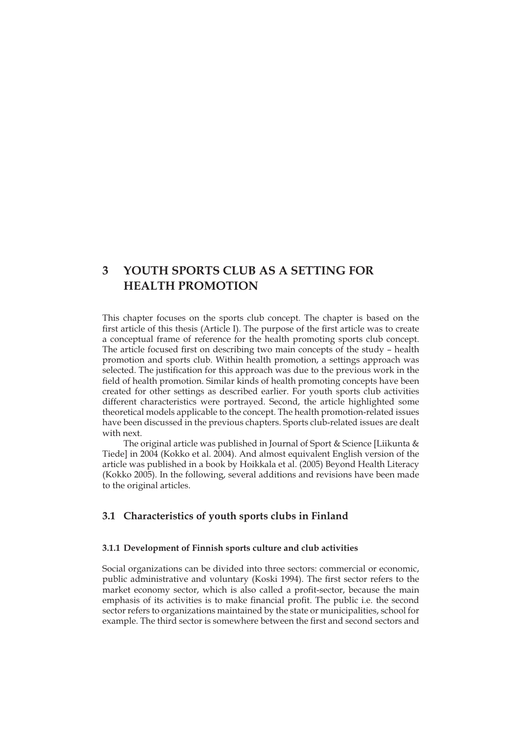# 3 YOUTH SPORTS CLUB AS A SETTING FOR HEALTH PROMOTION

This chapter focuses on the sports club concept. The chapter is based on the first article of this thesis (Article I). The purpose of the first article was to create a conceptual frame of reference for the health promoting sports club concept. The article focused first on describing two main concepts of the study – health promotion and sports club. Within health promotion, a settings approach was selected. The justification for this approach was due to the previous work in the field of health promotion. Similar kinds of health promoting concepts have been created for other settings as described earlier. For youth sports club activities different characteristics were portrayed. Second, the article highlighted some theoretical models applicable to the concept. The health promotion-related issues have been discussed in the previous chapters. Sports club-related issues are dealt with next.

The original article was published in Journal of Sport & Science [Liikunta & Tiede] in 2004 (Kokko et al. 2004). And almost equivalent English version of the article was published in a book by Hoikkala et al. (2005) Beyond Health Literacy (Kokko 2005). In the following, several additions and revisions have been made to the original articles.

## 3.1 Characteristics of youth sports clubs in Finland

### 3.1.1 Development of Finnish sports culture and club activities

Social organizations can be divided into three sectors: commercial or economic, public administrative and voluntary (Koski 1994). The first sector refers to the market economy sector, which is also called a profit-sector, because the main emphasis of its activities is to make financial profit. The public i.e. the second sector refers to organizations maintained by the state or municipalities, school for example. The third sector is somewhere between the first and second sectors and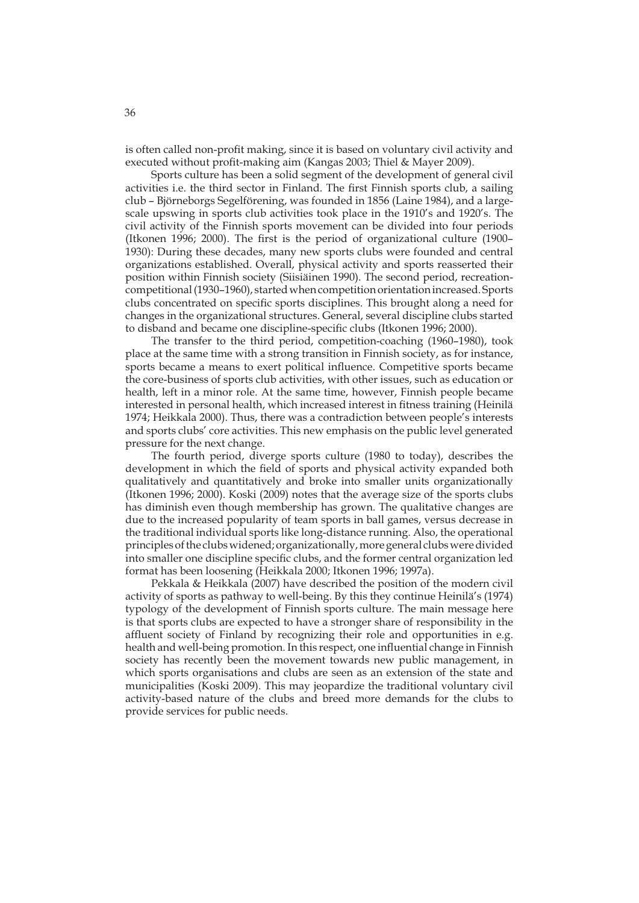is often called non-profit making, since it is based on voluntary civil activity and executed without profit-making aim (Kangas 2003; Thiel & Mayer 2009).

Sports culture has been a solid segment of the development of general civil activities i.e. the third sector in Finland. The first Finnish sports club, a sailing club – Björneborgs Segelförening, was founded in 1856 (Laine 1984), and a large-scale upswing in sports club activities took place in the 1910's and 1920's. The civil activity of the Finnish sports movement can be divided into four periods (Itkonen 1996; 2000). The first is the period of organizational culture (1900–1930): During these decades, many new sports clubs were founded and central organizations established. Overall, physical activity and sports reasserted their position within Finnish society (Siisiäinen 1990). The second period, recreation-competitional (1930–1960), started when competition orientation increased. Sports clubs concentrated on specific sports disciplines. This brought along a need for changes in the organizational structures. General, several discipline clubs started to disband and became one discipline-specific clubs (Itkonen 1996; 2000).

The transfer to the third period, competition-coaching (1960–1980), took place at the same time with a strong transition in Finnish society, as for instance, sports became a means to exert political influence. Competitive sports became the core-business of sports club activities, with other issues, such as education or health, left in a minor role. At the same time, however, Finnish people became interested in personal health, which increased interest in fitness training (Heinilä 1974; Heikkala 2000). Thus, there was a contradiction between people's interests and sports clubs' core activities. This new emphasis on the public level generated pressure for the next change.

The fourth period, diverge sports culture (1980 to today), describes the development in which the field of sports and physical activity expanded both qualitatively and quantitatively and broke into smaller units organizationally (Itkonen 1996; 2000). Koski (2009) notes that the average size of the sports clubs has diminish even though membership has grown. The qualitative changes are due to the increased popularity of team sports in ball games, versus decrease in the traditional individual sports like long-distance running. Also, the operational principles of the clubs widened; organizationally, more general clubs were divided into smaller one discipline specific clubs, and the former central organization led format has been loosening (Heikkala 2000; Itkonen 1996; 1997a).

Pekkala & Heikkala (2007) have described the position of the modern civil activity of sports as pathway to well-being. By this they continue Heinilä's (1974) typology of the development of Finnish sports culture. The main message here is that sports clubs are expected to have a stronger share of responsibility in the affluent society of Finland by recognizing their role and opportunities in e.g. health and well-being promotion. In this respect, one influential change in Finnish society has recently been the movement towards new public management, in which sports organisations and clubs are seen as an extension of the state and municipalities (Koski 2009). This may jeopardize the traditional voluntary civil activity-based nature of the clubs and breed more demands for the clubs to provide services for public needs.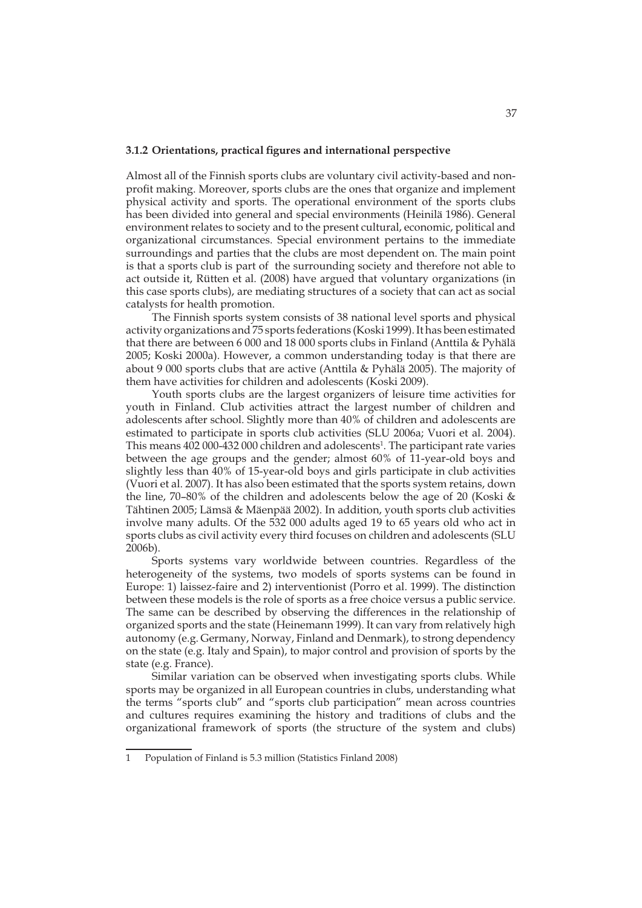### 3.1.2 Orientations, practical figures and international perspective

Almost all of the Finnish sports clubs are voluntary civil activity-based and non-profit making. Moreover, sports clubs are the ones that organize and implement physical activity and sports. The operational environment of the sports clubs has been divided into general and special environments (Heinilä 1986). General environment relates to society and to the present cultural, economic, political and organizational circumstances. Special environment pertains to the immediate surroundings and parties that the clubs are most dependent on. The main point is that a sports club is part of the surrounding society and therefore not able to act outside it, Rütten et al. (2008) have argued that voluntary organizations (in this case sports clubs), are mediating structures of a society that can act as social catalysts for health promotion.

The Finnish sports system consists of 38 national level sports and physical activity organizations and 75 sports federations (Koski 1999). It has been estimated that there are between 6 000 and 18 000 sports clubs in Finland (Anttila & Pyhälä 2005; Koski 2000a). However, a common understanding today is that there are about 9 000 sports clubs that are active (Anttila & Pyhälä 2005). The majority of them have activities for children and adolescents (Koski 2009).

Youth sports clubs are the largest organizers of leisure time activities for youth in Finland. Club activities attract the largest number of children and adolescents after school. Slightly more than 40% of children and adolescents are estimated to participate in sports club activities (SLU 2006a; Vuori et al. 2004). This means 402 000-432 000 children and adolescents[1]. The participant rate varies between the age groups and the gender; almost 60% of 11-year-old boys and slightly less than 40% of 15-year-old boys and girls participate in club activities (Vuori et al. 2007). It has also been estimated that the sports system retains, down the line, 70–80% of the children and adolescents below the age of 20 (Koski & Tähtinen 2005; Lämsä & Mäenpää 2002). In addition, youth sports club activities involve many adults. Of the 532 000 adults aged 19 to 65 years old who act in sports clubs as civil activity every third focuses on children and adolescents (SLU 2006b).

Sports systems vary worldwide between countries. Regardless of the heterogeneity of the systems, two models of sports systems can be found in Europe: 1) laissez-faire and 2) interventionist (Porro et al. 1999). The distinction between these models is the role of sports as a free choice versus a public service. The same can be described by observing the differences in the relationship of organized sports and the state (Heinemann 1999). It can vary from relatively high autonomy (e.g. Germany, Norway, Finland and Denmark), to strong dependency on the state (e.g. Italy and Spain), to major control and provision of sports by the state (e.g. France).

Similar variation can be observed when investigating sports clubs. While sports may be organized in all European countries in clubs, understanding what the terms "sports club" and "sports club participation" mean across countries and cultures requires examining the history and traditions of clubs and the organizational framework of sports (the structure of the system and clubs)

---

1 Population of Finland is 5.3 million (Statistics Finland 2008)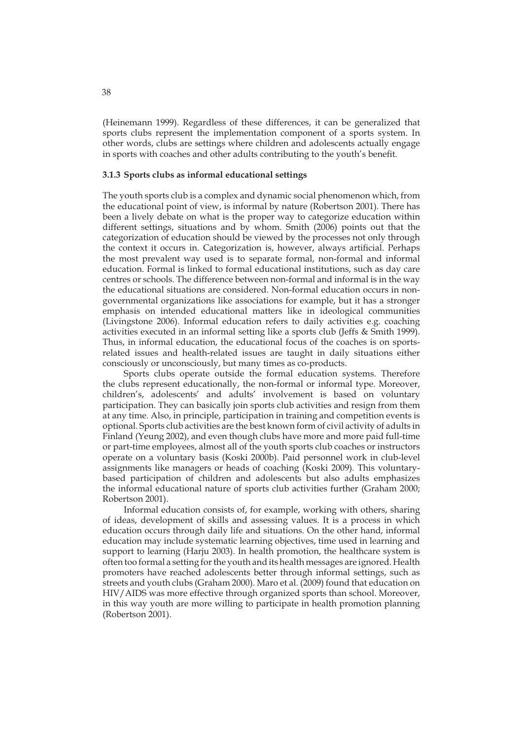(Heinemann 1999). Regardless of these differences, it can be generalized that sports clubs represent the implementation component of a sports system. In other words, clubs are settings where children and adolescents actually engage in sports with coaches and other adults contributing to the youth's benefit.

### 3.1.3 Sports clubs as informal educational settings

The youth sports club is a complex and dynamic social phenomenon which, from the educational point of view, is informal by nature (Robertson 2001). There has been a lively debate on what is the proper way to categorize education within different settings, situations and by whom. Smith (2006) points out that the categorization of education should be viewed by the processes not only through the context it occurs in. Categorization is, however, always artificial. Perhaps the most prevalent way used is to separate formal, non-formal and informal education. Formal is linked to formal educational institutions, such as day care centres or schools. The difference between non-formal and informal is in the way the educational situations are considered. Non-formal education occurs in non-governmental organizations like associations for example, but it has a stronger emphasis on intended educational matters like in ideological communities (Livingstone 2006). Informal education refers to daily activities e.g. coaching activities executed in an informal setting like a sports club (Jeffs & Smith 1999). Thus, in informal education, the educational focus of the coaches is on sports-related issues and health-related issues are taught in daily situations either consciously or unconsciously, but many times as co-products.

Sports clubs operate outside the formal education systems. Therefore the clubs represent educationally, the non-formal or informal type. Moreover, children's, adolescents' and adults' involvement is based on voluntary participation. They can basically join sports club activities and resign from them at any time. Also, in principle, participation in training and competition events is optional. Sports club activities are the best known form of civil activity of adults in Finland (Yeung 2002), and even though clubs have more and more paid full-time or part-time employees, almost all of the youth sports club coaches or instructors operate on a voluntary basis (Koski 2000b). Paid personnel work in club-level assignments like managers or heads of coaching (Koski 2009). This voluntary-based participation of children and adolescents but also adults emphasizes the informal educational nature of sports club activities further (Graham 2000; Robertson 2001).

Informal education consists of, for example, working with others, sharing of ideas, development of skills and assessing values. It is a process in which education occurs through daily life and situations. On the other hand, informal education may include systematic learning objectives, time used in learning and support to learning (Harju 2003). In health promotion, the healthcare system is often too formal a setting for the youth and its health messages are ignored. Health promoters have reached adolescents better through informal settings, such as streets and youth clubs (Graham 2000). Maro et al. (2009) found that education on HIV/AIDS was more effective through organized sports than school. Moreover, in this way youth are more willing to participate in health promotion planning (Robertson 2001).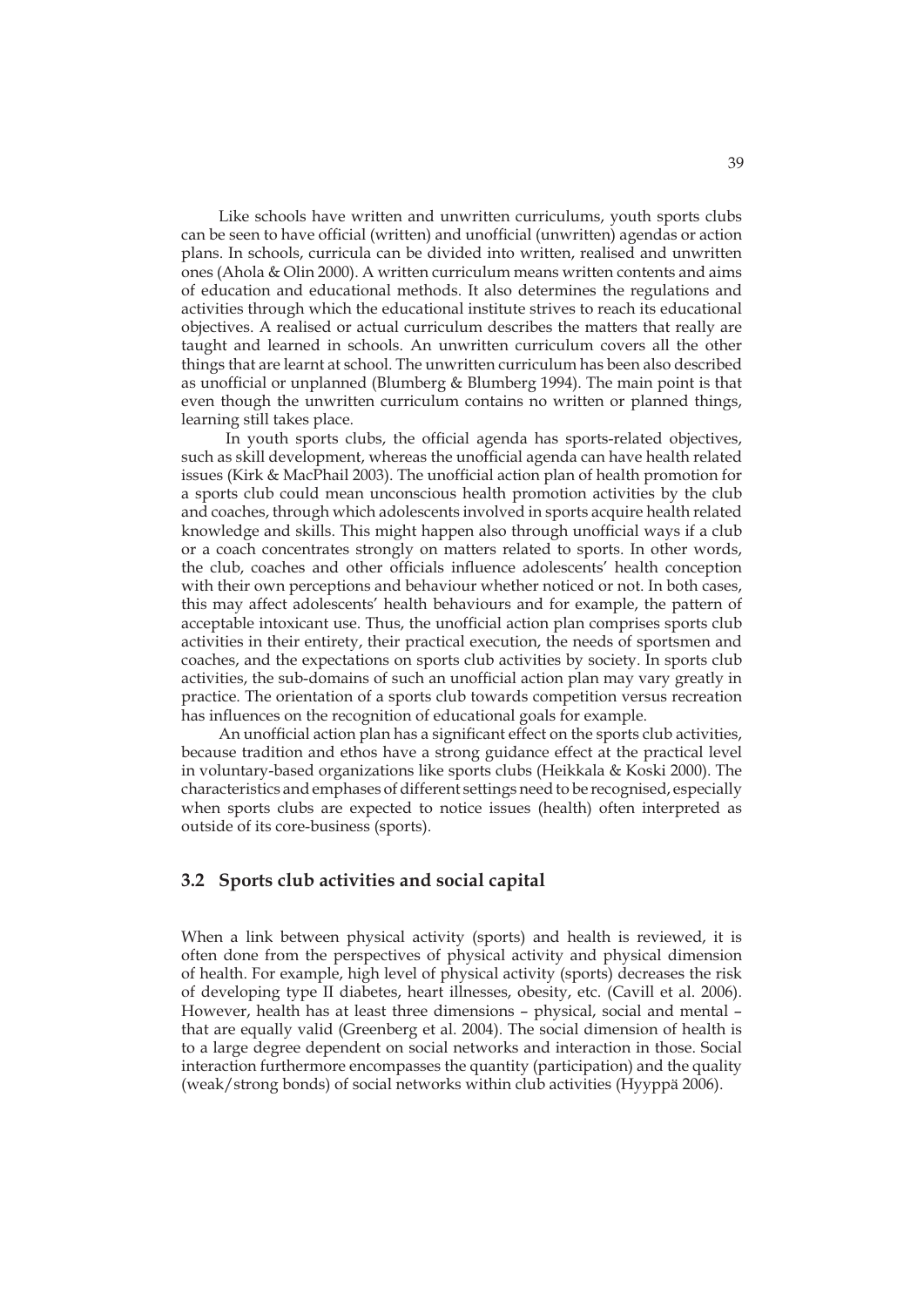Like schools have written and unwritten curriculums, youth sports clubs can be seen to have official (written) and unofficial (unwritten) agendas or action plans. In schools, curricula can be divided into written, realised and unwritten ones (Ahola & Olin 2000). A written curriculum means written contents and aims of education and educational methods. It also determines the regulations and activities through which the educational institute strives to reach its educational objectives. A realised or actual curriculum describes the matters that really are taught and learned in schools. An unwritten curriculum covers all the other things that are learnt at school. The unwritten curriculum has been also described as unofficial or unplanned (Blumberg & Blumberg 1994). The main point is that even though the unwritten curriculum contains no written or planned things, learning still takes place.

In youth sports clubs, the official agenda has sports-related objectives, such as skill development, whereas the unofficial agenda can have health related issues (Kirk & MacPhail 2003). The unofficial action plan of health promotion for a sports club could mean unconscious health promotion activities by the club and coaches, through which adolescents involved in sports acquire health related knowledge and skills. This might happen also through unofficial ways if a club or a coach concentrates strongly on matters related to sports. In other words, the club, coaches and other officials influence adolescents' health conception with their own perceptions and behaviour whether noticed or not. In both cases, this may affect adolescents' health behaviours and for example, the pattern of acceptable intoxicant use. Thus, the unofficial action plan comprises sports club activities in their entirety, their practical execution, the needs of sportsmen and coaches, and the expectations on sports club activities by society. In sports club activities, the sub-domains of such an unofficial action plan may vary greatly in practice. The orientation of a sports club towards competition versus recreation has influences on the recognition of educational goals for example.

An unofficial action plan has a significant effect on the sports club activities, because tradition and ethos have a strong guidance effect at the practical level in voluntary-based organizations like sports clubs (Heikkala & Koski 2000). The characteristics and emphases of different settings need to be recognised, especially when sports clubs are expected to notice issues (health) often interpreted as outside of its core-business (sports).

## 3.2 Sports club activities and social capital

When a link between physical activity (sports) and health is reviewed, it is often done from the perspectives of physical activity and physical dimension of health. For example, high level of physical activity (sports) decreases the risk of developing type II diabetes, heart illnesses, obesity, etc. (Cavill et al. 2006). However, health has at least three dimensions – physical, social and mental – that are equally valid (Greenberg et al. 2004). The social dimension of health is to a large degree dependent on social networks and interaction in those. Social interaction furthermore encompasses the quantity (participation) and the quality (weak/strong bonds) of social networks within club activities (Hyyppä 2006).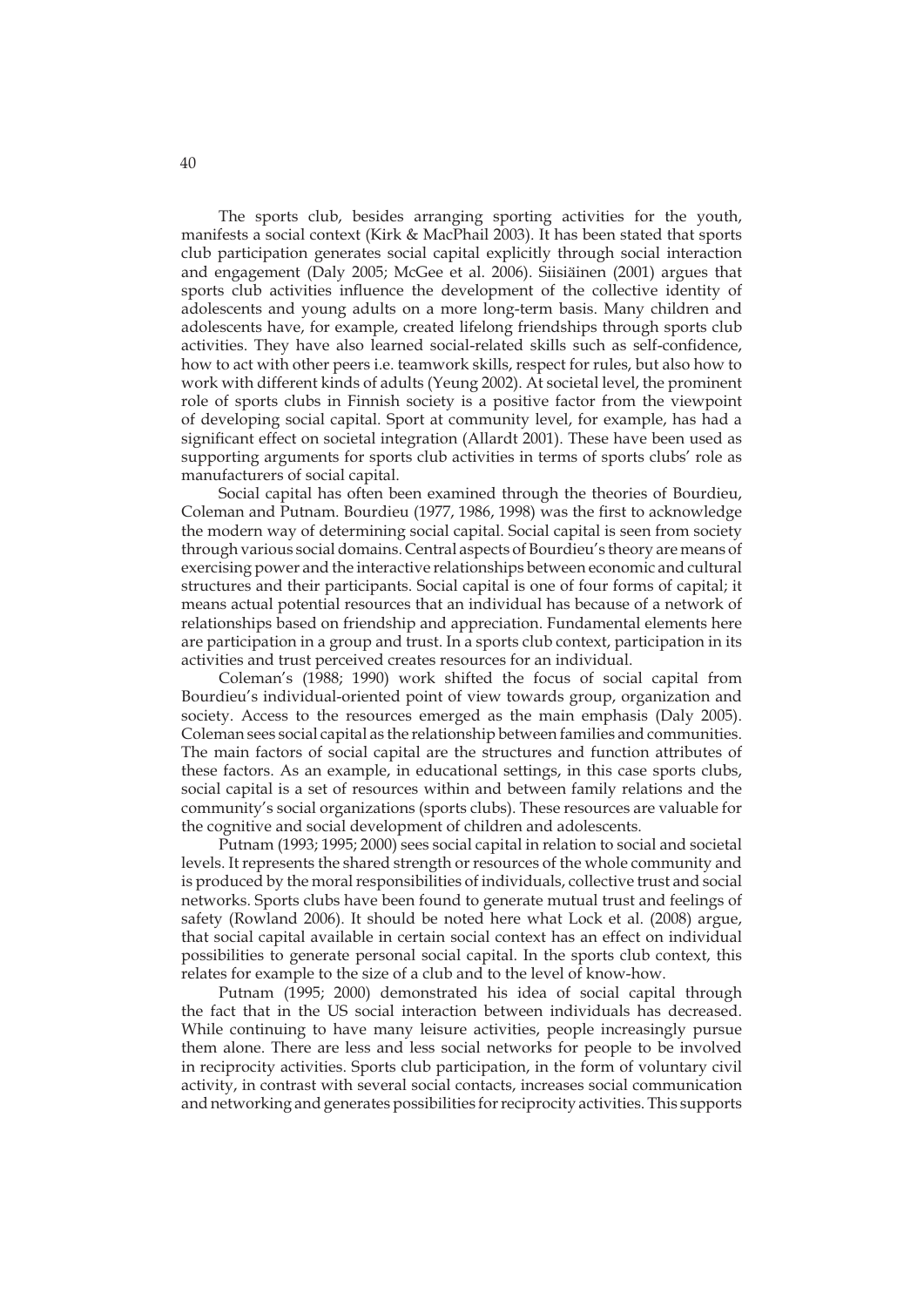The sports club, besides arranging sporting activities for the youth, manifests a social context (Kirk & MacPhail 2003). It has been stated that sports club participation generates social capital explicitly through social interaction and engagement (Daly 2005; McGee et al. 2006). Siisiäinen (2001) argues that sports club activities influence the development of the collective identity of adolescents and young adults on a more long-term basis. Many children and adolescents have, for example, created lifelong friendships through sports club activities. They have also learned social-related skills such as self-confidence, how to act with other peers i.e. teamwork skills, respect for rules, but also how to work with different kinds of adults (Yeung 2002). At societal level, the prominent role of sports clubs in Finnish society is a positive factor from the viewpoint of developing social capital. Sport at community level, for example, has had a significant effect on societal integration (Allardt 2001). These have been used as supporting arguments for sports club activities in terms of sports clubs' role as manufacturers of social capital.

Social capital has often been examined through the theories of Bourdieu, Coleman and Putnam. Bourdieu (1977, 1986, 1998) was the first to acknowledge the modern way of determining social capital. Social capital is seen from society through various social domains. Central aspects of Bourdieu's theory are means of exercising power and the interactive relationships between economic and cultural structures and their participants. Social capital is one of four forms of capital; it means actual potential resources that an individual has because of a network of relationships based on friendship and appreciation. Fundamental elements here are participation in a group and trust. In a sports club context, participation in its activities and trust perceived creates resources for an individual.

Coleman's (1988; 1990) work shifted the focus of social capital from Bourdieu's individual-oriented point of view towards group, organization and society. Access to the resources emerged as the main emphasis (Daly 2005). Coleman sees social capital as the relationship between families and communities. The main factors of social capital are the structures and function attributes of these factors. As an example, in educational settings, in this case sports clubs, social capital is a set of resources within and between family relations and the community's social organizations (sports clubs). These resources are valuable for the cognitive and social development of children and adolescents.

Putnam (1993; 1995; 2000) sees social capital in relation to social and societal levels. It represents the shared strength or resources of the whole community and is produced by the moral responsibilities of individuals, collective trust and social networks. Sports clubs have been found to generate mutual trust and feelings of safety (Rowland 2006). It should be noted here what Lock et al. (2008) argue, that social capital available in certain social context has an effect on individual possibilities to generate personal social capital. In the sports club context, this relates for example to the size of a club and to the level of know-how.

Putnam (1995; 2000) demonstrated his idea of social capital through the fact that in the US social interaction between individuals has decreased. While continuing to have many leisure activities, people increasingly pursue them alone. There are less and less social networks for people to be involved in reciprocity activities. Sports club participation, in the form of voluntary civil activity, in contrast with several social contacts, increases social communication and networking and generates possibilities for reciprocity activities. This supports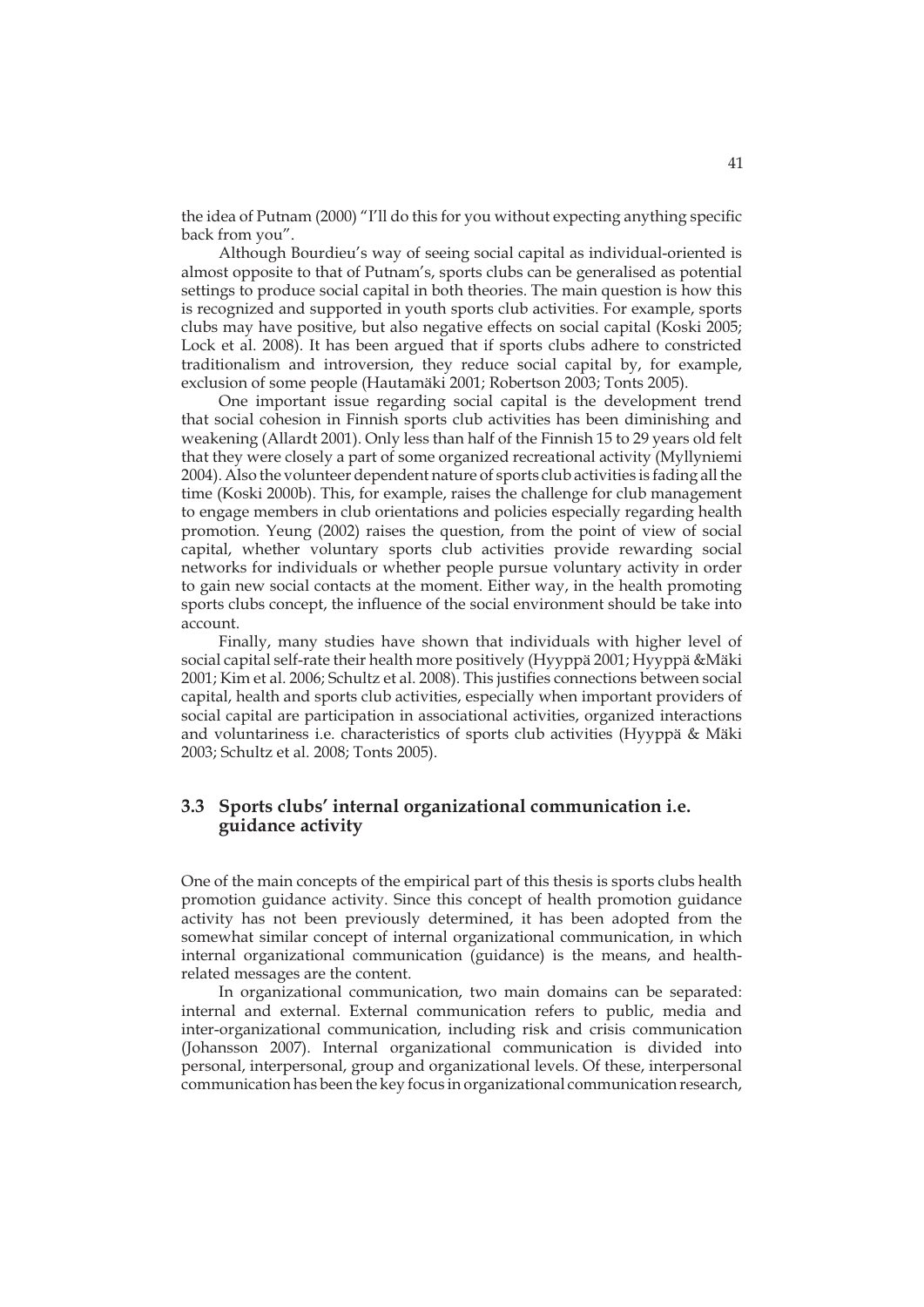the idea of Putnam (2000) "I'll do this for you without expecting anything specific back from you".

Although Bourdieu's way of seeing social capital as individual-oriented is almost opposite to that of Putnam's, sports clubs can be generalised as potential settings to produce social capital in both theories. The main question is how this is recognized and supported in youth sports club activities. For example, sports clubs may have positive, but also negative effects on social capital (Koski 2005; Lock et al. 2008). It has been argued that if sports clubs adhere to constricted traditionalism and introversion, they reduce social capital by, for example, exclusion of some people (Hautamäki 2001; Robertson 2003; Tonts 2005).

One important issue regarding social capital is the development trend that social cohesion in Finnish sports club activities has been diminishing and weakening (Allardt 2001). Only less than half of the Finnish 15 to 29 years old felt that they were closely a part of some organized recreational activity (Myllyniemi 2004). Also the volunteer dependent nature of sports club activities is fading all the time (Koski 2000b). This, for example, raises the challenge for club management to engage members in club orientations and policies especially regarding health promotion. Yeung (2002) raises the question, from the point of view of social capital, whether voluntary sports club activities provide rewarding social networks for individuals or whether people pursue voluntary activity in order to gain new social contacts at the moment. Either way, in the health promoting sports clubs concept, the influence of the social environment should be take into account.

Finally, many studies have shown that individuals with higher level of social capital self-rate their health more positively (Hyyppä 2001; Hyyppä &Mäki 2001; Kim et al. 2006; Schultz et al. 2008). This justifies connections between social capital, health and sports club activities, especially when important providers of social capital are participation in associational activities, organized interactions and voluntariness i.e. characteristics of sports club activities (Hyyppä & Mäki 2003; Schultz et al. 2008; Tonts 2005).

## 3.3 Sports clubs' internal organizational communication i.e. guidance activity

One of the main concepts of the empirical part of this thesis is sports clubs health promotion guidance activity. Since this concept of health promotion guidance activity has not been previously determined, it has been adopted from the somewhat similar concept of internal organizational communication, in which internal organizational communication (guidance) is the means, and health-related messages are the content.

In organizational communication, two main domains can be separated: internal and external. External communication refers to public, media and inter-organizational communication, including risk and crisis communication (Johansson 2007). Internal organizational communication is divided into personal, interpersonal, group and organizational levels. Of these, interpersonal communication has been the key focus in organizational communication research,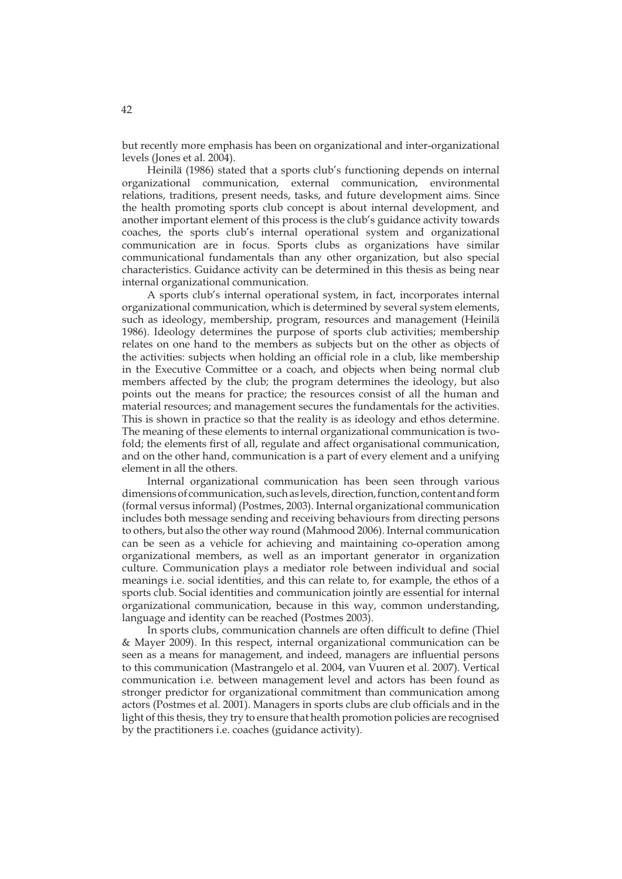but recently more emphasis has been on organizational and inter-organizational levels (Jones et al. 2004).

Heinilä (1986) stated that a sports club's functioning depends on internal organizational communication, external communication, environmental relations, traditions, present needs, tasks, and future development aims. Since the health promoting sports club concept is about internal development, and another important element of this process is the club's guidance activity towards coaches, the sports club's internal operational system and organizational communication are in focus. Sports clubs as organizations have similar communicational fundamentals than any other organization, but also special characteristics. Guidance activity can be determined in this thesis as being near internal organizational communication.

A sports club's internal operational system, in fact, incorporates internal organizational communication, which is determined by several system elements, such as ideology, membership, program, resources and management (Heinilä 1986). Ideology determines the purpose of sports club activities; membership relates on one hand to the members as subjects but on the other as objects of the activities: subjects when holding an official role in a club, like membership in the Executive Committee or a coach, and objects when being normal club members affected by the club; the program determines the ideology, but also points out the means for practice; the resources consist of all the human and material resources; and management secures the fundamentals for the activities. This is shown in practice so that the reality is as ideology and ethos determine. The meaning of these elements to internal organizational communication is two-fold; the elements first of all, regulate and affect organisational communication, and on the other hand, communication is a part of every element and a unifying element in all the others.

Internal organizational communication has been seen through various dimensions of communication, such as levels, direction, function, content and form (formal versus informal) (Postmes, 2003). Internal organizational communication includes both message sending and receiving behaviours from directing persons to others, but also the other way round (Mahmood 2006). Internal communication can be seen as a vehicle for achieving and maintaining co-operation among organizational members, as well as an important generator in organization culture. Communication plays a mediator role between individual and social meanings i.e. social identities, and this can relate to, for example, the ethos of a sports club. Social identities and communication jointly are essential for internal organizational communication, because in this way, common understanding, language and identity can be reached (Postmes 2003).

In sports clubs, communication channels are often difficult to define (Thiel & Mayer 2009). In this respect, internal organizational communication can be seen as a means for management, and indeed, managers are influential persons to this communication (Mastrangelo et al. 2004, van Vuuren et al. 2007). Vertical communication i.e. between management level and actors has been found as stronger predictor for organizational commitment than communication among actors (Postmes et al. 2001). Managers in sports clubs are club officials and in the light of this thesis, they try to ensure that health promotion policies are recognised by the practitioners i.e. coaches (guidance activity).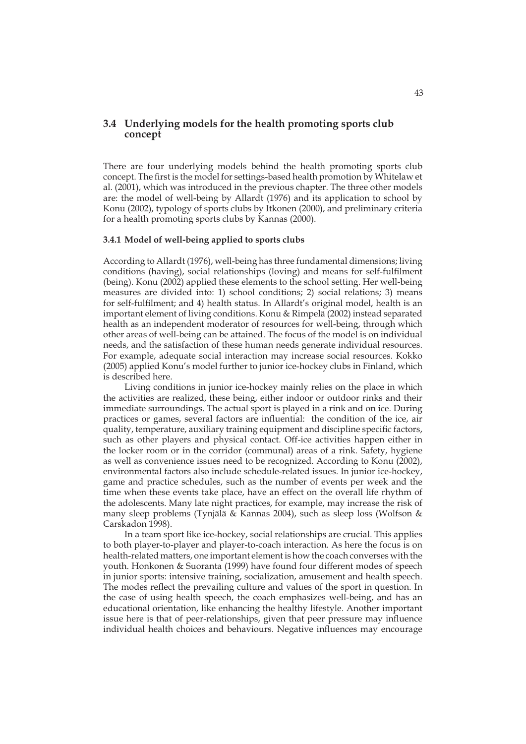## 3.4 Underlying models for the health promoting sports club concept

There are four underlying models behind the health promoting sports club concept. The first is the model for settings-based health promotion by Whitelaw et al. (2001), which was introduced in the previous chapter. The three other models are: the model of well-being by Allardt (1976) and its application to school by Konu (2002), typology of sports clubs by Itkonen (2000), and preliminary criteria for a health promoting sports clubs by Kannas (2000).

### 3.4.1 Model of well-being applied to sports clubs

According to Allardt (1976), well-being has three fundamental dimensions; living conditions (having), social relationships (loving) and means for self-fulfilment (being). Konu (2002) applied these elements to the school setting. Her well-being measures are divided into: 1) school conditions; 2) social relations; 3) means for self-fulfilment; and 4) health status. In Allardt's original model, health is an important element of living conditions. Konu & Rimpelä (2002) instead separated health as an independent moderator of resources for well-being, through which other areas of well-being can be attained. The focus of the model is on individual needs, and the satisfaction of these human needs generate individual resources. For example, adequate social interaction may increase social resources. Kokko (2005) applied Konu's model further to junior ice-hockey clubs in Finland, which is described here.

Living conditions in junior ice-hockey mainly relies on the place in which the activities are realized, these being, either indoor or outdoor rinks and their immediate surroundings. The actual sport is played in a rink and on ice. During practices or games, several factors are influential: the condition of the ice, air quality, temperature, auxiliary training equipment and discipline specific factors, such as other players and physical contact. Off-ice activities happen either in the locker room or in the corridor (communal) areas of a rink. Safety, hygiene as well as convenience issues need to be recognized. According to Konu (2002), environmental factors also include schedule-related issues. In junior ice-hockey, game and practice schedules, such as the number of events per week and the time when these events take place, have an effect on the overall life rhythm of the adolescents. Many late night practices, for example, may increase the risk of many sleep problems (Tynjälä & Kannas 2004), such as sleep loss (Wolfson & Carskadon 1998).

In a team sport like ice-hockey, social relationships are crucial. This applies to both player-to-player and player-to-coach interaction. As here the focus is on health-related matters, one important element is how the coach converses with the youth. Honkonen & Suoranta (1999) have found four different modes of speech in junior sports: intensive training, socialization, amusement and health speech. The modes reflect the prevailing culture and values of the sport in question. In the case of using health speech, the coach emphasizes well-being, and has an educational orientation, like enhancing the healthy lifestyle. Another important issue here is that of peer-relationships, given that peer pressure may influence individual health choices and behaviours. Negative influences may encourage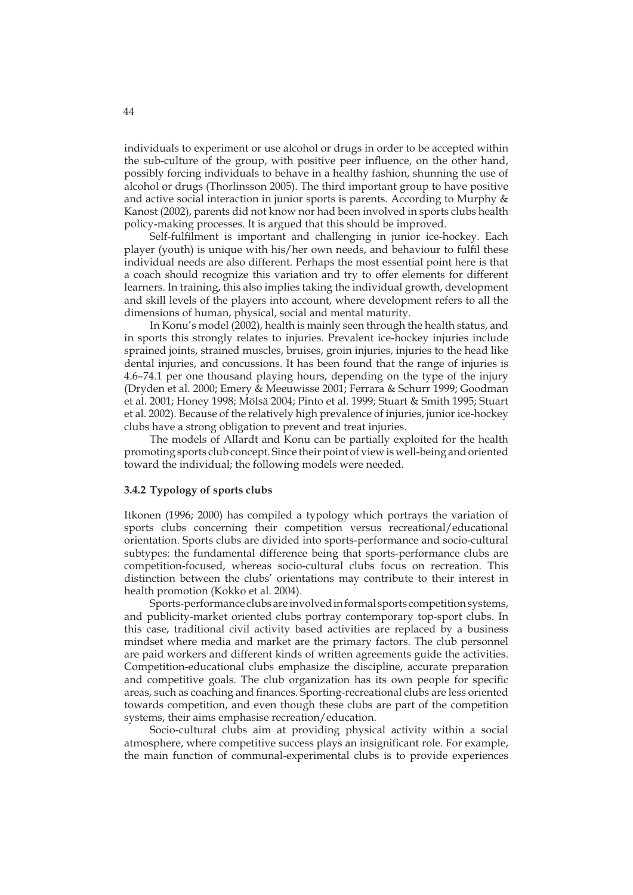individuals to experiment or use alcohol or drugs in order to be accepted within the sub-culture of the group, with positive peer influence, on the other hand, possibly forcing individuals to behave in a healthy fashion, shunning the use of alcohol or drugs (Thorlinsson 2005). The third important group to have positive and active social interaction in junior sports is parents. According to Murphy & Kanost (2002), parents did not know nor had been involved in sports clubs health policy-making processes. It is argued that this should be improved.

Self-fulfilment is important and challenging in junior ice-hockey. Each player (youth) is unique with his/her own needs, and behaviour to fulfil these individual needs are also different. Perhaps the most essential point here is that a coach should recognize this variation and try to offer elements for different learners. In training, this also implies taking the individual growth, development and skill levels of the players into account, where development refers to all the dimensions of human, physical, social and mental maturity.

In Konu's model (2002), health is mainly seen through the health status, and in sports this strongly relates to injuries. Prevalent ice-hockey injuries include sprained joints, strained muscles, bruises, groin injuries, injuries to the head like dental injuries, and concussions. It has been found that the range of injuries is 4.6–74.1 per one thousand playing hours, depending on the type of the injury (Dryden et al. 2000; Emery & Meeuwisse 2001; Ferrara & Schurr 1999; Goodman et al. 2001; Honey 1998; Mölsä 2004; Pinto et al. 1999; Stuart & Smith 1995; Stuart et al. 2002). Because of the relatively high prevalence of injuries, junior ice-hockey clubs have a strong obligation to prevent and treat injuries.

The models of Allardt and Konu can be partially exploited for the health promoting sports club concept. Since their point of view is well-being and oriented toward the individual; the following models were needed.

### 3.4.2 Typology of sports clubs

Itkonen (1996; 2000) has compiled a typology which portrays the variation of sports clubs concerning their competition versus recreational/educational orientation. Sports clubs are divided into sports-performance and socio-cultural subtypes: the fundamental difference being that sports-performance clubs are competition-focused, whereas socio-cultural clubs focus on recreation. This distinction between the clubs' orientations may contribute to their interest in health promotion (Kokko et al. 2004).

Sports-performance clubs are involved in formal sports competition systems, and publicity-market oriented clubs portray contemporary top-sport clubs. In this case, traditional civil activity based activities are replaced by a business mindset where media and market are the primary factors. The club personnel are paid workers and different kinds of written agreements guide the activities. Competition-educational clubs emphasize the discipline, accurate preparation and competitive goals. The club organization has its own people for specific areas, such as coaching and finances. Sporting-recreational clubs are less oriented towards competition, and even though these clubs are part of the competition systems, their aims emphasise recreation/education.

Socio-cultural clubs aim at providing physical activity within a social atmosphere, where competitive success plays an insignificant role. For example, the main function of communal-experimental clubs is to provide experiences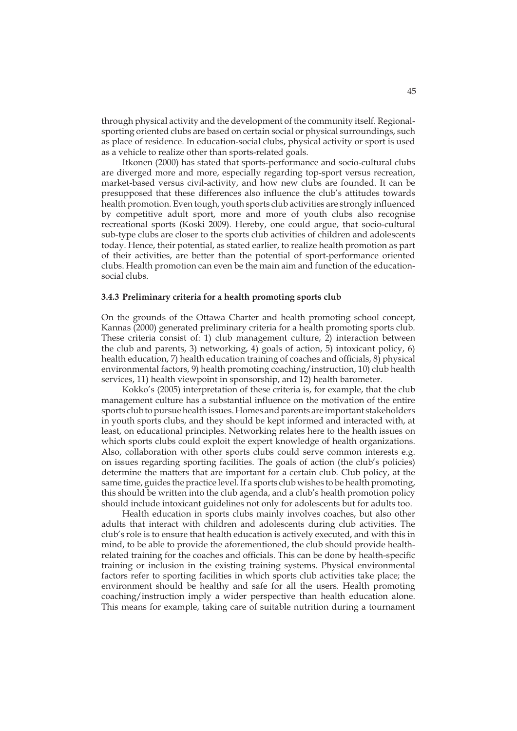through physical activity and the development of the community itself. Regional-sporting oriented clubs are based on certain social or physical surroundings, such as place of residence. In education-social clubs, physical activity or sport is used as a vehicle to realize other than sports-related goals.

Itkonen (2000) has stated that sports-performance and socio-cultural clubs are diverged more and more, especially regarding top-sport versus recreation, market-based versus civil-activity, and how new clubs are founded. It can be presupposed that these differences also influence the club's attitudes towards health promotion. Even tough, youth sports club activities are strongly influenced by competitive adult sport, more and more of youth clubs also recognise recreational sports (Koski 2009). Hereby, one could argue, that socio-cultural sub-type clubs are closer to the sports club activities of children and adolescents today. Hence, their potential, as stated earlier, to realize health promotion as part of their activities, are better than the potential of sport-performance oriented clubs. Health promotion can even be the main aim and function of the education-social clubs.

### 3.4.3 Preliminary criteria for a health promoting sports club

On the grounds of the Ottawa Charter and health promoting school concept, Kannas (2000) generated preliminary criteria for a health promoting sports club. These criteria consist of: 1) club management culture, 2) interaction between the club and parents, 3) networking, 4) goals of action, 5) intoxicant policy, 6) health education, 7) health education training of coaches and officials, 8) physical environmental factors, 9) health promoting coaching/instruction, 10) club health services, 11) health viewpoint in sponsorship, and 12) health barometer.

Kokko's (2005) interpretation of these criteria is, for example, that the club management culture has a substantial influence on the motivation of the entire sports club to pursue health issues. Homes and parents are important stakeholders in youth sports clubs, and they should be kept informed and interacted with, at least, on educational principles. Networking relates here to the health issues on which sports clubs could exploit the expert knowledge of health organizations. Also, collaboration with other sports clubs could serve common interests e.g. on issues regarding sporting facilities. The goals of action (the club's policies) determine the matters that are important for a certain club. Club policy, at the same time, guides the practice level. If a sports club wishes to be health promoting, this should be written into the club agenda, and a club's health promotion policy should include intoxicant guidelines not only for adolescents but for adults too.

Health education in sports clubs mainly involves coaches, but also other adults that interact with children and adolescents during club activities. The club's role is to ensure that health education is actively executed, and with this in mind, to be able to provide the aforementioned, the club should provide health-related training for the coaches and officials. This can be done by health-specific training or inclusion in the existing training systems. Physical environmental factors refer to sporting facilities in which sports club activities take place; the environment should be healthy and safe for all the users. Health promoting coaching/instruction imply a wider perspective than health education alone. This means for example, taking care of suitable nutrition during a tournament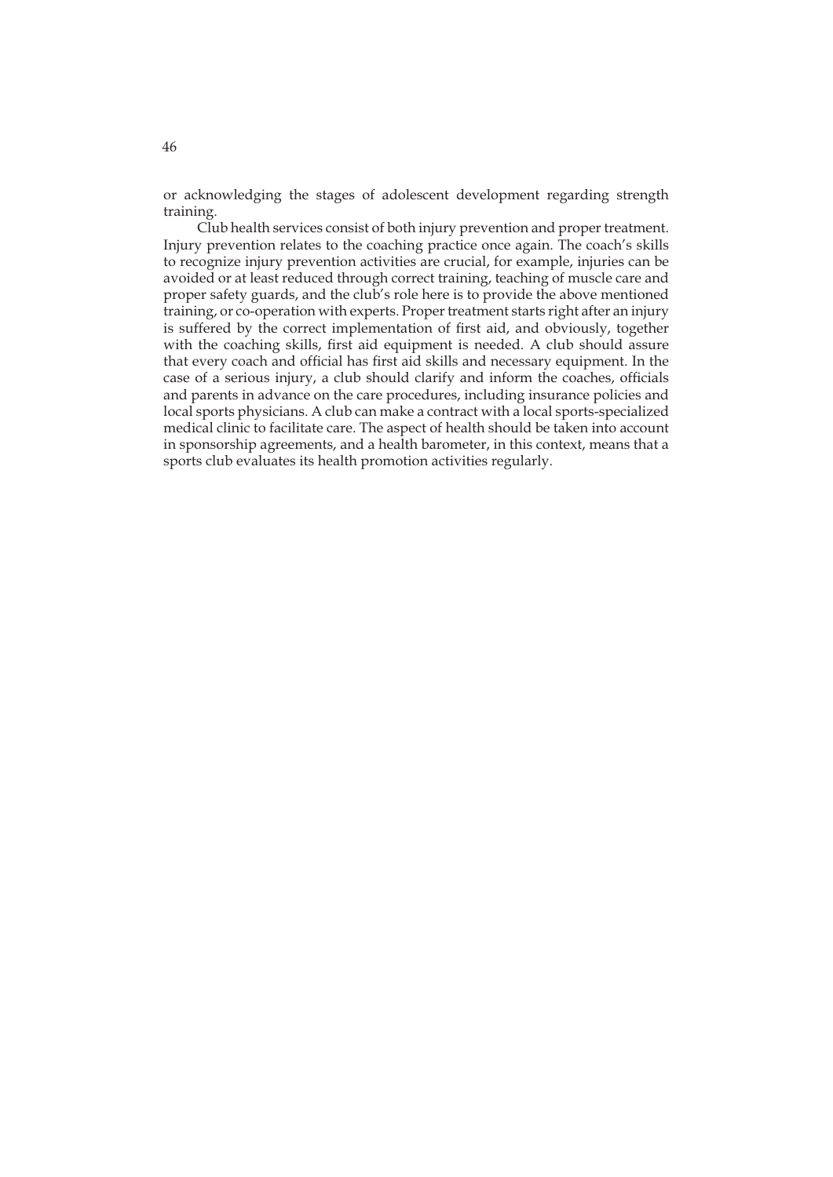or acknowledging the stages of adolescent development regarding strength training.

Club health services consist of both injury prevention and proper treatment. Injury prevention relates to the coaching practice once again. The coach's skills to recognize injury prevention activities are crucial, for example, injuries can be avoided or at least reduced through correct training, teaching of muscle care and proper safety guards, and the club's role here is to provide the above mentioned training, or co-operation with experts. Proper treatment starts right after an injury is suffered by the correct implementation of first aid, and obviously, together with the coaching skills, first aid equipment is needed. A club should assure that every coach and official has first aid skills and necessary equipment. In the case of a serious injury, a club should clarify and inform the coaches, officials and parents in advance on the care procedures, including insurance policies and local sports physicians. A club can make a contract with a local sports-specialized medical clinic to facilitate care. The aspect of health should be taken into account in sponsorship agreements, and a health barometer, in this context, means that a sports club evaluates its health promotion activities regularly.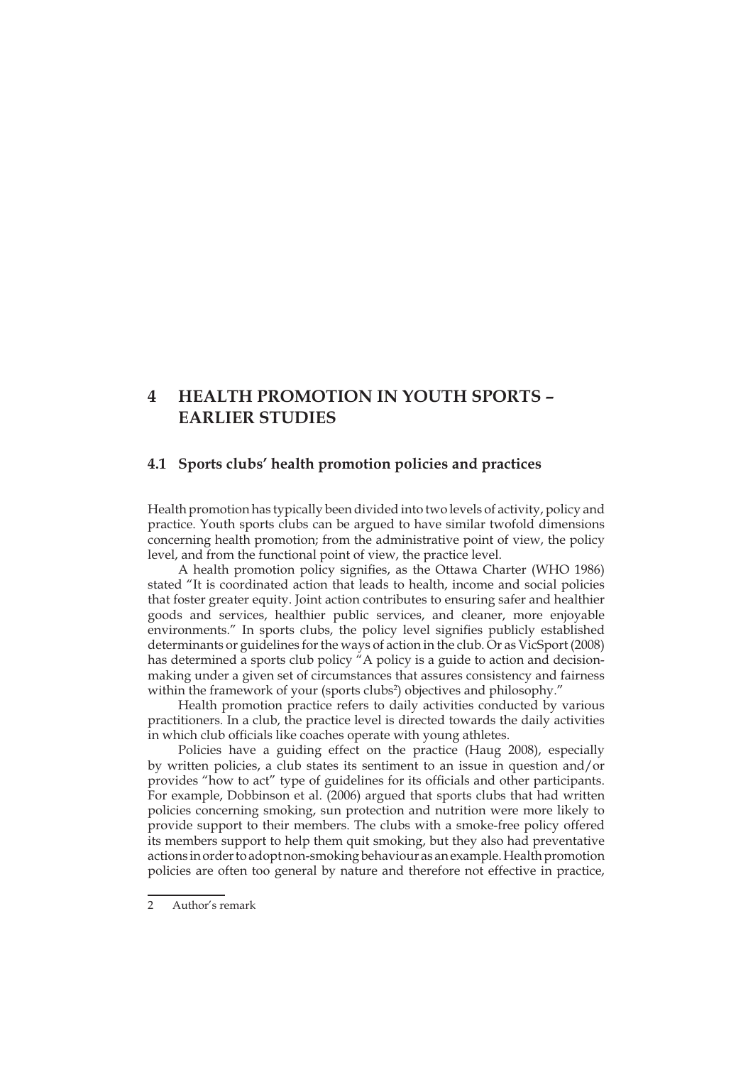# 4 HEALTH PROMOTION IN YOUTH SPORTS – EARLIER STUDIES

## 4.1 Sports clubs' health promotion policies and practices

Health promotion has typically been divided into two levels of activity, policy and practice. Youth sports clubs can be argued to have similar twofold dimensions concerning health promotion; from the administrative point of view, the policy level, and from the functional point of view, the practice level.

A health promotion policy signifies, as the Ottawa Charter (WHO 1986) stated "It is coordinated action that leads to health, income and social policies that foster greater equity. Joint action contributes to ensuring safer and healthier goods and services, healthier public services, and cleaner, more enjoyable environments." In sports clubs, the policy level signifies publicly established determinants or guidelines for the ways of action in the club. Or as VicSport (2008) has determined a sports club policy "A policy is a guide to action and decision-making under a given set of circumstances that assures consistency and fairness within the framework of your (sports clubs[2]) objectives and philosophy."

Health promotion practice refers to daily activities conducted by various practitioners. In a club, the practice level is directed towards the daily activities in which club officials like coaches operate with young athletes.

Policies have a guiding effect on the practice (Haug 2008), especially by written policies, a club states its sentiment to an issue in question and/or provides "how to act" type of guidelines for its officials and other participants. For example, Dobbinson et al. (2006) argued that sports clubs that had written policies concerning smoking, sun protection and nutrition were more likely to provide support to their members. The clubs with a smoke-free policy offered its members support to help them quit smoking, but they also had preventative actions in order to adopt non-smoking behaviour as an example. Health promotion policies are often too general by nature and therefore not effective in practice,

---

[2] Author's remark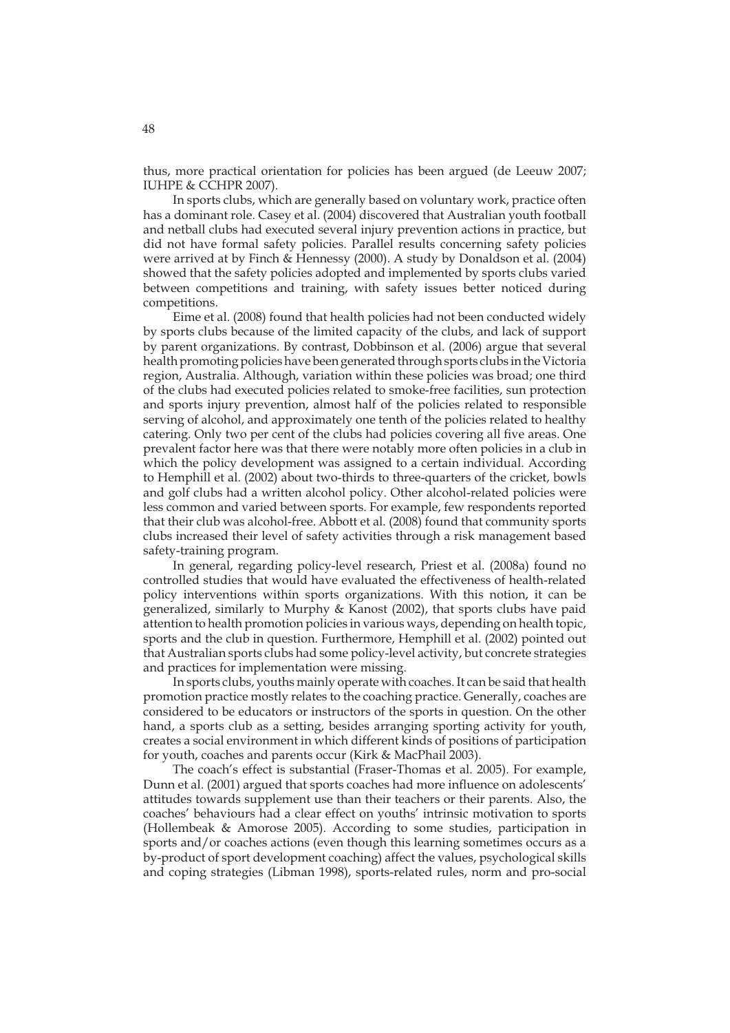thus, more practical orientation for policies has been argued (de Leeuw 2007; IUHPE & CCHPR 2007).

In sports clubs, which are generally based on voluntary work, practice often has a dominant role. Casey et al. (2004) discovered that Australian youth football and netball clubs had executed several injury prevention actions in practice, but did not have formal safety policies. Parallel results concerning safety policies were arrived at by Finch & Hennessy (2000). A study by Donaldson et al. (2004) showed that the safety policies adopted and implemented by sports clubs varied between competitions and training, with safety issues better noticed during competitions.

Eime et al. (2008) found that health policies had not been conducted widely by sports clubs because of the limited capacity of the clubs, and lack of support by parent organizations. By contrast, Dobbinson et al. (2006) argue that several health promoting policies have been generated through sports clubs in the Victoria region, Australia. Although, variation within these policies was broad; one third of the clubs had executed policies related to smoke-free facilities, sun protection and sports injury prevention, almost half of the policies related to responsible serving of alcohol, and approximately one tenth of the policies related to healthy catering. Only two per cent of the clubs had policies covering all five areas. One prevalent factor here was that there were notably more often policies in a club in which the policy development was assigned to a certain individual. According to Hemphill et al. (2002) about two-thirds to three-quarters of the cricket, bowls and golf clubs had a written alcohol policy. Other alcohol-related policies were less common and varied between sports. For example, few respondents reported that their club was alcohol-free. Abbott et al. (2008) found that community sports clubs increased their level of safety activities through a risk management based safety-training program.

In general, regarding policy-level research, Priest et al. (2008a) found no controlled studies that would have evaluated the effectiveness of health-related policy interventions within sports organizations. With this notion, it can be generalized, similarly to Murphy & Kanost (2002), that sports clubs have paid attention to health promotion policies in various ways, depending on health topic, sports and the club in question. Furthermore, Hemphill et al. (2002) pointed out that Australian sports clubs had some policy-level activity, but concrete strategies and practices for implementation were missing.

In sports clubs, youths mainly operate with coaches. It can be said that health promotion practice mostly relates to the coaching practice. Generally, coaches are considered to be educators or instructors of the sports in question. On the other hand, a sports club as a setting, besides arranging sporting activity for youth, creates a social environment in which different kinds of positions of participation for youth, coaches and parents occur (Kirk & MacPhail 2003).

The coach's effect is substantial (Fraser-Thomas et al. 2005). For example, Dunn et al. (2001) argued that sports coaches had more influence on adolescents' attitudes towards supplement use than their teachers or their parents. Also, the coaches' behaviours had a clear effect on youths' intrinsic motivation to sports (Hollembeak & Amorose 2005). According to some studies, participation in sports and/or coaches actions (even though this learning sometimes occurs as a by-product of sport development coaching) affect the values, psychological skills and coping strategies (Libman 1998), sports-related rules, norm and pro-social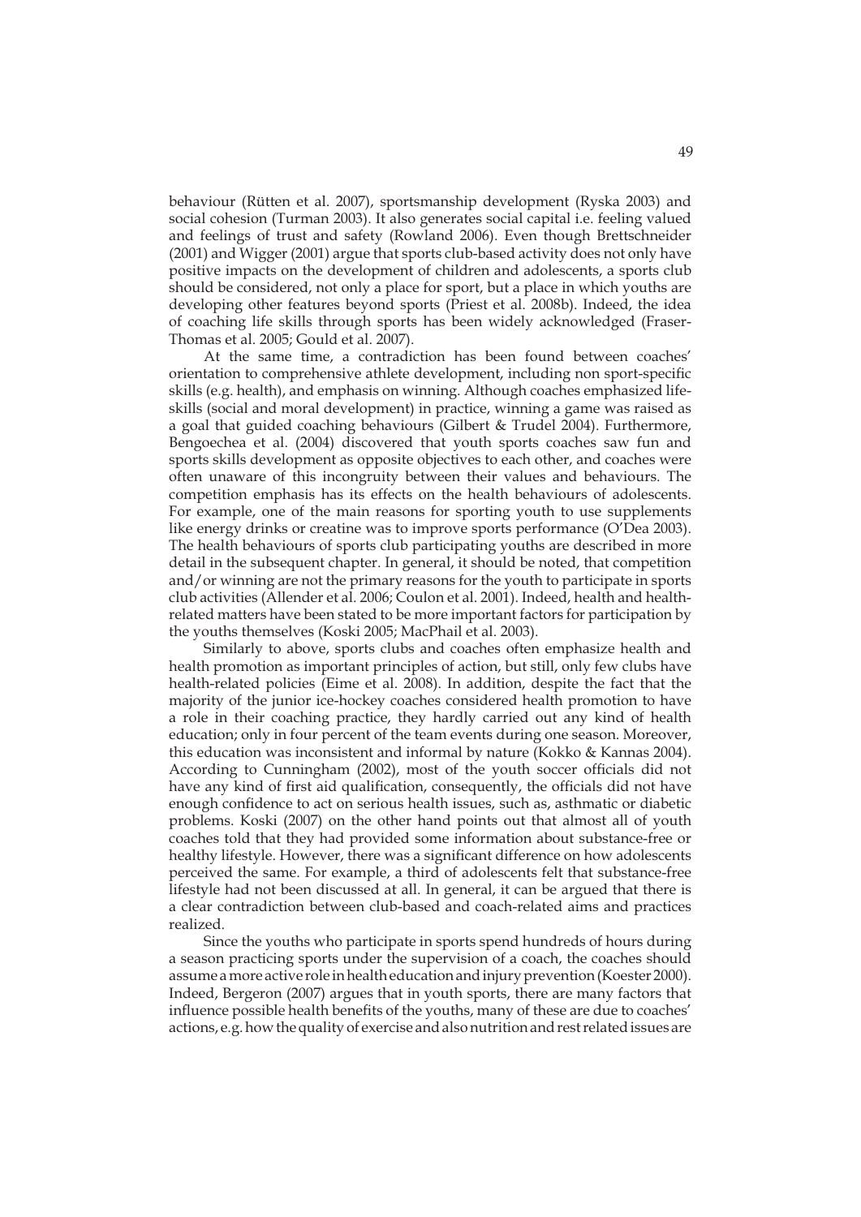behaviour (Rütten et al. 2007), sportsmanship development (Ryska 2003) and social cohesion (Turman 2003). It also generates social capital i.e. feeling valued and feelings of trust and safety (Rowland 2006). Even though Brettschneider (2001) and Wigger (2001) argue that sports club-based activity does not only have positive impacts on the development of children and adolescents, a sports club should be considered, not only a place for sport, but a place in which youths are developing other features beyond sports (Priest et al. 2008b). Indeed, the idea of coaching life skills through sports has been widely acknowledged (Fraser-Thomas et al. 2005; Gould et al. 2007).

At the same time, a contradiction has been found between coaches' orientation to comprehensive athlete development, including non sport-specific skills (e.g. health), and emphasis on winning. Although coaches emphasized life-skills (social and moral development) in practice, winning a game was raised as a goal that guided coaching behaviours (Gilbert & Trudel 2004). Furthermore, Bengoechea et al. (2004) discovered that youth sports coaches saw fun and sports skills development as opposite objectives to each other, and coaches were often unaware of this incongruity between their values and behaviours. The competition emphasis has its effects on the health behaviours of adolescents. For example, one of the main reasons for sporting youth to use supplements like energy drinks or creatine was to improve sports performance (O'Dea 2003). The health behaviours of sports club participating youths are described in more detail in the subsequent chapter. In general, it should be noted, that competition and/or winning are not the primary reasons for the youth to participate in sports club activities (Allender et al. 2006; Coulon et al. 2001). Indeed, health and health-related matters have been stated to be more important factors for participation by the youths themselves (Koski 2005; MacPhail et al. 2003).

Similarly to above, sports clubs and coaches often emphasize health and health promotion as important principles of action, but still, only few clubs have health-related policies (Eime et al. 2008). In addition, despite the fact that the majority of the junior ice-hockey coaches considered health promotion to have a role in their coaching practice, they hardly carried out any kind of health education; only in four percent of the team events during one season. Moreover, this education was inconsistent and informal by nature (Kokko & Kannas 2004). According to Cunningham (2002), most of the youth soccer officials did not have any kind of first aid qualification, consequently, the officials did not have enough confidence to act on serious health issues, such as, asthmatic or diabetic problems. Koski (2007) on the other hand points out that almost all of youth coaches told that they had provided some information about substance-free or healthy lifestyle. However, there was a significant difference on how adolescents perceived the same. For example, a third of adolescents felt that substance-free lifestyle had not been discussed at all. In general, it can be argued that there is a clear contradiction between club-based and coach-related aims and practices realized.

Since the youths who participate in sports spend hundreds of hours during a season practicing sports under the supervision of a coach, the coaches should assume a more active role in health education and injury prevention (Koester 2000). Indeed, Bergeron (2007) argues that in youth sports, there are many factors that influence possible health benefits of the youths, many of these are due to coaches' actions, e.g. how the quality of exercise and also nutrition and rest related issues are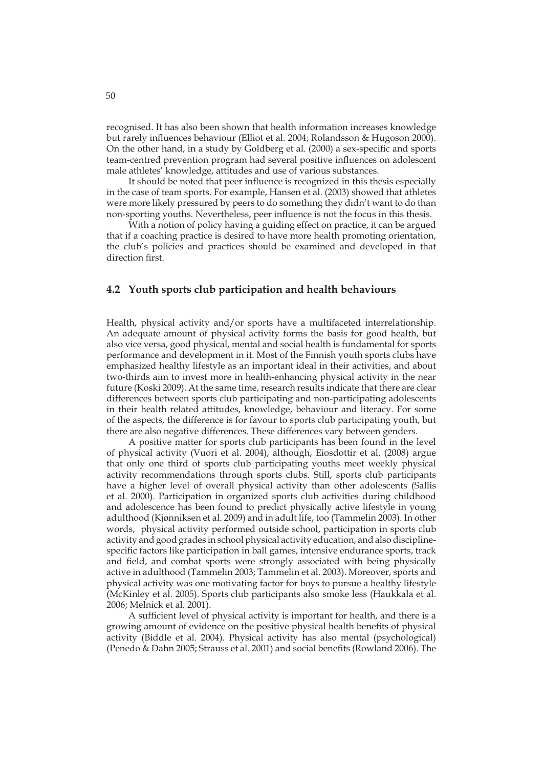recognised. It has also been shown that health information increases knowledge but rarely influences behaviour (Elliot et al. 2004; Rolandsson & Hugoson 2000). On the other hand, in a study by Goldberg et al. (2000) a sex-specific and sports team-centred prevention program had several positive influences on adolescent male athletes' knowledge, attitudes and use of various substances.

It should be noted that peer influence is recognized in this thesis especially in the case of team sports. For example, Hansen et al. (2003) showed that athletes were more likely pressured by peers to do something they didn't want to do than non-sporting youths. Nevertheless, peer influence is not the focus in this thesis.

With a notion of policy having a guiding effect on practice, it can be argued that if a coaching practice is desired to have more health promoting orientation, the club's policies and practices should be examined and developed in that direction first.

## 4.2 Youth sports club participation and health behaviours

Health, physical activity and/or sports have a multifaceted interrelationship. An adequate amount of physical activity forms the basis for good health, but also vice versa, good physical, mental and social health is fundamental for sports performance and development in it. Most of the Finnish youth sports clubs have emphasized healthy lifestyle as an important ideal in their activities, and about two-thirds aim to invest more in health-enhancing physical activity in the near future (Koski 2009). At the same time, research results indicate that there are clear differences between sports club participating and non-participating adolescents in their health related attitudes, knowledge, behaviour and literacy. For some of the aspects, the difference is for favour to sports club participating youth, but there are also negative differences. These differences vary between genders.

A positive matter for sports club participants has been found in the level of physical activity (Vuori et al. 2004), although, Eiosdottir et al. (2008) argue that only one third of sports club participating youths meet weekly physical activity recommendations through sports clubs. Still, sports club participants have a higher level of overall physical activity than other adolescents (Sallis et al. 2000). Participation in organized sports club activities during childhood and adolescence has been found to predict physically active lifestyle in young adulthood (Kjønniksen et al. 2009) and in adult life, too (Tammelin 2003). In other words, physical activity performed outside school, participation in sports club activity and good grades in school physical activity education, and also discipline-specific factors like participation in ball games, intensive endurance sports, track and field, and combat sports were strongly associated with being physically active in adulthood (Tammelin 2003; Tammelin et al. 2003). Moreover, sports and physical activity was one motivating factor for boys to pursue a healthy lifestyle (McKinley et al. 2005). Sports club participants also smoke less (Haukkala et al. 2006; Melnick et al. 2001).

A sufficient level of physical activity is important for health, and there is a growing amount of evidence on the positive physical health benefits of physical activity (Biddle et al. 2004). Physical activity has also mental (psychological) (Penedo & Dahn 2005; Strauss et al. 2001) and social benefits (Rowland 2006). The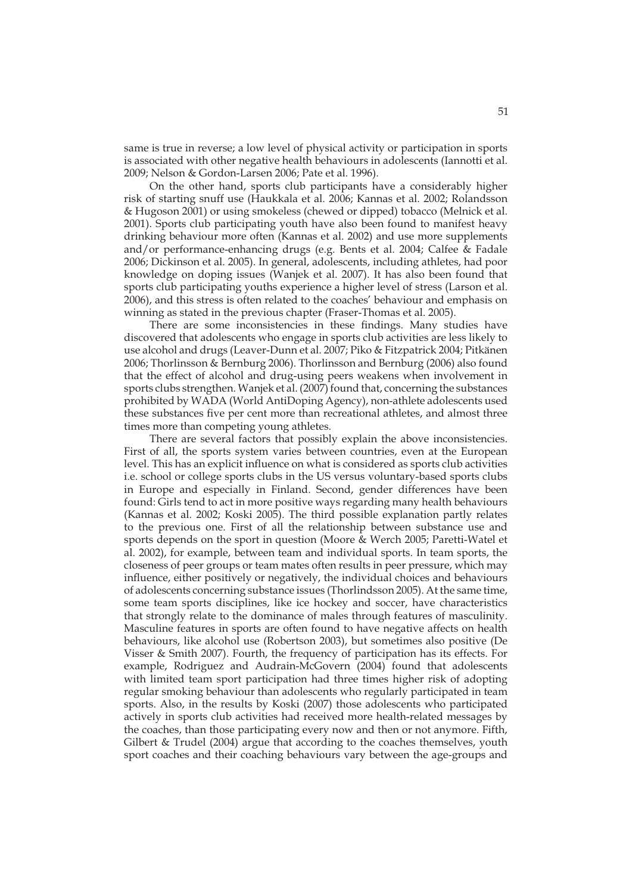same is true in reverse; a low level of physical activity or participation in sports is associated with other negative health behaviours in adolescents (Iannotti et al. 2009; Nelson & Gordon-Larsen 2006; Pate et al. 1996).

On the other hand, sports club participants have a considerably higher risk of starting snuff use (Haukkala et al. 2006; Kannas et al. 2002; Rolandsson & Hugoson 2001) or using smokeless (chewed or dipped) tobacco (Melnick et al. 2001). Sports club participating youth have also been found to manifest heavy drinking behaviour more often (Kannas et al. 2002) and use more supplements and/or performance-enhancing drugs (e.g. Bents et al. 2004; Calfee & Fadale 2006; Dickinson et al. 2005). In general, adolescents, including athletes, had poor knowledge on doping issues (Wanjek et al. 2007). It has also been found that sports club participating youths experience a higher level of stress (Larson et al. 2006), and this stress is often related to the coaches' behaviour and emphasis on winning as stated in the previous chapter (Fraser-Thomas et al. 2005).

There are some inconsistencies in these findings. Many studies have discovered that adolescents who engage in sports club activities are less likely to use alcohol and drugs (Leaver-Dunn et al. 2007; Piko & Fitzpatrick 2004; Pitkänen 2006; Thorlinsson & Bernburg 2006). Thorlinsson and Bernburg (2006) also found that the effect of alcohol and drug-using peers weakens when involvement in sports clubs strengthen. Wanjek et al. (2007) found that, concerning the substances prohibited by WADA (World AntiDoping Agency), non-athlete adolescents used these substances five per cent more than recreational athletes, and almost three times more than competing young athletes.

There are several factors that possibly explain the above inconsistencies. First of all, the sports system varies between countries, even at the European level. This has an explicit influence on what is considered as sports club activities i.e. school or college sports clubs in the US versus voluntary-based sports clubs in Europe and especially in Finland. Second, gender differences have been found: Girls tend to act in more positive ways regarding many health behaviours (Kannas et al. 2002; Koski 2005). The third possible explanation partly relates to the previous one. First of all the relationship between substance use and sports depends on the sport in question (Moore & Werch 2005; Paretti-Watel et al. 2002), for example, between team and individual sports. In team sports, the closeness of peer groups or team mates often results in peer pressure, which may influence, either positively or negatively, the individual choices and behaviours of adolescents concerning substance issues (Thorlindsson 2005). At the same time, some team sports disciplines, like ice hockey and soccer, have characteristics that strongly relate to the dominance of males through features of masculinity. Masculine features in sports are often found to have negative affects on health behaviours, like alcohol use (Robertson 2003), but sometimes also positive (De Visser & Smith 2007). Fourth, the frequency of participation has its effects. For example, Rodriguez and Audrain-McGovern (2004) found that adolescents with limited team sport participation had three times higher risk of adopting regular smoking behaviour than adolescents who regularly participated in team sports. Also, in the results by Koski (2007) those adolescents who participated actively in sports club activities had received more health-related messages by the coaches, than those participating every now and then or not anymore. Fifth, Gilbert & Trudel (2004) argue that according to the coaches themselves, youth sport coaches and their coaching behaviours vary between the age-groups and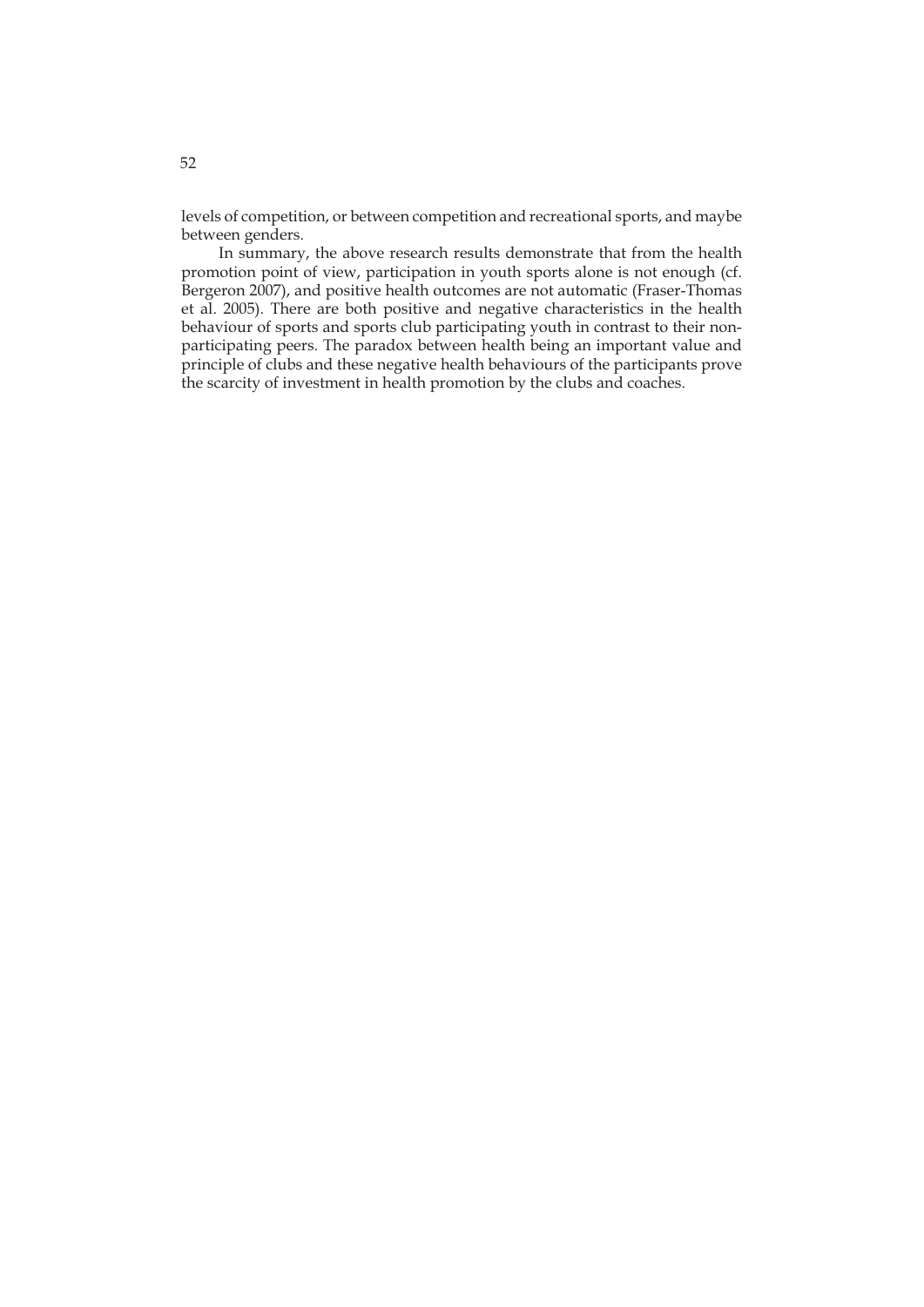levels of competition, or between competition and recreational sports, and maybe between genders.

In summary, the above research results demonstrate that from the health promotion point of view, participation in youth sports alone is not enough (cf. Bergeron 2007), and positive health outcomes are not automatic (Fraser-Thomas et al. 2005). There are both positive and negative characteristics in the health behaviour of sports and sports club participating youth in contrast to their non-participating peers. The paradox between health being an important value and principle of clubs and these negative health behaviours of the participants prove the scarcity of investment in health promotion by the clubs and coaches.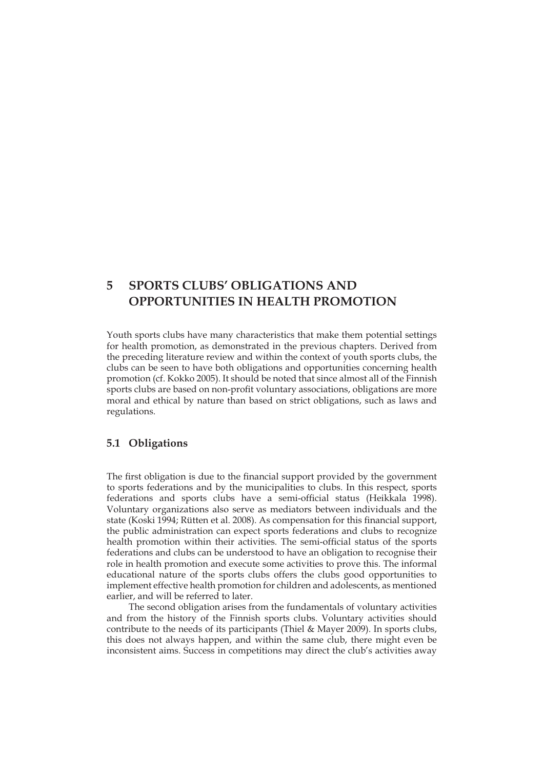# 5 SPORTS CLUBS' OBLIGATIONS AND OPPORTUNITIES IN HEALTH PROMOTION

Youth sports clubs have many characteristics that make them potential settings for health promotion, as demonstrated in the previous chapters. Derived from the preceding literature review and within the context of youth sports clubs, the clubs can be seen to have both obligations and opportunities concerning health promotion (cf. Kokko 2005). It should be noted that since almost all of the Finnish sports clubs are based on non-profit voluntary associations, obligations are more moral and ethical by nature than based on strict obligations, such as laws and regulations.

## 5.1 Obligations

The first obligation is due to the financial support provided by the government to sports federations and by the municipalities to clubs. In this respect, sports federations and sports clubs have a semi-official status (Heikkala 1998). Voluntary organizations also serve as mediators between individuals and the state (Koski 1994; Rütten et al. 2008). As compensation for this financial support, the public administration can expect sports federations and clubs to recognize health promotion within their activities. The semi-official status of the sports federations and clubs can be understood to have an obligation to recognise their role in health promotion and execute some activities to prove this. The informal educational nature of the sports clubs offers the clubs good opportunities to implement effective health promotion for children and adolescents, as mentioned earlier, and will be referred to later.

The second obligation arises from the fundamentals of voluntary activities and from the history of the Finnish sports clubs. Voluntary activities should contribute to the needs of its participants (Thiel & Mayer 2009). In sports clubs, this does not always happen, and within the same club, there might even be inconsistent aims. Success in competitions may direct the club's activities away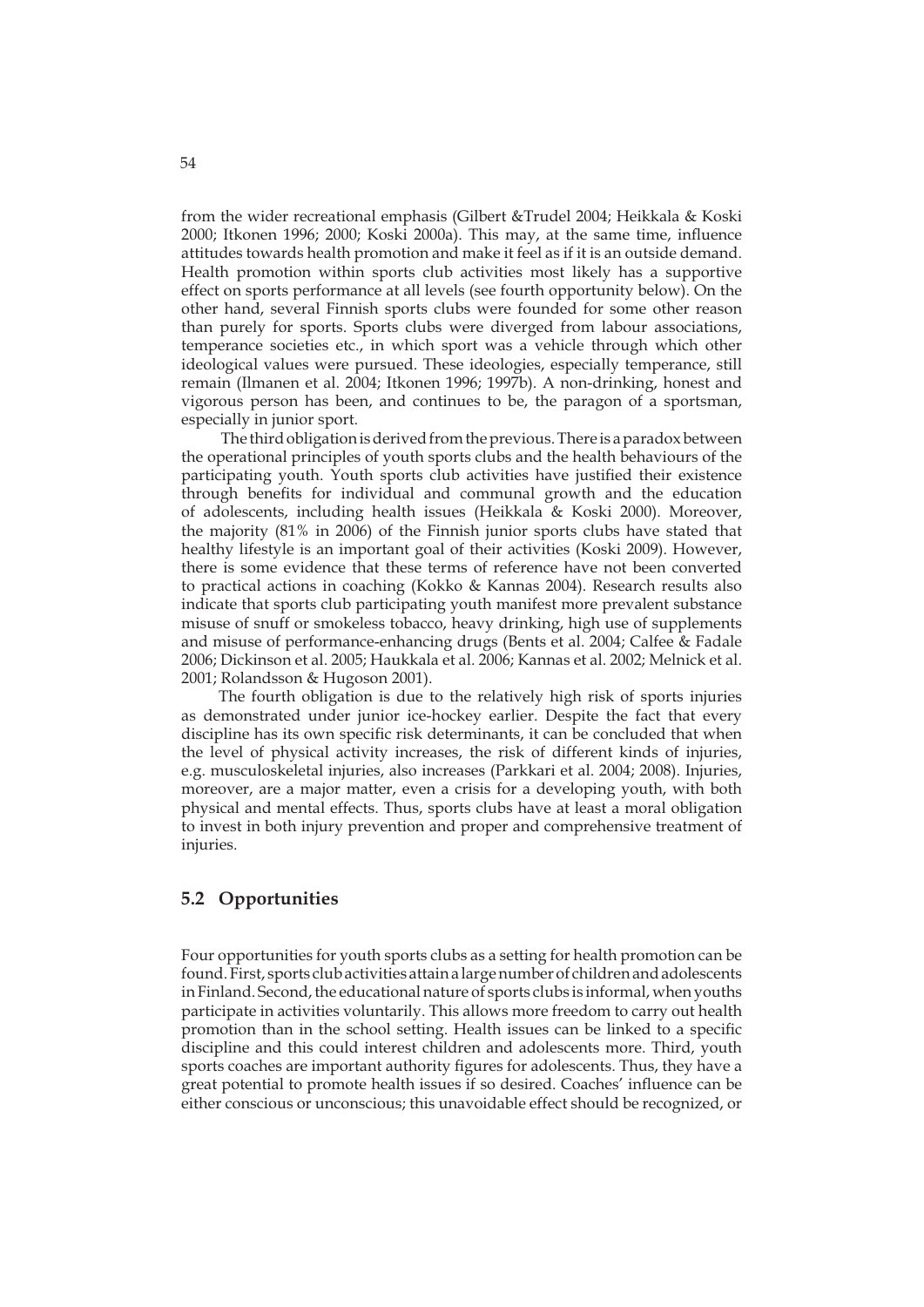from the wider recreational emphasis (Gilbert &Trudel 2004; Heikkala & Koski 2000; Itkonen 1996; 2000; Koski 2000a). This may, at the same time, influence attitudes towards health promotion and make it feel as if it is an outside demand. Health promotion within sports club activities most likely has a supportive effect on sports performance at all levels (see fourth opportunity below). On the other hand, several Finnish sports clubs were founded for some other reason than purely for sports. Sports clubs were diverged from labour associations, temperance societies etc., in which sport was a vehicle through which other ideological values were pursued. These ideologies, especially temperance, still remain (Ilmanen et al. 2004; Itkonen 1996; 1997b). A non-drinking, honest and vigorous person has been, and continues to be, the paragon of a sportsman, especially in junior sport.

The third obligation is derived from the previous. There is a paradox between the operational principles of youth sports clubs and the health behaviours of the participating youth. Youth sports club activities have justified their existence through benefits for individual and communal growth and the education of adolescents, including health issues (Heikkala & Koski 2000). Moreover, the majority (81% in 2006) of the Finnish junior sports clubs have stated that healthy lifestyle is an important goal of their activities (Koski 2009). However, there is some evidence that these terms of reference have not been converted to practical actions in coaching (Kokko & Kannas 2004). Research results also indicate that sports club participating youth manifest more prevalent substance misuse of snuff or smokeless tobacco, heavy drinking, high use of supplements and misuse of performance-enhancing drugs (Bents et al. 2004; Calfee & Fadale 2006; Dickinson et al. 2005; Haukkala et al. 2006; Kannas et al. 2002; Melnick et al. 2001; Rolandsson & Hugoson 2001).

The fourth obligation is due to the relatively high risk of sports injuries as demonstrated under junior ice-hockey earlier. Despite the fact that every discipline has its own specific risk determinants, it can be concluded that when the level of physical activity increases, the risk of different kinds of injuries, e.g. musculoskeletal injuries, also increases (Parkkari et al. 2004; 2008). Injuries, moreover, are a major matter, even a crisis for a developing youth, with both physical and mental effects. Thus, sports clubs have at least a moral obligation to invest in both injury prevention and proper and comprehensive treatment of injuries.

## 5.2 Opportunities

Four opportunities for youth sports clubs as a setting for health promotion can be found. First, sports club activities attain a large number of children and adolescents in Finland. Second, the educational nature of sports clubs is informal, when youths participate in activities voluntarily. This allows more freedom to carry out health promotion than in the school setting. Health issues can be linked to a specific discipline and this could interest children and adolescents more. Third, youth sports coaches are important authority figures for adolescents. Thus, they have a great potential to promote health issues if so desired. Coaches' influence can be either conscious or unconscious; this unavoidable effect should be recognized, or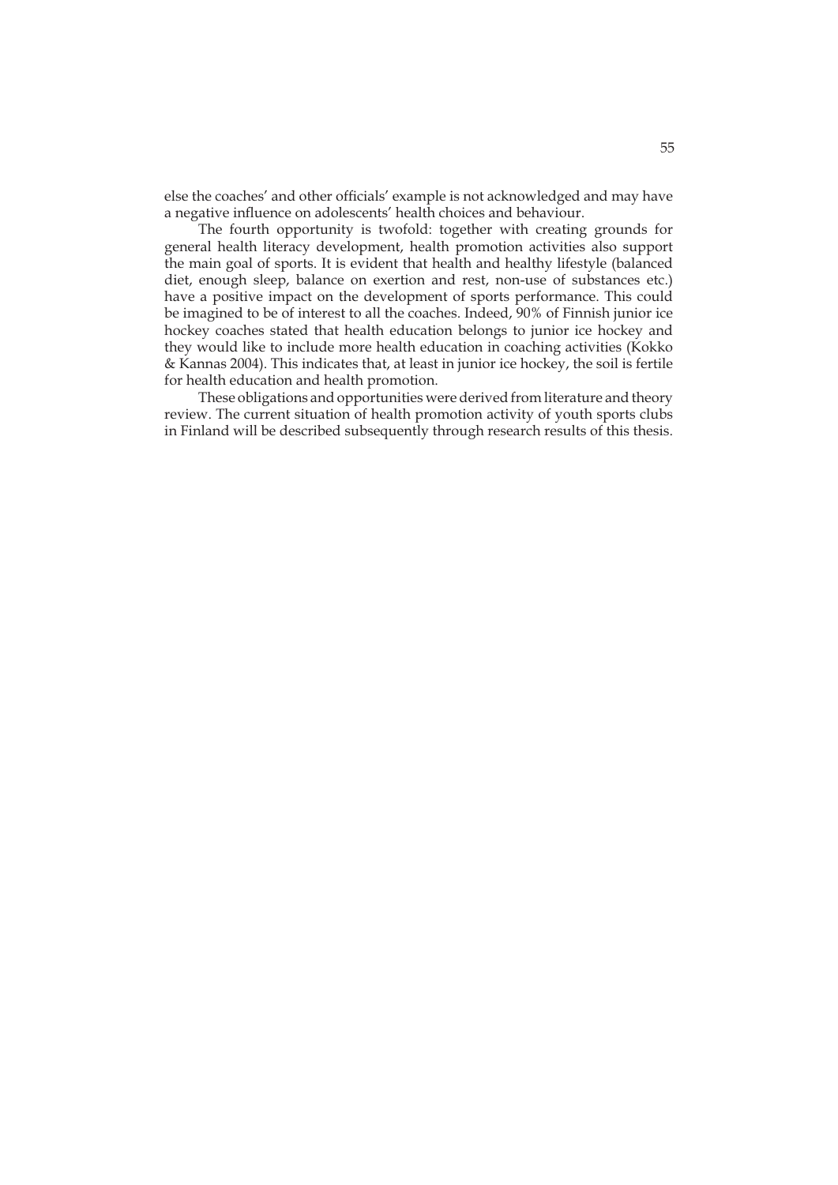else the coaches' and other officials' example is not acknowledged and may have a negative influence on adolescents' health choices and behaviour.

The fourth opportunity is twofold: together with creating grounds for general health literacy development, health promotion activities also support the main goal of sports. It is evident that health and healthy lifestyle (balanced diet, enough sleep, balance on exertion and rest, non-use of substances etc.) have a positive impact on the development of sports performance. This could be imagined to be of interest to all the coaches. Indeed, 90% of Finnish junior ice hockey coaches stated that health education belongs to junior ice hockey and they would like to include more health education in coaching activities (Kokko & Kannas 2004). This indicates that, at least in junior ice hockey, the soil is fertile for health education and health promotion.

These obligations and opportunities were derived from literature and theory review. The current situation of health promotion activity of youth sports clubs in Finland will be described subsequently through research results of this thesis.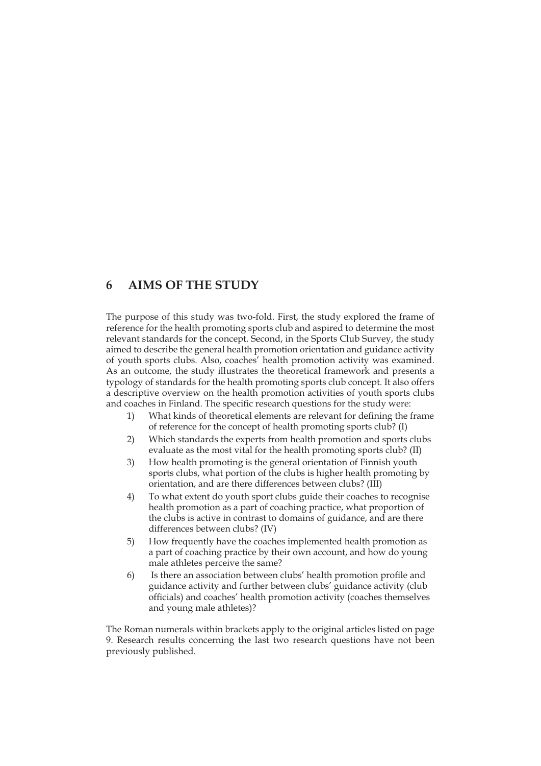# 6 AIMS OF THE STUDY

The purpose of this study was two-fold. First, the study explored the frame of reference for the health promoting sports club and aspired to determine the most relevant standards for the concept. Second, in the Sports Club Survey, the study aimed to describe the general health promotion orientation and guidance activity of youth sports clubs. Also, coaches' health promotion activity was examined. As an outcome, the study illustrates the theoretical framework and presents a typology of standards for the health promoting sports club concept. It also offers a descriptive overview on the health promotion activities of youth sports clubs and coaches in Finland. The specific research questions for the study were:

1) What kinds of theoretical elements are relevant for defining the frame of reference for the concept of health promoting sports club? (I)
2) Which standards the experts from health promotion and sports clubs evaluate as the most vital for the health promoting sports club? (II)
3) How health promoting is the general orientation of Finnish youth sports clubs, what portion of the clubs is higher health promoting by orientation, and are there differences between clubs? (III)
4) To what extent do youth sport clubs guide their coaches to recognise health promotion as a part of coaching practice, what proportion of the clubs is active in contrast to domains of guidance, and are there differences between clubs? (IV)
5) How frequently have the coaches implemented health promotion as a part of coaching practice by their own account, and how do young male athletes perceive the same?
6) Is there an association between clubs' health promotion profile and guidance activity and further between clubs' guidance activity (club officials) and coaches' health promotion activity (coaches themselves and young male athletes)?

The Roman numerals within brackets apply to the original articles listed on page 9. Research results concerning the last two research questions have not been previously published.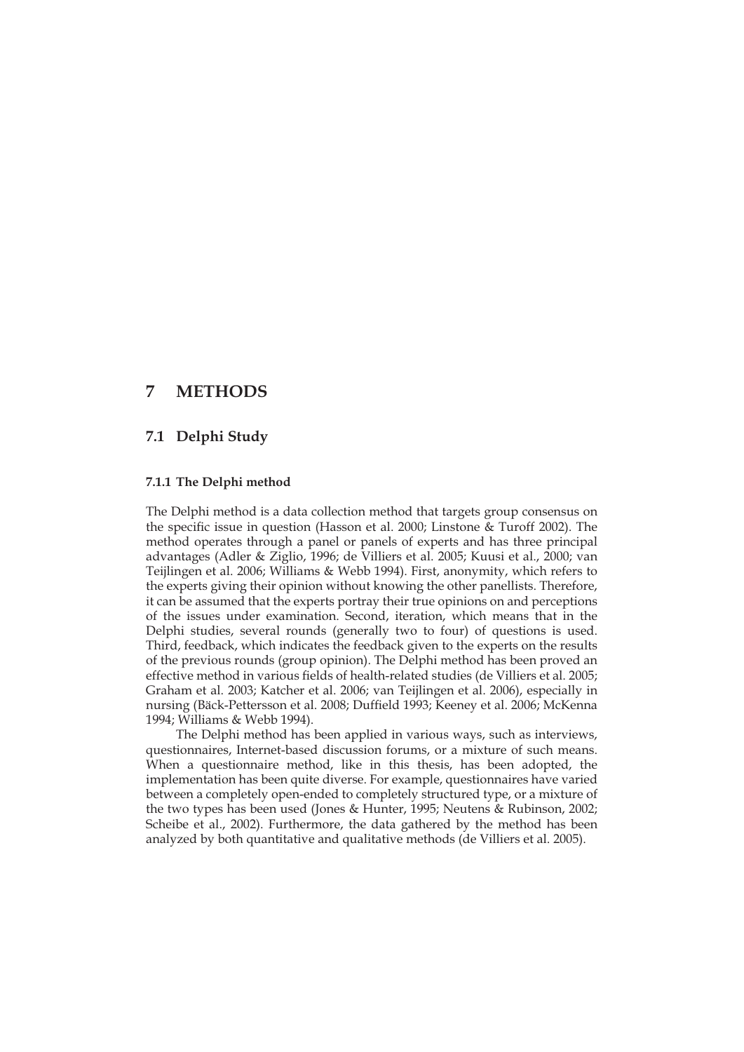# 7 METHODS

## 7.1 Delphi Study

### 7.1.1 The Delphi method

The Delphi method is a data collection method that targets group consensus on the specific issue in question (Hasson et al. 2000; Linstone & Turoff 2002). The method operates through a panel or panels of experts and has three principal advantages (Adler & Ziglio, 1996; de Villiers et al. 2005; Kuusi et al., 2000; van Teijlingen et al. 2006; Williams & Webb 1994). First, anonymity, which refers to the experts giving their opinion without knowing the other panellists. Therefore, it can be assumed that the experts portray their true opinions on and perceptions of the issues under examination. Second, iteration, which means that in the Delphi studies, several rounds (generally two to four) of questions is used. Third, feedback, which indicates the feedback given to the experts on the results of the previous rounds (group opinion). The Delphi method has been proved an effective method in various fields of health-related studies (de Villiers et al. 2005; Graham et al. 2003; Katcher et al. 2006; van Teijlingen et al. 2006), especially in nursing (Bäck-Pettersson et al. 2008; Duffield 1993; Keeney et al. 2006; McKenna 1994; Williams & Webb 1994).

The Delphi method has been applied in various ways, such as interviews, questionnaires, Internet-based discussion forums, or a mixture of such means. When a questionnaire method, like in this thesis, has been adopted, the implementation has been quite diverse. For example, questionnaires have varied between a completely open-ended to completely structured type, or a mixture of the two types has been used (Jones & Hunter, 1995; Neutens & Rubinson, 2002; Scheibe et al., 2002). Furthermore, the data gathered by the method has been analyzed by both quantitative and qualitative methods (de Villiers et al. 2005).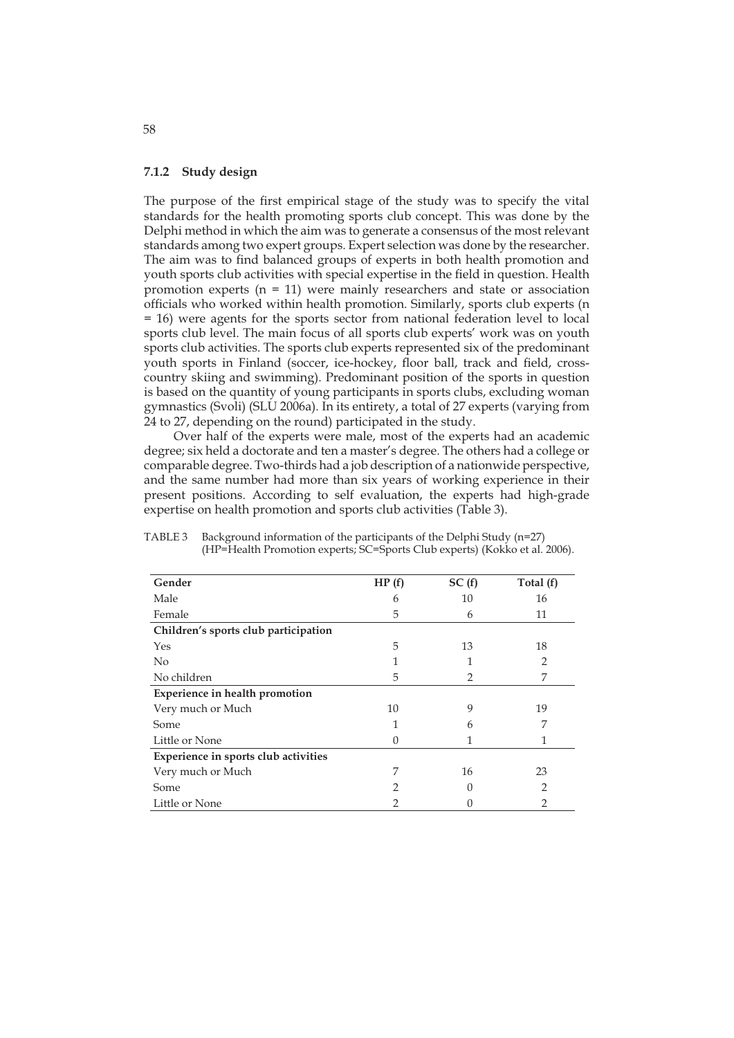### 7.1.2 Study design

The purpose of the first empirical stage of the study was to specify the vital standards for the health promoting sports club concept. This was done by the Delphi method in which the aim was to generate a consensus of the most relevant standards among two expert groups. Expert selection was done by the researcher. The aim was to find balanced groups of experts in both health promotion and youth sports club activities with special expertise in the field in question. Health promotion experts (n = 11) were mainly researchers and state or association officials who worked within health promotion. Similarly, sports club experts (n = 16) were agents for the sports sector from national federation level to local sports club level. The main focus of all sports club experts' work was on youth sports club activities. The sports club experts represented six of the predominant youth sports in Finland (soccer, ice-hockey, floor ball, track and field, cross-country skiing and swimming). Predominant position of the sports in question is based on the quantity of young participants in sports clubs, excluding woman gymnastics (Svoli) (SLU 2006a). In its entirety, a total of 27 experts (varying from 24 to 27, depending on the round) participated in the study.

Over half of the experts were male, most of the experts had an academic degree; six held a doctorate and ten a master's degree. The others had a college or comparable degree. Two-thirds had a job description of a nationwide perspective, and the same number had more than six years of working experience in their present positions. According to self evaluation, the experts had high-grade expertise on health promotion and sports club activities (Table 3).

TABLE 3 Background information of the participants of the Delphi Study (n=27) (HP=Health Promotion experts; SC=Sports Club experts) (Kokko et al. 2006).

| **Gender** | **HP (f)** | **SC (f)** | **Total (f)** |
|---|---|---|---|
| Male | 6 | 10 | 16 |
| Female | 5 | 6 | 11 |
| **Children's sports club participation** | | | |
| Yes | 5 | 13 | 18 |
| No | 1 | 1 | 2 |
| No children | 5 | 2 | 7 |
| **Experience in health promotion** | | | |
| Very much or Much | 10 | 9 | 19 |
| Some | 1 | 6 | 7 |
| Little or None | 0 | 1 | 1 |
| **Experience in sports club activities** | | | |
| Very much or Much | 7 | 16 | 23 |
| Some | 2 | 0 | 2 |
| Little or None | 2 | 0 | 2 |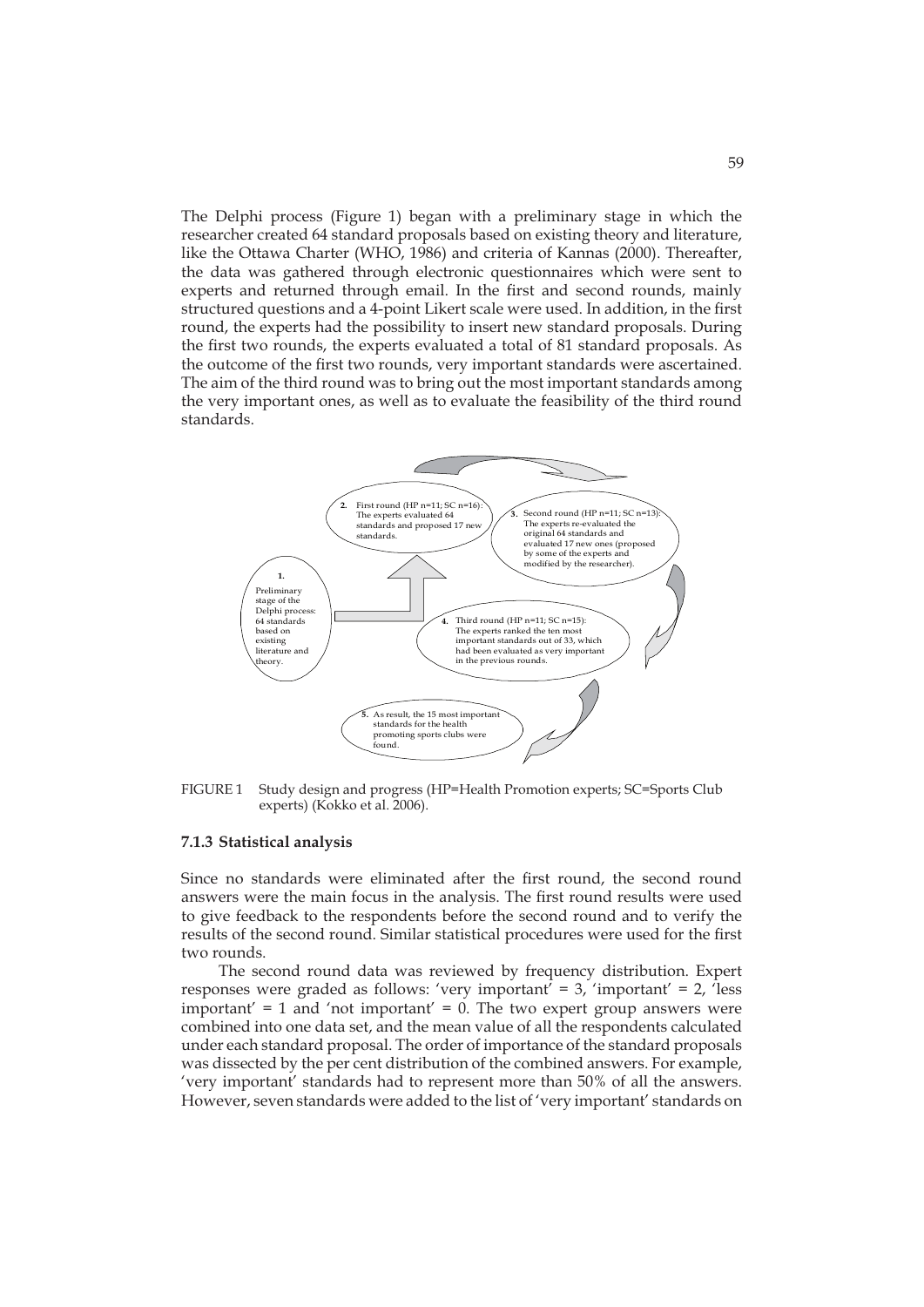The Delphi process (Figure 1) began with a preliminary stage in which the researcher created 64 standard proposals based on existing theory and literature, like the Ottawa Charter (WHO, 1986) and criteria of Kannas (2000). Thereafter, the data was gathered through electronic questionnaires which were sent to experts and returned through email. In the first and second rounds, mainly structured questions and a 4-point Likert scale were used. In addition, in the first round, the experts had the possibility to insert new standard proposals. During the first two rounds, the experts evaluated a total of 81 standard proposals. As the outcome of the first two rounds, very important standards were ascertained. The aim of the third round was to bring out the most important standards among the very important ones, as well as to evaluate the feasibility of the third round standards.

1. Preliminary stage of the Delphi process: 64 standards based on existing literature and theory.
2. First round (HP n=11; SC n=16): The experts evaluated 64 standards and proposed 17 new standards.
3. Second round (HP n=11; SC n=13): The experts re-evaluated the original 64 standards and evaluated 17 new ones (proposed by some of the experts and modified by the researcher).
4. Third round (HP n=11; SC n=15): The experts ranked the ten most important standards out of 33, which had been evaluated as very important in the previous rounds.
5. As result, the 15 most important standards for the health promoting sports clubs were found.

FIGURE 1 Study design and progress (HP=Health Promotion experts; SC=Sports Club experts) (Kokko et al. 2006).

### 7.1.3 Statistical analysis

Since no standards were eliminated after the first round, the second round answers were the main focus in the analysis. The first round results were used to give feedback to the respondents before the second round and to verify the results of the second round. Similar statistical procedures were used for the first two rounds.

The second round data was reviewed by frequency distribution. Expert responses were graded as follows: 'very important' = 3, 'important' = 2, 'less important' = 1 and 'not important' = 0. The two expert group answers were combined into one data set, and the mean value of all the respondents calculated under each standard proposal. The order of importance of the standard proposals was dissected by the per cent distribution of the combined answers. For example, 'very important' standards had to represent more than 50% of all the answers. However, seven standards were added to the list of 'very important' standards on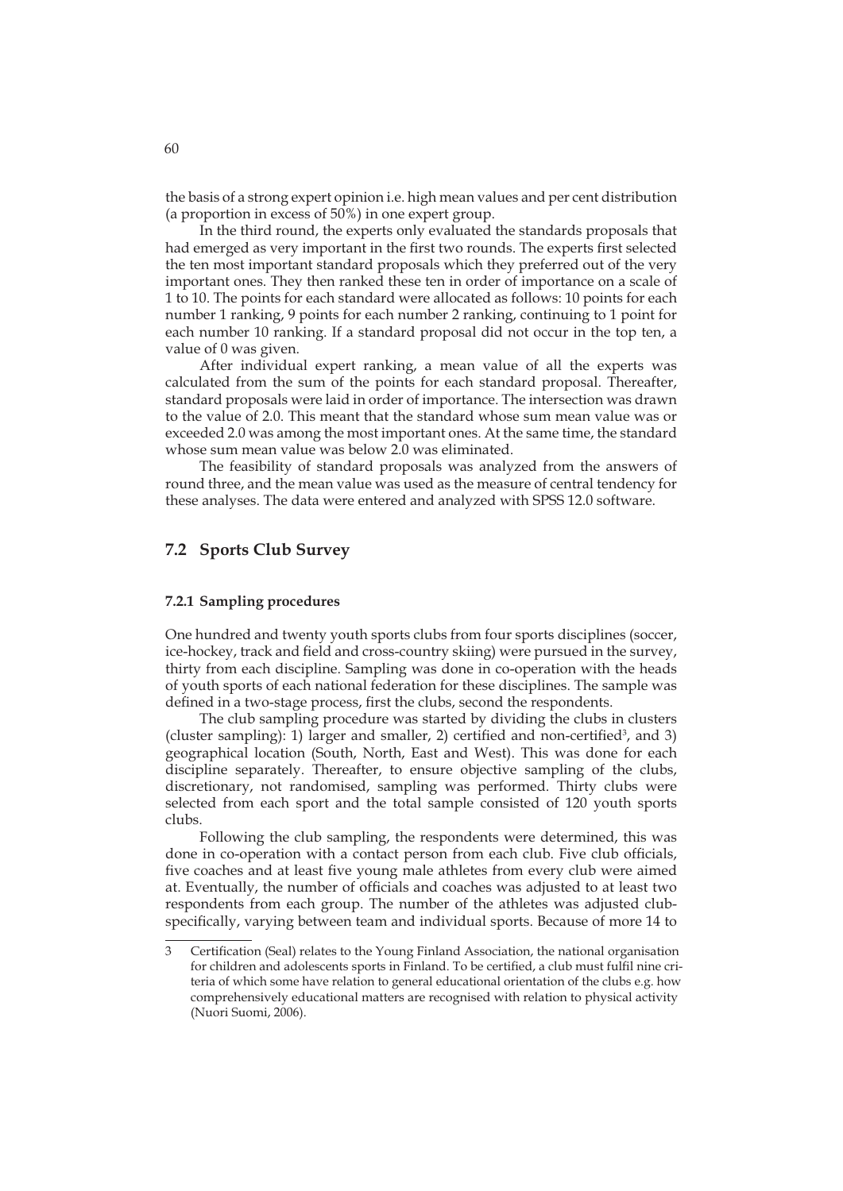the basis of a strong expert opinion i.e. high mean values and per cent distribution (a proportion in excess of 50%) in one expert group.

In the third round, the experts only evaluated the standards proposals that had emerged as very important in the first two rounds. The experts first selected the ten most important standard proposals which they preferred out of the very important ones. They then ranked these ten in order of importance on a scale of 1 to 10. The points for each standard were allocated as follows: 10 points for each number 1 ranking, 9 points for each number 2 ranking, continuing to 1 point for each number 10 ranking. If a standard proposal did not occur in the top ten, a value of 0 was given.

After individual expert ranking, a mean value of all the experts was calculated from the sum of the points for each standard proposal. Thereafter, standard proposals were laid in order of importance. The intersection was drawn to the value of 2.0. This meant that the standard whose sum mean value was or exceeded 2.0 was among the most important ones. At the same time, the standard whose sum mean value was below 2.0 was eliminated.

The feasibility of standard proposals was analyzed from the answers of round three, and the mean value was used as the measure of central tendency for these analyses. The data were entered and analyzed with SPSS 12.0 software.

## 7.2 Sports Club Survey

### 7.2.1 Sampling procedures

One hundred and twenty youth sports clubs from four sports disciplines (soccer, ice-hockey, track and field and cross-country skiing) were pursued in the survey, thirty from each discipline. Sampling was done in co-operation with the heads of youth sports of each national federation for these disciplines. The sample was defined in a two-stage process, first the clubs, second the respondents.

The club sampling procedure was started by dividing the clubs in clusters (cluster sampling): 1) larger and smaller, 2) certified and non-certified[3], and 3) geographical location (South, North, East and West). This was done for each discipline separately. Thereafter, to ensure objective sampling of the clubs, discretionary, not randomised, sampling was performed. Thirty clubs were selected from each sport and the total sample consisted of 120 youth sports clubs.

Following the club sampling, the respondents were determined, this was done in co-operation with a contact person from each club. Five club officials, five coaches and at least five young male athletes from every club were aimed at. Eventually, the number of officials and coaches was adjusted to at least two respondents from each group. The number of the athletes was adjusted club-specifically, varying between team and individual sports. Because of more 14 to

---

3 Certification (Seal) relates to the Young Finland Association, the national organisation for children and adolescents sports in Finland. To be certified, a club must fulfil nine criteria of which some have relation to general educational orientation of the clubs e.g. how comprehensively educational matters are recognised with relation to physical activity (Nuori Suomi, 2006).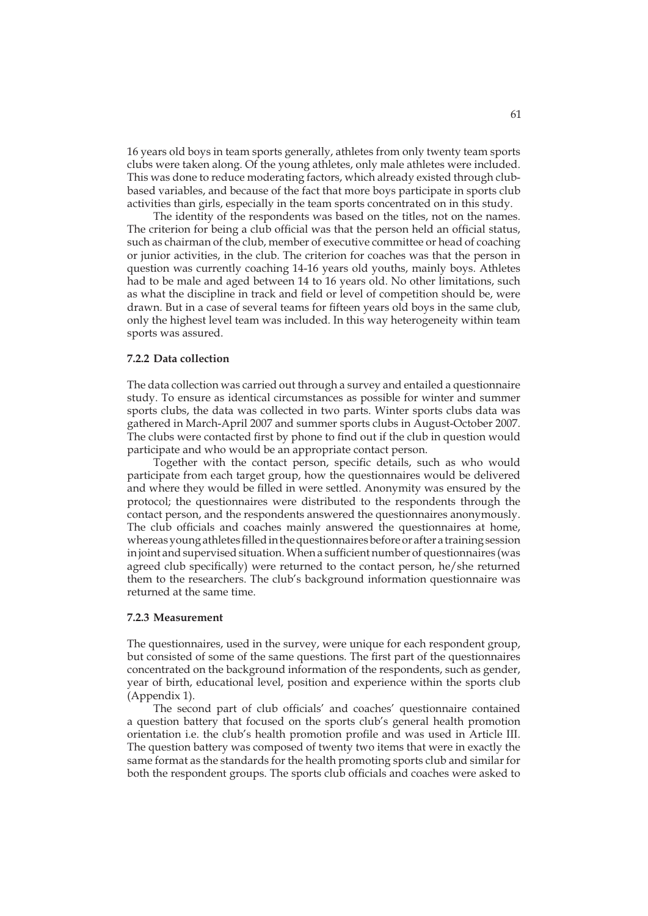16 years old boys in team sports generally, athletes from only twenty team sports clubs were taken along. Of the young athletes, only male athletes were included. This was done to reduce moderating factors, which already existed through club-based variables, and because of the fact that more boys participate in sports club activities than girls, especially in the team sports concentrated on in this study.

The identity of the respondents was based on the titles, not on the names. The criterion for being a club official was that the person held an official status, such as chairman of the club, member of executive committee or head of coaching or junior activities, in the club. The criterion for coaches was that the person in question was currently coaching 14-16 years old youths, mainly boys. Athletes had to be male and aged between 14 to 16 years old. No other limitations, such as what the discipline in track and field or level of competition should be, were drawn. But in a case of several teams for fifteen years old boys in the same club, only the highest level team was included. In this way heterogeneity within team sports was assured.

### 7.2.2 Data collection

The data collection was carried out through a survey and entailed a questionnaire study. To ensure as identical circumstances as possible for winter and summer sports clubs, the data was collected in two parts. Winter sports clubs data was gathered in March-April 2007 and summer sports clubs in August-October 2007. The clubs were contacted first by phone to find out if the club in question would participate and who would be an appropriate contact person.

Together with the contact person, specific details, such as who would participate from each target group, how the questionnaires would be delivered and where they would be filled in were settled. Anonymity was ensured by the protocol; the questionnaires were distributed to the respondents through the contact person, and the respondents answered the questionnaires anonymously. The club officials and coaches mainly answered the questionnaires at home, whereas young athletes filled in the questionnaires before or after a training session in joint and supervised situation. When a sufficient number of questionnaires (was agreed club specifically) were returned to the contact person, he/she returned them to the researchers. The club's background information questionnaire was returned at the same time.

### 7.2.3 Measurement

The questionnaires, used in the survey, were unique for each respondent group, but consisted of some of the same questions. The first part of the questionnaires concentrated on the background information of the respondents, such as gender, year of birth, educational level, position and experience within the sports club (Appendix 1).

The second part of club officials' and coaches' questionnaire contained a question battery that focused on the sports club's general health promotion orientation i.e. the club's health promotion profile and was used in Article III. The question battery was composed of twenty two items that were in exactly the same format as the standards for the health promoting sports club and similar for both the respondent groups. The sports club officials and coaches were asked to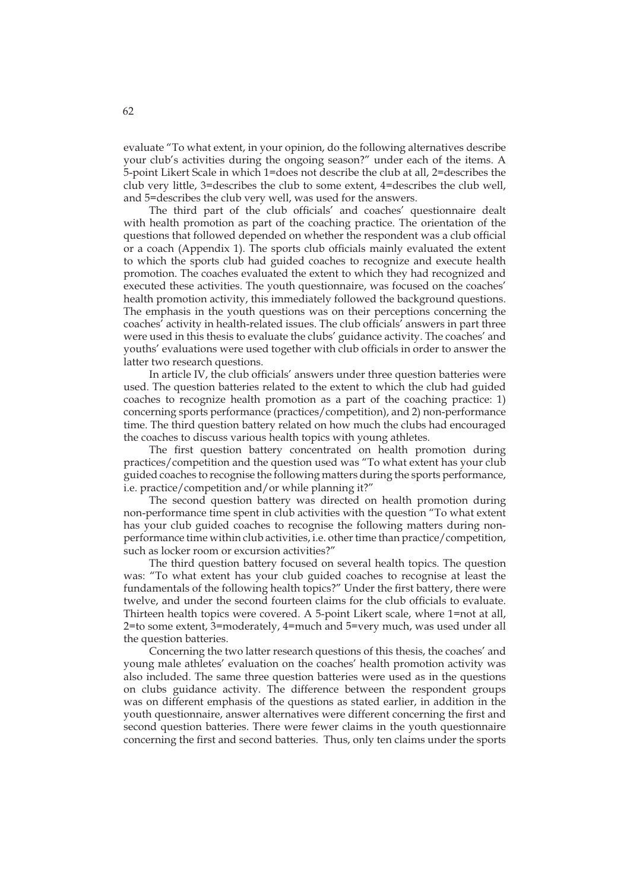evaluate "To what extent, in your opinion, do the following alternatives describe your club's activities during the ongoing season?" under each of the items. A 5-point Likert Scale in which 1=does not describe the club at all, 2=describes the club very little, 3=describes the club to some extent, 4=describes the club well, and 5=describes the club very well, was used for the answers.

The third part of the club officials' and coaches' questionnaire dealt with health promotion as part of the coaching practice. The orientation of the questions that followed depended on whether the respondent was a club official or a coach (Appendix 1). The sports club officials mainly evaluated the extent to which the sports club had guided coaches to recognize and execute health promotion. The coaches evaluated the extent to which they had recognized and executed these activities. The youth questionnaire, was focused on the coaches' health promotion activity, this immediately followed the background questions. The emphasis in the youth questions was on their perceptions concerning the coaches' activity in health-related issues. The club officials' answers in part three were used in this thesis to evaluate the clubs' guidance activity. The coaches' and youths' evaluations were used together with club officials in order to answer the latter two research questions.

In article IV, the club officials' answers under three question batteries were used. The question batteries related to the extent to which the club had guided coaches to recognize health promotion as a part of the coaching practice: 1) concerning sports performance (practices/competition), and 2) non-performance time. The third question battery related on how much the clubs had encouraged the coaches to discuss various health topics with young athletes.

The first question battery concentrated on health promotion during practices/competition and the question used was "To what extent has your club guided coaches to recognise the following matters during the sports performance, i.e. practice/competition and/or while planning it?"

The second question battery was directed on health promotion during non-performance time spent in club activities with the question "To what extent has your club guided coaches to recognise the following matters during non-performance time within club activities, i.e. other time than practice/competition, such as locker room or excursion activities?"

The third question battery focused on several health topics. The question was: "To what extent has your club guided coaches to recognise at least the fundamentals of the following health topics?" Under the first battery, there were twelve, and under the second fourteen claims for the club officials to evaluate. Thirteen health topics were covered. A 5-point Likert scale, where 1=not at all, 2=to some extent, 3=moderately, 4=much and 5=very much, was used under all the question batteries.

Concerning the two latter research questions of this thesis, the coaches' and young male athletes' evaluation on the coaches' health promotion activity was also included. The same three question batteries were used as in the questions on clubs guidance activity. The difference between the respondent groups was on different emphasis of the questions as stated earlier, in addition in the youth questionnaire, answer alternatives were different concerning the first and second question batteries. There were fewer claims in the youth questionnaire concerning the first and second batteries. Thus, only ten claims under the sports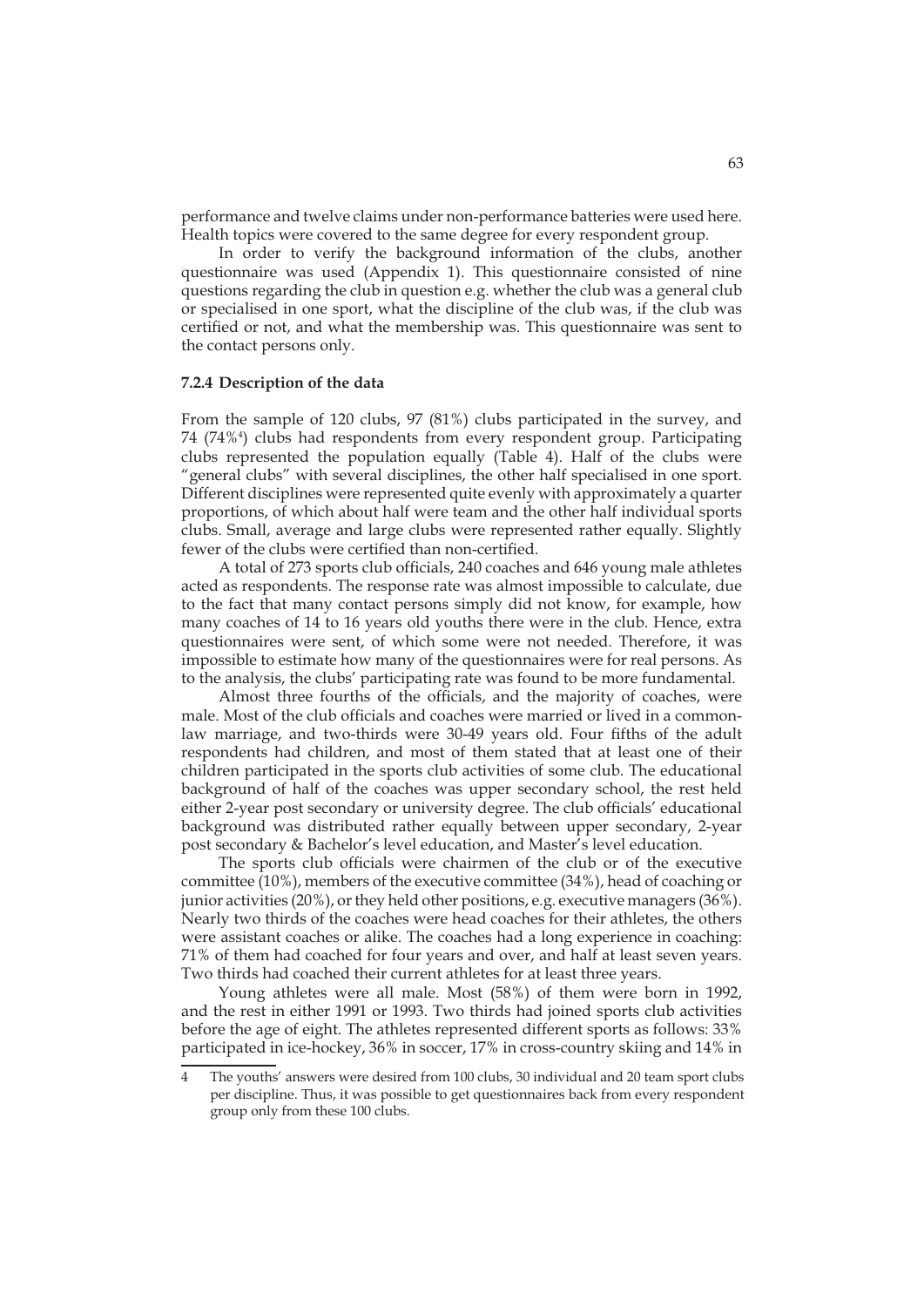performance and twelve claims under non-performance batteries were used here. Health topics were covered to the same degree for every respondent group.

In order to verify the background information of the clubs, another questionnaire was used (Appendix 1). This questionnaire consisted of nine questions regarding the club in question e.g. whether the club was a general club or specialised in one sport, what the discipline of the club was, if the club was certified or not, and what the membership was. This questionnaire was sent to the contact persons only.

### 7.2.4 Description of the data

From the sample of 120 clubs, 97 (81%) clubs participated in the survey, and 74 (74%[4]) clubs had respondents from every respondent group. Participating clubs represented the population equally (Table 4). Half of the clubs were "general clubs" with several disciplines, the other half specialised in one sport. Different disciplines were represented quite evenly with approximately a quarter proportions, of which about half were team and the other half individual sports clubs. Small, average and large clubs were represented rather equally. Slightly fewer of the clubs were certified than non-certified.

A total of 273 sports club officials, 240 coaches and 646 young male athletes acted as respondents. The response rate was almost impossible to calculate, due to the fact that many contact persons simply did not know, for example, how many coaches of 14 to 16 years old youths there were in the club. Hence, extra questionnaires were sent, of which some were not needed. Therefore, it was impossible to estimate how many of the questionnaires were for real persons. As to the analysis, the clubs' participating rate was found to be more fundamental.

Almost three fourths of the officials, and the majority of coaches, were male. Most of the club officials and coaches were married or lived in a common-law marriage, and two-thirds were 30-49 years old. Four fifths of the adult respondents had children, and most of them stated that at least one of their children participated in the sports club activities of some club. The educational background of half of the coaches was upper secondary school, the rest held either 2-year post secondary or university degree. The club officials' educational background was distributed rather equally between upper secondary, 2-year post secondary & Bachelor's level education, and Master's level education.

The sports club officials were chairmen of the club or of the executive committee (10%), members of the executive committee (34%), head of coaching or junior activities (20%), or they held other positions, e.g. executive managers (36%). Nearly two thirds of the coaches were head coaches for their athletes, the others were assistant coaches or alike. The coaches had a long experience in coaching: 71% of them had coached for four years and over, and half at least seven years. Two thirds had coached their current athletes for at least three years.

Young athletes were all male. Most (58%) of them were born in 1992, and the rest in either 1991 or 1993. Two thirds had joined sports club activities before the age of eight. The athletes represented different sports as follows: 33% participated in ice-hockey, 36% in soccer, 17% in cross-country skiing and 14% in

---

4 The youths' answers were desired from 100 clubs, 30 individual and 20 team sport clubs per discipline. Thus, it was possible to get questionnaires back from every respondent group only from these 100 clubs.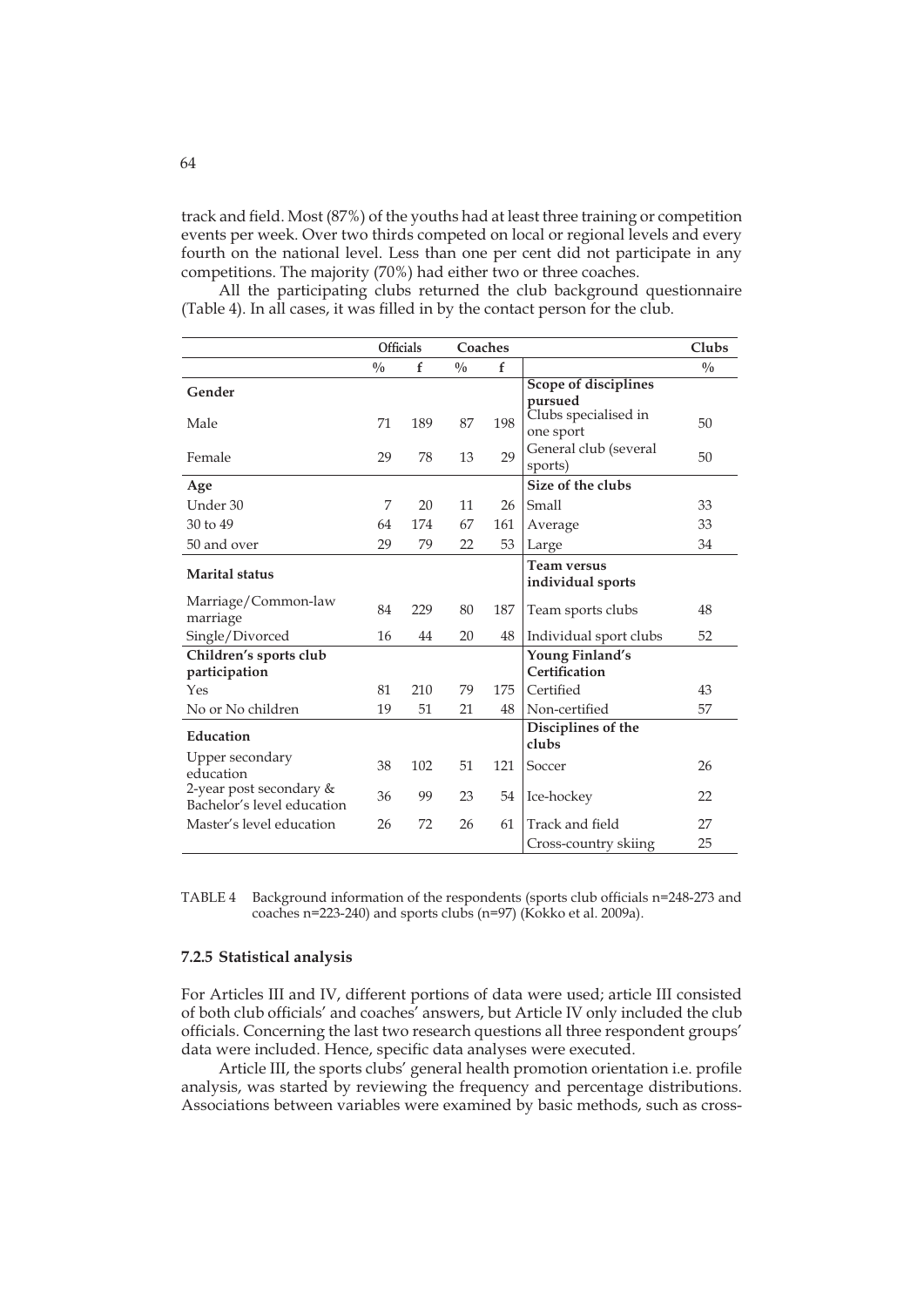track and field. Most (87%) of the youths had at least three training or competition events per week. Over two thirds competed on local or regional levels and every fourth on the national level. Less than one per cent did not participate in any competitions. The majority (70%) had either two or three coaches.

All the participating clubs returned the club background questionnaire (Table 4). In all cases, it was filled in by the contact person for the club.

| | Officials | | Coaches | | | Clubs |
|---|---|---|---|---|---|---|
| | % | f | % | f | | % |
| **Gender** | | | | | **Scope of disciplines pursued** | |
| Male | 71 | 189 | 87 | 198 | Clubs specialised in one sport | 50 |
| Female | 29 | 78 | 13 | 29 | General club (several sports) | 50 |
| **Age** | | | | | **Size of the clubs** | |
| Under 30 | 7 | 20 | 11 | 26 | Small | 33 |
| 30 to 49 | 64 | 174 | 67 | 161 | Average | 33 |
| 50 and over | 29 | 79 | 22 | 53 | Large | 34 |
| **Marital status** | | | | | **Team versus individual sports** | |
| Marriage/Common-law marriage | 84 | 229 | 80 | 187 | Team sports clubs | 48 |
| Single/Divorced | 16 | 44 | 20 | 48 | Individual sport clubs | 52 |
| **Children's sports club participation** | | | | | **Young Finland's Certification** | |
| Yes | 81 | 210 | 79 | 175 | Certified | 43 |
| No or No children | 19 | 51 | 21 | 48 | Non-certified | 57 |
| **Education** | | | | | **Disciplines of the clubs** | |
| Upper secondary education | 38 | 102 | 51 | 121 | Soccer | 26 |
| 2-year post secondary & Bachelor's level education | 36 | 99 | 23 | 54 | Ice-hockey | 22 |
| Master's level education | 26 | 72 | 26 | 61 | Track and field | 27 |
| | | | | | Cross-country skiing | 25 |

TABLE 4 Background information of the respondents (sports club officials n=248-273 and coaches n=223-240) and sports clubs (n=97) (Kokko et al. 2009a).

### 7.2.5 Statistical analysis

For Articles III and IV, different portions of data were used; article III consisted of both club officials' and coaches' answers, but Article IV only included the club officials. Concerning the last two research questions all three respondent groups' data were included. Hence, specific data analyses were executed.

Article III, the sports clubs' general health promotion orientation i.e. profile analysis, was started by reviewing the frequency and percentage distributions. Associations between variables were examined by basic methods, such as cross-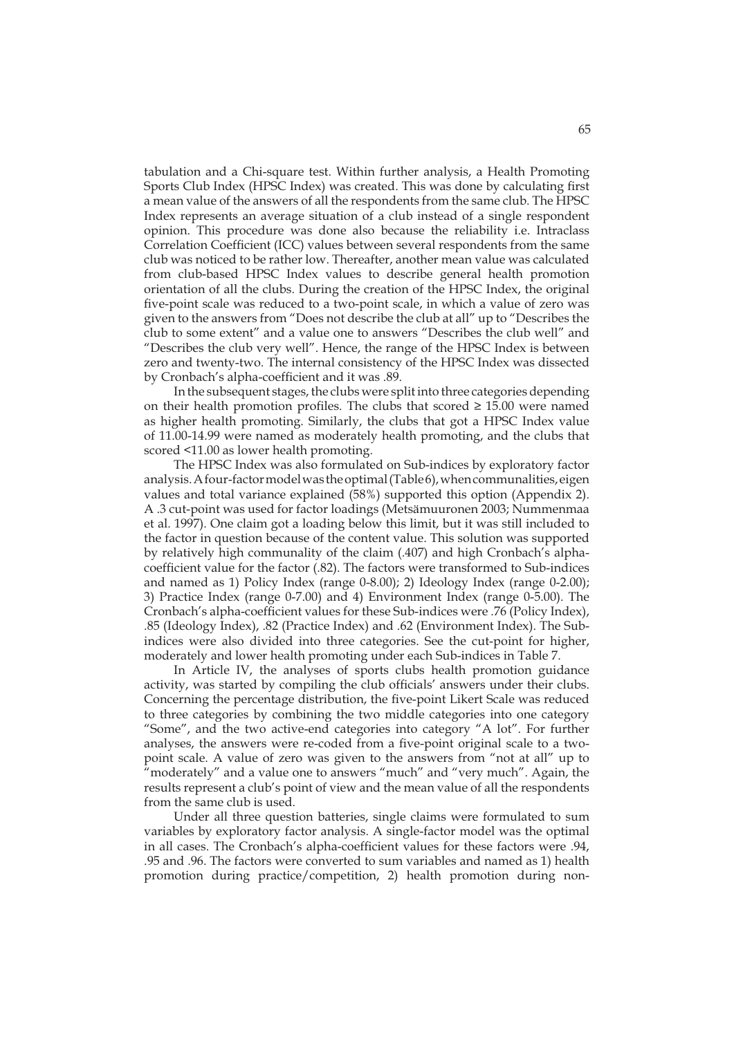tabulation and a Chi-square test. Within further analysis, a Health Promoting Sports Club Index (HPSC Index) was created. This was done by calculating first a mean value of the answers of all the respondents from the same club. The HPSC Index represents an average situation of a club instead of a single respondent opinion. This procedure was done also because the reliability i.e. Intraclass Correlation Coefficient (ICC) values between several respondents from the same club was noticed to be rather low. Thereafter, another mean value was calculated from club-based HPSC Index values to describe general health promotion orientation of all the clubs. During the creation of the HPSC Index, the original five-point scale was reduced to a two-point scale, in which a value of zero was given to the answers from "Does not describe the club at all" up to "Describes the club to some extent" and a value one to answers "Describes the club well" and "Describes the club very well". Hence, the range of the HPSC Index is between zero and twenty-two. The internal consistency of the HPSC Index was dissected by Cronbach's alpha-coefficient and it was .89.

In the subsequent stages, the clubs were split into three categories depending on their health promotion profiles. The clubs that scored ≥ 15.00 were named as higher health promoting. Similarly, the clubs that got a HPSC Index value of 11.00-14.99 were named as moderately health promoting, and the clubs that scored <11.00 as lower health promoting.

The HPSC Index was also formulated on Sub-indices by exploratory factor analysis. A four-factor model was the optimal (Table 6), when communalities, eigen values and total variance explained (58%) supported this option (Appendix 2). A .3 cut-point was used for factor loadings (Metsämuuronen 2003; Nummenmaa et al. 1997). One claim got a loading below this limit, but it was still included to the factor in question because of the content value. This solution was supported by relatively high communality of the claim (.407) and high Cronbach's alpha-coefficient value for the factor (.82). The factors were transformed to Sub-indices and named as 1) Policy Index (range 0-8.00); 2) Ideology Index (range 0-2.00); 3) Practice Index (range 0-7.00) and 4) Environment Index (range 0-5.00). The Cronbach's alpha-coefficient values for these Sub-indices were .76 (Policy Index), .85 (Ideology Index), .82 (Practice Index) and .62 (Environment Index). The Sub-indices were also divided into three categories. See the cut-point for higher, moderately and lower health promoting under each Sub-indices in Table 7.

In Article IV, the analyses of sports clubs health promotion guidance activity, was started by compiling the club officials' answers under their clubs. Concerning the percentage distribution, the five-point Likert Scale was reduced to three categories by combining the two middle categories into one category "Some", and the two active-end categories into category "A lot". For further analyses, the answers were re-coded from a five-point original scale to a two-point scale. A value of zero was given to the answers from "not at all" up to "moderately" and a value one to answers "much" and "very much". Again, the results represent a club's point of view and the mean value of all the respondents from the same club is used.

Under all three question batteries, single claims were formulated to sum variables by exploratory factor analysis. A single-factor model was the optimal in all cases. The Cronbach's alpha-coefficient values for these factors were .94, .95 and .96. The factors were converted to sum variables and named as 1) health promotion during practice/competition, 2) health promotion during non-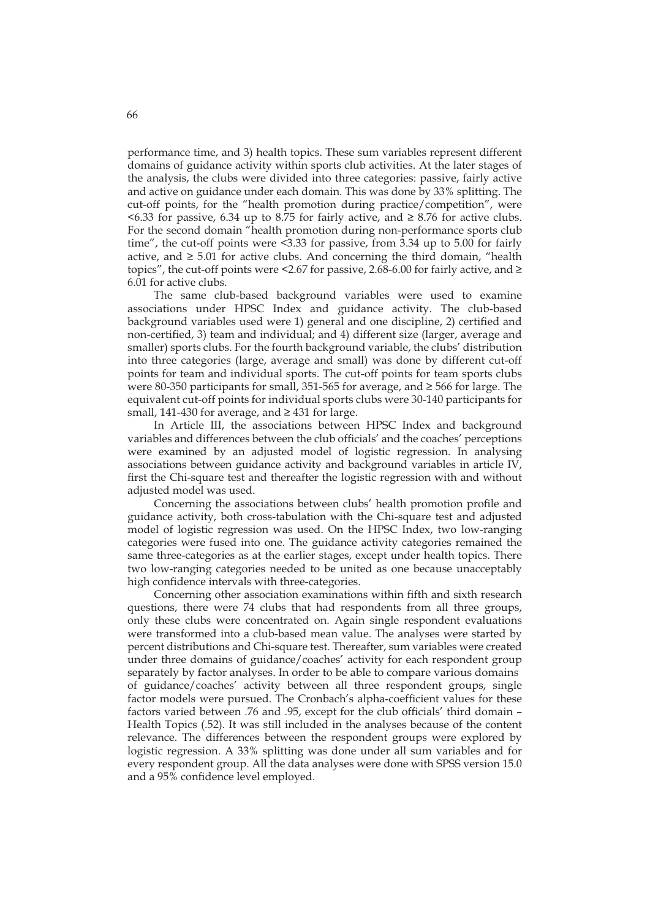performance time, and 3) health topics. These sum variables represent different domains of guidance activity within sports club activities. At the later stages of the analysis, the clubs were divided into three categories: passive, fairly active and active on guidance under each domain. This was done by 33% splitting. The cut-off points, for the "health promotion during practice/competition", were <6.33 for passive, 6.34 up to 8.75 for fairly active, and ≥ 8.76 for active clubs. For the second domain "health promotion during non-performance sports club time", the cut-off points were <3.33 for passive, from 3.34 up to 5.00 for fairly active, and ≥ 5.01 for active clubs. And concerning the third domain, "health topics", the cut-off points were <2.67 for passive, 2.68-6.00 for fairly active, and ≥ 6.01 for active clubs.

The same club-based background variables were used to examine associations under HPSC Index and guidance activity. The club-based background variables used were 1) general and one discipline, 2) certified and non-certified, 3) team and individual; and 4) different size (larger, average and smaller) sports clubs. For the fourth background variable, the clubs' distribution into three categories (large, average and small) was done by different cut-off points for team and individual sports. The cut-off points for team sports clubs were 80-350 participants for small, 351-565 for average, and ≥ 566 for large. The equivalent cut-off points for individual sports clubs were 30-140 participants for small, 141-430 for average, and ≥ 431 for large.

In Article III, the associations between HPSC Index and background variables and differences between the club officials' and the coaches' perceptions were examined by an adjusted model of logistic regression. In analysing associations between guidance activity and background variables in article IV, first the Chi-square test and thereafter the logistic regression with and without adjusted model was used.

Concerning the associations between clubs' health promotion profile and guidance activity, both cross-tabulation with the Chi-square test and adjusted model of logistic regression was used. On the HPSC Index, two low-ranging categories were fused into one. The guidance activity categories remained the same three-categories as at the earlier stages, except under health topics. There two low-ranging categories needed to be united as one because unacceptably high confidence intervals with three-categories.

Concerning other association examinations within fifth and sixth research questions, there were 74 clubs that had respondents from all three groups, only these clubs were concentrated on. Again single respondent evaluations were transformed into a club-based mean value. The analyses were started by percent distributions and Chi-square test. Thereafter, sum variables were created under three domains of guidance/coaches' activity for each respondent group separately by factor analyses. In order to be able to compare various domains of guidance/coaches' activity between all three respondent groups, single factor models were pursued. The Cronbach's alpha-coefficient values for these factors varied between .76 and .95, except for the club officials' third domain – Health Topics (.52). It was still included in the analyses because of the content relevance. The differences between the respondent groups were explored by logistic regression. A 33% splitting was done under all sum variables and for every respondent group. All the data analyses were done with SPSS version 15.0 and a 95% confidence level employed.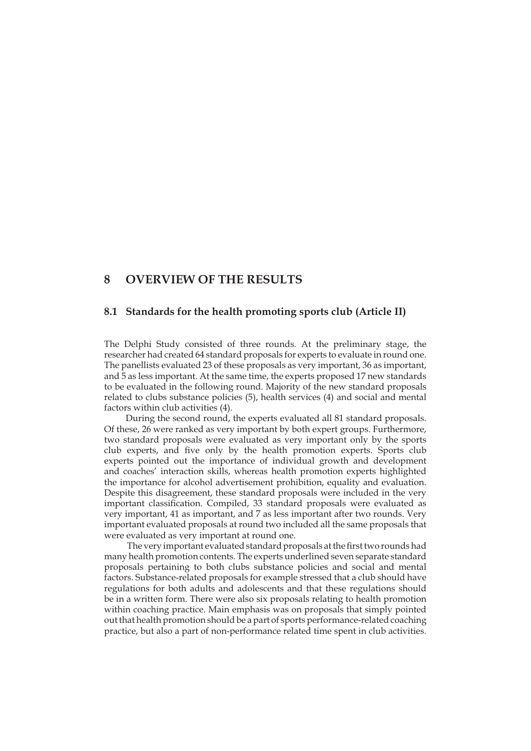# 8 OVERVIEW OF THE RESULTS

## 8.1 Standards for the health promoting sports club (Article II)

The Delphi Study consisted of three rounds. At the preliminary stage, the researcher had created 64 standard proposals for experts to evaluate in round one. The panellists evaluated 23 of these proposals as very important, 36 as important, and 5 as less important. At the same time, the experts proposed 17 new standards to be evaluated in the following round. Majority of the new standard proposals related to clubs substance policies (5), health services (4) and social and mental factors within club activities (4).

During the second round, the experts evaluated all 81 standard proposals. Of these, 26 were ranked as very important by both expert groups. Furthermore, two standard proposals were evaluated as very important only by the sports club experts, and five only by the health promotion experts. Sports club experts pointed out the importance of individual growth and development and coaches' interaction skills, whereas health promotion experts highlighted the importance for alcohol advertisement prohibition, equality and evaluation. Despite this disagreement, these standard proposals were included in the very important classification. Compiled, 33 standard proposals were evaluated as very important, 41 as important, and 7 as less important after two rounds. Very important evaluated proposals at round two included all the same proposals that were evaluated as very important at round one.

The very important evaluated standard proposals at the first two rounds had many health promotion contents. The experts underlined seven separate standard proposals pertaining to both clubs substance policies and social and mental factors. Substance-related proposals for example stressed that a club should have regulations for both adults and adolescents and that these regulations should be in a written form. There were also six proposals relating to health promotion within coaching practice. Main emphasis was on proposals that simply pointed out that health promotion should be a part of sports performance-related coaching practice, but also a part of non-performance related time spent in club activities.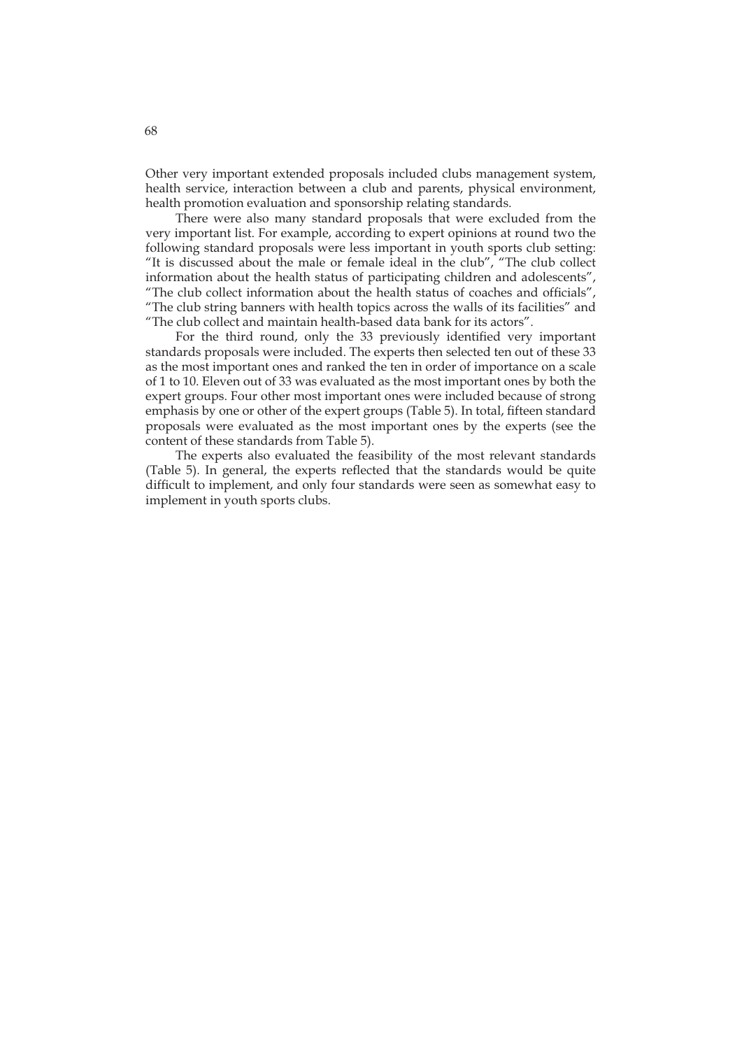Other very important extended proposals included clubs management system, health service, interaction between a club and parents, physical environment, health promotion evaluation and sponsorship relating standards.

There were also many standard proposals that were excluded from the very important list. For example, according to expert opinions at round two the following standard proposals were less important in youth sports club setting: "It is discussed about the male or female ideal in the club", "The club collect information about the health status of participating children and adolescents", "The club collect information about the health status of coaches and officials", "The club string banners with health topics across the walls of its facilities" and "The club collect and maintain health-based data bank for its actors".

For the third round, only the 33 previously identified very important standards proposals were included. The experts then selected ten out of these 33 as the most important ones and ranked the ten in order of importance on a scale of 1 to 10. Eleven out of 33 was evaluated as the most important ones by both the expert groups. Four other most important ones were included because of strong emphasis by one or other of the expert groups (Table 5). In total, fifteen standard proposals were evaluated as the most important ones by the experts (see the content of these standards from Table 5).

The experts also evaluated the feasibility of the most relevant standards (Table 5). In general, the experts reflected that the standards would be quite difficult to implement, and only four standards were seen as somewhat easy to implement in youth sports clubs.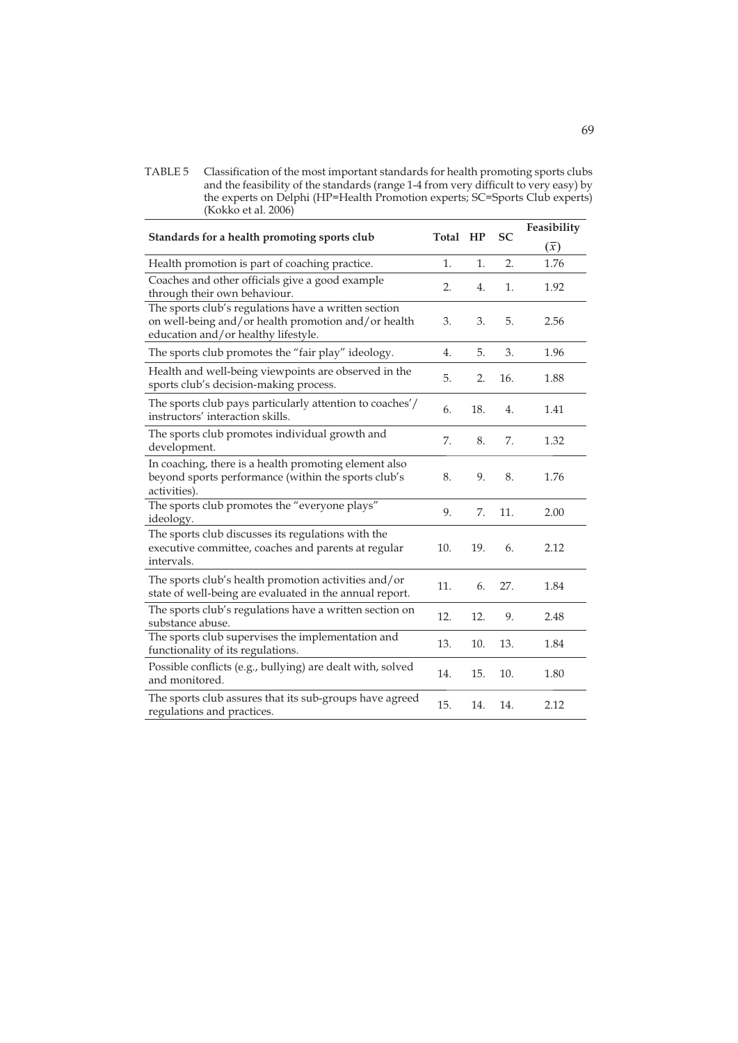TABLE 5 Classification of the most important standards for health promoting sports clubs and the feasibility of the standards (range 1-4 from very difficult to very easy) by the experts on Delphi (HP=Health Promotion experts; SC=Sports Club experts) (Kokko et al. 2006)

| Standards for a health promoting sports club | Total | HP | SC | Feasibility ($\bar{x}$) |
|---|---|---|---|---|
| Health promotion is part of coaching practice. | 1. | 1. | 2. | 1.76 |
| Coaches and other officials give a good example through their own behaviour. | 2. | 4. | 1. | 1.92 |
| The sports club's regulations have a written section on well-being and/or health promotion and/or health education and/or healthy lifestyle. | 3. | 3. | 5. | 2.56 |
| The sports club promotes the "fair play" ideology. | 4. | 5. | 3. | 1.96 |
| Health and well-being viewpoints are observed in the sports club's decision-making process. | 5. | 2. | 16. | 1.88 |
| The sports club pays particularly attention to coaches'/ instructors' interaction skills. | 6. | 18. | 4. | 1.41 |
| The sports club promotes individual growth and development. | 7. | 8. | 7. | 1.32 |
| In coaching, there is a health promoting element also beyond sports performance (within the sports club's activities). | 8. | 9. | 8. | 1.76 |
| The sports club promotes the "everyone plays" ideology. | 9. | 7. | 11. | 2.00 |
| The sports club discusses its regulations with the executive committee, coaches and parents at regular intervals. | 10. | 19. | 6. | 2.12 |
| The sports club's health promotion activities and/or state of well-being are evaluated in the annual report. | 11. | 6. | 27. | 1.84 |
| The sports club's regulations have a written section on substance abuse. | 12. | 12. | 9. | 2.48 |
| The sports club supervises the implementation and functionality of its regulations. | 13. | 10. | 13. | 1.84 |
| Possible conflicts (e.g., bullying) are dealt with, solved and monitored. | 14. | 15. | 10. | 1.80 |
| The sports club assures that its sub-groups have agreed regulations and practices. | 15. | 14. | 14. | 2.12 |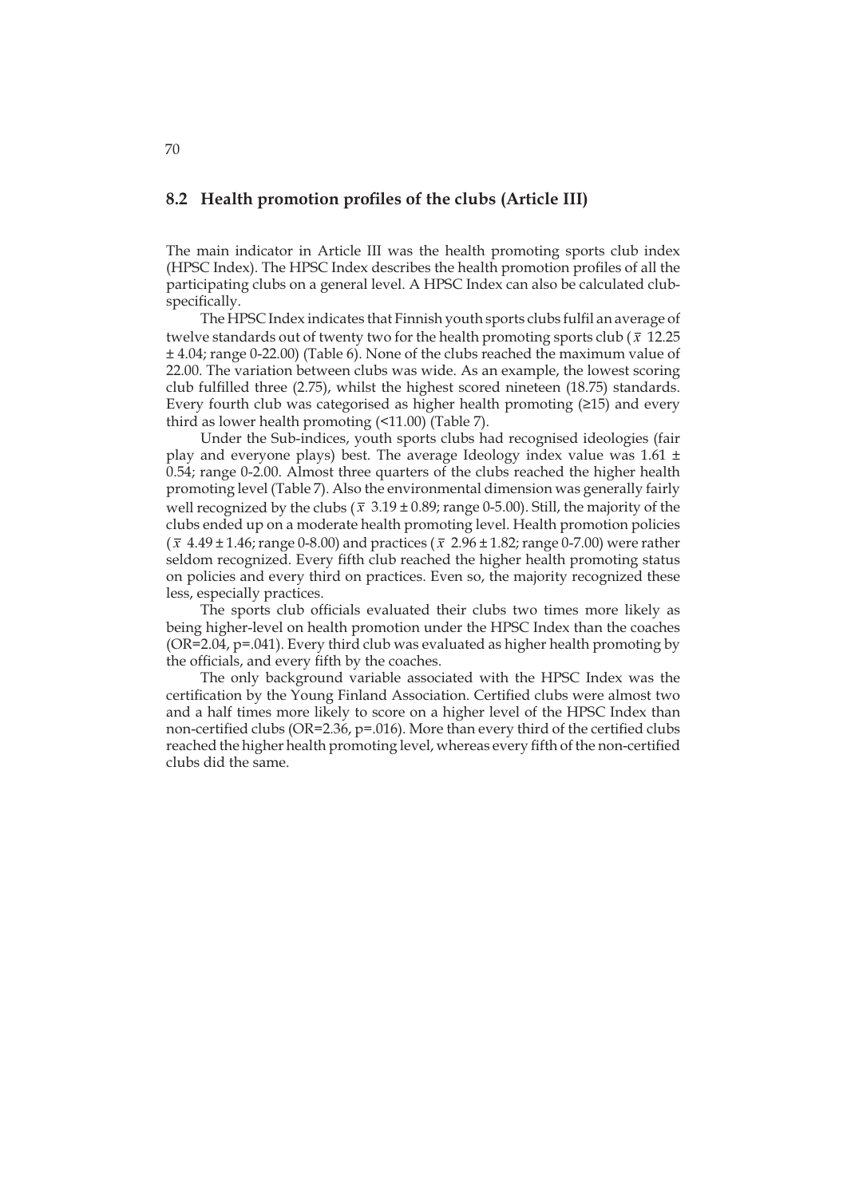## 8.2 Health promotion profiles of the clubs (Article III)

The main indicator in Article III was the health promoting sports club index (HPSC Index). The HPSC Index describes the health promotion profiles of all the participating clubs on a general level. A HPSC Index can also be calculated club-specifically.

The HPSC Index indicates that Finnish youth sports clubs fulfil an average of twelve standards out of twenty two for the health promoting sports club ($\bar{x}$ 12.25 ± 4.04; range 0-22.00) (Table 6). None of the clubs reached the maximum value of 22.00. The variation between clubs was wide. As an example, the lowest scoring club fulfilled three (2.75), whilst the highest scored nineteen (18.75) standards. Every fourth club was categorised as higher health promoting (≥15) and every third as lower health promoting (<11.00) (Table 7).

Under the Sub-indices, youth sports clubs had recognised ideologies (fair play and everyone plays) best. The average Ideology index value was 1.61 ± 0.54; range 0-2.00. Almost three quarters of the clubs reached the higher health promoting level (Table 7). Also the environmental dimension was generally fairly well recognized by the clubs ($\bar{x}$ 3.19 ± 0.89; range 0-5.00). Still, the majority of the clubs ended up on a moderate health promoting level. Health promotion policies ($\bar{x}$ 4.49 ± 1.46; range 0-8.00) and practices ($\bar{x}$ 2.96 ± 1.82; range 0-7.00) were rather seldom recognized. Every fifth club reached the higher health promoting status on policies and every third on practices. Even so, the majority recognized these less, especially practices.

The sports club officials evaluated their clubs two times more likely as being higher-level on health promotion under the HPSC Index than the coaches (OR=2.04, p=.041). Every third club was evaluated as higher health promoting by the officials, and every fifth by the coaches.

The only background variable associated with the HPSC Index was the certification by the Young Finland Association. Certified clubs were almost two and a half times more likely to score on a higher level of the HPSC Index than non-certified clubs (OR=2.36, p=.016). More than every third of the certified clubs reached the higher health promoting level, whereas every fifth of the non-certified clubs did the same.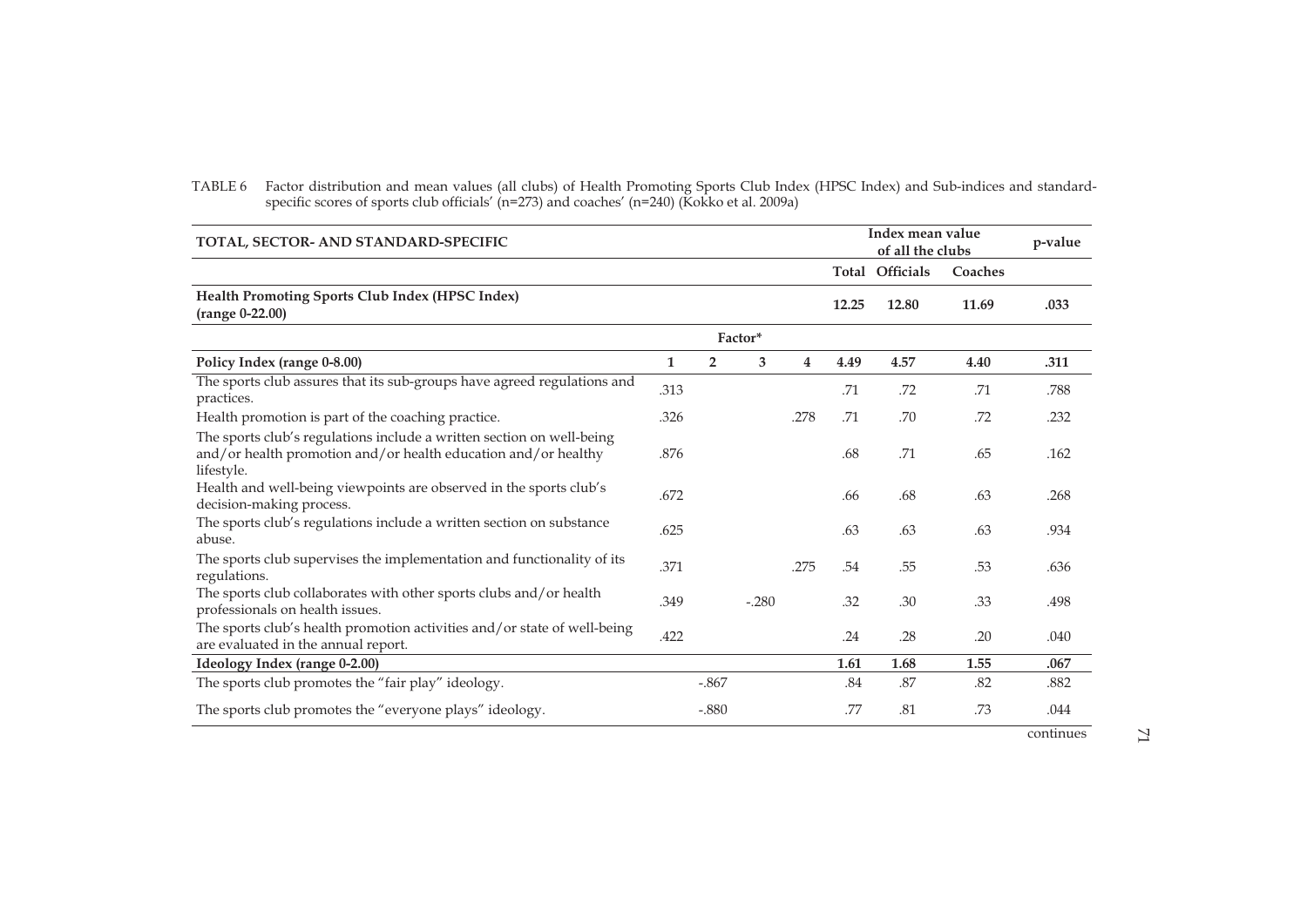TABLE 6 Factor distribution and mean values (all clubs) of Health Promoting Sports Club Index (HPSC Index) and Sub-indices and standard-specific scores of sports club officials' (n=273) and coaches' (n=240) (Kokko et al. 2009a)

| TOTAL, SECTOR- AND STANDARD-SPECIFIC | | | | | Index mean value of all the clubs | | | p-value |
|---|---|---|---|---|---|---|---|---|
| | | | | | Total | Officials | Coaches | |
| **Health Promoting Sports Club Index (HPSC Index) (range 0-22.00)** | | | | | **12.25** | **12.80** | **11.69** | **.033** |
| | | | **Factor*** | | | | | |
| **Policy Index (range 0-8.00)** | **1** | **2** | **3** | **4** | **4.49** | **4.57** | **4.40** | **.311** |
| The sports club assures that its sub-groups have agreed regulations and practices. | .313 | | | | .71 | .72 | .71 | .788 |
| Health promotion is part of the coaching practice. | .326 | | | .278 | .71 | .70 | .72 | .232 |
| The sports club's regulations include a written section on well-being and/or health promotion and/or health education and/or healthy lifestyle. | .876 | | | | .68 | .71 | .65 | .162 |
| Health and well-being viewpoints are observed in the sports club's decision-making process. | .672 | | | | .66 | .68 | .63 | .268 |
| The sports club's regulations include a written section on substance abuse. | .625 | | | | .63 | .63 | .63 | .934 |
| The sports club supervises the implementation and functionality of its regulations. | .371 | | | .275 | .54 | .55 | .53 | .636 |
| The sports club collaborates with other sports clubs and/or health professionals on health issues. | .349 | | -.280 | | .32 | .30 | .33 | .498 |
| The sports club's health promotion activities and/or state of well-being are evaluated in the annual report. | .422 | | | | .24 | .28 | .20 | .040 |
| **Ideology Index (range 0-2.00)** | | | | | **1.61** | **1.68** | **1.55** | **.067** |
| The sports club promotes the "fair play" ideology. | | -.867 | | | .84 | .87 | .82 | .882 |
| The sports club promotes the "everyone plays" ideology. | | -.880 | | | .77 | .81 | .73 | .044 |

continues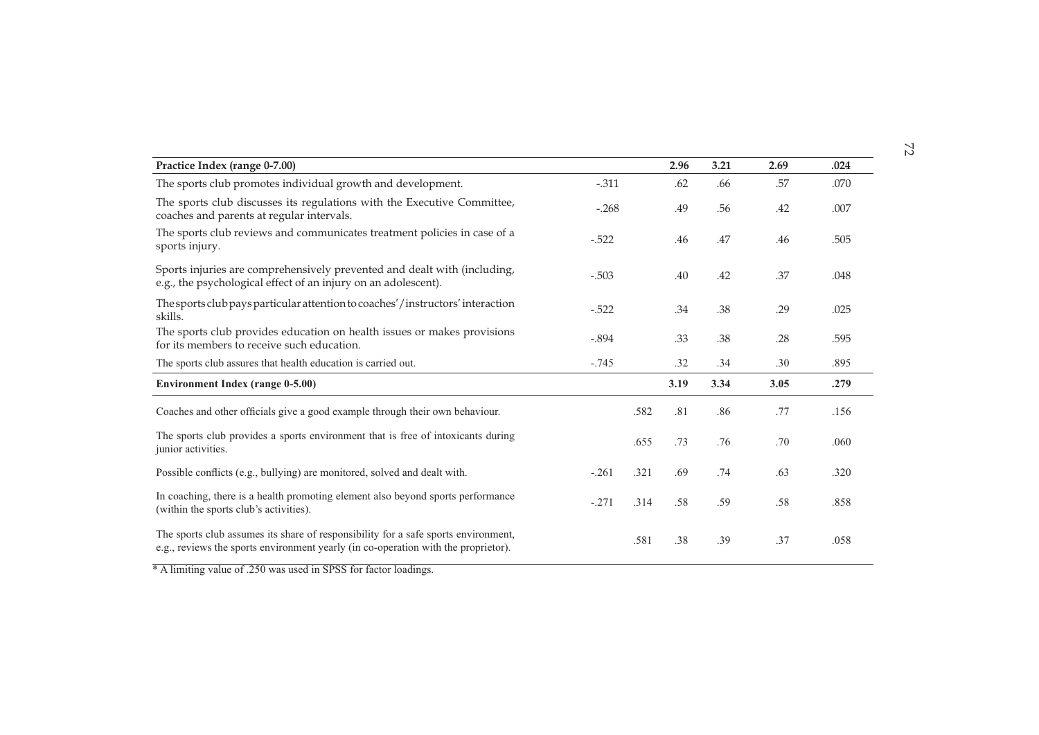| Practice Index (range 0-7.00) | | | 2.96 | 3.21 | 2.69 | .024 |
|---|---|---|---|---|---|---|
| The sports club promotes individual growth and development. | -.311 | | .62 | .66 | .57 | .070 |
| The sports club discusses its regulations with the Executive Committee, coaches and parents at regular intervals. | -.268 | | .49 | .56 | .42 | .007 |
| The sports club reviews and communicates treatment policies in case of a sports injury. | -.522 | | .46 | .47 | .46 | .505 |
| Sports injuries are comprehensively prevented and dealt with (including, e.g., the psychological effect of an injury on an adolescent). | -.503 | | .40 | .42 | .37 | .048 |
| The sports club pays particular attention to coaches'/instructors' interaction skills. | -.522 | | .34 | .38 | .29 | .025 |
| The sports club provides education on health issues or makes provisions for its members to receive such education. | -.894 | | .33 | .38 | .28 | .595 |
| The sports club assures that health education is carried out. | -.745 | | .32 | .34 | .30 | .895 |
| **Environment Index (range 0-5.00)** | | | **3.19** | **3.34** | **3.05** | **.279** |
| Coaches and other officials give a good example through their own behaviour. | | .582 | .81 | .86 | .77 | .156 |
| The sports club provides a sports environment that is free of intoxicants during junior activities. | | .655 | .73 | .76 | .70 | .060 |
| Possible conflicts (e.g., bullying) are monitored, solved and dealt with. | -.261 | .321 | .69 | .74 | .63 | .320 |
| In coaching, there is a health promoting element also beyond sports performance (within the sports club's activities). | -.271 | .314 | .58 | .59 | .58 | .858 |
| The sports club assumes its share of responsibility for a safe sports environment, e.g., reviews the sports environment yearly (in co-operation with the proprietor). | | .581 | .38 | .39 | .37 | .058 |

* A limiting value of .250 was used in SPSS for factor loadings.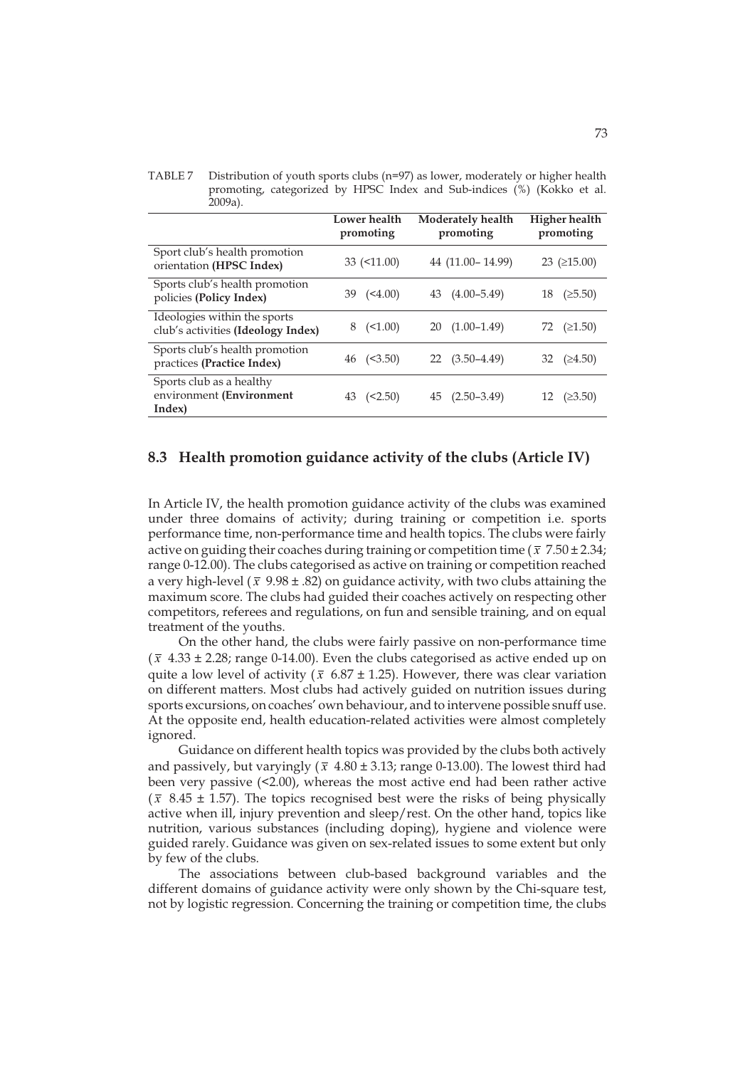TABLE 7 Distribution of youth sports clubs (n=97) as lower, moderately or higher health promoting, categorized by HPSC Index and Sub-indices (%) (Kokko et al. 2009a).

| | Lower health promoting | Moderately health promoting | Higher health promoting |
|---|---|---|---|
| Sport club's health promotion orientation **(HPSC Index)** | 33 (<11.00) | 44 (11.00– 14.99) | 23 (≥15.00) |
| Sports club's health promotion policies **(Policy Index)** | 39 (<4.00) | 43 (4.00–5.49) | 18 (≥5.50) |
| Ideologies within the sports club's activities **(Ideology Index)** | 8 (<1.00) | 20 (1.00–1.49) | 72 (≥1.50) |
| Sports club's health promotion practices **(Practice Index)** | 46 (<3.50) | 22 (3.50–4.49) | 32 (≥4.50) |
| Sports club as a healthy environment **(Environment Index)** | 43 (<2.50) | 45 (2.50–3.49) | 12 (≥3.50) |

## 8.3 Health promotion guidance activity of the clubs (Article IV)

In Article IV, the health promotion guidance activity of the clubs was examined under three domains of activity; during training or competition i.e. sports performance time, non-performance time and health topics. The clubs were fairly active on guiding their coaches during training or competition time ($\bar{x}$ 7.50 ± 2.34; range 0-12.00). The clubs categorised as active on training or competition reached a very high-level ($\bar{x}$ 9.98 ± .82) on guidance activity, with two clubs attaining the maximum score. The clubs had guided their coaches actively on respecting other competitors, referees and regulations, on fun and sensible training, and on equal treatment of the youths.

On the other hand, the clubs were fairly passive on non-performance time ($\bar{x}$ 4.33 ± 2.28; range 0-14.00). Even the clubs categorised as active ended up on quite a low level of activity ($\bar{x}$ 6.87 ± 1.25). However, there was clear variation on different matters. Most clubs had actively guided on nutrition issues during sports excursions, on coaches' own behaviour, and to intervene possible snuff use. At the opposite end, health education-related activities were almost completely ignored.

Guidance on different health topics was provided by the clubs both actively and passively, but varyingly ($\bar{x}$ 4.80 ± 3.13; range 0-13.00). The lowest third had been very passive (<2.00), whereas the most active end had been rather active ($\bar{x}$ 8.45 ± 1.57). The topics recognised best were the risks of being physically active when ill, injury prevention and sleep/rest. On the other hand, topics like nutrition, various substances (including doping), hygiene and violence were guided rarely. Guidance was given on sex-related issues to some extent but only by few of the clubs.

The associations between club-based background variables and the different domains of guidance activity were only shown by the Chi-square test, not by logistic regression. Concerning the training or competition time, the clubs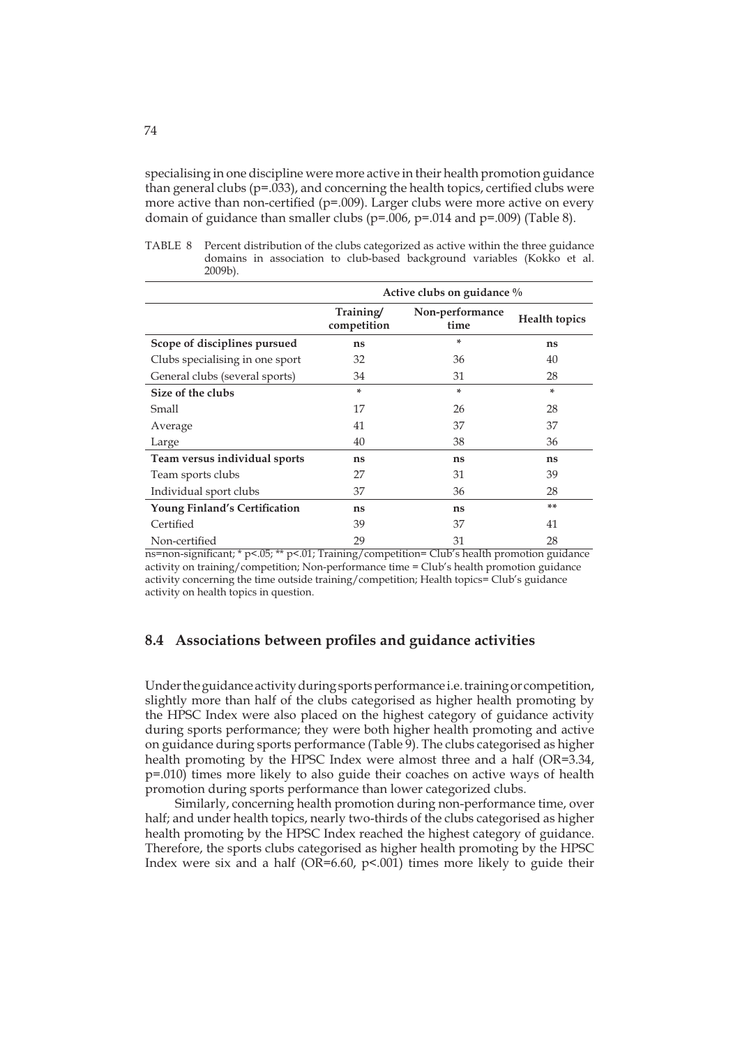specialising in one discipline were more active in their health promotion guidance than general clubs ($p=.033$), and concerning the health topics, certified clubs were more active than non-certified ($p=.009$). Larger clubs were more active on every domain of guidance than smaller clubs ($p=.006$, $p=.014$ and $p=.009$) (Table 8).

TABLE 8 Percent distribution of the clubs categorized as active within the three guidance domains in association to club-based background variables (Kokko et al. 2009b).

| | Active clubs on guidance % | | |
|---|---|---|---|
| | Training/ competition | Non-performance time | Health topics |
| **Scope of disciplines pursued** | **ns** | * | **ns** |
| Clubs specialising in one sport | 32 | 36 | 40 |
| General clubs (several sports) | 34 | 31 | 28 |
| **Size of the clubs** | * | * | * |
| Small | 17 | 26 | 28 |
| Average | 41 | 37 | 37 |
| Large | 40 | 38 | 36 |
| **Team versus individual sports** | **ns** | **ns** | **ns** |
| Team sports clubs | 27 | 31 | 39 |
| Individual sport clubs | 37 | 36 | 28 |
| **Young Finland's Certification** | **ns** | **ns** | ** |
| Certified | 39 | 37 | 41 |
| Non-certified | 29 | 31 | 28 |

ns=non-significant; * $p<.05$; ** $p<.01$; Training/competition= Club's health promotion guidance activity on training/competition; Non-performance time = Club's health promotion guidance activity concerning the time outside training/competition; Health topics= Club's guidance activity on health topics in question.

## 8.4 Associations between profiles and guidance activities

Under the guidance activity during sports performance i.e. training or competition, slightly more than half of the clubs categorised as higher health promoting by the HPSC Index were also placed on the highest category of guidance activity during sports performance; they were both higher health promoting and active on guidance during sports performance (Table 9). The clubs categorised as higher health promoting by the HPSC Index were almost three and a half ($OR=3.34$, $p=.010$) times more likely to also guide their coaches on active ways of health promotion during sports performance than lower categorized clubs.

Similarly, concerning health promotion during non-performance time, over half; and under health topics, nearly two-thirds of the clubs categorised as higher health promoting by the HPSC Index reached the highest category of guidance. Therefore, the sports clubs categorised as higher health promoting by the HPSC Index were six and a half ($OR=6.60$, $p<.001$) times more likely to guide their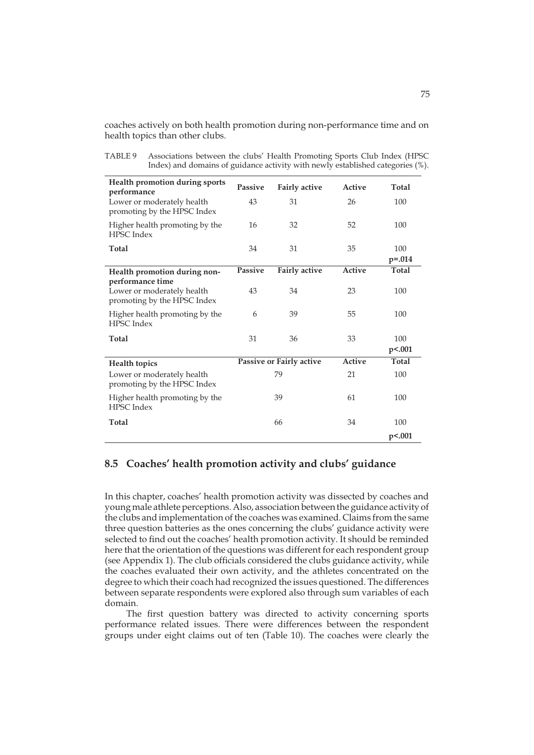coaches actively on both health promotion during non-performance time and on health topics than other clubs.

TABLE 9 Associations between the clubs' Health Promoting Sports Club Index (HPSC Index) and domains of guidance activity with newly established categories (%).

| **Health promotion during sports performance** | **Passive** | **Fairly active** | **Active** | **Total** |
|---|---|---|---|---|
| Lower or moderately health promoting by the HPSC Index | 43 | 31 | 26 | 100 |
| Higher health promoting by the HPSC Index | 16 | 32 | 52 | 100 |
| **Total** | 34 | 31 | 35 | 100 |
| | | | | **p=.014** |
| **Health promotion during non-performance time** | **Passive** | **Fairly active** | **Active** | **Total** |
| Lower or moderately health promoting by the HPSC Index | 43 | 34 | 23 | 100 |
| Higher health promoting by the HPSC Index | 6 | 39 | 55 | 100 |
| **Total** | 31 | 36 | 33 | 100 |
| | | | | **p<.001** |
| **Health topics** | **Passive or Fairly active** | | **Active** | **Total** |
| Lower or moderately health promoting by the HPSC Index | 79 | | 21 | 100 |
| Higher health promoting by the HPSC Index | 39 | | 61 | 100 |
| **Total** | 66 | | 34 | 100 |
| | | | | **p<.001** |

## 8.5 Coaches' health promotion activity and clubs' guidance

In this chapter, coaches' health promotion activity was dissected by coaches and young male athlete perceptions. Also, association between the guidance activity of the clubs and implementation of the coaches was examined. Claims from the same three question batteries as the ones concerning the clubs' guidance activity were selected to find out the coaches' health promotion activity. It should be reminded here that the orientation of the questions was different for each respondent group (see Appendix 1). The club officials considered the clubs guidance activity, while the coaches evaluated their own activity, and the athletes concentrated on the degree to which their coach had recognized the issues questioned. The differences between separate respondents were explored also through sum variables of each domain.

The first question battery was directed to activity concerning sports performance related issues. There were differences between the respondent groups under eight claims out of ten (Table 10). The coaches were clearly the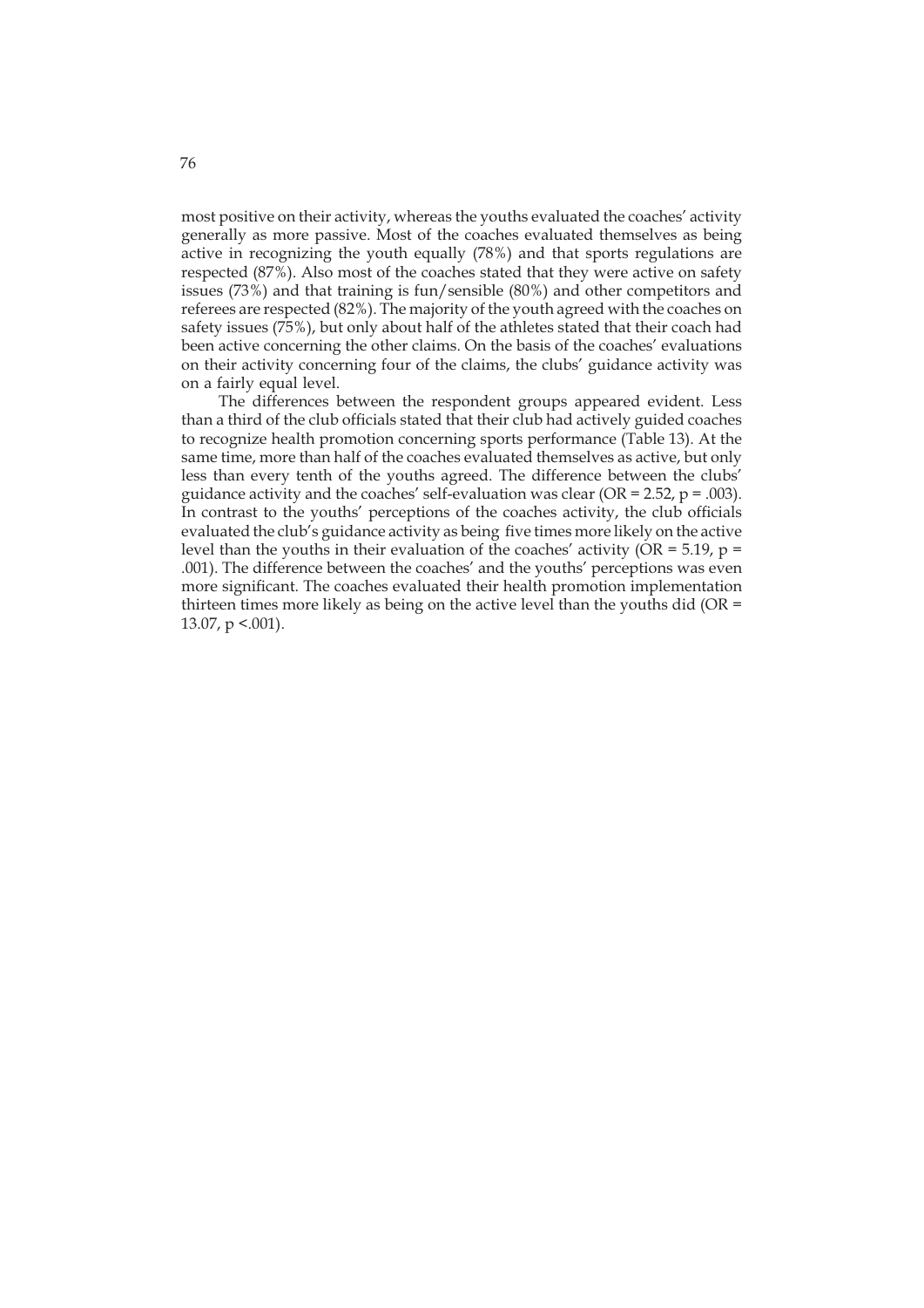most positive on their activity, whereas the youths evaluated the coaches' activity generally as more passive. Most of the coaches evaluated themselves as being active in recognizing the youth equally (78%) and that sports regulations are respected (87%). Also most of the coaches stated that they were active on safety issues (73%) and that training is fun/sensible (80%) and other competitors and referees are respected (82%). The majority of the youth agreed with the coaches on safety issues (75%), but only about half of the athletes stated that their coach had been active concerning the other claims. On the basis of the coaches' evaluations on their activity concerning four of the claims, the clubs' guidance activity was on a fairly equal level.

The differences between the respondent groups appeared evident. Less than a third of the club officials stated that their club had actively guided coaches to recognize health promotion concerning sports performance (Table 13). At the same time, more than half of the coaches evaluated themselves as active, but only less than every tenth of the youths agreed. The difference between the clubs' guidance activity and the coaches' self-evaluation was clear (OR = 2.52, $p = .003$). In contrast to the youths' perceptions of the coaches activity, the club officials evaluated the club's guidance activity as being five times more likely on the active level than the youths in their evaluation of the coaches' activity (OR = 5.19, $p = .001$). The difference between the coaches' and the youths' perceptions was even more significant. The coaches evaluated their health promotion implementation thirteen times more likely as being on the active level than the youths did (OR = 13.07, $p < .001$).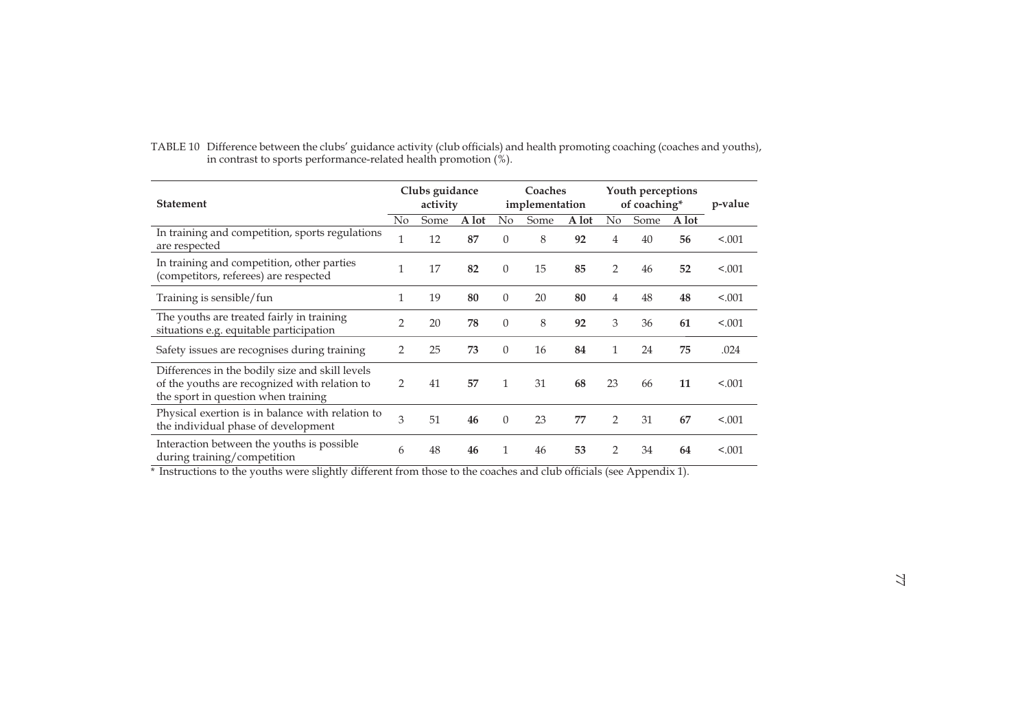TABLE 10 Difference between the clubs' guidance activity (club officials) and health promoting coaching (coaches and youths), in contrast to sports performance-related health promotion (%).

| Statement | Clubs guidance activity | | | Coaches implementation | | | Youth perceptions of coaching* | | | p-value |
|---|---|---|---|---|---|---|---|---|---|---|
| | No | Some | **A lot** | No | Some | **A lot** | No | Some | **A lot** | |
| In training and competition, sports regulations are respected | 1 | 12 | **87** | 0 | 8 | **92** | 4 | 40 | **56** | <.001 |
| In training and competition, other parties (competitors, referees) are respected | 1 | 17 | **82** | 0 | 15 | **85** | 2 | 46 | **52** | <.001 |
| Training is sensible/fun | 1 | 19 | **80** | 0 | 20 | **80** | 4 | 48 | **48** | <.001 |
| The youths are treated fairly in training situations e.g. equitable participation | 2 | 20 | **78** | 0 | 8 | **92** | 3 | 36 | **61** | <.001 |
| Safety issues are recognises during training | 2 | 25 | **73** | 0 | 16 | **84** | 1 | 24 | **75** | .024 |
| Differences in the bodily size and skill levels of the youths are recognized with relation to the sport in question when training | 2 | 41 | **57** | 1 | 31 | **68** | 23 | 66 | **11** | <.001 |
| Physical exertion is in balance with relation to the individual phase of development | 3 | 51 | **46** | 0 | 23 | **77** | 2 | 31 | **67** | <.001 |
| Interaction between the youths is possible during training/competition | 6 | 48 | **46** | 1 | 46 | **53** | 2 | 34 | **64** | <.001 |

* Instructions to the youths were slightly different from those to the coaches and club officials (see Appendix 1).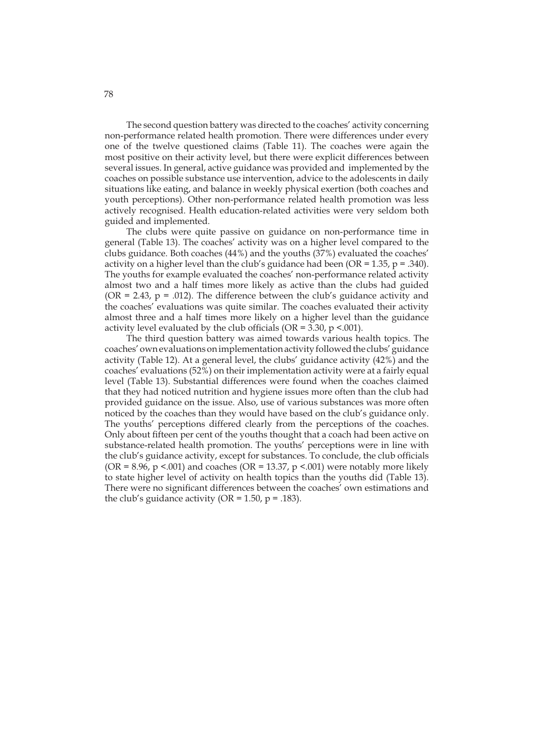The second question battery was directed to the coaches' activity concerning non-performance related health promotion. There were differences under every one of the twelve questioned claims (Table 11). The coaches were again the most positive on their activity level, but there were explicit differences between several issues. In general, active guidance was provided and implemented by the coaches on possible substance use intervention, advice to the adolescents in daily situations like eating, and balance in weekly physical exertion (both coaches and youth perceptions). Other non-performance related health promotion was less actively recognised. Health education-related activities were very seldom both guided and implemented.

The clubs were quite passive on guidance on non-performance time in general (Table 13). The coaches' activity was on a higher level compared to the clubs guidance. Both coaches (44%) and the youths (37%) evaluated the coaches' activity on a higher level than the club's guidance had been (OR = 1.35, $p = .340$). The youths for example evaluated the coaches' non-performance related activity almost two and a half times more likely as active than the clubs had guided (OR = 2.43, $p = .012$). The difference between the club's guidance activity and the coaches' evaluations was quite similar. The coaches evaluated their activity almost three and a half times more likely on a higher level than the guidance activity level evaluated by the club officials (OR = 3.30, $p < .001$).

The third question battery was aimed towards various health topics. The coaches' own evaluations on implementation activity followed the clubs' guidance activity (Table 12). At a general level, the clubs' guidance activity (42%) and the coaches' evaluations (52%) on their implementation activity were at a fairly equal level (Table 13). Substantial differences were found when the coaches claimed that they had noticed nutrition and hygiene issues more often than the club had provided guidance on the issue. Also, use of various substances was more often noticed by the coaches than they would have based on the club's guidance only. The youths' perceptions differed clearly from the perceptions of the coaches. Only about fifteen per cent of the youths thought that a coach had been active on substance-related health promotion. The youths' perceptions were in line with the club's guidance activity, except for substances. To conclude, the club officials (OR = 8.96, $p < .001$) and coaches (OR = 13.37, $p < .001$) were notably more likely to state higher level of activity on health topics than the youths did (Table 13). There were no significant differences between the coaches' own estimations and the club's guidance activity (OR = 1.50, $p = .183$).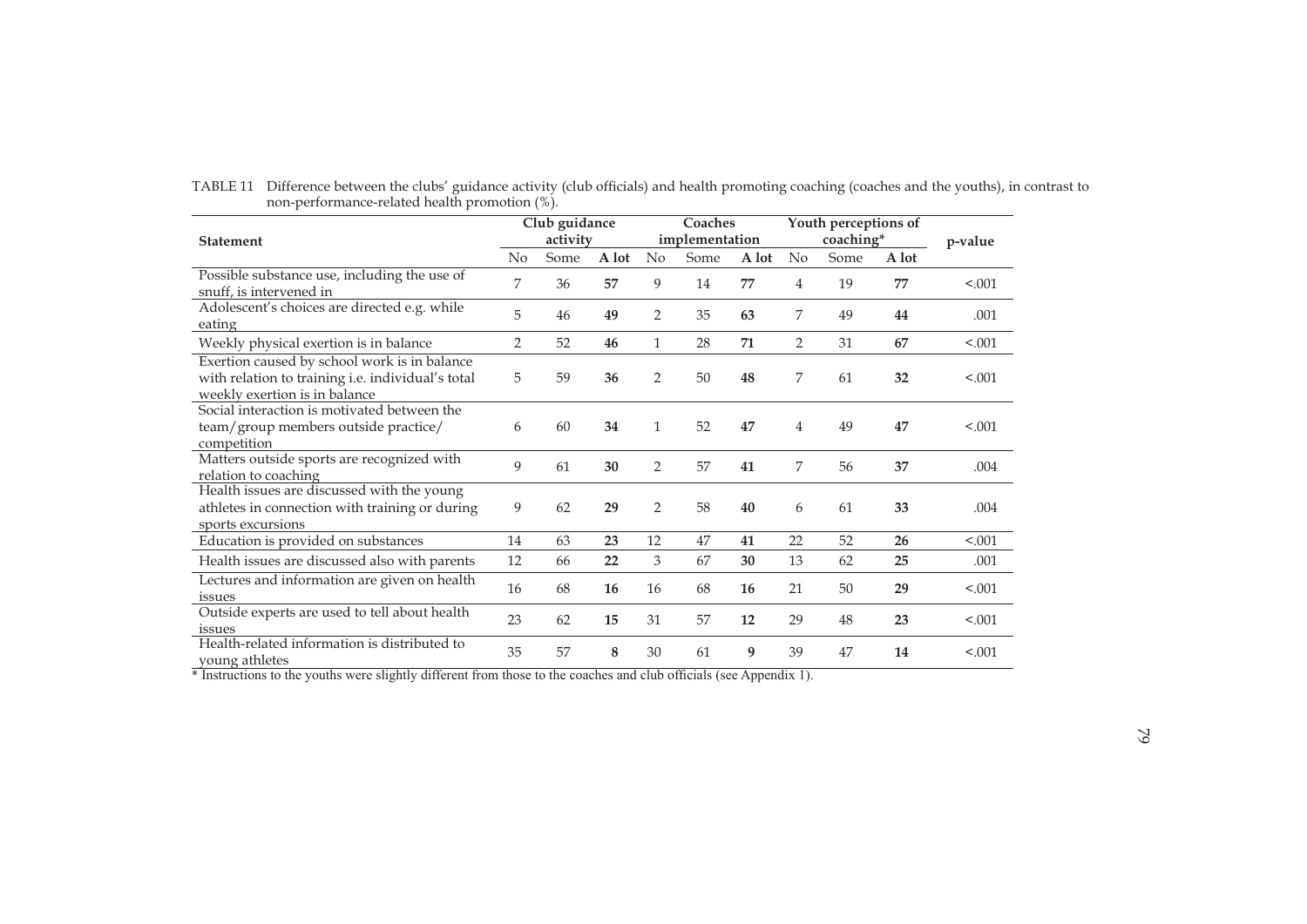TABLE 11 Difference between the clubs' guidance activity (club officials) and health promoting coaching (coaches and the youths), in contrast to non-performance-related health promotion (%).

| Statement | Club guidance activity | | | Coaches implementation | | | Youth perceptions of coaching* | | | p-value |
|---|---|---|---|---|---|---|---|---|---|---|
| | No | Some | A lot | No | Some | A lot | No | Some | A lot | |
| Possible substance use, including the use of snuff, is intervened in | 7 | 36 | **57** | 9 | 14 | **77** | 4 | 19 | **77** | <.001 |
| Adolescent's choices are directed e.g. while eating | 5 | 46 | **49** | 2 | 35 | **63** | 7 | 49 | **44** | .001 |
| Weekly physical exertion is in balance | 2 | 52 | **46** | 1 | 28 | **71** | 2 | 31 | **67** | <.001 |
| Exertion caused by school work is in balance with relation to training i.e. individual's total weekly exertion is in balance | 5 | 59 | **36** | 2 | 50 | **48** | 7 | 61 | **32** | <.001 |
| Social interaction is motivated between the team/group members outside practice/ competition | 6 | 60 | **34** | 1 | 52 | **47** | 4 | 49 | **47** | <.001 |
| Matters outside sports are recognized with relation to coaching | 9 | 61 | **30** | 2 | 57 | **41** | 7 | 56 | **37** | .004 |
| Health issues are discussed with the young athletes in connection with training or during sports excursions | 9 | 62 | **29** | 2 | 58 | **40** | 6 | 61 | **33** | .004 |
| Education is provided on substances | 14 | 63 | **23** | 12 | 47 | **41** | 22 | 52 | **26** | <.001 |
| Health issues are discussed also with parents | 12 | 66 | **22** | 3 | 67 | **30** | 13 | 62 | **25** | .001 |
| Lectures and information are given on health issues | 16 | 68 | **16** | 16 | 68 | **16** | 21 | 50 | **29** | <.001 |
| Outside experts are used to tell about health issues | 23 | 62 | **15** | 31 | 57 | **12** | 29 | 48 | **23** | <.001 |
| Health-related information is distributed to young athletes | 35 | 57 | **8** | 30 | 61 | **9** | 39 | 47 | **14** | <.001 |

* Instructions to the youths were slightly different from those to the coaches and club officials (see Appendix 1).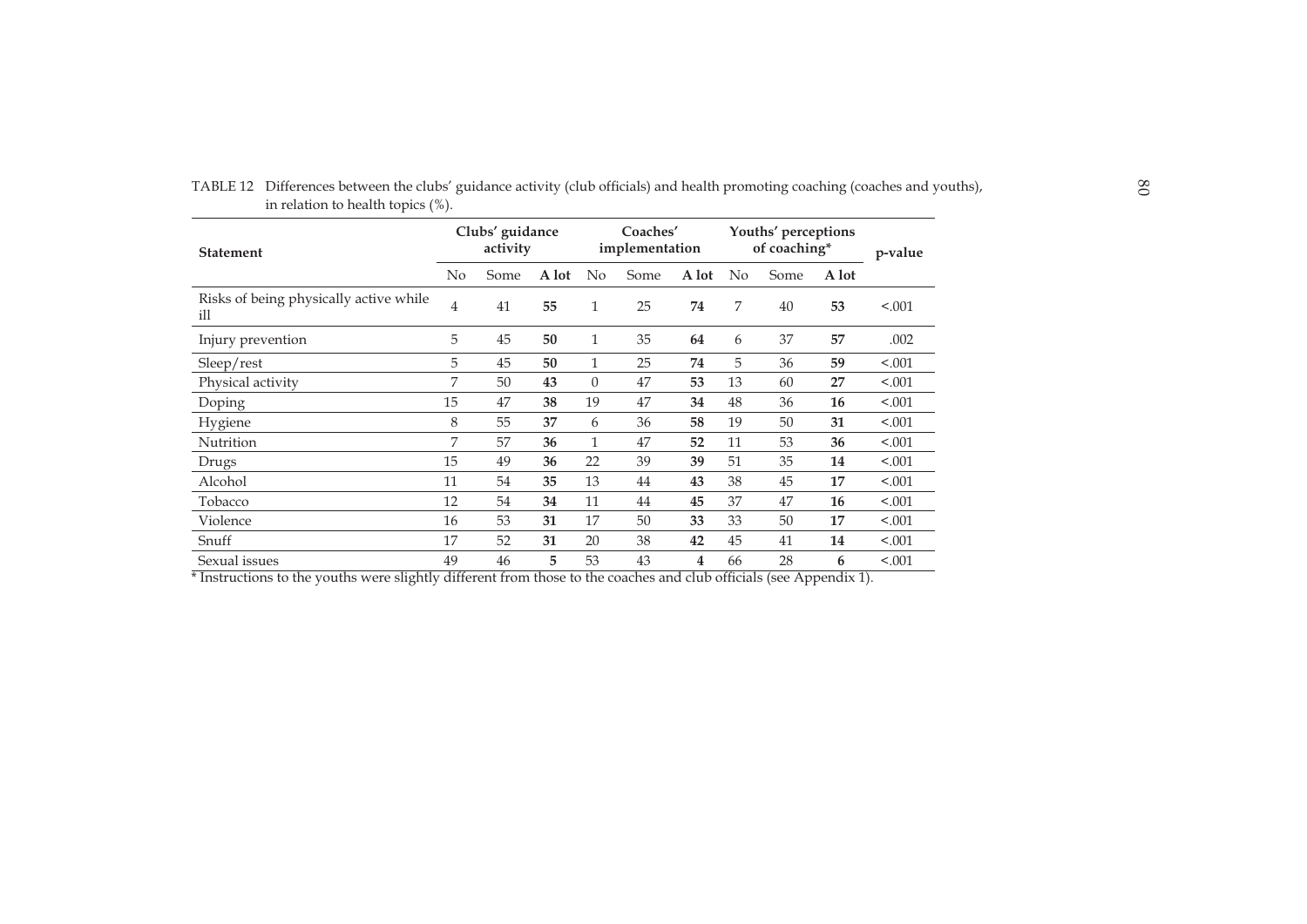TABLE 12 Differences between the clubs' guidance activity (club officials) and health promoting coaching (coaches and youths), in relation to health topics (%).

| Statement | Clubs' guidance activity | | | Coaches' implementation | | | Youths' perceptions of coaching* | | | p-value |
|---|---|---|---|---|---|---|---|---|---|---|
| | No | Some | **A lot** | No | Some | **A lot** | No | Some | **A lot** | |
| Risks of being physically active while ill | 4 | 41 | **55** | 1 | 25 | **74** | 7 | 40 | **53** | <.001 |
| Injury prevention | 5 | 45 | **50** | 1 | 35 | **64** | 6 | 37 | **57** | .002 |
| Sleep/rest | 5 | 45 | **50** | 1 | 25 | **74** | 5 | 36 | **59** | <.001 |
| Physical activity | 7 | 50 | **43** | 0 | 47 | **53** | 13 | 60 | **27** | <.001 |
| Doping | 15 | 47 | **38** | 19 | 47 | **34** | 48 | 36 | **16** | <.001 |
| Hygiene | 8 | 55 | **37** | 6 | 36 | **58** | 19 | 50 | **31** | <.001 |
| Nutrition | 7 | 57 | **36** | 1 | 47 | **52** | 11 | 53 | **36** | <.001 |
| Drugs | 15 | 49 | **36** | 22 | 39 | **39** | 51 | 35 | **14** | <.001 |
| Alcohol | 11 | 54 | **35** | 13 | 44 | **43** | 38 | 45 | **17** | <.001 |
| Tobacco | 12 | 54 | **34** | 11 | 44 | **45** | 37 | 47 | **16** | <.001 |
| Violence | 16 | 53 | **31** | 17 | 50 | **33** | 33 | 50 | **17** | <.001 |
| Snuff | 17 | 52 | **31** | 20 | 38 | **42** | 45 | 41 | **14** | <.001 |
| Sexual issues | 49 | 46 | **5** | 53 | 43 | **4** | 66 | 28 | **6** | <.001 |

* Instructions to the youths were slightly different from those to the coaches and club officials (see Appendix 1).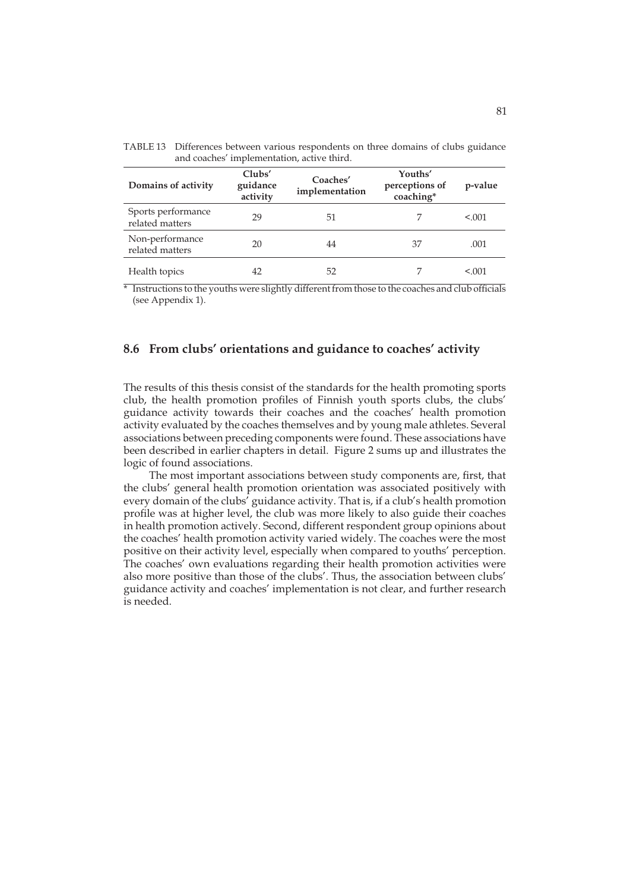TABLE 13 Differences between various respondents on three domains of clubs guidance and coaches' implementation, active third.

| Domains of activity | Clubs' guidance activity | Coaches' implementation | Youths' perceptions of coaching* | p-value |
|---|---|---|---|---|
| Sports performance related matters | 29 | 51 | 7 | <.001 |
| Non-performance related matters | 20 | 44 | 37 | .001 |
| Health topics | 42 | 52 | 7 | <.001 |

\* Instructions to the youths were slightly different from those to the coaches and club officials (see Appendix 1).

## 8.6 From clubs' orientations and guidance to coaches' activity

The results of this thesis consist of the standards for the health promoting sports club, the health promotion profiles of Finnish youth sports clubs, the clubs' guidance activity towards their coaches and the coaches' health promotion activity evaluated by the coaches themselves and by young male athletes. Several associations between preceding components were found. These associations have been described in earlier chapters in detail. Figure 2 sums up and illustrates the logic of found associations.

The most important associations between study components are, first, that the clubs' general health promotion orientation was associated positively with every domain of the clubs' guidance activity. That is, if a club's health promotion profile was at higher level, the club was more likely to also guide their coaches in health promotion actively. Second, different respondent group opinions about the coaches' health promotion activity varied widely. The coaches were the most positive on their activity level, especially when compared to youths' perception. The coaches' own evaluations regarding their health promotion activities were also more positive than those of the clubs'. Thus, the association between clubs' guidance activity and coaches' implementation is not clear, and further research is needed.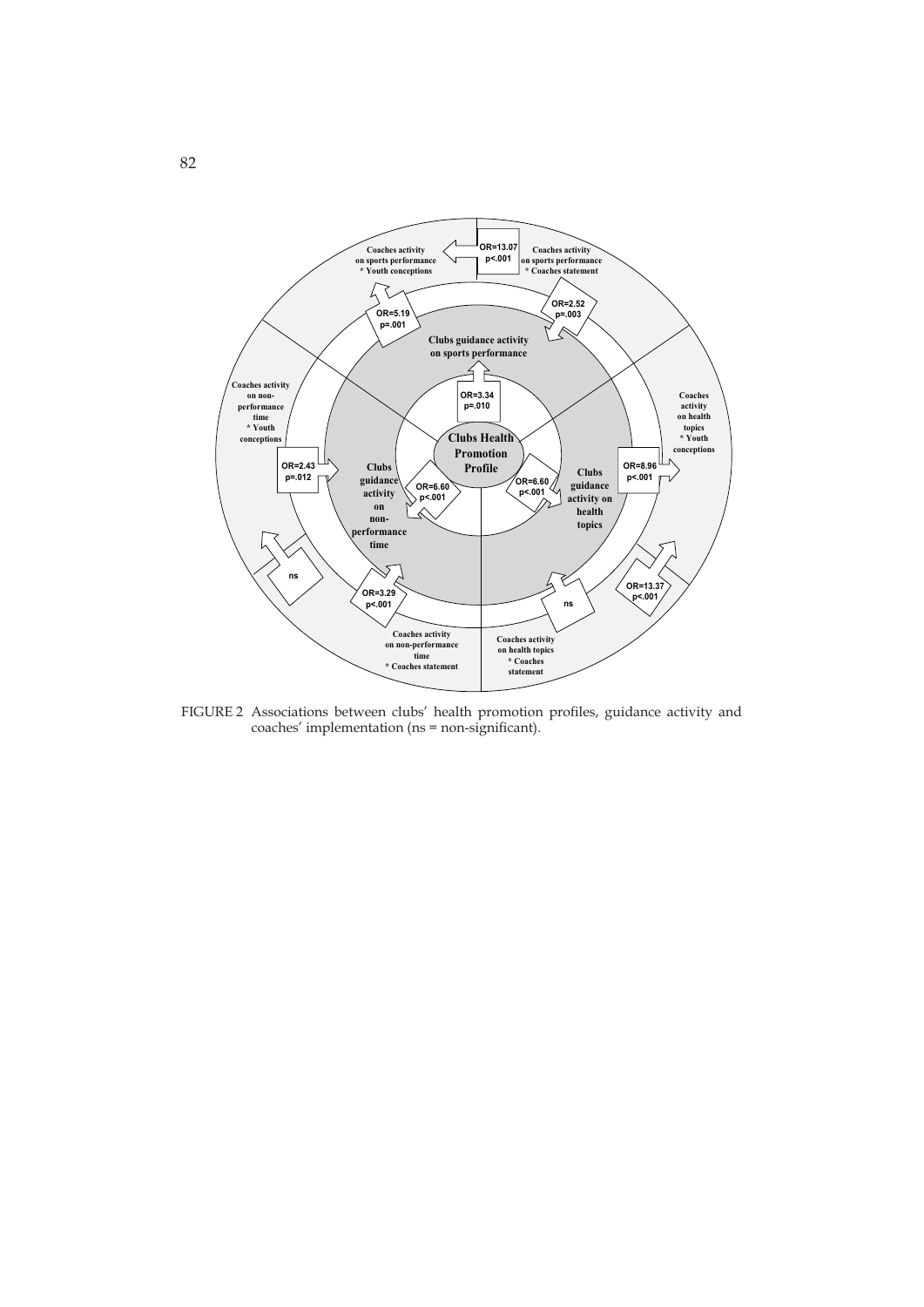Coaches activity on sports performance * Youth conceptions

OR=13.07 p<.001

Coaches activity on sports performance * Coaches statement

OR=5.19 p=.001

OR=2.52 p=.003

Clubs guidance activity on sports performance

OR=3.34 p=.010

Coaches activity on non-performance time * Youth conceptions

Clubs Health Promotion Profile

Coaches activity on health topics * Youth conceptions

OR=2.43 p=.012

Clubs guidance activity on non-performance time

OR=6.60 p<.001

OR=6.60 p<.001

Clubs guidance activity on health topics

OR=8.96 p<.001

ns

OR=3.29 p<.001

ns

OR=13.37 p<.001

Coaches activity on non-performance time * Coaches statement

Coaches activity on health topics * Coaches statement

FIGURE 2 Associations between clubs' health promotion profiles, guidance activity and coaches' implementation (ns = non-significant).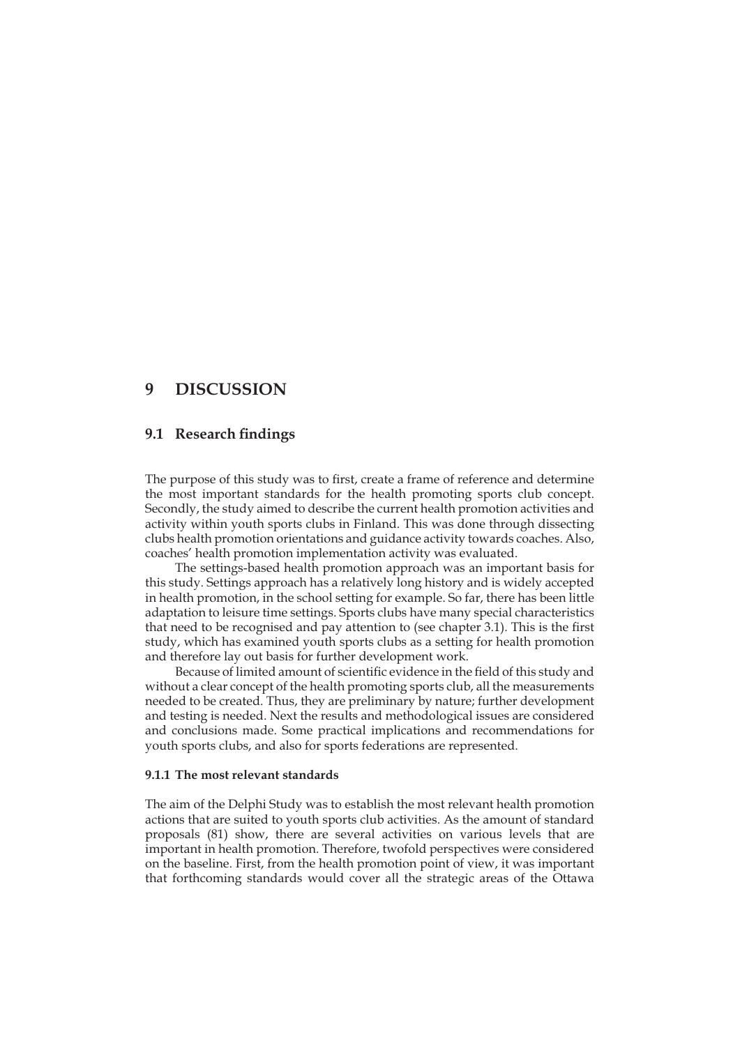# 9 DISCUSSION

## 9.1 Research findings

The purpose of this study was to first, create a frame of reference and determine the most important standards for the health promoting sports club concept. Secondly, the study aimed to describe the current health promotion activities and activity within youth sports clubs in Finland. This was done through dissecting clubs health promotion orientations and guidance activity towards coaches. Also, coaches' health promotion implementation activity was evaluated.

The settings-based health promotion approach was an important basis for this study. Settings approach has a relatively long history and is widely accepted in health promotion, in the school setting for example. So far, there has been little adaptation to leisure time settings. Sports clubs have many special characteristics that need to be recognised and pay attention to (see chapter 3.1). This is the first study, which has examined youth sports clubs as a setting for health promotion and therefore lay out basis for further development work.

Because of limited amount of scientific evidence in the field of this study and without a clear concept of the health promoting sports club, all the measurements needed to be created. Thus, they are preliminary by nature; further development and testing is needed. Next the results and methodological issues are considered and conclusions made. Some practical implications and recommendations for youth sports clubs, and also for sports federations are represented.

### 9.1.1 The most relevant standards

The aim of the Delphi Study was to establish the most relevant health promotion actions that are suited to youth sports club activities. As the amount of standard proposals (81) show, there are several activities on various levels that are important in health promotion. Therefore, twofold perspectives were considered on the baseline. First, from the health promotion point of view, it was important that forthcoming standards would cover all the strategic areas of the Ottawa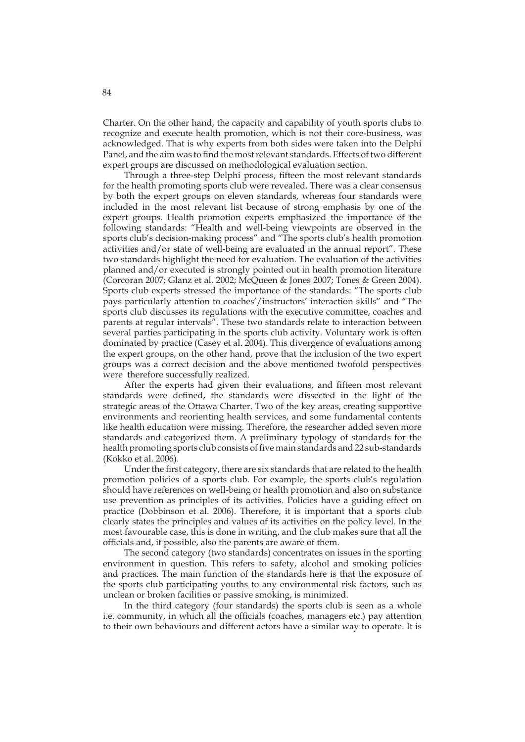Charter. On the other hand, the capacity and capability of youth sports clubs to recognize and execute health promotion, which is not their core-business, was acknowledged. That is why experts from both sides were taken into the Delphi Panel, and the aim was to find the most relevant standards. Effects of two different expert groups are discussed on methodological evaluation section.

Through a three-step Delphi process, fifteen the most relevant standards for the health promoting sports club were revealed. There was a clear consensus by both the expert groups on eleven standards, whereas four standards were included in the most relevant list because of strong emphasis by one of the expert groups. Health promotion experts emphasized the importance of the following standards: "Health and well-being viewpoints are observed in the sports club's decision-making process" and "The sports club's health promotion activities and/or state of well-being are evaluated in the annual report". These two standards highlight the need for evaluation. The evaluation of the activities planned and/or executed is strongly pointed out in health promotion literature (Corcoran 2007; Glanz et al. 2002; McQueen & Jones 2007; Tones & Green 2004). Sports club experts stressed the importance of the standards: "The sports club pays particularly attention to coaches'/instructors' interaction skills" and "The sports club discusses its regulations with the executive committee, coaches and parents at regular intervals". These two standards relate to interaction between several parties participating in the sports club activity. Voluntary work is often dominated by practice (Casey et al. 2004). This divergence of evaluations among the expert groups, on the other hand, prove that the inclusion of the two expert groups was a correct decision and the above mentioned twofold perspectives were therefore successfully realized.

After the experts had given their evaluations, and fifteen most relevant standards were defined, the standards were dissected in the light of the strategic areas of the Ottawa Charter. Two of the key areas, creating supportive environments and reorienting health services, and some fundamental contents like health education were missing. Therefore, the researcher added seven more standards and categorized them. A preliminary typology of standards for the health promoting sports club consists of five main standards and 22 sub-standards (Kokko et al. 2006).

Under the first category, there are six standards that are related to the health promotion policies of a sports club. For example, the sports club's regulation should have references on well-being or health promotion and also on substance use prevention as principles of its activities. Policies have a guiding effect on practice (Dobbinson et al. 2006). Therefore, it is important that a sports club clearly states the principles and values of its activities on the policy level. In the most favourable case, this is done in writing, and the club makes sure that all the officials and, if possible, also the parents are aware of them.

The second category (two standards) concentrates on issues in the sporting environment in question. This refers to safety, alcohol and smoking policies and practices. The main function of the standards here is that the exposure of the sports club participating youths to any environmental risk factors, such as unclean or broken facilities or passive smoking, is minimized.

In the third category (four standards) the sports club is seen as a whole i.e. community, in which all the officials (coaches, managers etc.) pay attention to their own behaviours and different actors have a similar way to operate. It is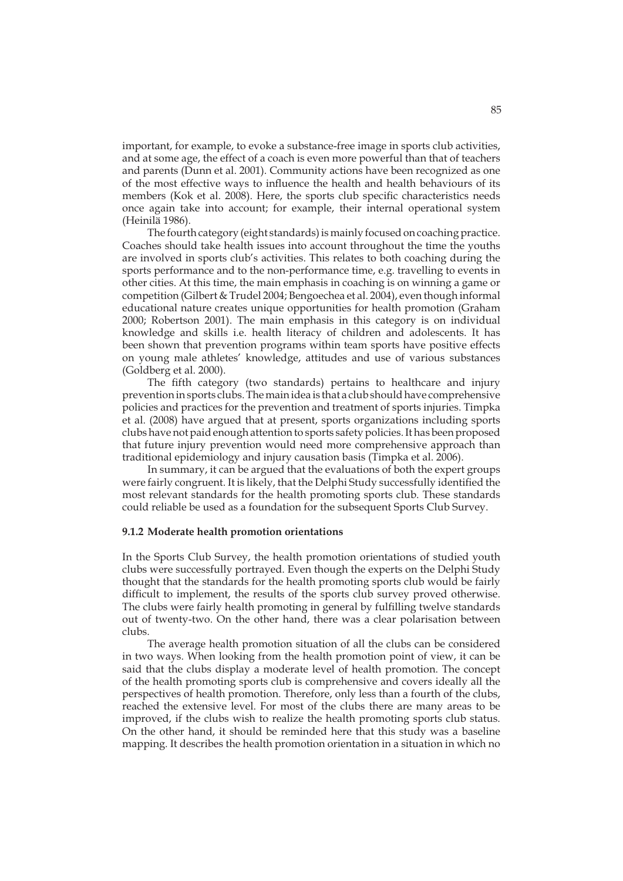important, for example, to evoke a substance-free image in sports club activities, and at some age, the effect of a coach is even more powerful than that of teachers and parents (Dunn et al. 2001). Community actions have been recognized as one of the most effective ways to influence the health and health behaviours of its members (Kok et al. 2008). Here, the sports club specific characteristics needs once again take into account; for example, their internal operational system (Heinilä 1986).

The fourth category (eight standards) is mainly focused on coaching practice. Coaches should take health issues into account throughout the time the youths are involved in sports club's activities. This relates to both coaching during the sports performance and to the non-performance time, e.g. travelling to events in other cities. At this time, the main emphasis in coaching is on winning a game or competition (Gilbert & Trudel 2004; Bengoechea et al. 2004), even though informal educational nature creates unique opportunities for health promotion (Graham 2000; Robertson 2001). The main emphasis in this category is on individual knowledge and skills i.e. health literacy of children and adolescents. It has been shown that prevention programs within team sports have positive effects on young male athletes' knowledge, attitudes and use of various substances (Goldberg et al. 2000).

The fifth category (two standards) pertains to healthcare and injury prevention in sports clubs. The main idea is that a club should have comprehensive policies and practices for the prevention and treatment of sports injuries. Timpka et al. (2008) have argued that at present, sports organizations including sports clubs have not paid enough attention to sports safety policies. It has been proposed that future injury prevention would need more comprehensive approach than traditional epidemiology and injury causation basis (Timpka et al. 2006).

In summary, it can be argued that the evaluations of both the expert groups were fairly congruent. It is likely, that the Delphi Study successfully identified the most relevant standards for the health promoting sports club. These standards could reliable be used as a foundation for the subsequent Sports Club Survey.

### 9.1.2 Moderate health promotion orientations

In the Sports Club Survey, the health promotion orientations of studied youth clubs were successfully portrayed. Even though the experts on the Delphi Study thought that the standards for the health promoting sports club would be fairly difficult to implement, the results of the sports club survey proved otherwise. The clubs were fairly health promoting in general by fulfilling twelve standards out of twenty-two. On the other hand, there was a clear polarisation between clubs.

The average health promotion situation of all the clubs can be considered in two ways. When looking from the health promotion point of view, it can be said that the clubs display a moderate level of health promotion. The concept of the health promoting sports club is comprehensive and covers ideally all the perspectives of health promotion. Therefore, only less than a fourth of the clubs, reached the extensive level. For most of the clubs there are many areas to be improved, if the clubs wish to realize the health promoting sports club status. On the other hand, it should be reminded here that this study was a baseline mapping. It describes the health promotion orientation in a situation in which no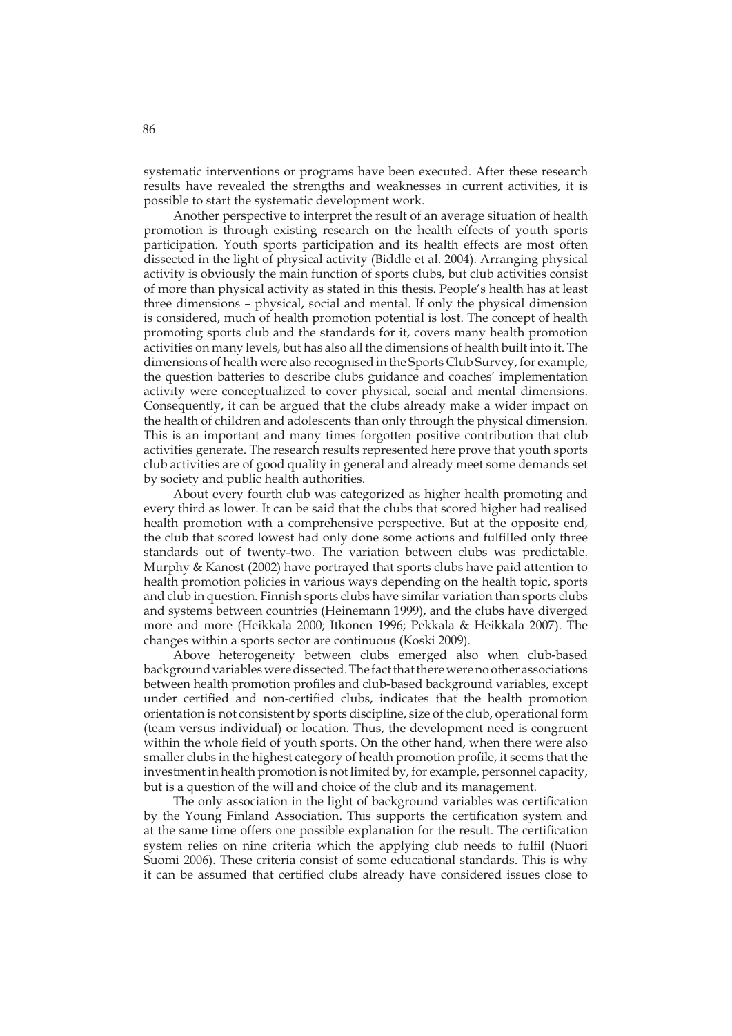systematic interventions or programs have been executed. After these research results have revealed the strengths and weaknesses in current activities, it is possible to start the systematic development work.

Another perspective to interpret the result of an average situation of health promotion is through existing research on the health effects of youth sports participation. Youth sports participation and its health effects are most often dissected in the light of physical activity (Biddle et al. 2004). Arranging physical activity is obviously the main function of sports clubs, but club activities consist of more than physical activity as stated in this thesis. People's health has at least three dimensions – physical, social and mental. If only the physical dimension is considered, much of health promotion potential is lost. The concept of health promoting sports club and the standards for it, covers many health promotion activities on many levels, but has also all the dimensions of health built into it. The dimensions of health were also recognised in the Sports Club Survey, for example, the question batteries to describe clubs guidance and coaches' implementation activity were conceptualized to cover physical, social and mental dimensions. Consequently, it can be argued that the clubs already make a wider impact on the health of children and adolescents than only through the physical dimension. This is an important and many times forgotten positive contribution that club activities generate. The research results represented here prove that youth sports club activities are of good quality in general and already meet some demands set by society and public health authorities.

About every fourth club was categorized as higher health promoting and every third as lower. It can be said that the clubs that scored higher had realised health promotion with a comprehensive perspective. But at the opposite end, the club that scored lowest had only done some actions and fulfilled only three standards out of twenty-two. The variation between clubs was predictable. Murphy & Kanost (2002) have portrayed that sports clubs have paid attention to health promotion policies in various ways depending on the health topic, sports and club in question. Finnish sports clubs have similar variation than sports clubs and systems between countries (Heinemann 1999), and the clubs have diverged more and more (Heikkala 2000; Itkonen 1996; Pekkala & Heikkala 2007). The changes within a sports sector are continuous (Koski 2009).

Above heterogeneity between clubs emerged also when club-based background variables were dissected. The fact that there were no other associations between health promotion profiles and club-based background variables, except under certified and non-certified clubs, indicates that the health promotion orientation is not consistent by sports discipline, size of the club, operational form (team versus individual) or location. Thus, the development need is congruent within the whole field of youth sports. On the other hand, when there were also smaller clubs in the highest category of health promotion profile, it seems that the investment in health promotion is not limited by, for example, personnel capacity, but is a question of the will and choice of the club and its management.

The only association in the light of background variables was certification by the Young Finland Association. This supports the certification system and at the same time offers one possible explanation for the result. The certification system relies on nine criteria which the applying club needs to fulfil (Nuori Suomi 2006). These criteria consist of some educational standards. This is why it can be assumed that certified clubs already have considered issues close to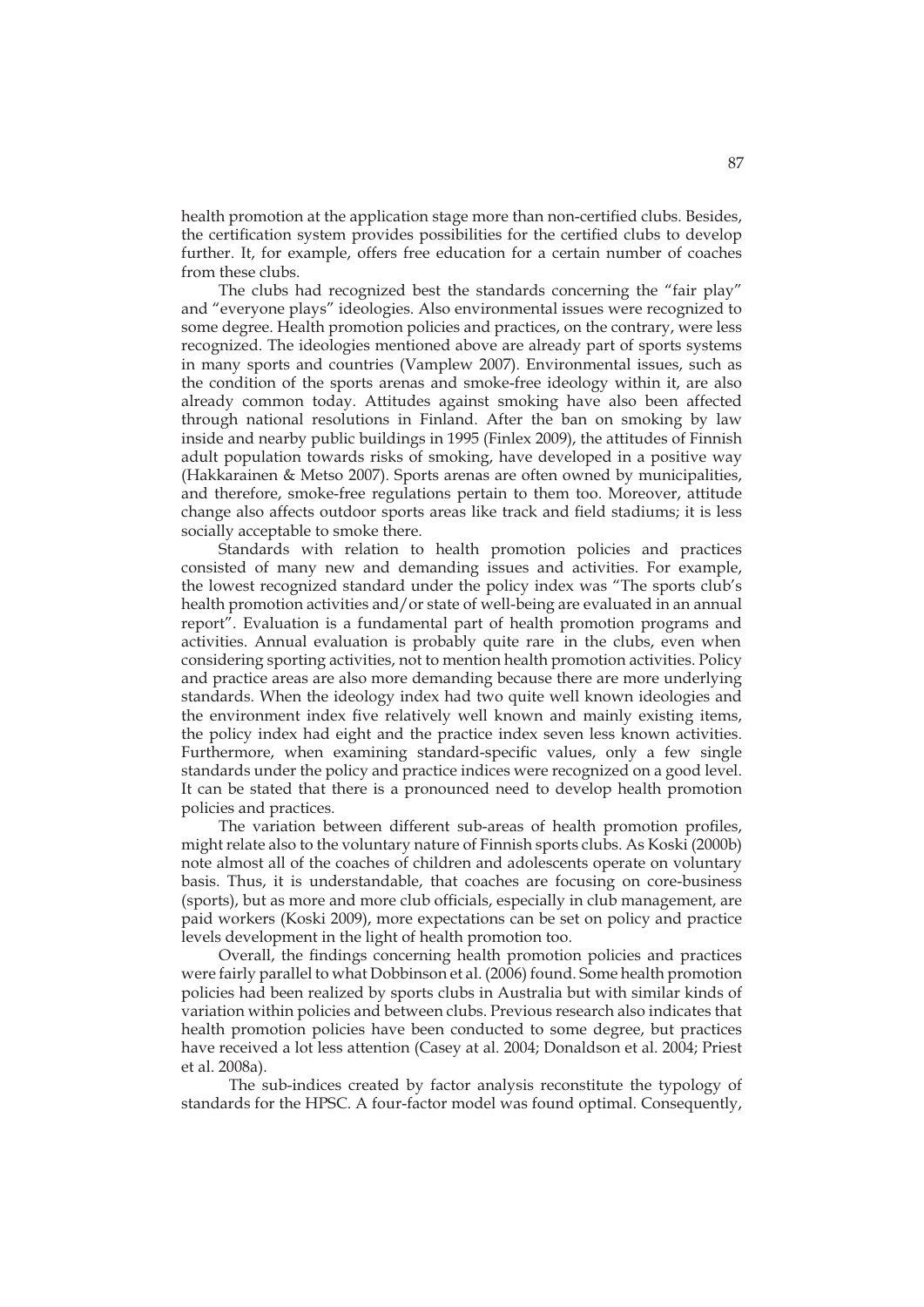health promotion at the application stage more than non-certified clubs. Besides, the certification system provides possibilities for the certified clubs to develop further. It, for example, offers free education for a certain number of coaches from these clubs.

The clubs had recognized best the standards concerning the "fair play" and "everyone plays" ideologies. Also environmental issues were recognized to some degree. Health promotion policies and practices, on the contrary, were less recognized. The ideologies mentioned above are already part of sports systems in many sports and countries (Vamplew 2007). Environmental issues, such as the condition of the sports arenas and smoke-free ideology within it, are also already common today. Attitudes against smoking have also been affected through national resolutions in Finland. After the ban on smoking by law inside and nearby public buildings in 1995 (Finlex 2009), the attitudes of Finnish adult population towards risks of smoking, have developed in a positive way (Hakkarainen & Metso 2007). Sports arenas are often owned by municipalities, and therefore, smoke-free regulations pertain to them too. Moreover, attitude change also affects outdoor sports areas like track and field stadiums; it is less socially acceptable to smoke there.

Standards with relation to health promotion policies and practices consisted of many new and demanding issues and activities. For example, the lowest recognized standard under the policy index was "The sports club's health promotion activities and/or state of well-being are evaluated in an annual report". Evaluation is a fundamental part of health promotion programs and activities. Annual evaluation is probably quite rare in the clubs, even when considering sporting activities, not to mention health promotion activities. Policy and practice areas are also more demanding because there are more underlying standards. When the ideology index had two quite well known ideologies and the environment index five relatively well known and mainly existing items, the policy index had eight and the practice index seven less known activities. Furthermore, when examining standard-specific values, only a few single standards under the policy and practice indices were recognized on a good level. It can be stated that there is a pronounced need to develop health promotion policies and practices.

The variation between different sub-areas of health promotion profiles, might relate also to the voluntary nature of Finnish sports clubs. As Koski (2000b) note almost all of the coaches of children and adolescents operate on voluntary basis. Thus, it is understandable, that coaches are focusing on core-business (sports), but as more and more club officials, especially in club management, are paid workers (Koski 2009), more expectations can be set on policy and practice levels development in the light of health promotion too.

Overall, the findings concerning health promotion policies and practices were fairly parallel to what Dobbinson et al. (2006) found. Some health promotion policies had been realized by sports clubs in Australia but with similar kinds of variation within policies and between clubs. Previous research also indicates that health promotion policies have been conducted to some degree, but practices have received a lot less attention (Casey at al. 2004; Donaldson et al. 2004; Priest et al. 2008a).

The sub-indices created by factor analysis reconstitute the typology of standards for the HPSC. A four-factor model was found optimal. Consequently,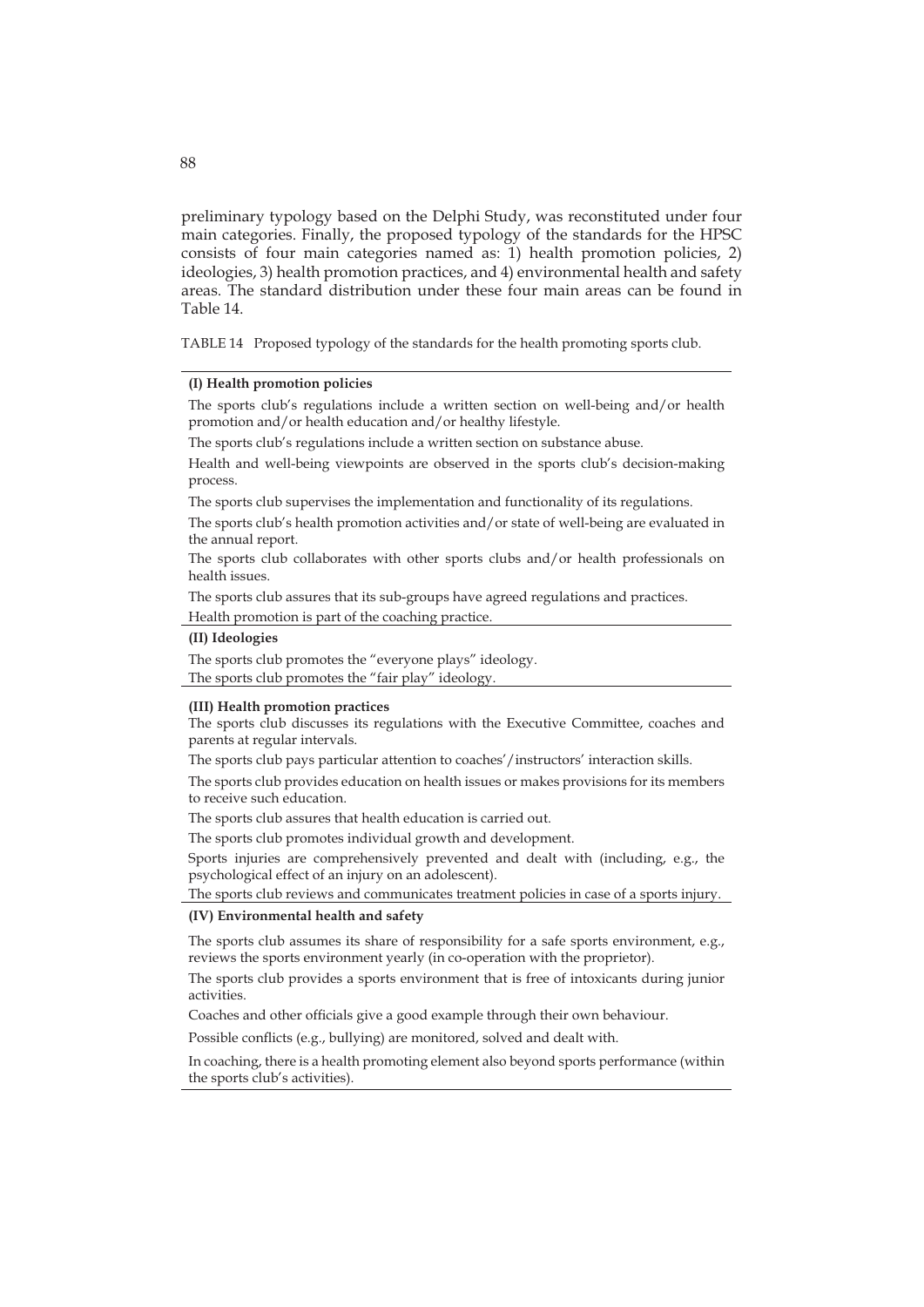preliminary typology based on the Delphi Study, was reconstituted under four main categories. Finally, the proposed typology of the standards for the HPSC consists of four main categories named as: 1) health promotion policies, 2) ideologies, 3) health promotion practices, and 4) environmental health and safety areas. The standard distribution under these four main areas can be found in Table 14.

TABLE 14 Proposed typology of the standards for the health promoting sports club.

| |
|---|
| **(I) Health promotion policies** |
| The sports club's regulations include a written section on well-being and/or health promotion and/or health education and/or healthy lifestyle. |
| The sports club's regulations include a written section on substance abuse. |
| Health and well-being viewpoints are observed in the sports club's decision-making process. |
| The sports club supervises the implementation and functionality of its regulations. |
| The sports club's health promotion activities and/or state of well-being are evaluated in the annual report. |
| The sports club collaborates with other sports clubs and/or health professionals on health issues. |
| The sports club assures that its sub-groups have agreed regulations and practices. |
| Health promotion is part of the coaching practice. |
| **(II) Ideologies** |
| The sports club promotes the "everyone plays" ideology. |
| The sports club promotes the "fair play" ideology. |
| **(III) Health promotion practices** |
| The sports club discusses its regulations with the Executive Committee, coaches and parents at regular intervals. |
| The sports club pays particular attention to coaches'/instructors' interaction skills. |
| The sports club provides education on health issues or makes provisions for its members to receive such education. |
| The sports club assures that health education is carried out. |
| The sports club promotes individual growth and development. |
| Sports injuries are comprehensively prevented and dealt with (including, e.g., the psychological effect of an injury on an adolescent). |
| The sports club reviews and communicates treatment policies in case of a sports injury. |
| **(IV) Environmental health and safety** |
| The sports club assumes its share of responsibility for a safe sports environment, e.g., reviews the sports environment yearly (in co-operation with the proprietor). |
| The sports club provides a sports environment that is free of intoxicants during junior activities. |
| Coaches and other officials give a good example through their own behaviour. |
| Possible conflicts (e.g., bullying) are monitored, solved and dealt with. |
| In coaching, there is a health promoting element also beyond sports performance (within the sports club's activities). |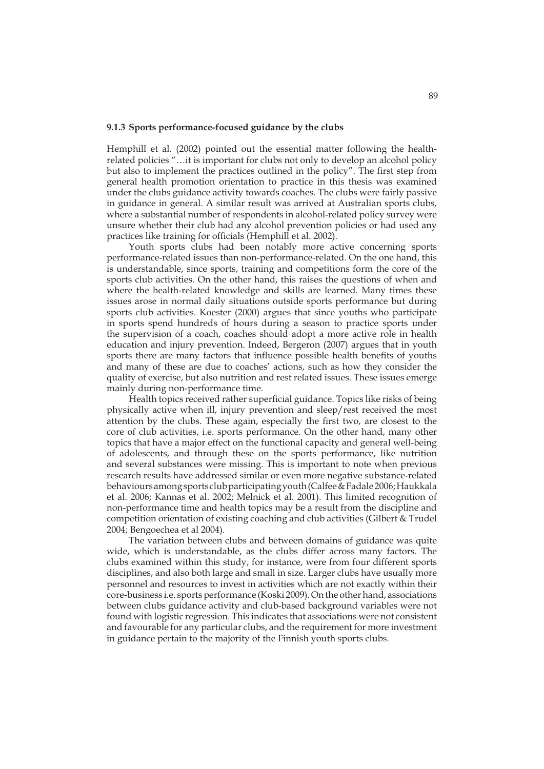### 9.1.3 Sports performance-focused guidance by the clubs

Hemphill et al. (2002) pointed out the essential matter following the health-related policies "…it is important for clubs not only to develop an alcohol policy but also to implement the practices outlined in the policy". The first step from general health promotion orientation to practice in this thesis was examined under the clubs guidance activity towards coaches. The clubs were fairly passive in guidance in general. A similar result was arrived at Australian sports clubs, where a substantial number of respondents in alcohol-related policy survey were unsure whether their club had any alcohol prevention policies or had used any practices like training for officials (Hemphill et al. 2002).

Youth sports clubs had been notably more active concerning sports performance-related issues than non-performance-related. On the one hand, this is understandable, since sports, training and competitions form the core of the sports club activities. On the other hand, this raises the questions of when and where the health-related knowledge and skills are learned. Many times these issues arose in normal daily situations outside sports performance but during sports club activities. Koester (2000) argues that since youths who participate in sports spend hundreds of hours during a season to practice sports under the supervision of a coach, coaches should adopt a more active role in health education and injury prevention. Indeed, Bergeron (2007) argues that in youth sports there are many factors that influence possible health benefits of youths and many of these are due to coaches' actions, such as how they consider the quality of exercise, but also nutrition and rest related issues. These issues emerge mainly during non-performance time.

Health topics received rather superficial guidance. Topics like risks of being physically active when ill, injury prevention and sleep/rest received the most attention by the clubs. These again, especially the first two, are closest to the core of club activities, i.e. sports performance. On the other hand, many other topics that have a major effect on the functional capacity and general well-being of adolescents, and through these on the sports performance, like nutrition and several substances were missing. This is important to note when previous research results have addressed similar or even more negative substance-related behaviours among sports club participating youth (Calfee & Fadale 2006; Haukkala et al. 2006; Kannas et al. 2002; Melnick et al. 2001). This limited recognition of non-performance time and health topics may be a result from the discipline and competition orientation of existing coaching and club activities (Gilbert & Trudel 2004; Bengoechea et al 2004).

The variation between clubs and between domains of guidance was quite wide, which is understandable, as the clubs differ across many factors. The clubs examined within this study, for instance, were from four different sports disciplines, and also both large and small in size. Larger clubs have usually more personnel and resources to invest in activities which are not exactly within their core-business i.e. sports performance (Koski 2009). On the other hand, associations between clubs guidance activity and club-based background variables were not found with logistic regression. This indicates that associations were not consistent and favourable for any particular clubs, and the requirement for more investment in guidance pertain to the majority of the Finnish youth sports clubs.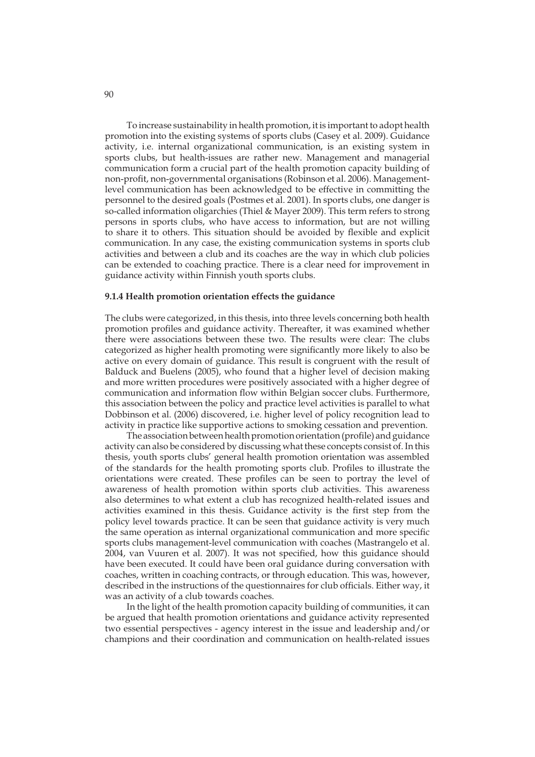To increase sustainability in health promotion, it is important to adopt health promotion into the existing systems of sports clubs (Casey et al. 2009). Guidance activity, i.e. internal organizational communication, is an existing system in sports clubs, but health-issues are rather new. Management and managerial communication form a crucial part of the health promotion capacity building of non-profit, non-governmental organisations (Robinson et al. 2006). Management-level communication has been acknowledged to be effective in committing the personnel to the desired goals (Postmes et al. 2001). In sports clubs, one danger is so-called information oligarchies (Thiel & Mayer 2009). This term refers to strong persons in sports clubs, who have access to information, but are not willing to share it to others. This situation should be avoided by flexible and explicit communication. In any case, the existing communication systems in sports club activities and between a club and its coaches are the way in which club policies can be extended to coaching practice. There is a clear need for improvement in guidance activity within Finnish youth sports clubs.

#### 9.1.4 Health promotion orientation effects the guidance

The clubs were categorized, in this thesis, into three levels concerning both health promotion profiles and guidance activity. Thereafter, it was examined whether there were associations between these two. The results were clear: The clubs categorized as higher health promoting were significantly more likely to also be active on every domain of guidance. This result is congruent with the result of Balduck and Buelens (2005), who found that a higher level of decision making and more written procedures were positively associated with a higher degree of communication and information flow within Belgian soccer clubs. Furthermore, this association between the policy and practice level activities is parallel to what Dobbinson et al. (2006) discovered, i.e. higher level of policy recognition lead to activity in practice like supportive actions to smoking cessation and prevention.

The association between health promotion orientation (profile) and guidance activity can also be considered by discussing what these concepts consist of. In this thesis, youth sports clubs' general health promotion orientation was assembled of the standards for the health promoting sports club. Profiles to illustrate the orientations were created. These profiles can be seen to portray the level of awareness of health promotion within sports club activities. This awareness also determines to what extent a club has recognized health-related issues and activities examined in this thesis. Guidance activity is the first step from the policy level towards practice. It can be seen that guidance activity is very much the same operation as internal organizational communication and more specific sports clubs management-level communication with coaches (Mastrangelo et al. 2004, van Vuuren et al. 2007). It was not specified, how this guidance should have been executed. It could have been oral guidance during conversation with coaches, written in coaching contracts, or through education. This was, however, described in the instructions of the questionnaires for club officials. Either way, it was an activity of a club towards coaches.

In the light of the health promotion capacity building of communities, it can be argued that health promotion orientations and guidance activity represented two essential perspectives - agency interest in the issue and leadership and/or champions and their coordination and communication on health-related issues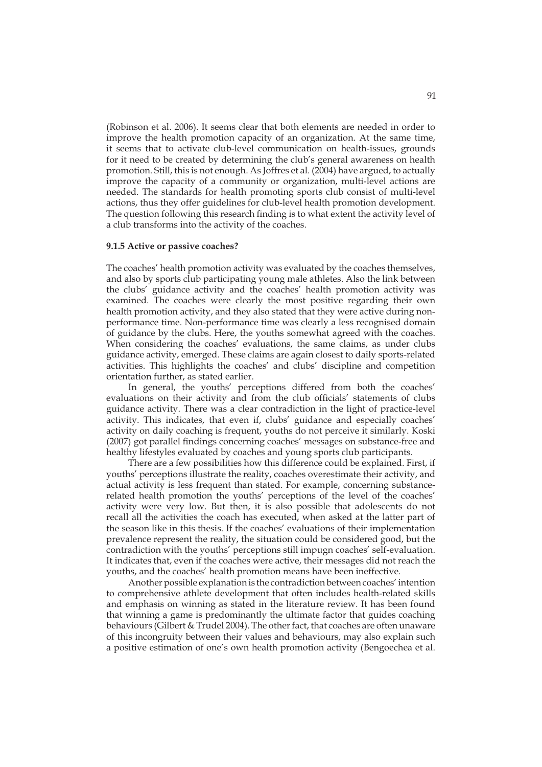(Robinson et al. 2006). It seems clear that both elements are needed in order to improve the health promotion capacity of an organization. At the same time, it seems that to activate club-level communication on health-issues, grounds for it need to be created by determining the club's general awareness on health promotion. Still, this is not enough. As Joffres et al. (2004) have argued, to actually improve the capacity of a community or organization, multi-level actions are needed. The standards for health promoting sports club consist of multi-level actions, thus they offer guidelines for club-level health promotion development. The question following this research finding is to what extent the activity level of a club transforms into the activity of the coaches.

### 9.1.5 Active or passive coaches?

The coaches' health promotion activity was evaluated by the coaches themselves, and also by sports club participating young male athletes. Also the link between the clubs' guidance activity and the coaches' health promotion activity was examined. The coaches were clearly the most positive regarding their own health promotion activity, and they also stated that they were active during non-performance time. Non-performance time was clearly a less recognised domain of guidance by the clubs. Here, the youths somewhat agreed with the coaches. When considering the coaches' evaluations, the same claims, as under clubs guidance activity, emerged. These claims are again closest to daily sports-related activities. This highlights the coaches' and clubs' discipline and competition orientation further, as stated earlier.

In general, the youths' perceptions differed from both the coaches' evaluations on their activity and from the club officials' statements of clubs guidance activity. There was a clear contradiction in the light of practice-level activity. This indicates, that even if, clubs' guidance and especially coaches' activity on daily coaching is frequent, youths do not perceive it similarly. Koski (2007) got parallel findings concerning coaches' messages on substance-free and healthy lifestyles evaluated by coaches and young sports club participants.

There are a few possibilities how this difference could be explained. First, if youths' perceptions illustrate the reality, coaches overestimate their activity, and actual activity is less frequent than stated. For example, concerning substance-related health promotion the youths' perceptions of the level of the coaches' activity were very low. But then, it is also possible that adolescents do not recall all the activities the coach has executed, when asked at the latter part of the season like in this thesis. If the coaches' evaluations of their implementation prevalence represent the reality, the situation could be considered good, but the contradiction with the youths' perceptions still impugn coaches' self-evaluation. It indicates that, even if the coaches were active, their messages did not reach the youths, and the coaches' health promotion means have been ineffective.

Another possible explanation is the contradiction between coaches' intention to comprehensive athlete development that often includes health-related skills and emphasis on winning as stated in the literature review. It has been found that winning a game is predominantly the ultimate factor that guides coaching behaviours (Gilbert & Trudel 2004). The other fact, that coaches are often unaware of this incongruity between their values and behaviours, may also explain such a positive estimation of one's own health promotion activity (Bengoechea et al.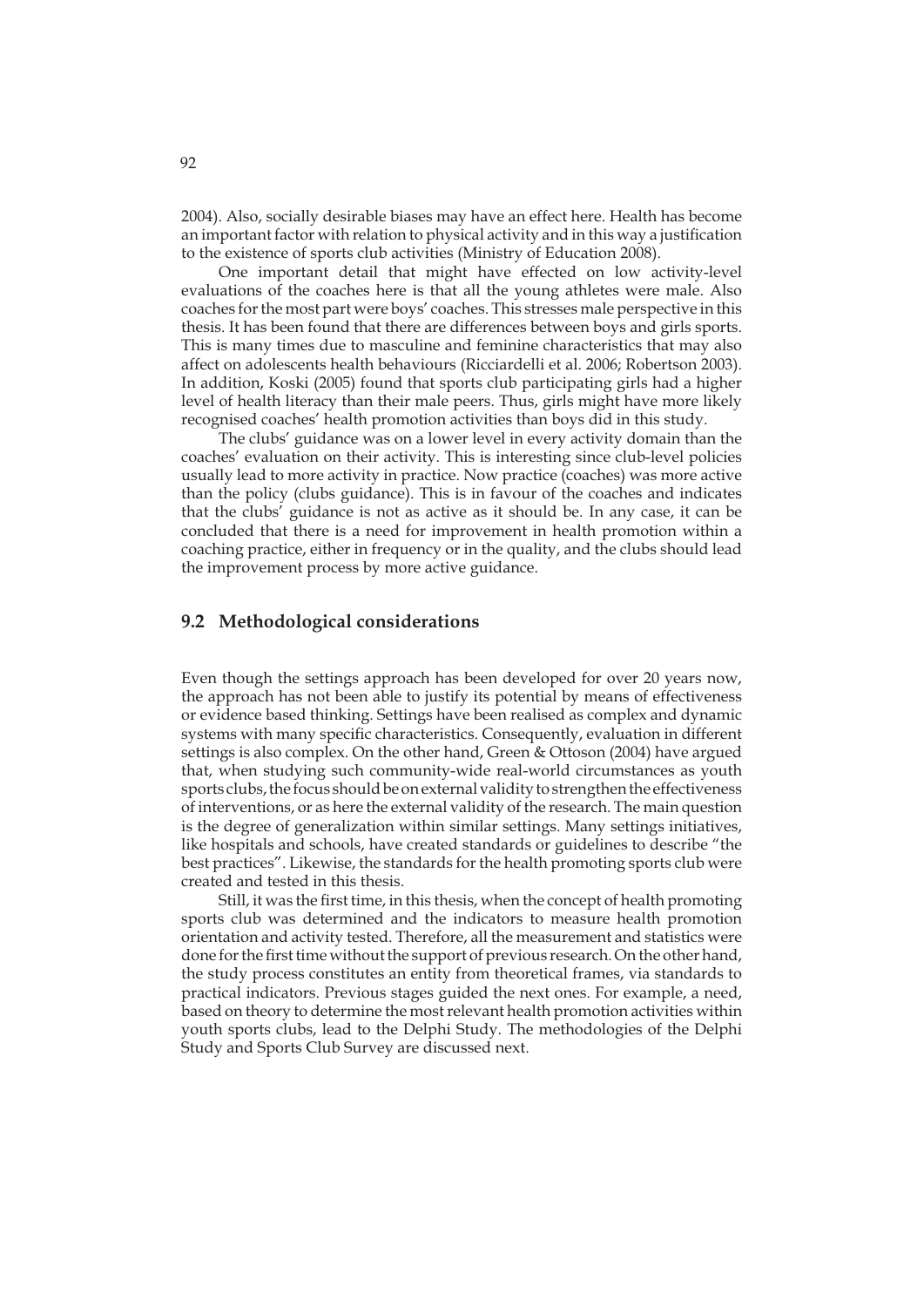2004). Also, socially desirable biases may have an effect here. Health has become an important factor with relation to physical activity and in this way a justification to the existence of sports club activities (Ministry of Education 2008).

One important detail that might have effected on low activity-level evaluations of the coaches here is that all the young athletes were male. Also coaches for the most part were boys' coaches. This stresses male perspective in this thesis. It has been found that there are differences between boys and girls sports. This is many times due to masculine and feminine characteristics that may also affect on adolescents health behaviours (Ricciardelli et al. 2006; Robertson 2003). In addition, Koski (2005) found that sports club participating girls had a higher level of health literacy than their male peers. Thus, girls might have more likely recognised coaches' health promotion activities than boys did in this study.

The clubs' guidance was on a lower level in every activity domain than the coaches' evaluation on their activity. This is interesting since club-level policies usually lead to more activity in practice. Now practice (coaches) was more active than the policy (clubs guidance). This is in favour of the coaches and indicates that the clubs' guidance is not as active as it should be. In any case, it can be concluded that there is a need for improvement in health promotion within a coaching practice, either in frequency or in the quality, and the clubs should lead the improvement process by more active guidance.

## 9.2 Methodological considerations

Even though the settings approach has been developed for over 20 years now, the approach has not been able to justify its potential by means of effectiveness or evidence based thinking. Settings have been realised as complex and dynamic systems with many specific characteristics. Consequently, evaluation in different settings is also complex. On the other hand, Green & Ottoson (2004) have argued that, when studying such community-wide real-world circumstances as youth sports clubs, the focus should be on external validity to strengthen the effectiveness of interventions, or as here the external validity of the research. The main question is the degree of generalization within similar settings. Many settings initiatives, like hospitals and schools, have created standards or guidelines to describe "the best practices". Likewise, the standards for the health promoting sports club were created and tested in this thesis.

Still, it was the first time, in this thesis, when the concept of health promoting sports club was determined and the indicators to measure health promotion orientation and activity tested. Therefore, all the measurement and statistics were done for the first time without the support of previous research. On the other hand, the study process constitutes an entity from theoretical frames, via standards to practical indicators. Previous stages guided the next ones. For example, a need, based on theory to determine the most relevant health promotion activities within youth sports clubs, lead to the Delphi Study. The methodologies of the Delphi Study and Sports Club Survey are discussed next.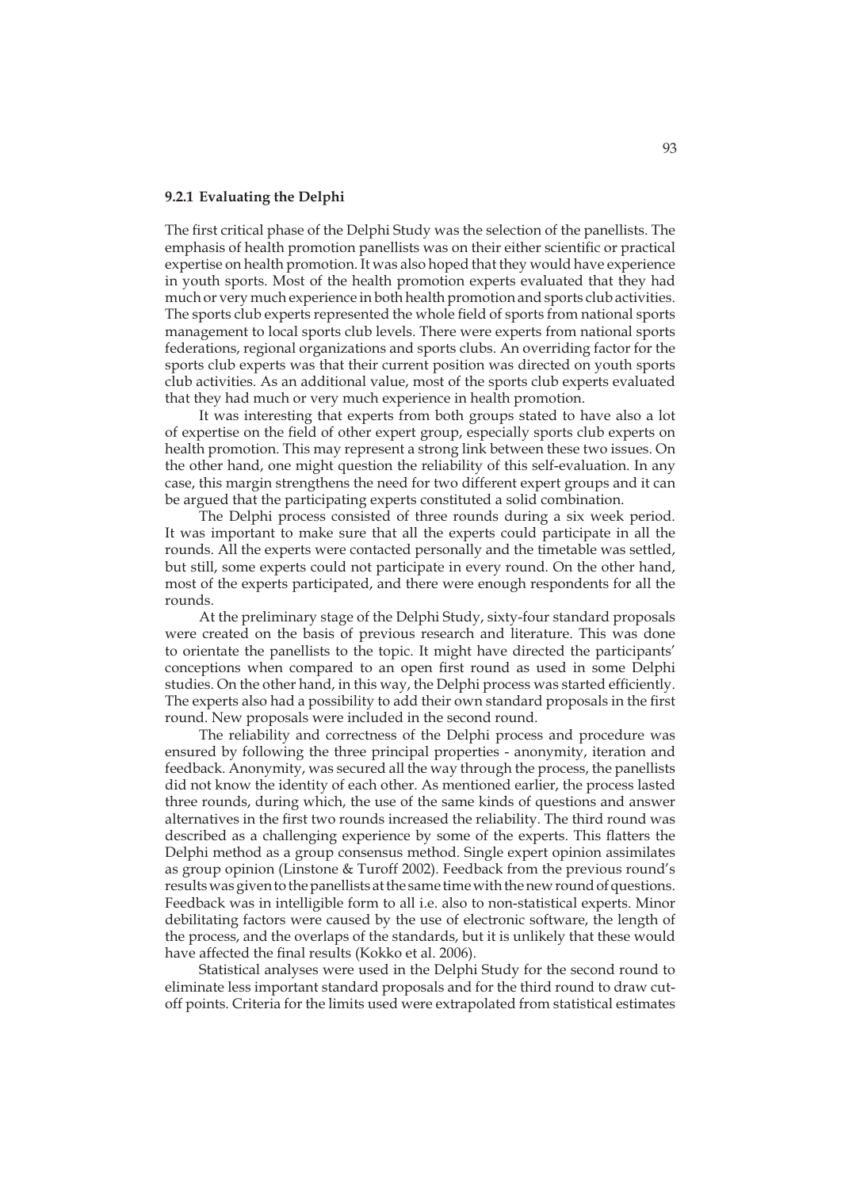### 9.2.1 Evaluating the Delphi

The first critical phase of the Delphi Study was the selection of the panellists. The emphasis of health promotion panellists was on their either scientific or practical expertise on health promotion. It was also hoped that they would have experience in youth sports. Most of the health promotion experts evaluated that they had much or very much experience in both health promotion and sports club activities. The sports club experts represented the whole field of sports from national sports management to local sports club levels. There were experts from national sports federations, regional organizations and sports clubs. An overriding factor for the sports club experts was that their current position was directed on youth sports club activities. As an additional value, most of the sports club experts evaluated that they had much or very much experience in health promotion.

It was interesting that experts from both groups stated to have also a lot of expertise on the field of other expert group, especially sports club experts on health promotion. This may represent a strong link between these two issues. On the other hand, one might question the reliability of this self-evaluation. In any case, this margin strengthens the need for two different expert groups and it can be argued that the participating experts constituted a solid combination.

The Delphi process consisted of three rounds during a six week period. It was important to make sure that all the experts could participate in all the rounds. All the experts were contacted personally and the timetable was settled, but still, some experts could not participate in every round. On the other hand, most of the experts participated, and there were enough respondents for all the rounds.

At the preliminary stage of the Delphi Study, sixty-four standard proposals were created on the basis of previous research and literature. This was done to orientate the panellists to the topic. It might have directed the participants' conceptions when compared to an open first round as used in some Delphi studies. On the other hand, in this way, the Delphi process was started efficiently. The experts also had a possibility to add their own standard proposals in the first round. New proposals were included in the second round.

The reliability and correctness of the Delphi process and procedure was ensured by following the three principal properties - anonymity, iteration and feedback. Anonymity, was secured all the way through the process, the panellists did not know the identity of each other. As mentioned earlier, the process lasted three rounds, during which, the use of the same kinds of questions and answer alternatives in the first two rounds increased the reliability. The third round was described as a challenging experience by some of the experts. This flatters the Delphi method as a group consensus method. Single expert opinion assimilates as group opinion (Linstone & Turoff 2002). Feedback from the previous round's results was given to the panellists at the same time with the new round of questions. Feedback was in intelligible form to all i.e. also to non-statistical experts. Minor debilitating factors were caused by the use of electronic software, the length of the process, and the overlaps of the standards, but it is unlikely that these would have affected the final results (Kokko et al. 2006).

Statistical analyses were used in the Delphi Study for the second round to eliminate less important standard proposals and for the third round to draw cut-off points. Criteria for the limits used were extrapolated from statistical estimates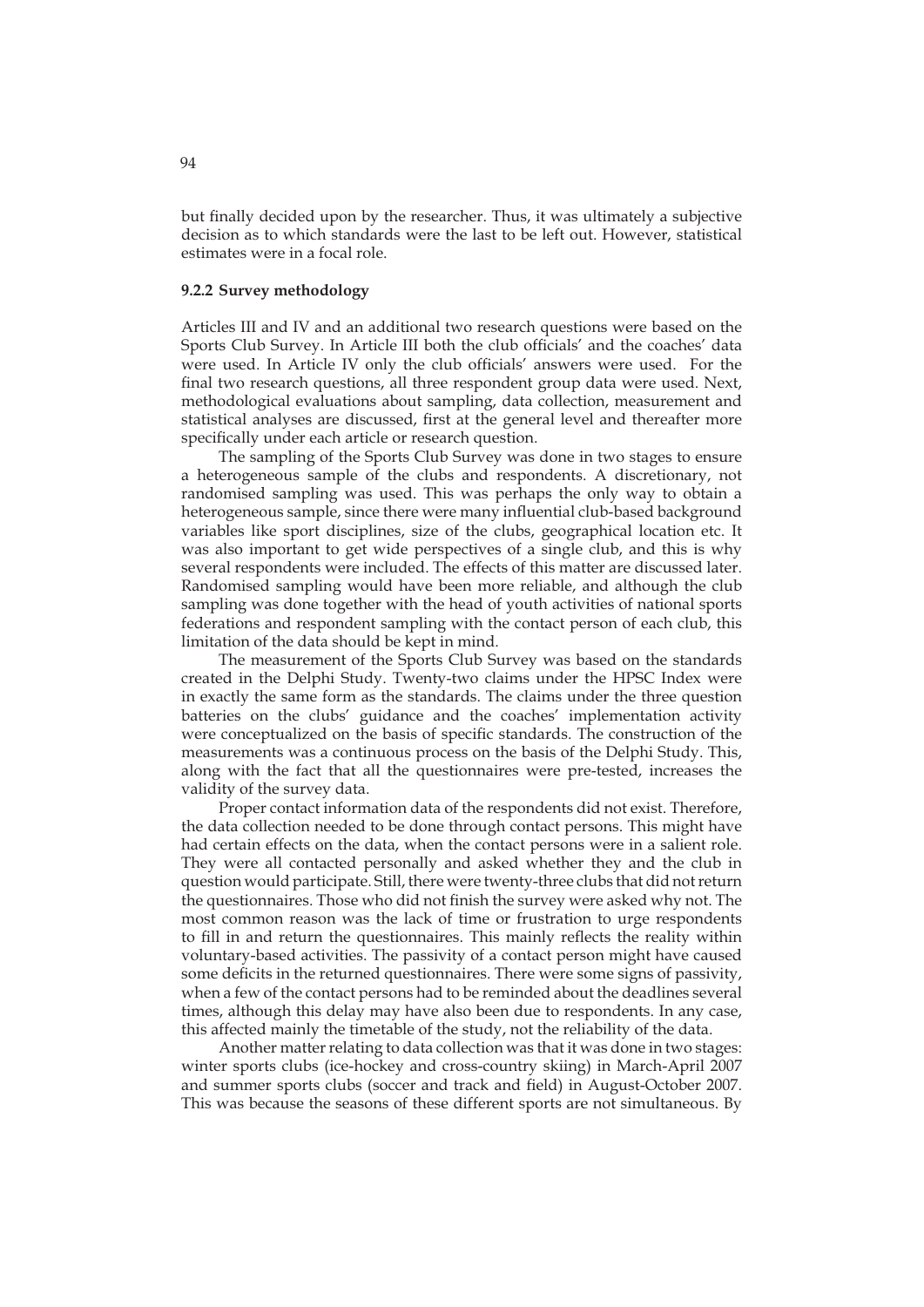but finally decided upon by the researcher. Thus, it was ultimately a subjective decision as to which standards were the last to be left out. However, statistical estimates were in a focal role.

### 9.2.2 Survey methodology

Articles III and IV and an additional two research questions were based on the Sports Club Survey. In Article III both the club officials' and the coaches' data were used. In Article IV only the club officials' answers were used. For the final two research questions, all three respondent group data were used. Next, methodological evaluations about sampling, data collection, measurement and statistical analyses are discussed, first at the general level and thereafter more specifically under each article or research question.

The sampling of the Sports Club Survey was done in two stages to ensure a heterogeneous sample of the clubs and respondents. A discretionary, not randomised sampling was used. This was perhaps the only way to obtain a heterogeneous sample, since there were many influential club-based background variables like sport disciplines, size of the clubs, geographical location etc. It was also important to get wide perspectives of a single club, and this is why several respondents were included. The effects of this matter are discussed later. Randomised sampling would have been more reliable, and although the club sampling was done together with the head of youth activities of national sports federations and respondent sampling with the contact person of each club, this limitation of the data should be kept in mind.

The measurement of the Sports Club Survey was based on the standards created in the Delphi Study. Twenty-two claims under the HPSC Index were in exactly the same form as the standards. The claims under the three question batteries on the clubs' guidance and the coaches' implementation activity were conceptualized on the basis of specific standards. The construction of the measurements was a continuous process on the basis of the Delphi Study. This, along with the fact that all the questionnaires were pre-tested, increases the validity of the survey data.

Proper contact information data of the respondents did not exist. Therefore, the data collection needed to be done through contact persons. This might have had certain effects on the data, when the contact persons were in a salient role. They were all contacted personally and asked whether they and the club in question would participate. Still, there were twenty-three clubs that did not return the questionnaires. Those who did not finish the survey were asked why not. The most common reason was the lack of time or frustration to urge respondents to fill in and return the questionnaires. This mainly reflects the reality within voluntary-based activities. The passivity of a contact person might have caused some deficits in the returned questionnaires. There were some signs of passivity, when a few of the contact persons had to be reminded about the deadlines several times, although this delay may have also been due to respondents. In any case, this affected mainly the timetable of the study, not the reliability of the data.

Another matter relating to data collection was that it was done in two stages: winter sports clubs (ice-hockey and cross-country skiing) in March-April 2007 and summer sports clubs (soccer and track and field) in August-October 2007. This was because the seasons of these different sports are not simultaneous. By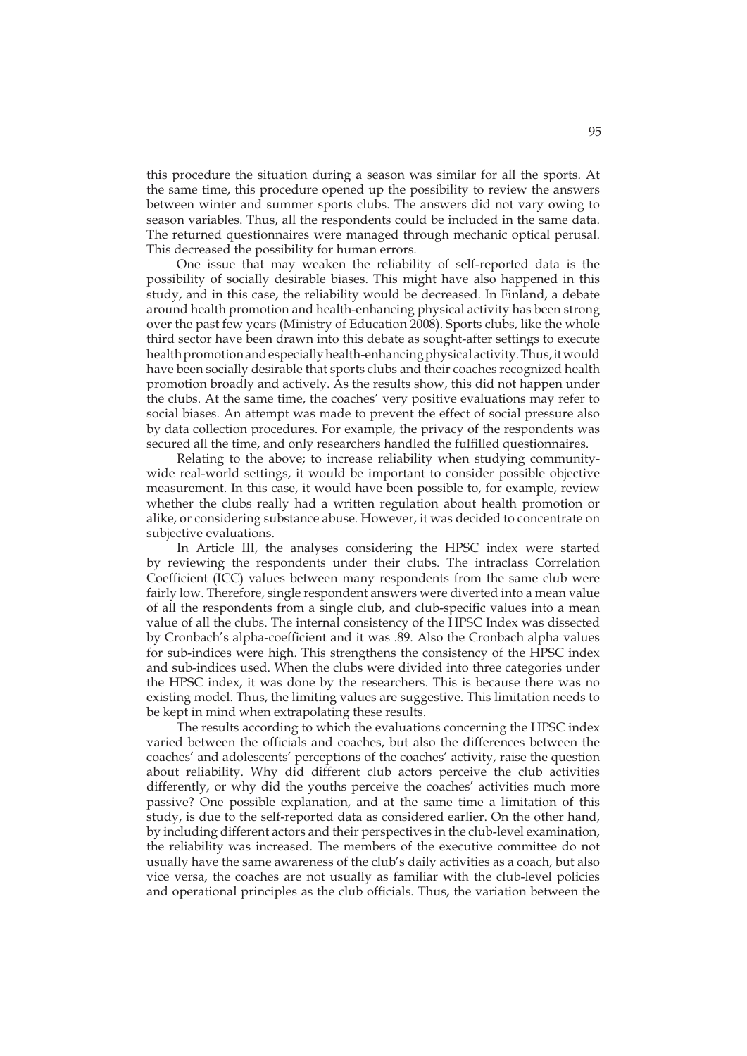this procedure the situation during a season was similar for all the sports. At the same time, this procedure opened up the possibility to review the answers between winter and summer sports clubs. The answers did not vary owing to season variables. Thus, all the respondents could be included in the same data. The returned questionnaires were managed through mechanic optical perusal. This decreased the possibility for human errors.

One issue that may weaken the reliability of self-reported data is the possibility of socially desirable biases. This might have also happened in this study, and in this case, the reliability would be decreased. In Finland, a debate around health promotion and health-enhancing physical activity has been strong over the past few years (Ministry of Education 2008). Sports clubs, like the whole third sector have been drawn into this debate as sought-after settings to execute health promotion and especially health-enhancing physical activity. Thus, it would have been socially desirable that sports clubs and their coaches recognized health promotion broadly and actively. As the results show, this did not happen under the clubs. At the same time, the coaches' very positive evaluations may refer to social biases. An attempt was made to prevent the effect of social pressure also by data collection procedures. For example, the privacy of the respondents was secured all the time, and only researchers handled the fulfilled questionnaires.

Relating to the above; to increase reliability when studying community-wide real-world settings, it would be important to consider possible objective measurement. In this case, it would have been possible to, for example, review whether the clubs really had a written regulation about health promotion or alike, or considering substance abuse. However, it was decided to concentrate on subjective evaluations.

In Article III, the analyses considering the HPSC index were started by reviewing the respondents under their clubs. The intraclass Correlation Coefficient (ICC) values between many respondents from the same club were fairly low. Therefore, single respondent answers were diverted into a mean value of all the respondents from a single club, and club-specific values into a mean value of all the clubs. The internal consistency of the HPSC Index was dissected by Cronbach's alpha-coefficient and it was .89. Also the Cronbach alpha values for sub-indices were high. This strengthens the consistency of the HPSC index and sub-indices used. When the clubs were divided into three categories under the HPSC index, it was done by the researchers. This is because there was no existing model. Thus, the limiting values are suggestive. This limitation needs to be kept in mind when extrapolating these results.

The results according to which the evaluations concerning the HPSC index varied between the officials and coaches, but also the differences between the coaches' and adolescents' perceptions of the coaches' activity, raise the question about reliability. Why did different club actors perceive the club activities differently, or why did the youths perceive the coaches' activities much more passive? One possible explanation, and at the same time a limitation of this study, is due to the self-reported data as considered earlier. On the other hand, by including different actors and their perspectives in the club-level examination, the reliability was increased. The members of the executive committee do not usually have the same awareness of the club's daily activities as a coach, but also vice versa, the coaches are not usually as familiar with the club-level policies and operational principles as the club officials. Thus, the variation between the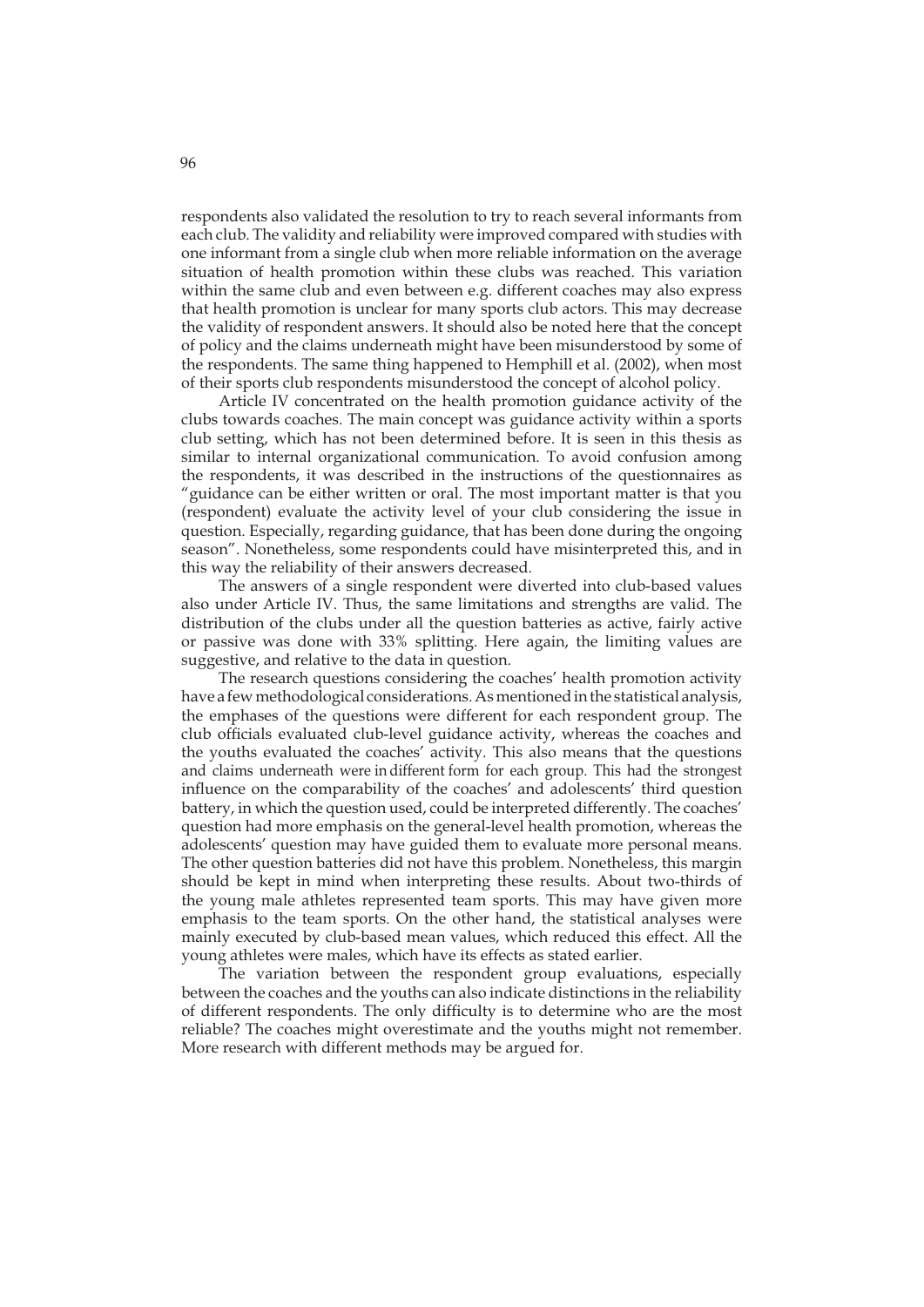respondents also validated the resolution to try to reach several informants from each club. The validity and reliability were improved compared with studies with one informant from a single club when more reliable information on the average situation of health promotion within these clubs was reached. This variation within the same club and even between e.g. different coaches may also express that health promotion is unclear for many sports club actors. This may decrease the validity of respondent answers. It should also be noted here that the concept of policy and the claims underneath might have been misunderstood by some of the respondents. The same thing happened to Hemphill et al. (2002), when most of their sports club respondents misunderstood the concept of alcohol policy.

Article IV concentrated on the health promotion guidance activity of the clubs towards coaches. The main concept was guidance activity within a sports club setting, which has not been determined before. It is seen in this thesis as similar to internal organizational communication. To avoid confusion among the respondents, it was described in the instructions of the questionnaires as "guidance can be either written or oral. The most important matter is that you (respondent) evaluate the activity level of your club considering the issue in question. Especially, regarding guidance, that has been done during the ongoing season". Nonetheless, some respondents could have misinterpreted this, and in this way the reliability of their answers decreased.

The answers of a single respondent were diverted into club-based values also under Article IV. Thus, the same limitations and strengths are valid. The distribution of the clubs under all the question batteries as active, fairly active or passive was done with 33% splitting. Here again, the limiting values are suggestive, and relative to the data in question.

The research questions considering the coaches' health promotion activity have a few methodological considerations. As mentioned in the statistical analysis, the emphases of the questions were different for each respondent group. The club officials evaluated club-level guidance activity, whereas the coaches and the youths evaluated the coaches' activity. This also means that the questions and claims underneath were in different form for each group. This had the strongest influence on the comparability of the coaches' and adolescents' third question battery, in which the question used, could be interpreted differently. The coaches' question had more emphasis on the general-level health promotion, whereas the adolescents' question may have guided them to evaluate more personal means. The other question batteries did not have this problem. Nonetheless, this margin should be kept in mind when interpreting these results. About two-thirds of the young male athletes represented team sports. This may have given more emphasis to the team sports. On the other hand, the statistical analyses were mainly executed by club-based mean values, which reduced this effect. All the young athletes were males, which have its effects as stated earlier.

The variation between the respondent group evaluations, especially between the coaches and the youths can also indicate distinctions in the reliability of different respondents. The only difficulty is to determine who are the most reliable? The coaches might overestimate and the youths might not remember. More research with different methods may be argued for.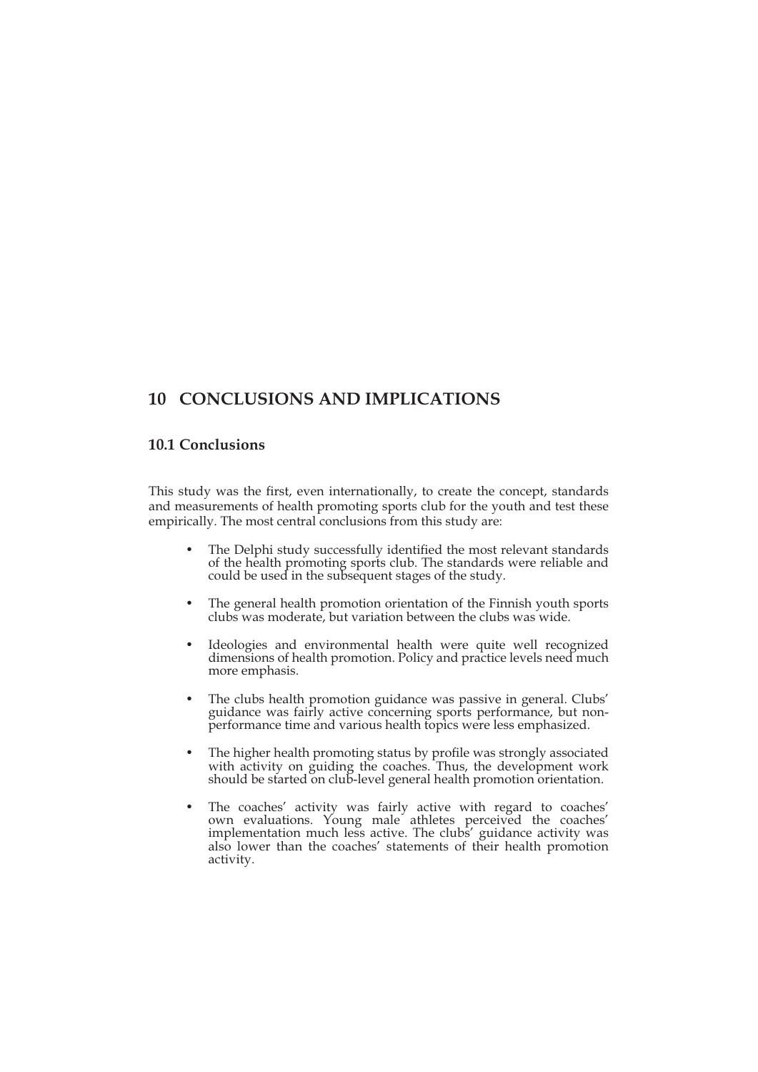# 10 CONCLUSIONS AND IMPLICATIONS

## 10.1 Conclusions

This study was the first, even internationally, to create the concept, standards and measurements of health promoting sports club for the youth and test these empirically. The most central conclusions from this study are:

- The Delphi study successfully identified the most relevant standards of the health promoting sports club. The standards were reliable and could be used in the subsequent stages of the study.
- The general health promotion orientation of the Finnish youth sports clubs was moderate, but variation between the clubs was wide.
- Ideologies and environmental health were quite well recognized dimensions of health promotion. Policy and practice levels need much more emphasis.
- The clubs health promotion guidance was passive in general. Clubs' guidance was fairly active concerning sports performance, but non-performance time and various health topics were less emphasized.
- The higher health promoting status by profile was strongly associated with activity on guiding the coaches. Thus, the development work should be started on club-level general health promotion orientation.
- The coaches' activity was fairly active with regard to coaches' own evaluations. Young male athletes perceived the coaches' implementation much less active. The clubs' guidance activity was also lower than the coaches' statements of their health promotion activity.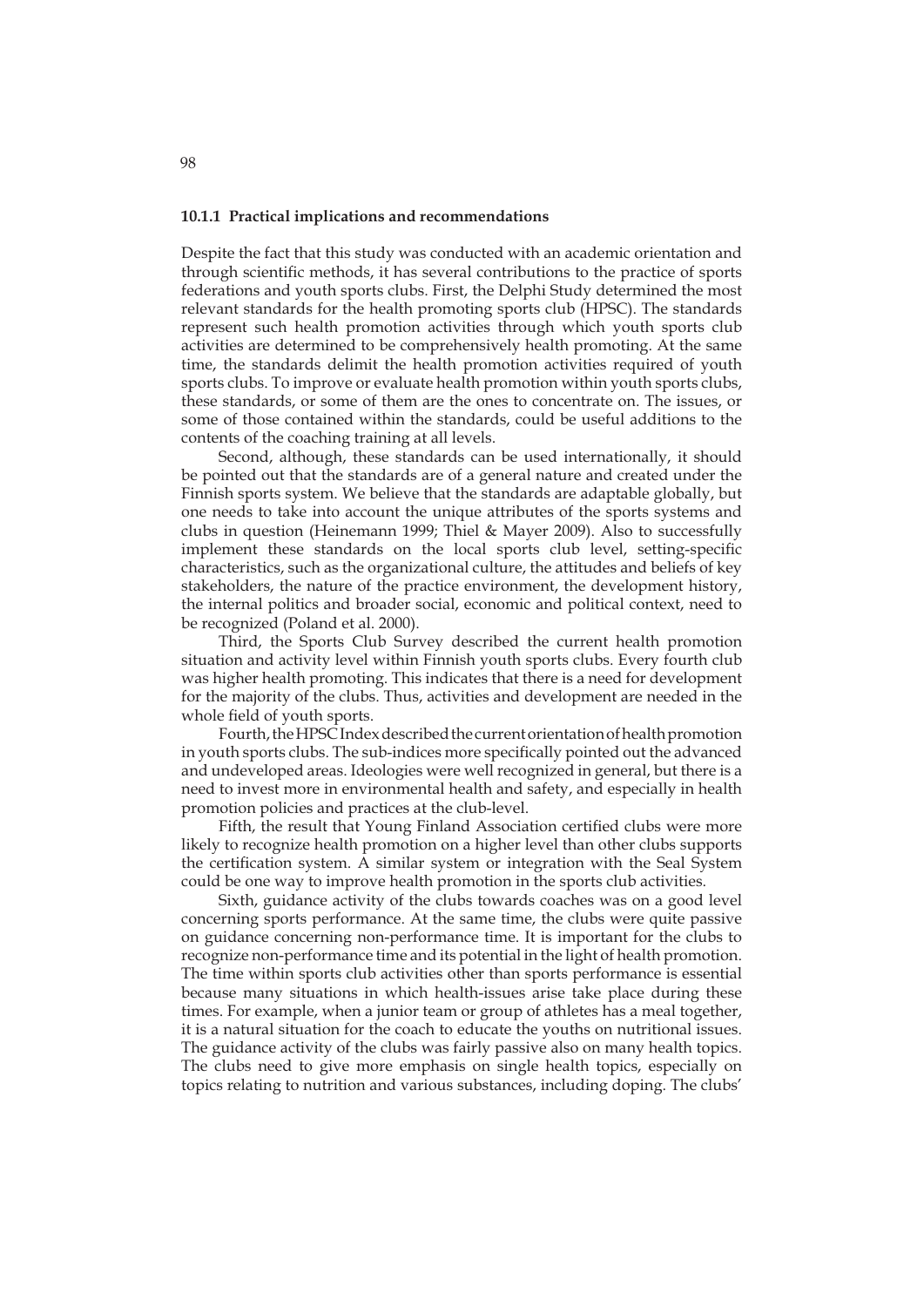### 10.1.1 Practical implications and recommendations

Despite the fact that this study was conducted with an academic orientation and through scientific methods, it has several contributions to the practice of sports federations and youth sports clubs. First, the Delphi Study determined the most relevant standards for the health promoting sports club (HPSC). The standards represent such health promotion activities through which youth sports club activities are determined to be comprehensively health promoting. At the same time, the standards delimit the health promotion activities required of youth sports clubs. To improve or evaluate health promotion within youth sports clubs, these standards, or some of them are the ones to concentrate on. The issues, or some of those contained within the standards, could be useful additions to the contents of the coaching training at all levels.

Second, although, these standards can be used internationally, it should be pointed out that the standards are of a general nature and created under the Finnish sports system. We believe that the standards are adaptable globally, but one needs to take into account the unique attributes of the sports systems and clubs in question (Heinemann 1999; Thiel & Mayer 2009). Also to successfully implement these standards on the local sports club level, setting-specific characteristics, such as the organizational culture, the attitudes and beliefs of key stakeholders, the nature of the practice environment, the development history, the internal politics and broader social, economic and political context, need to be recognized (Poland et al. 2000).

Third, the Sports Club Survey described the current health promotion situation and activity level within Finnish youth sports clubs. Every fourth club was higher health promoting. This indicates that there is a need for development for the majority of the clubs. Thus, activities and development are needed in the whole field of youth sports.

Fourth, the HPSC Index described the current orientation of health promotion in youth sports clubs. The sub-indices more specifically pointed out the advanced and undeveloped areas. Ideologies were well recognized in general, but there is a need to invest more in environmental health and safety, and especially in health promotion policies and practices at the club-level.

Fifth, the result that Young Finland Association certified clubs were more likely to recognize health promotion on a higher level than other clubs supports the certification system. A similar system or integration with the Seal System could be one way to improve health promotion in the sports club activities.

Sixth, guidance activity of the clubs towards coaches was on a good level concerning sports performance. At the same time, the clubs were quite passive on guidance concerning non-performance time. It is important for the clubs to recognize non-performance time and its potential in the light of health promotion. The time within sports club activities other than sports performance is essential because many situations in which health-issues arise take place during these times. For example, when a junior team or group of athletes has a meal together, it is a natural situation for the coach to educate the youths on nutritional issues. The guidance activity of the clubs was fairly passive also on many health topics. The clubs need to give more emphasis on single health topics, especially on topics relating to nutrition and various substances, including doping. The clubs'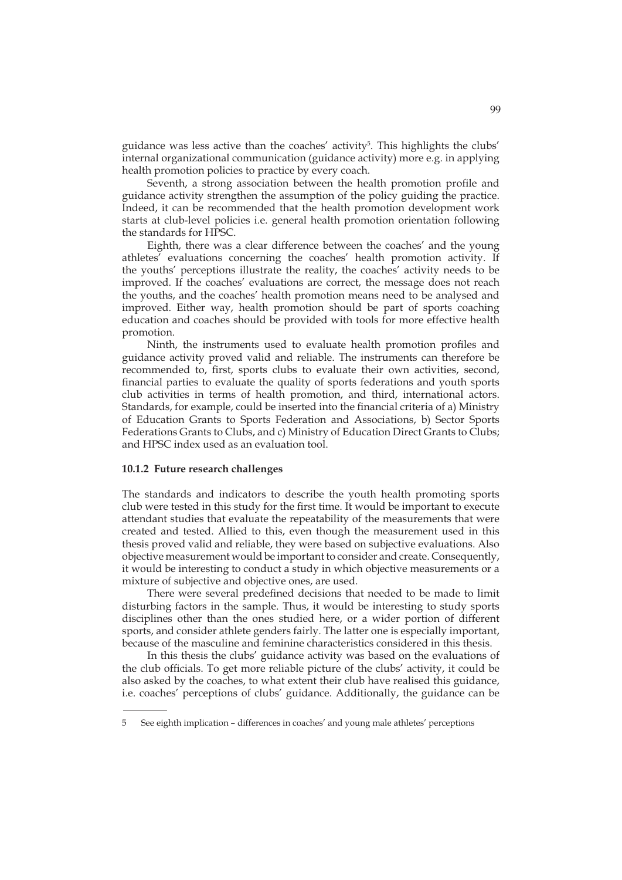guidance was less active than the coaches' activity[5]. This highlights the clubs' internal organizational communication (guidance activity) more e.g. in applying health promotion policies to practice by every coach.

Seventh, a strong association between the health promotion profile and guidance activity strengthen the assumption of the policy guiding the practice. Indeed, it can be recommended that the health promotion development work starts at club-level policies i.e. general health promotion orientation following the standards for HPSC.

Eighth, there was a clear difference between the coaches' and the young athletes' evaluations concerning the coaches' health promotion activity. If the youths' perceptions illustrate the reality, the coaches' activity needs to be improved. If the coaches' evaluations are correct, the message does not reach the youths, and the coaches' health promotion means need to be analysed and improved. Either way, health promotion should be part of sports coaching education and coaches should be provided with tools for more effective health promotion.

Ninth, the instruments used to evaluate health promotion profiles and guidance activity proved valid and reliable. The instruments can therefore be recommended to, first, sports clubs to evaluate their own activities, second, financial parties to evaluate the quality of sports federations and youth sports club activities in terms of health promotion, and third, international actors. Standards, for example, could be inserted into the financial criteria of a) Ministry of Education Grants to Sports Federation and Associations, b) Sector Sports Federations Grants to Clubs, and c) Ministry of Education Direct Grants to Clubs; and HPSC index used as an evaluation tool.

### 10.1.2 Future research challenges

The standards and indicators to describe the youth health promoting sports club were tested in this study for the first time. It would be important to execute attendant studies that evaluate the repeatability of the measurements that were created and tested. Allied to this, even though the measurement used in this thesis proved valid and reliable, they were based on subjective evaluations. Also objective measurement would be important to consider and create. Consequently, it would be interesting to conduct a study in which objective measurements or a mixture of subjective and objective ones, are used.

There were several predefined decisions that needed to be made to limit disturbing factors in the sample. Thus, it would be interesting to study sports disciplines other than the ones studied here, or a wider portion of different sports, and consider athlete genders fairly. The latter one is especially important, because of the masculine and feminine characteristics considered in this thesis.

In this thesis the clubs' guidance activity was based on the evaluations of the club officials. To get more reliable picture of the clubs' activity, it could be also asked by the coaches, to what extent their club have realised this guidance, i.e. coaches' perceptions of clubs' guidance. Additionally, the guidance can be

---

5 See eighth implication – differences in coaches' and young male athletes' perceptions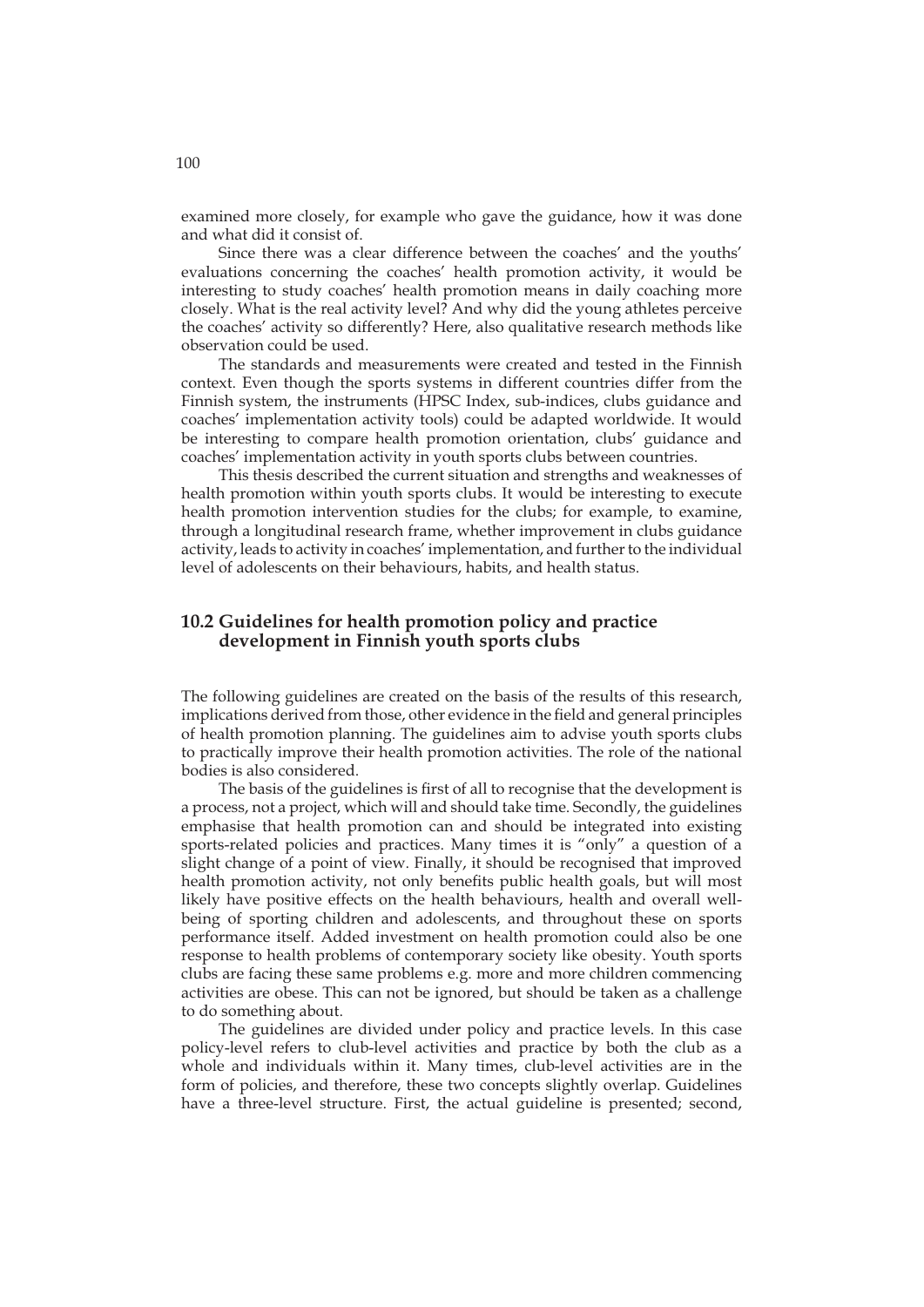examined more closely, for example who gave the guidance, how it was done and what did it consist of.

Since there was a clear difference between the coaches' and the youths' evaluations concerning the coaches' health promotion activity, it would be interesting to study coaches' health promotion means in daily coaching more closely. What is the real activity level? And why did the young athletes perceive the coaches' activity so differently? Here, also qualitative research methods like observation could be used.

The standards and measurements were created and tested in the Finnish context. Even though the sports systems in different countries differ from the Finnish system, the instruments (HPSC Index, sub-indices, clubs guidance and coaches' implementation activity tools) could be adapted worldwide. It would be interesting to compare health promotion orientation, clubs' guidance and coaches' implementation activity in youth sports clubs between countries.

This thesis described the current situation and strengths and weaknesses of health promotion within youth sports clubs. It would be interesting to execute health promotion intervention studies for the clubs; for example, to examine, through a longitudinal research frame, whether improvement in clubs guidance activity, leads to activity in coaches' implementation, and further to the individual level of adolescents on their behaviours, habits, and health status.

## 10.2 Guidelines for health promotion policy and practice development in Finnish youth sports clubs

The following guidelines are created on the basis of the results of this research, implications derived from those, other evidence in the field and general principles of health promotion planning. The guidelines aim to advise youth sports clubs to practically improve their health promotion activities. The role of the national bodies is also considered.

The basis of the guidelines is first of all to recognise that the development is a process, not a project, which will and should take time. Secondly, the guidelines emphasise that health promotion can and should be integrated into existing sports-related policies and practices. Many times it is "only" a question of a slight change of a point of view. Finally, it should be recognised that improved health promotion activity, not only benefits public health goals, but will most likely have positive effects on the health behaviours, health and overall well-being of sporting children and adolescents, and throughout these on sports performance itself. Added investment on health promotion could also be one response to health problems of contemporary society like obesity. Youth sports clubs are facing these same problems e.g. more and more children commencing activities are obese. This can not be ignored, but should be taken as a challenge to do something about.

The guidelines are divided under policy and practice levels. In this case policy-level refers to club-level activities and practice by both the club as a whole and individuals within it. Many times, club-level activities are in the form of policies, and therefore, these two concepts slightly overlap. Guidelines have a three-level structure. First, the actual guideline is presented; second,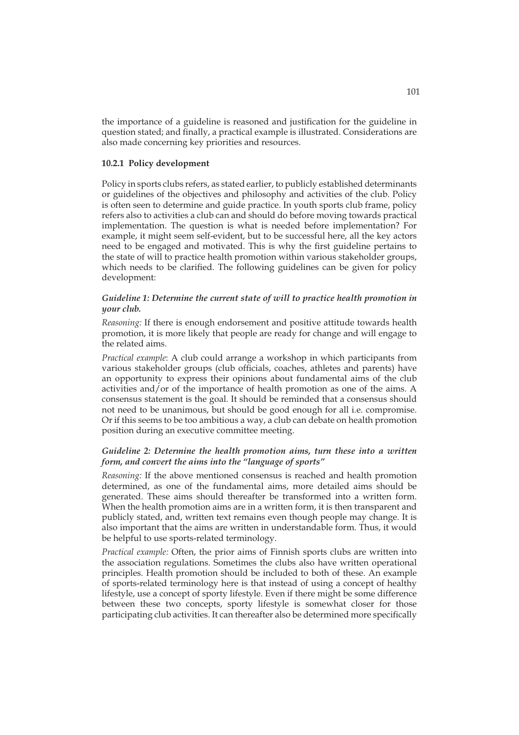the importance of a guideline is reasoned and justification for the guideline in question stated; and finally, a practical example is illustrated. Considerations are also made concerning key priorities and resources.

### 10.2.1 Policy development

Policy in sports clubs refers, as stated earlier, to publicly established determinants or guidelines of the objectives and philosophy and activities of the club. Policy is often seen to determine and guide practice. In youth sports club frame, policy refers also to activities a club can and should do before moving towards practical implementation. The question is what is needed before implementation? For example, it might seem self-evident, but to be successful here, all the key actors need to be engaged and motivated. This is why the first guideline pertains to the state of will to practice health promotion within various stakeholder groups, which needs to be clarified. The following guidelines can be given for policy development:

***Guideline 1: Determine the current state of will to practice health promotion in your club.***

*Reasoning:* If there is enough endorsement and positive attitude towards health promotion, it is more likely that people are ready for change and will engage to the related aims.

*Practical example*: A club could arrange a workshop in which participants from various stakeholder groups (club officials, coaches, athletes and parents) have an opportunity to express their opinions about fundamental aims of the club activities and/or of the importance of health promotion as one of the aims. A consensus statement is the goal. It should be reminded that a consensus should not need to be unanimous, but should be good enough for all i.e. compromise. Or if this seems to be too ambitious a way, a club can debate on health promotion position during an executive committee meeting.

***Guideline 2: Determine the health promotion aims, turn these into a written form, and convert the aims into the "language of sports"***

*Reasoning:* If the above mentioned consensus is reached and health promotion determined, as one of the fundamental aims, more detailed aims should be generated. These aims should thereafter be transformed into a written form. When the health promotion aims are in a written form, it is then transparent and publicly stated, and, written text remains even though people may change. It is also important that the aims are written in understandable form. Thus, it would be helpful to use sports-related terminology.

*Practical example:* Often, the prior aims of Finnish sports clubs are written into the association regulations. Sometimes the clubs also have written operational principles. Health promotion should be included to both of these. An example of sports-related terminology here is that instead of using a concept of healthy lifestyle, use a concept of sporty lifestyle. Even if there might be some difference between these two concepts, sporty lifestyle is somewhat closer for those participating club activities. It can thereafter also be determined more specifically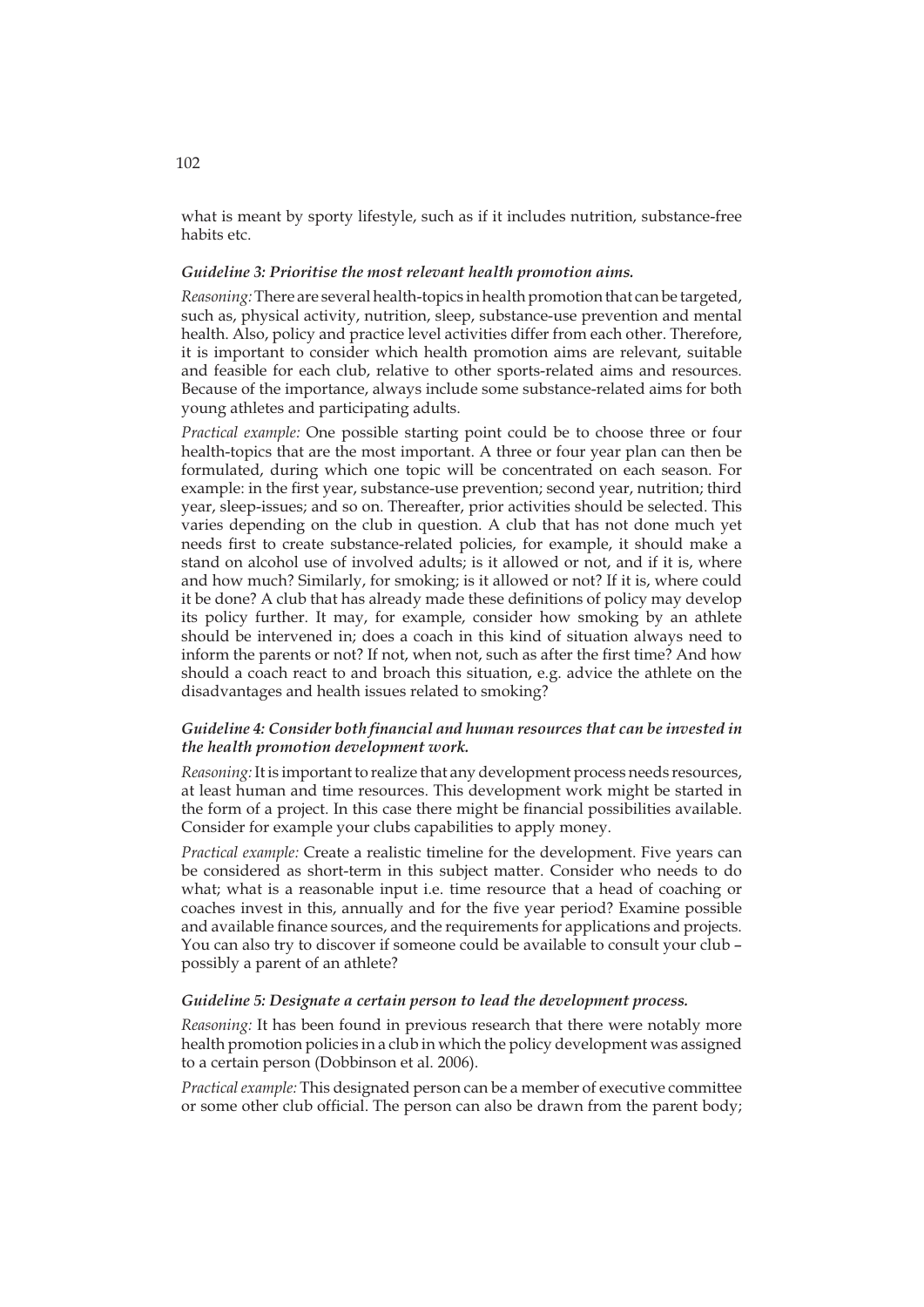what is meant by sporty lifestyle, such as if it includes nutrition, substance-free habits etc.

***Guideline 3: Prioritise the most relevant health promotion aims.***

*Reasoning:* There are several health-topics in health promotion that can be targeted, such as, physical activity, nutrition, sleep, substance-use prevention and mental health. Also, policy and practice level activities differ from each other. Therefore, it is important to consider which health promotion aims are relevant, suitable and feasible for each club, relative to other sports-related aims and resources. Because of the importance, always include some substance-related aims for both young athletes and participating adults.

*Practical example:* One possible starting point could be to choose three or four health-topics that are the most important. A three or four year plan can then be formulated, during which one topic will be concentrated on each season. For example: in the first year, substance-use prevention; second year, nutrition; third year, sleep-issues; and so on. Thereafter, prior activities should be selected. This varies depending on the club in question. A club that has not done much yet needs first to create substance-related policies, for example, it should make a stand on alcohol use of involved adults; is it allowed or not, and if it is, where and how much? Similarly, for smoking; is it allowed or not? If it is, where could it be done? A club that has already made these definitions of policy may develop its policy further. It may, for example, consider how smoking by an athlete should be intervened in; does a coach in this kind of situation always need to inform the parents or not? If not, when not, such as after the first time? And how should a coach react to and broach this situation, e.g. advice the athlete on the disadvantages and health issues related to smoking?

***Guideline 4: Consider both financial and human resources that can be invested in the health promotion development work.***

*Reasoning:* It is important to realize that any development process needs resources, at least human and time resources. This development work might be started in the form of a project. In this case there might be financial possibilities available. Consider for example your clubs capabilities to apply money.

*Practical example:* Create a realistic timeline for the development. Five years can be considered as short-term in this subject matter. Consider who needs to do what; what is a reasonable input i.e. time resource that a head of coaching or coaches invest in this, annually and for the five year period? Examine possible and available finance sources, and the requirements for applications and projects. You can also try to discover if someone could be available to consult your club – possibly a parent of an athlete?

***Guideline 5: Designate a certain person to lead the development process.***

*Reasoning:* It has been found in previous research that there were notably more health promotion policies in a club in which the policy development was assigned to a certain person (Dobbinson et al. 2006).

*Practical example:* This designated person can be a member of executive committee or some other club official. The person can also be drawn from the parent body;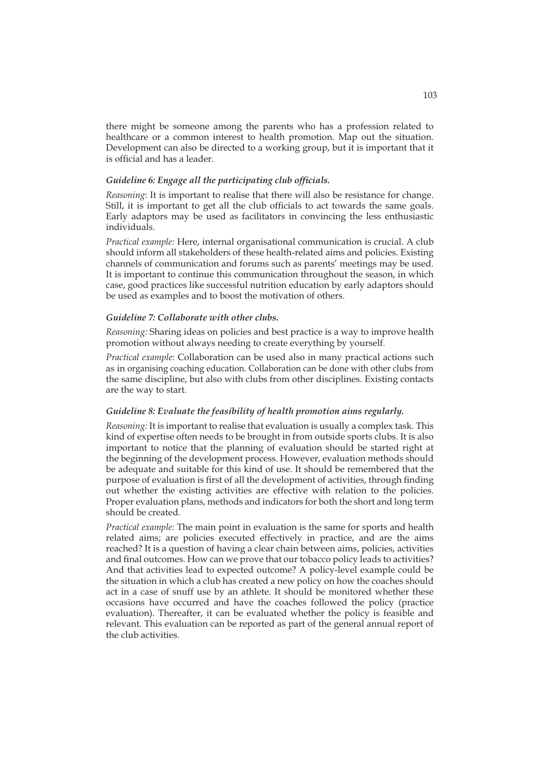there might be someone among the parents who has a profession related to healthcare or a common interest to health promotion. Map out the situation. Development can also be directed to a working group, but it is important that it is official and has a leader.

#### *Guideline 6: Engage all the participating club officials.*

*Reasoning*: It is important to realise that there will also be resistance for change. Still, it is important to get all the club officials to act towards the same goals. Early adaptors may be used as facilitators in convincing the less enthusiastic individuals.

*Practical example:* Here, internal organisational communication is crucial. A club should inform all stakeholders of these health-related aims and policies. Existing channels of communication and forums such as parents' meetings may be used. It is important to continue this communication throughout the season, in which case, good practices like successful nutrition education by early adaptors should be used as examples and to boost the motivation of others.

#### *Guideline 7: Collaborate with other clubs.*

*Reasoning:* Sharing ideas on policies and best practice is a way to improve health promotion without always needing to create everything by yourself.

*Practical example*: Collaboration can be used also in many practical actions such as in organising coaching education. Collaboration can be done with other clubs from the same discipline, but also with clubs from other disciplines. Existing contacts are the way to start.

#### *Guideline 8: Evaluate the feasibility of health promotion aims regularly.*

*Reasoning:* It is important to realise that evaluation is usually a complex task. This kind of expertise often needs to be brought in from outside sports clubs. It is also important to notice that the planning of evaluation should be started right at the beginning of the development process. However, evaluation methods should be adequate and suitable for this kind of use. It should be remembered that the purpose of evaluation is first of all the development of activities, through finding out whether the existing activities are effective with relation to the policies. Proper evaluation plans, methods and indicators for both the short and long term should be created.

*Practical example:* The main point in evaluation is the same for sports and health related aims; are policies executed effectively in practice, and are the aims reached? It is a question of having a clear chain between aims, policies, activities and final outcomes. How can we prove that our tobacco policy leads to activities? And that activities lead to expected outcome? A policy-level example could be the situation in which a club has created a new policy on how the coaches should act in a case of snuff use by an athlete. It should be monitored whether these occasions have occurred and have the coaches followed the policy (practice evaluation). Thereafter, it can be evaluated whether the policy is feasible and relevant. This evaluation can be reported as part of the general annual report of the club activities.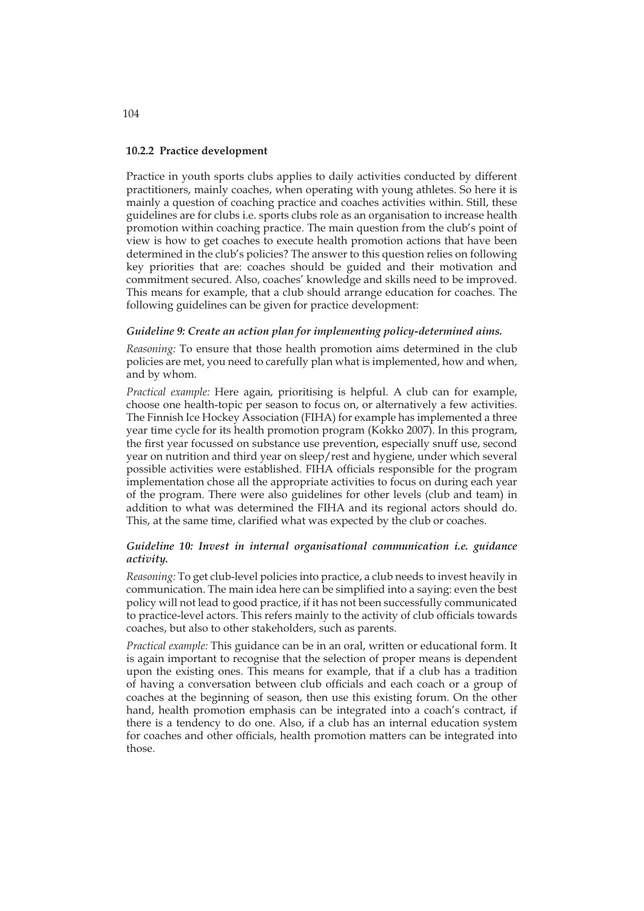### 10.2.2 Practice development

Practice in youth sports clubs applies to daily activities conducted by different practitioners, mainly coaches, when operating with young athletes. So here it is mainly a question of coaching practice and coaches activities within. Still, these guidelines are for clubs i.e. sports clubs role as an organisation to increase health promotion within coaching practice. The main question from the club's point of view is how to get coaches to execute health promotion actions that have been determined in the club's policies? The answer to this question relies on following key priorities that are: coaches should be guided and their motivation and commitment secured. Also, coaches' knowledge and skills need to be improved. This means for example, that a club should arrange education for coaches. The following guidelines can be given for practice development:

***Guideline 9: Create an action plan for implementing policy-determined aims.***

*Reasoning:* To ensure that those health promotion aims determined in the club policies are met, you need to carefully plan what is implemented, how and when, and by whom.

*Practical example:* Here again, prioritising is helpful. A club can for example, choose one health-topic per season to focus on, or alternatively a few activities. The Finnish Ice Hockey Association (FIHA) for example has implemented a three year time cycle for its health promotion program (Kokko 2007). In this program, the first year focussed on substance use prevention, especially snuff use, second year on nutrition and third year on sleep/rest and hygiene, under which several possible activities were established. FIHA officials responsible for the program implementation chose all the appropriate activities to focus on during each year of the program. There were also guidelines for other levels (club and team) in addition to what was determined the FIHA and its regional actors should do. This, at the same time, clarified what was expected by the club or coaches.

***Guideline 10: Invest in internal organisational communication i.e. guidance activity.***

*Reasoning:* To get club-level policies into practice, a club needs to invest heavily in communication. The main idea here can be simplified into a saying: even the best policy will not lead to good practice, if it has not been successfully communicated to practice-level actors. This refers mainly to the activity of club officials towards coaches, but also to other stakeholders, such as parents.

*Practical example:* This guidance can be in an oral, written or educational form. It is again important to recognise that the selection of proper means is dependent upon the existing ones. This means for example, that if a club has a tradition of having a conversation between club officials and each coach or a group of coaches at the beginning of season, then use this existing forum. On the other hand, health promotion emphasis can be integrated into a coach's contract, if there is a tendency to do one. Also, if a club has an internal education system for coaches and other officials, health promotion matters can be integrated into those.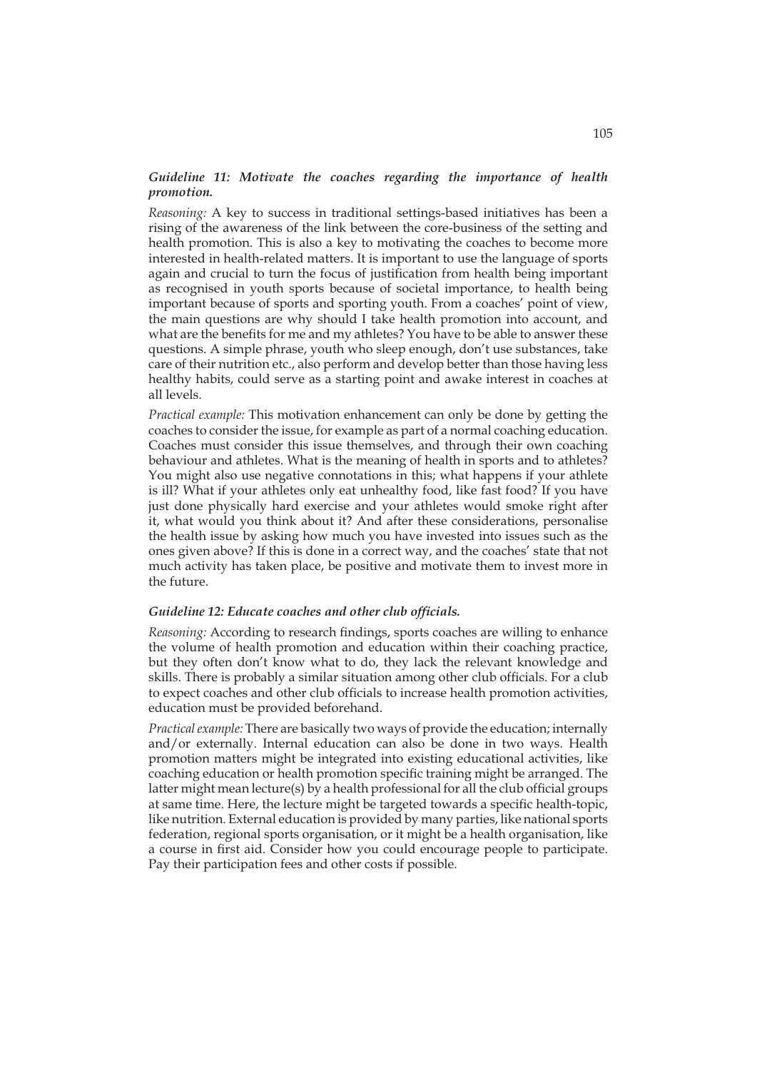***Guideline 11: Motivate the coaches regarding the importance of health promotion.***

*Reasoning:* A key to success in traditional settings-based initiatives has been a rising of the awareness of the link between the core-business of the setting and health promotion. This is also a key to motivating the coaches to become more interested in health-related matters. It is important to use the language of sports again and crucial to turn the focus of justification from health being important as recognised in youth sports because of societal importance, to health being important because of sports and sporting youth. From a coaches' point of view, the main questions are why should I take health promotion into account, and what are the benefits for me and my athletes? You have to be able to answer these questions. A simple phrase, youth who sleep enough, don't use substances, take care of their nutrition etc., also perform and develop better than those having less healthy habits, could serve as a starting point and awake interest in coaches at all levels.

*Practical example:* This motivation enhancement can only be done by getting the coaches to consider the issue, for example as part of a normal coaching education. Coaches must consider this issue themselves, and through their own coaching behaviour and athletes. What is the meaning of health in sports and to athletes? You might also use negative connotations in this; what happens if your athlete is ill? What if your athletes only eat unhealthy food, like fast food? If you have just done physically hard exercise and your athletes would smoke right after it, what would you think about it? And after these considerations, personalise the health issue by asking how much you have invested into issues such as the ones given above? If this is done in a correct way, and the coaches' state that not much activity has taken place, be positive and motivate them to invest more in the future.

***Guideline 12: Educate coaches and other club officials.***

*Reasoning:* According to research findings, sports coaches are willing to enhance the volume of health promotion and education within their coaching practice, but they often don't know what to do, they lack the relevant knowledge and skills. There is probably a similar situation among other club officials. For a club to expect coaches and other club officials to increase health promotion activities, education must be provided beforehand.

*Practical example:* There are basically two ways of provide the education; internally and/or externally. Internal education can also be done in two ways. Health promotion matters might be integrated into existing educational activities, like coaching education or health promotion specific training might be arranged. The latter might mean lecture(s) by a health professional for all the club official groups at same time. Here, the lecture might be targeted towards a specific health-topic, like nutrition. External education is provided by many parties, like national sports federation, regional sports organisation, or it might be a health organisation, like a course in first aid. Consider how you could encourage people to participate. Pay their participation fees and other costs if possible.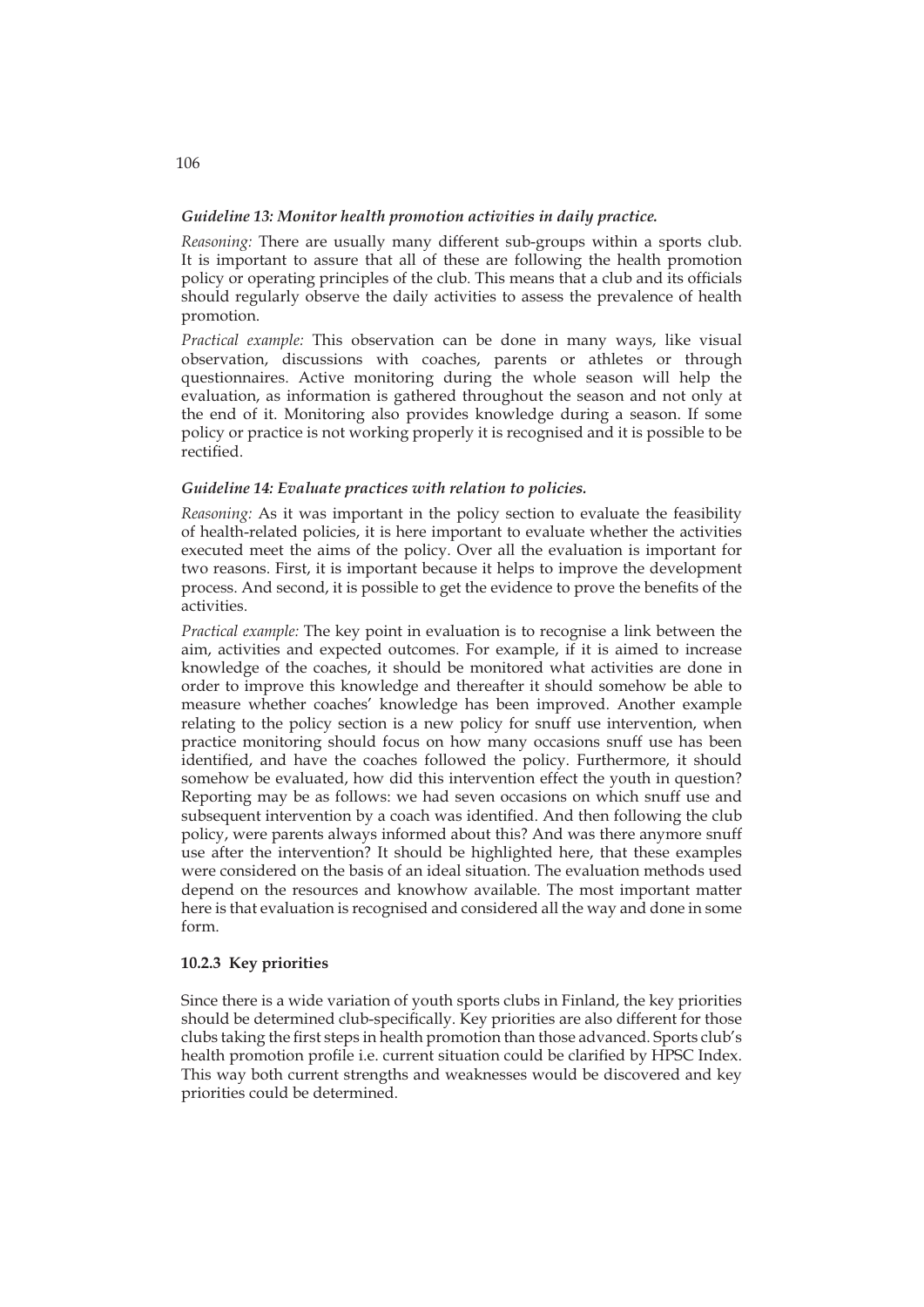***Guideline 13: Monitor health promotion activities in daily practice.***

*Reasoning:* There are usually many different sub-groups within a sports club. It is important to assure that all of these are following the health promotion policy or operating principles of the club. This means that a club and its officials should regularly observe the daily activities to assess the prevalence of health promotion.

*Practical example:* This observation can be done in many ways, like visual observation, discussions with coaches, parents or athletes or through questionnaires. Active monitoring during the whole season will help the evaluation, as information is gathered throughout the season and not only at the end of it. Monitoring also provides knowledge during a season. If some policy or practice is not working properly it is recognised and it is possible to be rectified.

***Guideline 14: Evaluate practices with relation to policies.***

*Reasoning:* As it was important in the policy section to evaluate the feasibility of health-related policies, it is here important to evaluate whether the activities executed meet the aims of the policy. Over all the evaluation is important for two reasons. First, it is important because it helps to improve the development process. And second, it is possible to get the evidence to prove the benefits of the activities.

*Practical example:* The key point in evaluation is to recognise a link between the aim, activities and expected outcomes. For example, if it is aimed to increase knowledge of the coaches, it should be monitored what activities are done in order to improve this knowledge and thereafter it should somehow be able to measure whether coaches' knowledge has been improved. Another example relating to the policy section is a new policy for snuff use intervention, when practice monitoring should focus on how many occasions snuff use has been identified, and have the coaches followed the policy. Furthermore, it should somehow be evaluated, how did this intervention effect the youth in question? Reporting may be as follows: we had seven occasions on which snuff use and subsequent intervention by a coach was identified. And then following the club policy, were parents always informed about this? And was there anymore snuff use after the intervention? It should be highlighted here, that these examples were considered on the basis of an ideal situation. The evaluation methods used depend on the resources and knowhow available. The most important matter here is that evaluation is recognised and considered all the way and done in some form.

### 10.2.3 Key priorities

Since there is a wide variation of youth sports clubs in Finland, the key priorities should be determined club-specifically. Key priorities are also different for those clubs taking the first steps in health promotion than those advanced. Sports club's health promotion profile i.e. current situation could be clarified by HPSC Index. This way both current strengths and weaknesses would be discovered and key priorities could be determined.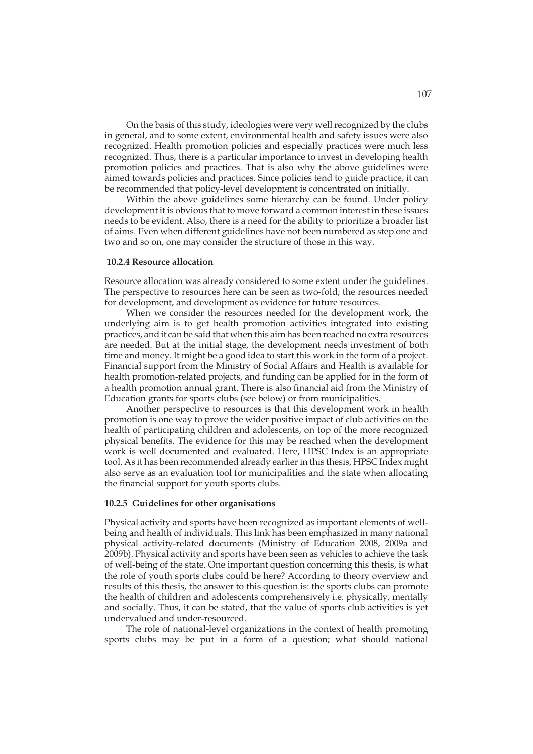On the basis of this study, ideologies were very well recognized by the clubs in general, and to some extent, environmental health and safety issues were also recognized. Health promotion policies and especially practices were much less recognized. Thus, there is a particular importance to invest in developing health promotion policies and practices. That is also why the above guidelines were aimed towards policies and practices. Since policies tend to guide practice, it can be recommended that policy-level development is concentrated on initially.

Within the above guidelines some hierarchy can be found. Under policy development it is obvious that to move forward a common interest in these issues needs to be evident. Also, there is a need for the ability to prioritize a broader list of aims. Even when different guidelines have not been numbered as step one and two and so on, one may consider the structure of those in this way.

### 10.2.4 Resource allocation

Resource allocation was already considered to some extent under the guidelines. The perspective to resources here can be seen as two-fold; the resources needed for development, and development as evidence for future resources.

When we consider the resources needed for the development work, the underlying aim is to get health promotion activities integrated into existing practices, and it can be said that when this aim has been reached no extra resources are needed. But at the initial stage, the development needs investment of both time and money. It might be a good idea to start this work in the form of a project. Financial support from the Ministry of Social Affairs and Health is available for health promotion-related projects, and funding can be applied for in the form of a health promotion annual grant. There is also financial aid from the Ministry of Education grants for sports clubs (see below) or from municipalities.

Another perspective to resources is that this development work in health promotion is one way to prove the wider positive impact of club activities on the health of participating children and adolescents, on top of the more recognized physical benefits. The evidence for this may be reached when the development work is well documented and evaluated. Here, HPSC Index is an appropriate tool. As it has been recommended already earlier in this thesis, HPSC Index might also serve as an evaluation tool for municipalities and the state when allocating the financial support for youth sports clubs.

### 10.2.5 Guidelines for other organisations

Physical activity and sports have been recognized as important elements of well-being and health of individuals. This link has been emphasized in many national physical activity-related documents (Ministry of Education 2008, 2009a and 2009b). Physical activity and sports have been seen as vehicles to achieve the task of well-being of the state. One important question concerning this thesis, is what the role of youth sports clubs could be here? According to theory overview and results of this thesis, the answer to this question is: the sports clubs can promote the health of children and adolescents comprehensively i.e. physically, mentally and socially. Thus, it can be stated, that the value of sports club activities is yet undervalued and under-resourced.

The role of national-level organizations in the context of health promoting sports clubs may be put in a form of a question; what should national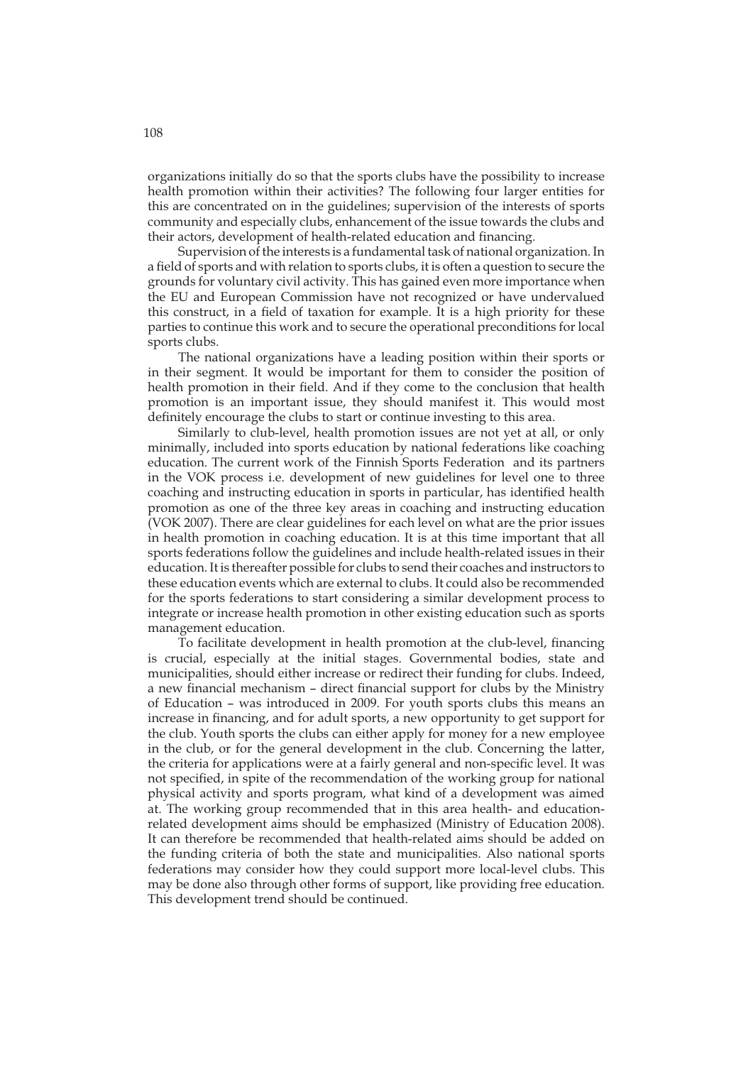organizations initially do so that the sports clubs have the possibility to increase health promotion within their activities? The following four larger entities for this are concentrated on in the guidelines; supervision of the interests of sports community and especially clubs, enhancement of the issue towards the clubs and their actors, development of health-related education and financing.

Supervision of the interests is a fundamental task of national organization. In a field of sports and with relation to sports clubs, it is often a question to secure the grounds for voluntary civil activity. This has gained even more importance when the EU and European Commission have not recognized or have undervalued this construct, in a field of taxation for example. It is a high priority for these parties to continue this work and to secure the operational preconditions for local sports clubs.

The national organizations have a leading position within their sports or in their segment. It would be important for them to consider the position of health promotion in their field. And if they come to the conclusion that health promotion is an important issue, they should manifest it. This would most definitely encourage the clubs to start or continue investing to this area.

Similarly to club-level, health promotion issues are not yet at all, or only minimally, included into sports education by national federations like coaching education. The current work of the Finnish Sports Federation and its partners in the VOK process i.e. development of new guidelines for level one to three coaching and instructing education in sports in particular, has identified health promotion as one of the three key areas in coaching and instructing education (VOK 2007). There are clear guidelines for each level on what are the prior issues in health promotion in coaching education. It is at this time important that all sports federations follow the guidelines and include health-related issues in their education. It is thereafter possible for clubs to send their coaches and instructors to these education events which are external to clubs. It could also be recommended for the sports federations to start considering a similar development process to integrate or increase health promotion in other existing education such as sports management education.

To facilitate development in health promotion at the club-level, financing is crucial, especially at the initial stages. Governmental bodies, state and municipalities, should either increase or redirect their funding for clubs. Indeed, a new financial mechanism – direct financial support for clubs by the Ministry of Education – was introduced in 2009. For youth sports clubs this means an increase in financing, and for adult sports, a new opportunity to get support for the club. Youth sports the clubs can either apply for money for a new employee in the club, or for the general development in the club. Concerning the latter, the criteria for applications were at a fairly general and non-specific level. It was not specified, in spite of the recommendation of the working group for national physical activity and sports program, what kind of a development was aimed at. The working group recommended that in this area health- and education-related development aims should be emphasized (Ministry of Education 2008). It can therefore be recommended that health-related aims should be added on the funding criteria of both the state and municipalities. Also national sports federations may consider how they could support more local-level clubs. This may be done also through other forms of support, like providing free education. This development trend should be continued.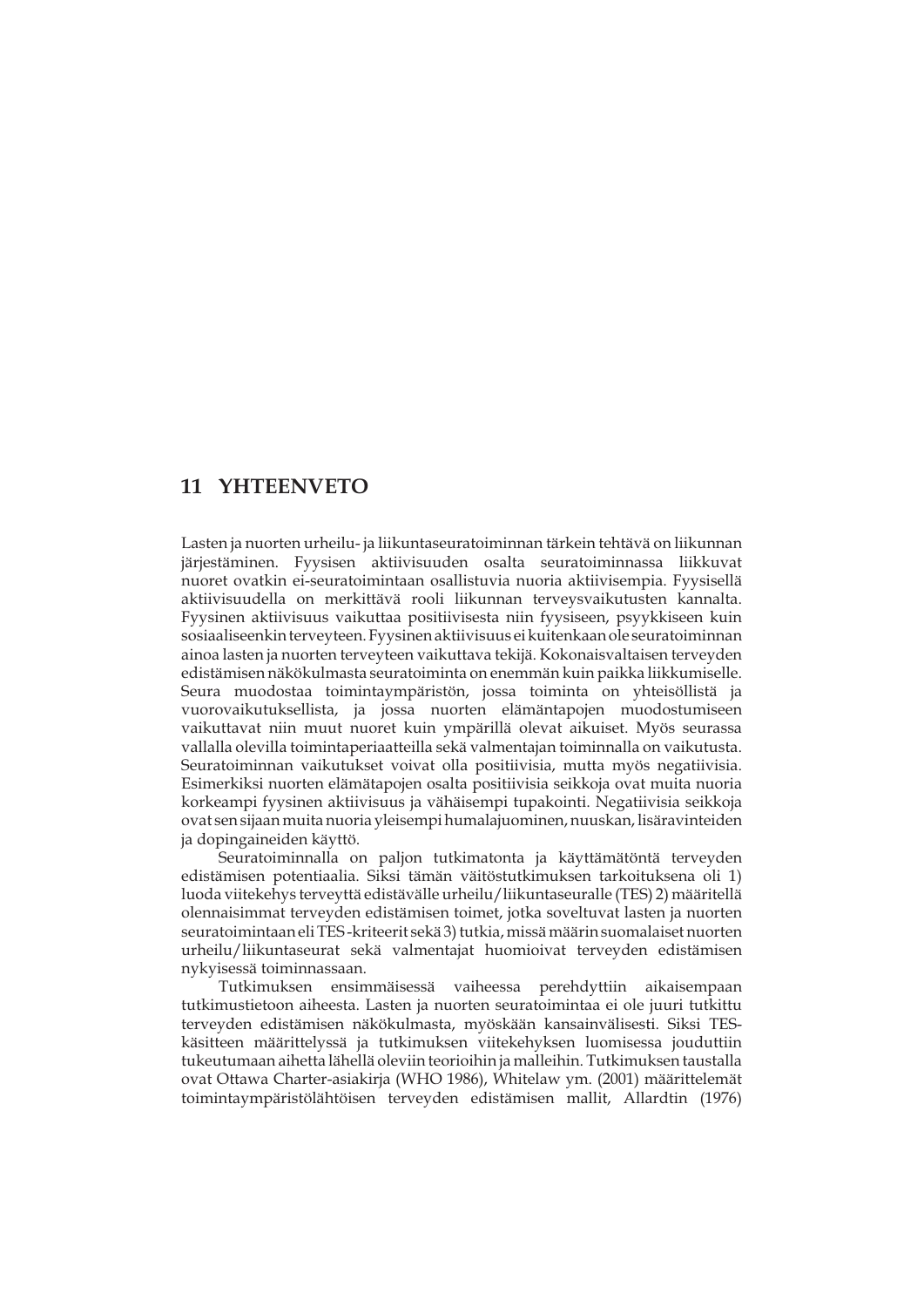# 11 YHTEENVETO

Lasten ja nuorten urheilu- ja liikuntaseuratoiminnan tärkein tehtävä on liikunnan järjestäminen. Fyysisen aktiivisuuden osalta seuratoiminnassa liikkuvat nuoret ovatkin ei-seuratoimintaan osallistuvia nuoria aktiivisempia. Fyysisellä aktiivisuudella on merkittävä rooli liikunnan terveysvaikutusten kannalta. Fyysinen aktiivisuus vaikuttaa positiivisesta niin fyysiseen, psyykkiseen kuin sosiaaliseenkin terveyteen. Fyysinen aktiivisuus ei kuitenkaan ole seuratoiminnan ainoa lasten ja nuorten terveyteen vaikuttava tekijä. Kokonaisvaltaisen terveyden edistämisen näkökulmasta seuratoiminta on enemmän kuin paikka liikkumiselle. Seura muodostaa toimintaympäristön, jossa toiminta on yhteisöllistä ja vuorovaikutuksellista, ja jossa nuorten elämäntapojen muodostumiseen vaikuttavat niin muut nuoret kuin ympärillä olevat aikuiset. Myös seurassa vallalla olevilla toimintaperiaatteilla sekä valmentajan toiminnalla on vaikutusta. Seuratoiminnan vaikutukset voivat olla positiivisia, mutta myös negatiivisia. Esimerkiksi nuorten elämätapojen osalta positiivisia seikkoja ovat muita nuoria korkeampi fyysinen aktiivisuus ja vähäisempi tupakointi. Negatiivisia seikkoja ovat sen sijaan muita nuoria yleisempi humalajuominen, nuuskan, lisäravinteiden ja dopingaineiden käyttö.

Seuratoiminnalla on paljon tutkimatonta ja käyttämätöntä terveyden edistämisen potentiaalia. Siksi tämän väitöstutkimuksen tarkoituksena oli 1) luoda viitekehys terveyttä edistävälle urheilu/liikuntaseuralle (TES) 2) määritellä olennaisimmat terveyden edistämisen toimet, jotka soveltuvat lasten ja nuorten seuratoimintaan eli TES -kriteerit sekä 3) tutkia, missä määrin suomalaiset nuorten urheilu/liikuntaseurat sekä valmentajat huomioivat terveyden edistämisen nykyisessä toiminnassaan.

Tutkimuksen ensimmäisessä vaiheessa perehdyttiin aikaisempaan tutkimustietoon aiheesta. Lasten ja nuorten seuratoimintaa ei ole juuri tutkittu terveyden edistämisen näkökulmasta, myöskään kansainvälisesti. Siksi TES-käsitteen määrittelyssä ja tutkimuksen viitekehyksen luomisessa jouduttiin tukeutumaan aihetta lähellä oleviin teorioihin ja malleihin. Tutkimuksen taustalla ovat Ottawa Charter-asiakirja (WHO 1986), Whitelaw ym. (2001) määrittelemät toimintaympäristölähtöisen terveyden edistämisen mallit, Allardtin (1976)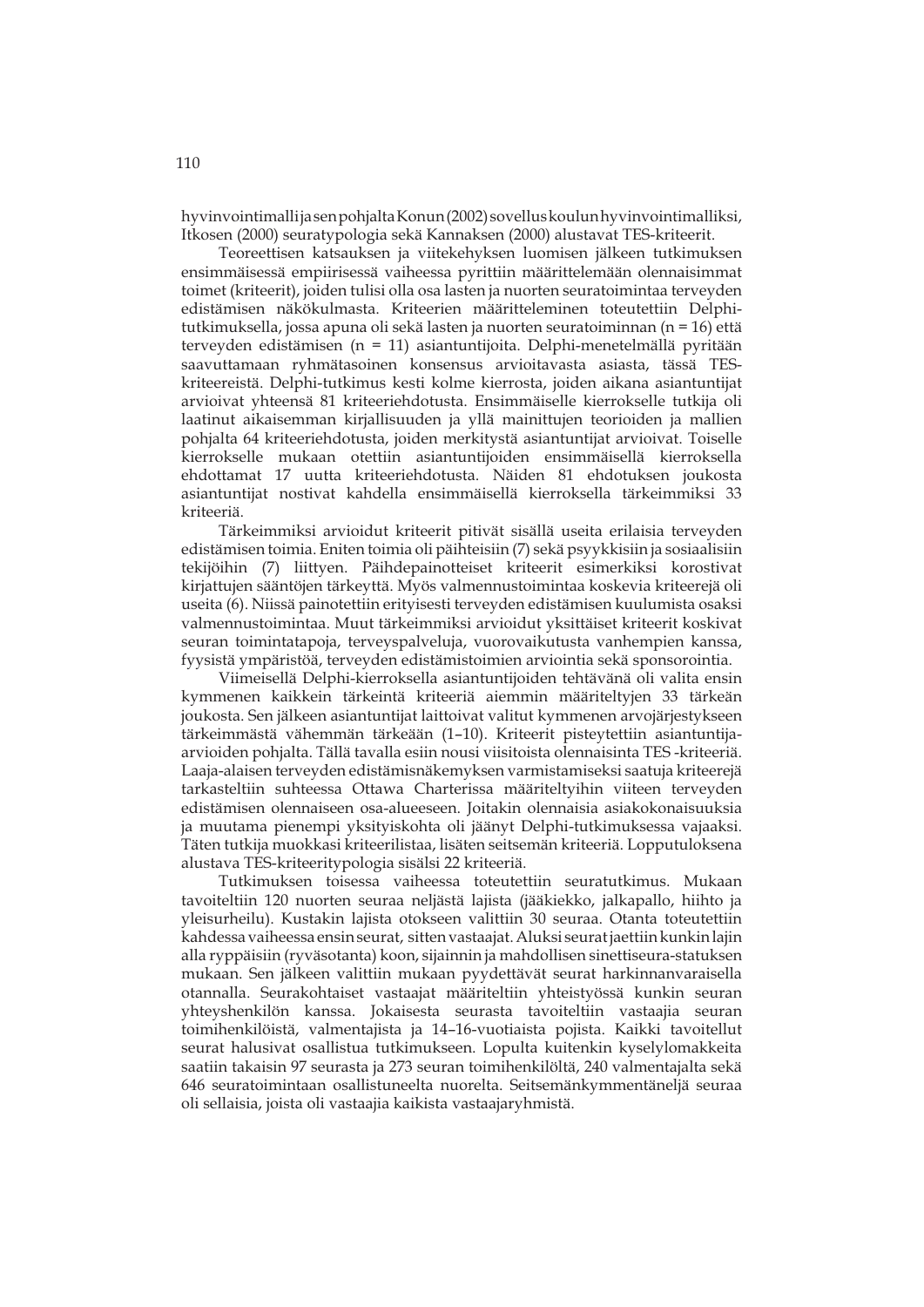hyvinvointimalli ja sen pohjalta Konun (2002) sovellus koulun hyvinvointimalliksi, Itkosen (2000) seuratypologia sekä Kannaksen (2000) alustavat TES-kriteerit.

Teoreettisen katsauksen ja viitekehyksen luomisen jälkeen tutkimuksen ensimmäisessä empiirisessä vaiheessa pyrittiin määrittelemään olennaisimmat toimet (kriteerit), joiden tulisi olla osa lasten ja nuorten seuratoimintaa terveyden edistämisen näkökulmasta. Kriteerien määritteleminen toteutettiin Delphi-tutkimuksella, jossa apuna oli sekä lasten ja nuorten seuratoiminnan (n = 16) että terveyden edistämisen (n = 11) asiantuntijoita. Delphi-menetelmällä pyritään saavuttamaan ryhmätasoinen konsensus arvioitavasta asiasta, tässä TES-kriteereistä. Delphi-tutkimus kesti kolme kierrosta, joiden aikana asiantuntijat arvioivat yhteensä 81 kriteeriehdotusta. Ensimmäiselle kierrokselle tutkija oli laatinut aikaisemman kirjallisuuden ja yllä mainittujen teorioiden ja mallien pohjalta 64 kriteeriehdotusta, joiden merkitystä asiantuntijat arvioivat. Toiselle kierrokselle mukaan otettiin asiantuntijoiden ensimmäisellä kierroksella ehdottamat 17 uutta kriteeriehdotusta. Näiden 81 ehdotuksen joukosta asiantuntijat nostivat kahdella ensimmäisellä kierroksella tärkeimmiksi 33 kriteeriä.

Tärkeimmiksi arvioidut kriteerit pitivät sisällä useita erilaisia terveyden edistämisen toimia. Eniten toimia oli päihteisiin (7) sekä psyykkisiin ja sosiaalisiin tekijöihin (7) liittyen. Päihdepainotteiset kriteerit esimerkiksi korostivat kirjattujen sääntöjen tärkeyttä. Myös valmennustoimintaa koskevia kriteerejä oli useita (6). Niissä painotettiin erityisesti terveyden edistämisen kuulumista osaksi valmennustoimintaa. Muut tärkeimmiksi arvioidut yksittäiset kriteerit koskivat seuran toimintatapoja, terveyspalveluja, vuorovaikutusta vanhempien kanssa, fyysistä ympäristöä, terveyden edistämistoimien arviointia sekä sponsorointia.

Viimeisellä Delphi-kierroksella asiantuntijoiden tehtävänä oli valita ensin kymmenen kaikkein tärkeintä kriteeriä aiemmin määriteltyjen 33 tärkeän joukosta. Sen jälkeen asiantuntijat laittoivat valitut kymmenen arvojärjestykseen tärkeimmästä vähemmän tärkeään (1–10). Kriteerit pisteytettiin asiantuntija-arvioiden pohjalta. Tällä tavalla esiin nousi viisitoista olennaisinta TES -kriteeriä. Laaja-alaisen terveyden edistämisnäkemyksen varmistamiseksi saatuja kriteerejä tarkasteltiin suhteessa Ottawa Charterissa määriteltyihin viiteen terveyden edistämisen olennaiseen osa-alueeseen. Joitakin olennaisia asiakokonaisuuksia ja muutama pienempi yksityiskohta oli jäänyt Delphi-tutkimuksessa vajaaksi. Täten tutkija muokkasi kriteerilistaa, lisäten seitsemän kriteeriä. Lopputuloksena alustava TES-kriteeritypologia sisälsi 22 kriteeriä.

Tutkimuksen toisessa vaiheessa toteutettiin seuratutkimus. Mukaan tavoiteltiin 120 nuorten seuraa neljästä lajista (jääkiekko, jalkapallo, hiihto ja yleisurheilu). Kustakin lajista otokseen valittiin 30 seuraa. Otanta toteutettiin kahdessa vaiheessa ensin seurat, sitten vastaajat. Aluksi seurat jaettiin kunkin lajin alla ryppäisiin (ryväsotanta) koon, sijainnin ja mahdollisen sinettiseura-statuksen mukaan. Sen jälkeen valittiin mukaan pyydettävät seurat harkinnanvaraisella otannalla. Seurakohtaiset vastaajat määriteltiin yhteistyössä kunkin seuran yhteyshenkilön kanssa. Jokaisesta seurasta tavoiteltiin vastaajia seuran toimihenkilöistä, valmentajista ja 14–16-vuotiaista pojista. Kaikki tavoitellut seurat halusivat osallistua tutkimukseen. Lopulta kuitenkin kyselylomakkeita saatiin takaisin 97 seurasta ja 273 seuran toimihenkilöltä, 240 valmentajalta sekä 646 seuratoimintaan osallistuneelta nuorelta. Seitsemänkymmentäneljä seuraa oli sellaisia, joista oli vastaajia kaikista vastaajaryhmistä.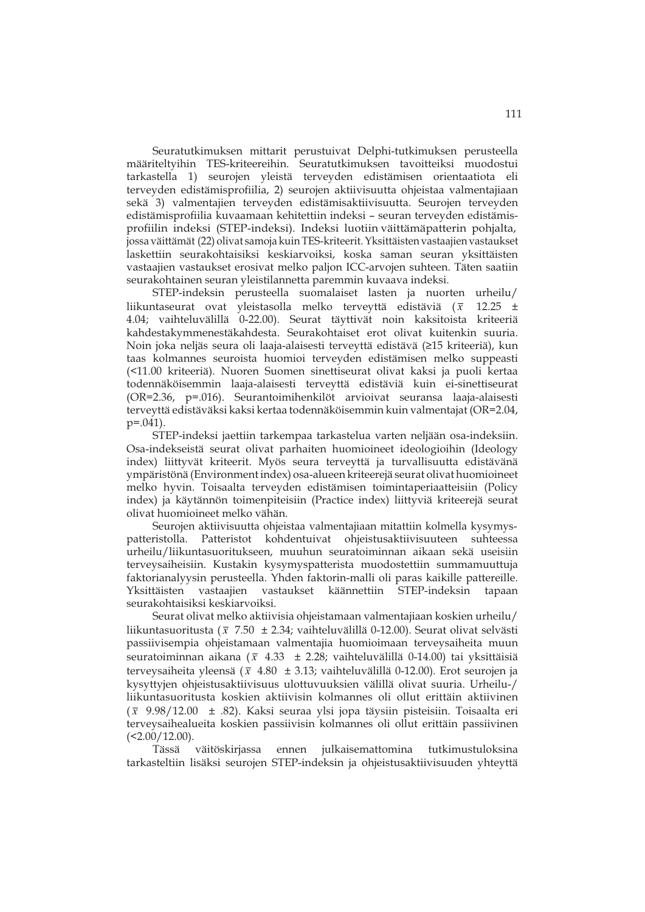Seuratutkimuksen mittarit perustuivat Delphi-tutkimuksen perusteella määriteltyihin TES-kriteereihin. Seuratutkimuksen tavoitteiksi muodostui tarkastella 1) seurojen yleistä terveyden edistämisen orientaatiota eli terveyden edistämisprofiilia, 2) seurojen aktiivisuutta ohjeistaa valmentajiaan sekä 3) valmentajien terveyden edistämisaktiivisuutta. Seurojen terveyden edistämisprofiilia kuvaamaan kehitettiin indeksi – seuran terveyden edistämisprofiilin indeksi (STEP-indeksi). Indeksi luotiin väittämäpatterin pohjalta, jossa väittämät (22) olivat samoja kuin TES-kriteerit. Yksittäisten vastaajien vastaukset laskettiin seurakohtaisiksi keskiarvoiksi, koska saman seuran yksittäisten vastaajien vastaukset erosivat melko paljon ICC-arvojen suhteen. Täten saatiin seurakohtainen seuran yleistilannetta paremmin kuvaava indeksi.

STEP-indeksin perusteella suomalaiset lasten ja nuorten urheilu/liikuntaseurat ovat yleistasolla melko terveyttä edistäviä ($\bar{x}$ 12.25 ± 4.04; vaihteluvälillä 0-22.00). Seurat täyttivät noin kaksitoista kriteeriä kahdestakymmenestäkahdesta. Seurakohtaiset erot olivat kuitenkin suuria. Noin joka neljäs seura oli laaja-alaisesti terveyttä edistävä (≥15 kriteeriä), kun taas kolmannes seuroista huomioi terveyden edistämisen melko suppeasti (<11.00 kriteeriä). Nuoren Suomen sinettiseurat olivat kaksi ja puoli kertaa todennäköisemmin laaja-alaisesti terveyttä edistäviä kuin ei-sinettiseurat (OR=2.36, p=.016). Seurantoimihenkilöt arvioivat seuransa laaja-alaisesti terveyttä edistäväksi kaksi kertaa todennäköisemmin kuin valmentajat (OR=2.04, p=.041).

STEP-indeksi jaettiin tarkempaa tarkastelua varten neljään osa-indeksiin. Osa-indekseistä seurat olivat parhaiten huomioineet ideologioihin (Ideology index) liittyvät kriteerit. Myös seura terveyttä ja turvallisuutta edistävänä ympäristönä (Environment index) osa-alueen kriteerejä seurat olivat huomioineet melko hyvin. Toisaalta terveyden edistämisen toimintaperiaatteisiin (Policy index) ja käytännön toimenpiteisiin (Practice index) liittyviä kriteerejä seurat olivat huomioineet melko vähän.

Seurojen aktiivisuutta ohjeistaa valmentajiaan mitattiin kolmella kysymyspatteristolla. Patteristot kohdentuivat ohjeistusaktiivisuuteen suhteessa urheilu/liikuntasuoritukseen, muuhun seuratoiminnan aikaan sekä useisiin terveysaiheisiin. Kustakin kysymyspatterista muodostettiin summamuuttuja faktorianalyysin perusteella. Yhden faktorin-malli oli paras kaikille pattereille. Yksittäisten vastaajien vastaukset käännettiin STEP-indeksin tapaan seurakohtaisiksi keskiarvoiksi.

Seurat olivat melko aktiivisia ohjeistamaan valmentajiaan koskien urheilu/liikuntasuoritusta ($\bar{x}$ 7.50 ± 2.34; vaihteluvälillä 0-12.00). Seurat olivat selvästi passiivisempia ohjeistamaan valmentajia huomioimaan terveysaiheita muun seuratoiminnan aikana ($\bar{x}$ 4.33 ± 2.28; vaihteluvälillä 0-14.00) tai yksittäisiä terveysaiheita yleensä ($\bar{x}$ 4.80 ± 3.13; vaihteluvälillä 0-12.00). Erot seurojen ja kysyttyjen ohjeistusaktiivisuus ulottuvuuksien välillä olivat suuria. Urheilu-/liikuntasuoritusta koskien aktiivisin kolmannes oli ollut erittäin aktiivinen ($\bar{x}$ 9.98/12.00 ± .82). Kaksi seuraa ylsi jopa täysiin pisteisiin. Toisaalta eri terveysaihealueita koskien passiivisin kolmannes oli ollut erittäin passiivinen (<2.00/12.00).

Tässä väitöskirjassa ennen julkaisemattomina tutkimustuloksina tarkasteltiin lisäksi seurojen STEP-indeksin ja ohjeistusaktiivisuuden yhteyttä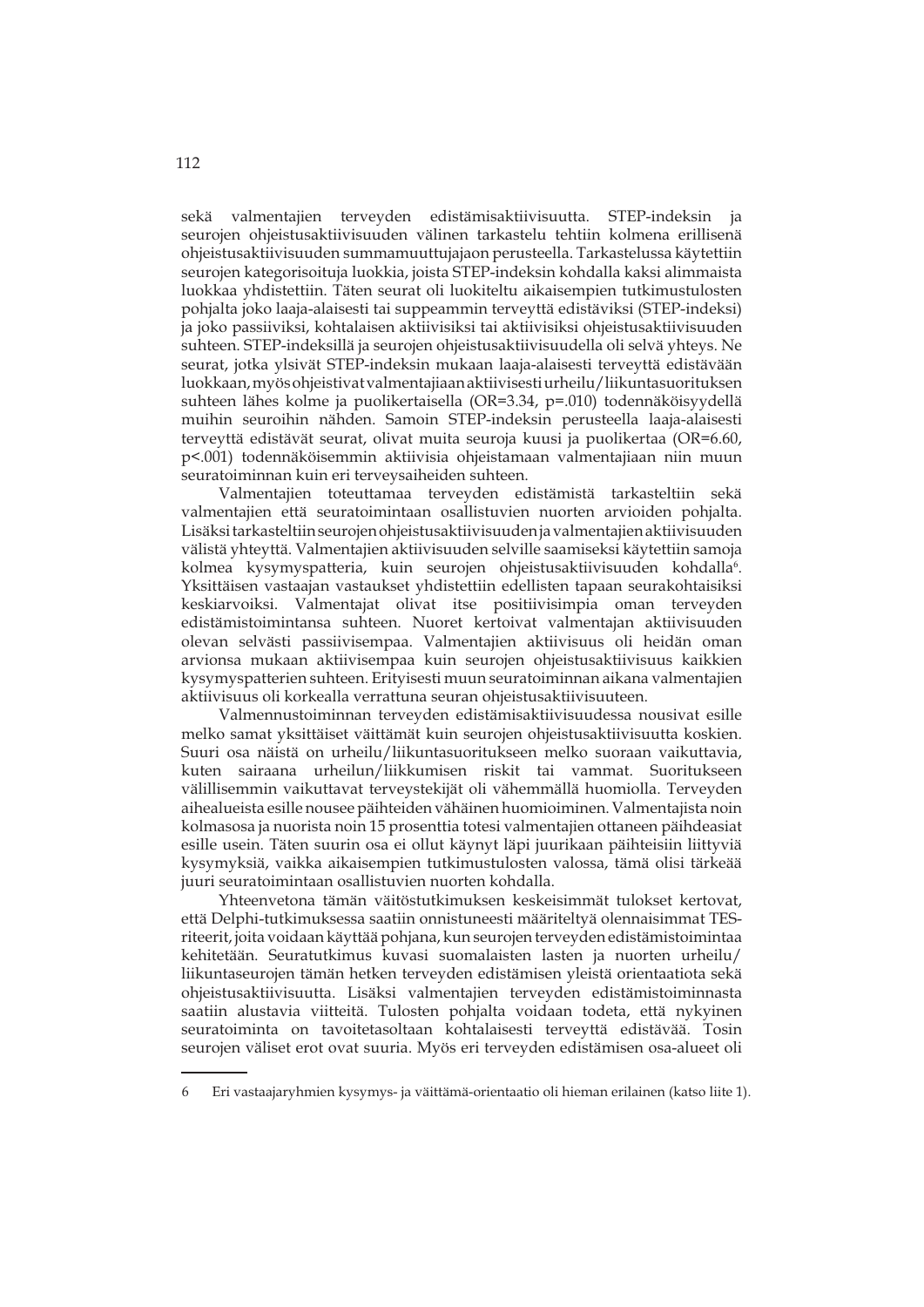sekä valmentajien terveyden edistämisaktiivisuutta. STEP-indeksin ja seurojen ohjeistusaktiivisuuden välinen tarkastelu tehtiin kolmena erillisenä ohjeistusaktiivisuuden summamuuttujajaon perusteella. Tarkastelussa käytettiin seurojen kategorisoituja luokkia, joista STEP-indeksin kohdalla kaksi alimmaista luokkaa yhdistettiin. Täten seurat oli luokiteltu aikaisempien tutkimustulosten pohjalta joko laaja-alaisesti tai suppeammin terveyttä edistäviksi (STEP-indeksi) ja joko passiiviksi, kohtalaisen aktiivisiksi tai aktiivisiksi ohjeistusaktiivisuuden suhteen. STEP-indeksillä ja seurojen ohjeistusaktiivisuudella oli selvä yhteys. Ne seurat, jotka ylsivät STEP-indeksin mukaan laaja-alaisesti terveyttä edistävään luokkaan, myös ohjeistivat valmentajiaan aktiivisesti urheilu/liikuntasuorituksen suhteen lähes kolme ja puolikertaisella (OR=3.34, p=.010) todennäköisyydellä muihin seuroihin nähden. Samoin STEP-indeksin perusteella laaja-alaisesti terveyttä edistävät seurat, olivat muita seuroja kuusi ja puolikertaa (OR=6.60, p<.001) todennäköisemmin aktiivisia ohjeistamaan valmentajiaan niin muun seuratoiminnan kuin eri terveysaiheiden suhteen.

Valmentajien toteuttamaa terveyden edistämistä tarkasteltiin sekä valmentajien että seuratoimintaan osallistuvien nuorten arvioiden pohjalta. Lisäksi tarkasteltiin seurojen ohjeistusaktiivisuuden ja valmentajien aktiivisuuden välistä yhteyttä. Valmentajien aktiivisuuden selville saamiseksi käytettiin samoja kolmea kysymyspatteria, kuin seurojen ohjeistusaktiivisuuden kohdalla[6]. Yksittäisen vastaajan vastaukset yhdistettiin edellisten tapaan seurakohtaisiksi keskiarvoiksi. Valmentajat olivat itse positiivisimpia oman terveyden edistämistoimintansa suhteen. Nuoret kertoivat valmentajan aktiivisuuden olevan selvästi passiivisempaa. Valmentajien aktiivisuus oli heidän oman arvionsa mukaan aktiivisempaa kuin seurojen ohjeistusaktiivisuus kaikkien kysymyspatterien suhteen. Erityisesti muun seuratoiminnan aikana valmentajien aktiivisuus oli korkealla verrattuna seuran ohjeistusaktiivisuuteen.

Valmennustoiminnan terveyden edistämisaktiivisuudessa nousivat esille melko samat yksittäiset väittämät kuin seurojen ohjeistusaktiivisuutta koskien. Suuri osa näistä on urheilu/liikuntasuoritukseen melko suoraan vaikuttavia, kuten sairaana urheilun/liikkumisen riskit tai vammat. Suoritukseen välillisemmin vaikuttavat terveystekijät oli vähemmällä huomiolla. Terveyden aihealueista esille nousee päihteiden vähäinen huomioiminen. Valmentajista noin kolmasosa ja nuorista noin 15 prosenttia totesi valmentajien ottaneen päihdeasiat esille usein. Täten suurin osa ei ollut käynyt läpi juurikaan päihteisiin liittyviä kysymyksiä, vaikka aikaisempien tutkimustulosten valossa, tämä olisi tärkeää juuri seuratoimintaan osallistuvien nuorten kohdalla.

Yhteenvetona tämän väitöstutkimuksen keskeisimmät tulokset kertovat, että Delphi-tutkimuksessa saatiin onnistuneesti määriteltyä olennaisimmat TES-riteerit, joita voidaan käyttää pohjana, kun seurojen terveyden edistämistoimintaa kehitetään. Seuratutkimus kuvasi suomalaisten lasten ja nuorten urheilu/liikuntaseurojen tämän hetken terveyden edistämisen yleistä orientaatiota sekä ohjeistusaktiivisuutta. Lisäksi valmentajien terveyden edistämistoiminnasta saatiin alustavia viitteitä. Tulosten pohjalta voidaan todeta, että nykyinen seuratoiminta on tavoitetasoltaan kohtalaisesti terveyttä edistävää. Tosin seurojen väliset erot ovat suuria. Myös eri terveyden edistämisen osa-alueet oli

---

6 Eri vastaajaryhmien kysymys- ja väittämä-orientaatio oli hieman erilainen (katso liite 1).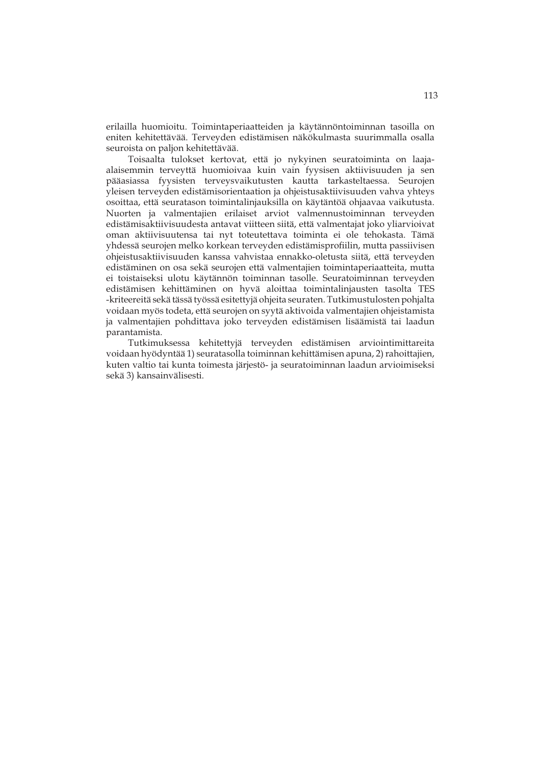erilailla huomioitu. Toimintaperiaatteiden ja käytännöntoiminnan tasoilla on eniten kehitettävää. Terveyden edistämisen näkökulmasta suurimmalla osalla seuroista on paljon kehitettävää.

Toisaalta tulokset kertovat, että jo nykyinen seuratoiminta on laaja-alaisemmin terveyttä huomioivaa kuin vain fyysisen aktiivisuuden ja sen pääasiassa fyysisten terveysvaikutusten kautta tarkasteltaessa. Seurojen yleisen terveyden edistämisorientaation ja ohjeistusaktiivisuuden vahva yhteys osoittaa, että seuratason toimintalinjauksilla on käytäntöä ohjaavaa vaikutusta. Nuorten ja valmentajien erilaiset arviot valmennustoiminnan terveyden edistämisaktiivisuudesta antavat viitteen siitä, että valmentajat joko yliarvioivat oman aktiivisuutensa tai nyt toteutettava toiminta ei ole tehokasta. Tämä yhdessä seurojen melko korkean terveyden edistämisprofiilin, mutta passiivisen ohjeistusaktiivisuuden kanssa vahvistaa ennakko-oletusta siitä, että terveyden edistäminen on osa sekä seurojen että valmentajien toimintaperiaatteita, mutta ei toistaiseksi ulotu käytännön toiminnan tasolle. Seuratoiminnan terveyden edistämisen kehittäminen on hyvä aloittaa toimintalinjausten tasolta TES -kriteereitä sekä tässä työssä esitettyjä ohjeita seuraten. Tutkimustulosten pohjalta voidaan myös todeta, että seurojen on syytä aktivoida valmentajien ohjeistamista ja valmentajien pohdittava joko terveyden edistämisen lisäämistä tai laadun parantamista.

Tutkimuksessa kehitettyjä terveyden edistämisen arviointimittareita voidaan hyödyntää 1) seuratasolla toiminnan kehittämisen apuna, 2) rahoittajien, kuten valtio tai kunta toimesta järjestö- ja seuratoiminnan laadun arvioimiseksi sekä 3) kansainvälisesti.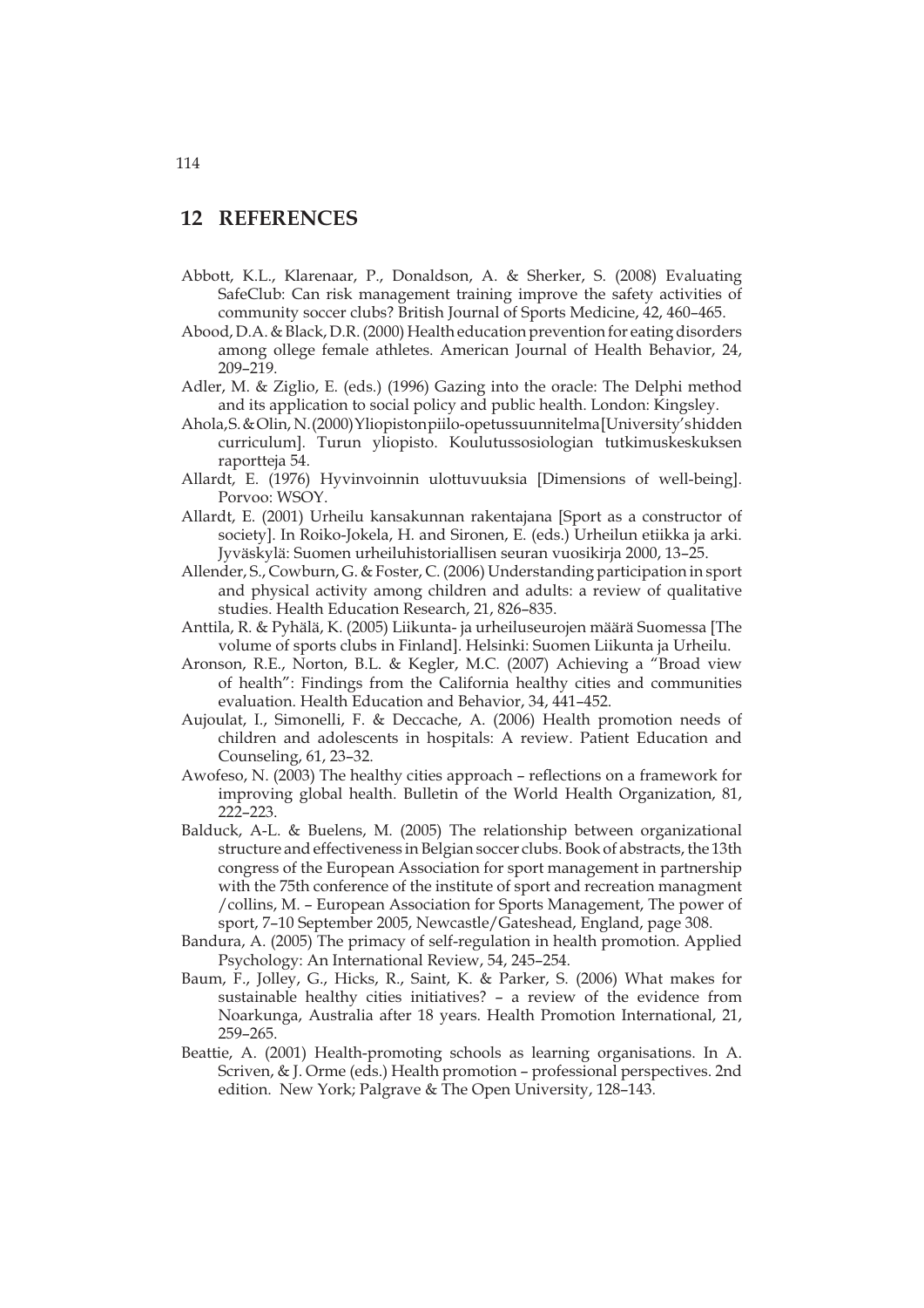# 12 REFERENCES

Abbott, K.L., Klarenaar, P., Donaldson, A. & Sherker, S. (2008) Evaluating SafeClub: Can risk management training improve the safety activities of community soccer clubs? British Journal of Sports Medicine, 42, 460–465.

Abood, D.A. & Black, D.R. (2000) Health education prevention for eating disorders among ollege female athletes. American Journal of Health Behavior, 24, 209–219.

Adler, M. & Ziglio, E. (eds.) (1996) Gazing into the oracle: The Delphi method and its application to social policy and public health. London: Kingsley.

Ahola, S. & Olin, N. (2000) Yliopiston piilo-opetussuunnitelma [University's hidden curriculum]. Turun yliopisto. Koulutussosiologian tutkimuskeskuksen raportteja 54.

Allardt, E. (1976) Hyvinvoinnin ulottuvuuksia [Dimensions of well-being]. Porvoo: WSOY.

Allardt, E. (2001) Urheilu kansakunnan rakentajana [Sport as a constructor of society]. In Roiko-Jokela, H. and Sironen, E. (eds.) Urheilun etiikka ja arki. Jyväskylä: Suomen urheiluhistoriallisen seuran vuosikirja 2000, 13–25.

Allender, S., Cowburn, G. & Foster, C. (2006) Understanding participation in sport and physical activity among children and adults: a review of qualitative studies. Health Education Research, 21, 826–835.

Anttila, R. & Pyhälä, K. (2005) Liikunta- ja urheiluseurojen määrä Suomessa [The volume of sports clubs in Finland]. Helsinki: Suomen Liikunta ja Urheilu.

Aronson, R.E., Norton, B.L. & Kegler, M.C. (2007) Achieving a "Broad view of health": Findings from the California healthy cities and communities evaluation. Health Education and Behavior, 34, 441–452.

Aujoulat, I., Simonelli, F. & Deccache, A. (2006) Health promotion needs of children and adolescents in hospitals: A review. Patient Education and Counseling, 61, 23–32.

Awofeso, N. (2003) The healthy cities approach – reflections on a framework for improving global health. Bulletin of the World Health Organization, 81, 222–223.

Balduck, A-L. & Buelens, M. (2005) The relationship between organizational structure and effectiveness in Belgian soccer clubs. Book of abstracts, the 13th congress of the European Association for sport management in partnership with the 75th conference of the institute of sport and recreation managment /collins, M. – European Association for Sports Management, The power of sport, 7–10 September 2005, Newcastle/Gateshead, England, page 308.

Bandura, A. (2005) The primacy of self-regulation in health promotion. Applied Psychology: An International Review, 54, 245–254.

Baum, F., Jolley, G., Hicks, R., Saint, K. & Parker, S. (2006) What makes for sustainable healthy cities initiatives? – a review of the evidence from Noarkunga, Australia after 18 years. Health Promotion International, 21, 259–265.

Beattie, A. (2001) Health-promoting schools as learning organisations. In A. Scriven, & J. Orme (eds.) Health promotion – professional perspectives. 2nd edition. New York; Palgrave & The Open University, 128–143.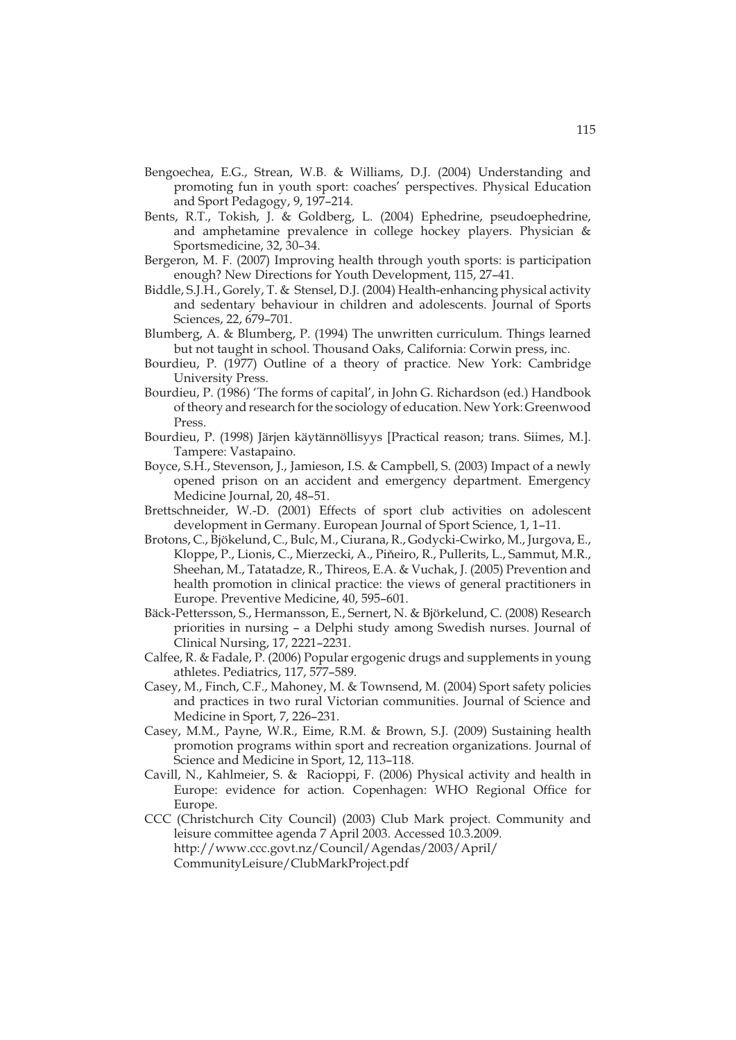Bengoechea, E.G., Strean, W.B. & Williams, D.J. (2004) Understanding and promoting fun in youth sport: coaches' perspectives. Physical Education and Sport Pedagogy, 9, 197–214.

Bents, R.T., Tokish, J. & Goldberg, L. (2004) Ephedrine, pseudoephedrine, and amphetamine prevalence in college hockey players. Physician & Sportsmedicine, 32, 30–34.

Bergeron, M. F. (2007) Improving health through youth sports: is participation enough? New Directions for Youth Development, 115, 27–41.

Biddle, S.J.H., Gorely, T. & Stensel, D.J. (2004) Health-enhancing physical activity and sedentary behaviour in children and adolescents. Journal of Sports Sciences, 22, 679–701.

Blumberg, A. & Blumberg, P. (1994) The unwritten curriculum. Things learned but not taught in school. Thousand Oaks, California: Corwin press, inc.

Bourdieu, P. (1977) Outline of a theory of practice. New York: Cambridge University Press.

Bourdieu, P. (1986) 'The forms of capital', in John G. Richardson (ed.) Handbook of theory and research for the sociology of education. New York: Greenwood Press.

Bourdieu, P. (1998) Järjen käytännöllisyys [Practical reason; trans. Siimes, M.]. Tampere: Vastapaino.

Boyce, S.H., Stevenson, J., Jamieson, I.S. & Campbell, S. (2003) Impact of a newly opened prison on an accident and emergency department. Emergency Medicine Journal, 20, 48–51.

Brettschneider, W.-D. (2001) Effects of sport club activities on adolescent development in Germany. European Journal of Sport Science, 1, 1–11.

Brotons, C., Bjökelund, C., Bulc, M., Ciurana, R., Godycki-Cwirko, M., Jurgova, E., Kloppe, P., Lionis, C., Mierzecki, A., Piňeiro, R., Pullerits, L., Sammut, M.R., Sheehan, M., Tatatadze, R., Thireos, E.A. & Vuchak, J. (2005) Prevention and health promotion in clinical practice: the views of general practitioners in Europe. Preventive Medicine, 40, 595–601.

Bäck-Pettersson, S., Hermansson, E., Sernert, N. & Björkelund, C. (2008) Research priorities in nursing – a Delphi study among Swedish nurses. Journal of Clinical Nursing, 17, 2221–2231.

Calfee, R. & Fadale, P. (2006) Popular ergogenic drugs and supplements in young athletes. Pediatrics, 117, 577–589.

Casey, M., Finch, C.F., Mahoney, M. & Townsend, M. (2004) Sport safety policies and practices in two rural Victorian communities. Journal of Science and Medicine in Sport, 7, 226–231.

Casey, M.M., Payne, W.R., Eime, R.M. & Brown, S.J. (2009) Sustaining health promotion programs within sport and recreation organizations. Journal of Science and Medicine in Sport, 12, 113–118.

Cavill, N., Kahlmeier, S. & Racioppi, F. (2006) Physical activity and health in Europe: evidence for action. Copenhagen: WHO Regional Office for Europe.

CCC (Christchurch City Council) (2003) Club Mark project. Community and leisure committee agenda 7 April 2003. Accessed 10.3.2009. http://www.ccc.govt.nz/Council/Agendas/2003/April/CommunityLeisure/ClubMarkProject.pdf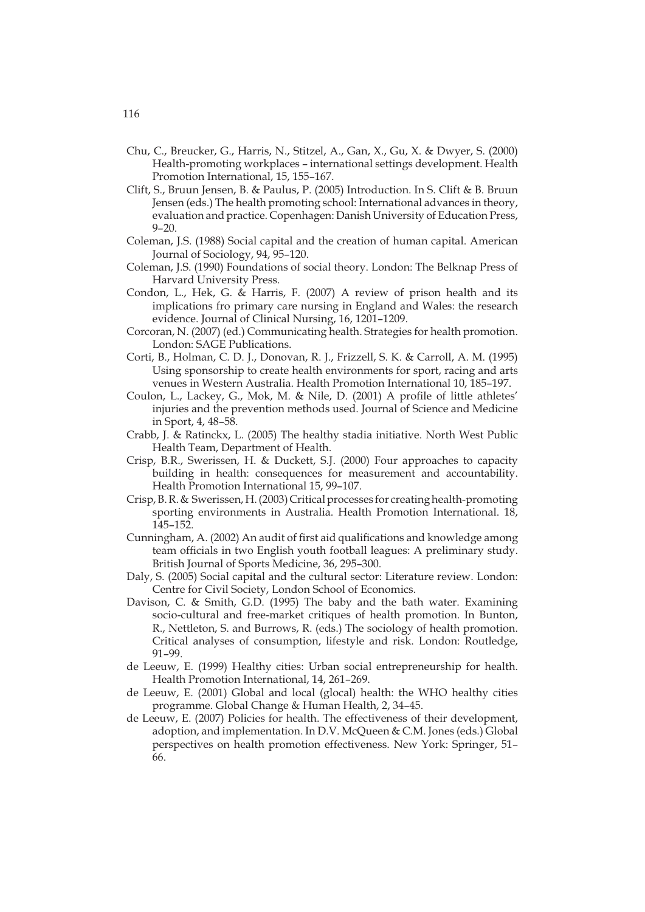Chu, C., Breucker, G., Harris, N., Stitzel, A., Gan, X., Gu, X. & Dwyer, S. (2000) Health-promoting workplaces – international settings development. Health Promotion International, 15, 155–167.

Clift, S., Bruun Jensen, B. & Paulus, P. (2005) Introduction. In S. Clift & B. Bruun Jensen (eds.) The health promoting school: International advances in theory, evaluation and practice. Copenhagen: Danish University of Education Press, 9–20.

Coleman, J.S. (1988) Social capital and the creation of human capital. American Journal of Sociology, 94, 95–120.

Coleman, J.S. (1990) Foundations of social theory. London: The Belknap Press of Harvard University Press.

Condon, L., Hek, G. & Harris, F. (2007) A review of prison health and its implications fro primary care nursing in England and Wales: the research evidence. Journal of Clinical Nursing, 16, 1201–1209.

Corcoran, N. (2007) (ed.) Communicating health. Strategies for health promotion. London: SAGE Publications.

Corti, B., Holman, C. D. J., Donovan, R. J., Frizzell, S. K. & Carroll, A. M. (1995) Using sponsorship to create health environments for sport, racing and arts venues in Western Australia. Health Promotion International 10, 185–197.

Coulon, L., Lackey, G., Mok, M. & Nile, D. (2001) A profile of little athletes' injuries and the prevention methods used. Journal of Science and Medicine in Sport, 4, 48–58.

Crabb, J. & Ratinckx, L. (2005) The healthy stadia initiative. North West Public Health Team, Department of Health.

Crisp, B.R., Swerissen, H. & Duckett, S.J. (2000) Four approaches to capacity building in health: consequences for measurement and accountability. Health Promotion International 15, 99–107.

Crisp, B. R. & Swerissen, H. (2003) Critical processes for creating health-promoting sporting environments in Australia. Health Promotion International. 18, 145–152.

Cunningham, A. (2002) An audit of first aid qualifications and knowledge among team officials in two English youth football leagues: A preliminary study. British Journal of Sports Medicine, 36, 295–300.

Daly, S. (2005) Social capital and the cultural sector: Literature review. London: Centre for Civil Society, London School of Economics.

Davison, C. & Smith, G.D. (1995) The baby and the bath water. Examining socio-cultural and free-market critiques of health promotion. In Bunton, R., Nettleton, S. and Burrows, R. (eds.) The sociology of health promotion. Critical analyses of consumption, lifestyle and risk. London: Routledge, 91–99.

de Leeuw, E. (1999) Healthy cities: Urban social entrepreneurship for health. Health Promotion International, 14, 261–269.

de Leeuw, E. (2001) Global and local (glocal) health: the WHO healthy cities programme. Global Change & Human Health, 2, 34–45.

de Leeuw, E. (2007) Policies for health. The effectiveness of their development, adoption, and implementation. In D.V. McQueen & C.M. Jones (eds.) Global perspectives on health promotion effectiveness. New York: Springer, 51–66.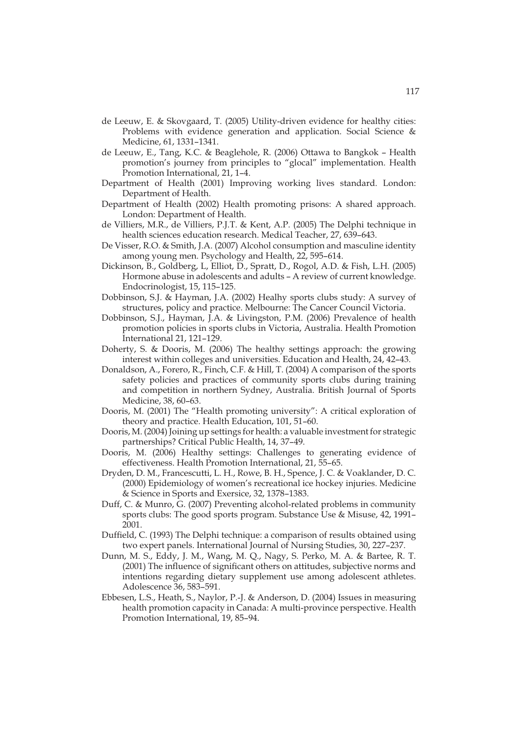de Leeuw, E. & Skovgaard, T. (2005) Utility-driven evidence for healthy cities: Problems with evidence generation and application. Social Science & Medicine, 61, 1331–1341.

de Leeuw, E., Tang, K.C. & Beaglehole, R. (2006) Ottawa to Bangkok – Health promotion's journey from principles to "glocal" implementation. Health Promotion International, 21, 1–4.

Department of Health (2001) Improving working lives standard. London: Department of Health.

Department of Health (2002) Health promoting prisons: A shared approach. London: Department of Health.

de Villiers, M.R., de Villiers, P.J.T. & Kent, A.P. (2005) The Delphi technique in health sciences education research. Medical Teacher, 27, 639–643.

De Visser, R.O. & Smith, J.A. (2007) Alcohol consumption and masculine identity among young men. Psychology and Health, 22, 595–614.

Dickinson, B., Goldberg, L, Elliot, D., Spratt, D., Rogol, A.D. & Fish, L.H. (2005) Hormone abuse in adolescents and adults – A review of current knowledge. Endocrinologist, 15, 115–125.

Dobbinson, S.J. & Hayman, J.A. (2002) Healhy sports clubs study: A survey of structures, policy and practice. Melbourne: The Cancer Council Victoria.

Dobbinson, S.J., Hayman, J.A. & Livingston, P.M. (2006) Prevalence of health promotion policies in sports clubs in Victoria, Australia. Health Promotion International 21, 121–129.

Doherty, S. & Dooris, M. (2006) The healthy settings approach: the growing interest within colleges and universities. Education and Health, 24, 42–43.

Donaldson, A., Forero, R., Finch, C.F. & Hill, T. (2004) A comparison of the sports safety policies and practices of community sports clubs during training and competition in northern Sydney, Australia. British Journal of Sports Medicine, 38, 60–63.

Dooris, M. (2001) The "Health promoting university": A critical exploration of theory and practice. Health Education, 101, 51–60.

Dooris, M. (2004) Joining up settings for health: a valuable investment for strategic partnerships? Critical Public Health, 14, 37–49.

Dooris, M. (2006) Healthy settings: Challenges to generating evidence of effectiveness. Health Promotion International, 21, 55–65.

Dryden, D. M., Francescutti, L. H., Rowe, B. H., Spence, J. C. & Voaklander, D. C. (2000) Epidemiology of women's recreational ice hockey injuries. Medicine & Science in Sports and Exersice, 32, 1378–1383.

Duff, C. & Munro, G. (2007) Preventing alcohol-related problems in community sports clubs: The good sports program. Substance Use & Misuse, 42, 1991–2001.

Duffield, C. (1993) The Delphi technique: a comparison of results obtained using two expert panels. International Journal of Nursing Studies, 30, 227–237.

Dunn, M. S., Eddy, J. M., Wang, M. Q., Nagy, S. Perko, M. A. & Bartee, R. T. (2001) The influence of significant others on attitudes, subjective norms and intentions regarding dietary supplement use among adolescent athletes. Adolescence 36, 583–591.

Ebbesen, L.S., Heath, S., Naylor, P.-J. & Anderson, D. (2004) Issues in measuring health promotion capacity in Canada: A multi-province perspective. Health Promotion International, 19, 85–94.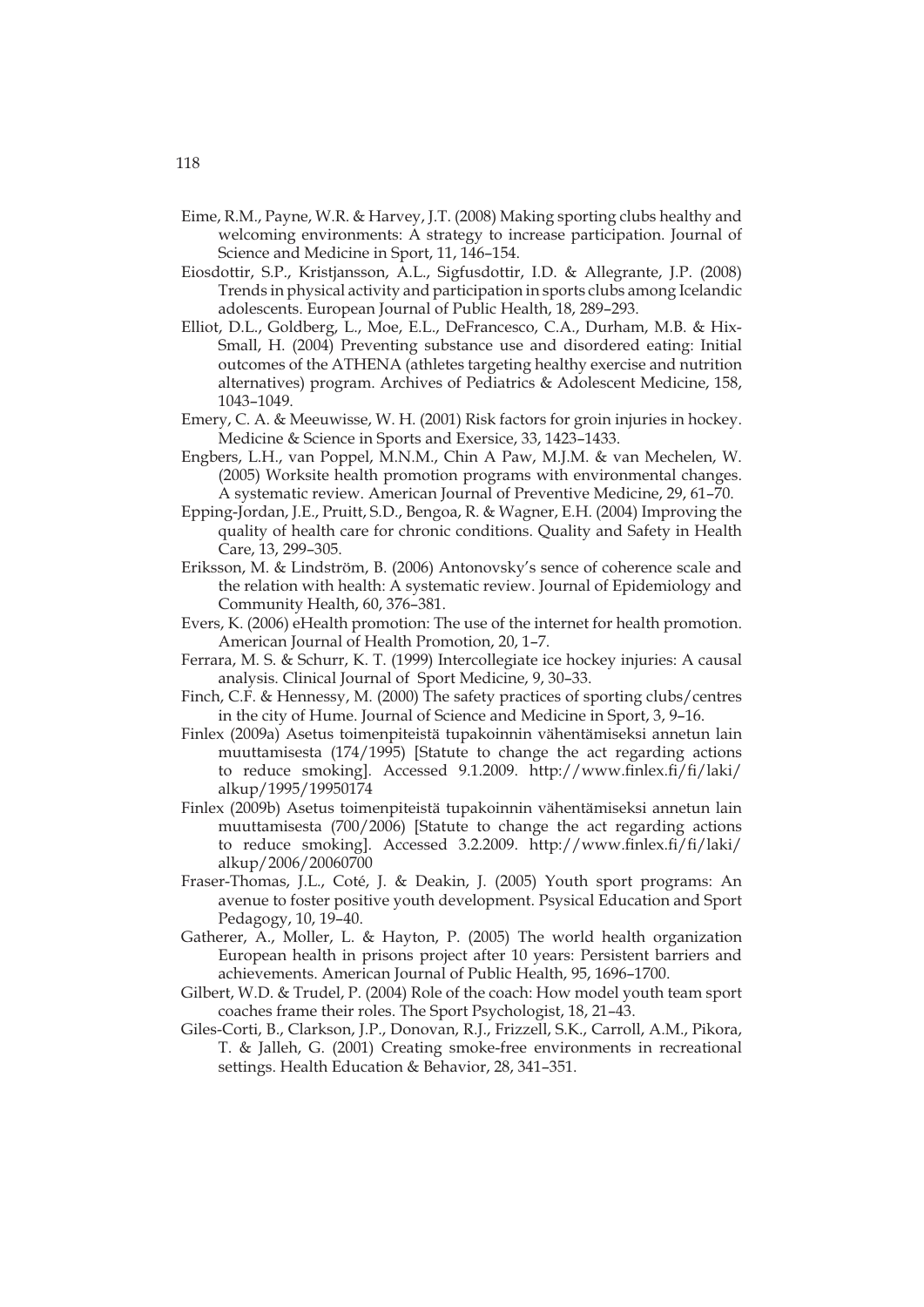Eime, R.M., Payne, W.R. & Harvey, J.T. (2008) Making sporting clubs healthy and welcoming environments: A strategy to increase participation. Journal of Science and Medicine in Sport, 11, 146–154.

Eiosdottir, S.P., Kristjansson, A.L., Sigfusdottir, I.D. & Allegrante, J.P. (2008) Trends in physical activity and participation in sports clubs among Icelandic adolescents. European Journal of Public Health, 18, 289–293.

Elliot, D.L., Goldberg, L., Moe, E.L., DeFrancesco, C.A., Durham, M.B. & Hix-Small, H. (2004) Preventing substance use and disordered eating: Initial outcomes of the ATHENA (athletes targeting healthy exercise and nutrition alternatives) program. Archives of Pediatrics & Adolescent Medicine, 158, 1043–1049.

Emery, C. A. & Meeuwisse, W. H. (2001) Risk factors for groin injuries in hockey. Medicine & Science in Sports and Exersice, 33, 1423–1433.

Engbers, L.H., van Poppel, M.N.M., Chin A Paw, M.J.M. & van Mechelen, W. (2005) Worksite health promotion programs with environmental changes. A systematic review. American Journal of Preventive Medicine, 29, 61–70.

Epping-Jordan, J.E., Pruitt, S.D., Bengoa, R. & Wagner, E.H. (2004) Improving the quality of health care for chronic conditions. Quality and Safety in Health Care, 13, 299–305.

Eriksson, M. & Lindström, B. (2006) Antonovsky's sence of coherence scale and the relation with health: A systematic review. Journal of Epidemiology and Community Health, 60, 376–381.

Evers, K. (2006) eHealth promotion: The use of the internet for health promotion. American Journal of Health Promotion, 20, 1–7.

Ferrara, M. S. & Schurr, K. T. (1999) Intercollegiate ice hockey injuries: A causal analysis. Clinical Journal of Sport Medicine, 9, 30–33.

Finch, C.F. & Hennessy, M. (2000) The safety practices of sporting clubs/centres in the city of Hume. Journal of Science and Medicine in Sport, 3, 9–16.

Finlex (2009a) Asetus toimenpiteistä tupakoinnin vähentämiseksi annetun lain muuttamisesta (174/1995) [Statute to change the act regarding actions to reduce smoking]. Accessed 9.1.2009. http://www.finlex.fi/fi/laki/alkup/1995/19950174

Finlex (2009b) Asetus toimenpiteistä tupakoinnin vähentämiseksi annetun lain muuttamisesta (700/2006) [Statute to change the act regarding actions to reduce smoking]. Accessed 3.2.2009. http://www.finlex.fi/fi/laki/alkup/2006/20060700

Fraser-Thomas, J.L., Coté, J. & Deakin, J. (2005) Youth sport programs: An avenue to foster positive youth development. Psysical Education and Sport Pedagogy, 10, 19–40.

Gatherer, A., Moller, L. & Hayton, P. (2005) The world health organization European health in prisons project after 10 years: Persistent barriers and achievements. American Journal of Public Health, 95, 1696–1700.

Gilbert, W.D. & Trudel, P. (2004) Role of the coach: How model youth team sport coaches frame their roles. The Sport Psychologist, 18, 21–43.

Giles-Corti, B., Clarkson, J.P., Donovan, R.J., Frizzell, S.K., Carroll, A.M., Pikora, T. & Jalleh, G. (2001) Creating smoke-free environments in recreational settings. Health Education & Behavior, 28, 341–351.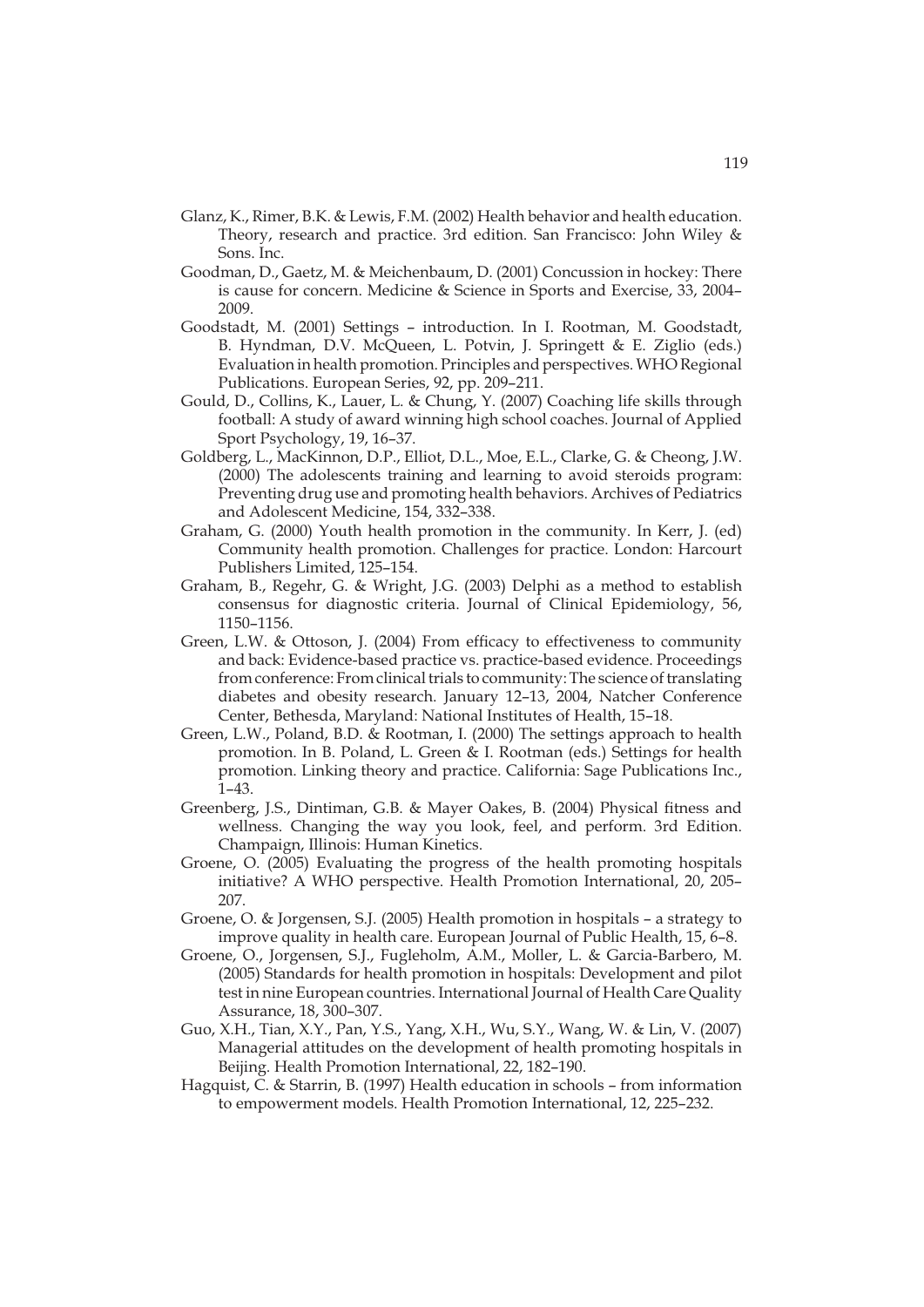Glanz, K., Rimer, B.K. & Lewis, F.M. (2002) Health behavior and health education. Theory, research and practice. 3rd edition. San Francisco: John Wiley & Sons. Inc.

Goodman, D., Gaetz, M. & Meichenbaum, D. (2001) Concussion in hockey: There is cause for concern. Medicine & Science in Sports and Exercise, 33, 2004–2009.

Goodstadt, M. (2001) Settings – introduction. In I. Rootman, M. Goodstadt, B. Hyndman, D.V. McQueen, L. Potvin, J. Springett & E. Ziglio (eds.) Evaluation in health promotion. Principles and perspectives. WHO Regional Publications. European Series, 92, pp. 209–211.

Gould, D., Collins, K., Lauer, L. & Chung, Y. (2007) Coaching life skills through football: A study of award winning high school coaches. Journal of Applied Sport Psychology, 19, 16–37.

Goldberg, L., MacKinnon, D.P., Elliot, D.L., Moe, E.L., Clarke, G. & Cheong, J.W. (2000) The adolescents training and learning to avoid steroids program: Preventing drug use and promoting health behaviors. Archives of Pediatrics and Adolescent Medicine, 154, 332–338.

Graham, G. (2000) Youth health promotion in the community. In Kerr, J. (ed) Community health promotion. Challenges for practice. London: Harcourt Publishers Limited, 125–154.

Graham, B., Regehr, G. & Wright, J.G. (2003) Delphi as a method to establish consensus for diagnostic criteria. Journal of Clinical Epidemiology, 56, 1150–1156.

Green, L.W. & Ottoson, J. (2004) From efficacy to effectiveness to community and back: Evidence-based practice vs. practice-based evidence. Proceedings from conference: From clinical trials to community: The science of translating diabetes and obesity research. January 12–13, 2004, Natcher Conference Center, Bethesda, Maryland: National Institutes of Health, 15–18.

Green, L.W., Poland, B.D. & Rootman, I. (2000) The settings approach to health promotion. In B. Poland, L. Green & I. Rootman (eds.) Settings for health promotion. Linking theory and practice. California: Sage Publications Inc., 1–43.

Greenberg, J.S., Dintiman, G.B. & Mayer Oakes, B. (2004) Physical fitness and wellness. Changing the way you look, feel, and perform. 3rd Edition. Champaign, Illinois: Human Kinetics.

Groene, O. (2005) Evaluating the progress of the health promoting hospitals initiative? A WHO perspective. Health Promotion International, 20, 205–207.

Groene, O. & Jorgensen, S.J. (2005) Health promotion in hospitals – a strategy to improve quality in health care. European Journal of Public Health, 15, 6–8.

Groene, O., Jorgensen, S.J., Fugleholm, A.M., Moller, L. & Garcia-Barbero, M. (2005) Standards for health promotion in hospitals: Development and pilot test in nine European countries. International Journal of Health Care Quality Assurance, 18, 300–307.

Guo, X.H., Tian, X.Y., Pan, Y.S., Yang, X.H., Wu, S.Y., Wang, W. & Lin, V. (2007) Managerial attitudes on the development of health promoting hospitals in Beijing. Health Promotion International, 22, 182–190.

Hagquist, C. & Starrin, B. (1997) Health education in schools – from information to empowerment models. Health Promotion International, 12, 225–232.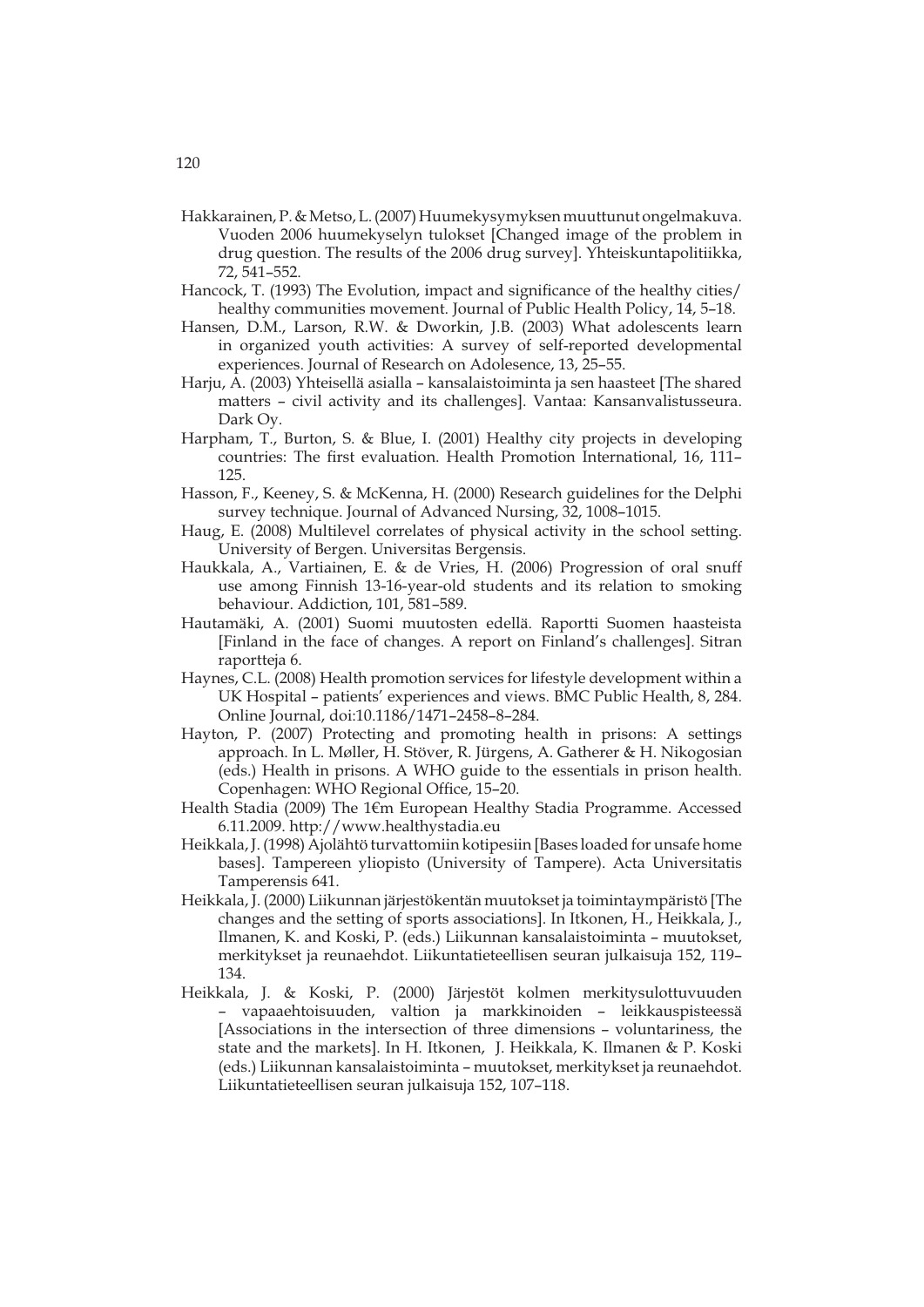Hakkarainen, P. & Metso, L. (2007) Huumekysymyksen muuttunut ongelmakuva. Vuoden 2006 huumekyselyn tulokset [Changed image of the problem in drug question. The results of the 2006 drug survey]. Yhteiskuntapolitiikka, 72, 541–552.

Hancock, T. (1993) The Evolution, impact and significance of the healthy cities/ healthy communities movement. Journal of Public Health Policy, 14, 5–18.

Hansen, D.M., Larson, R.W. & Dworkin, J.B. (2003) What adolescents learn in organized youth activities: A survey of self-reported developmental experiences. Journal of Research on Adolesence, 13, 25–55.

Harju, A. (2003) Yhteisellä asialla – kansalaistoiminta ja sen haasteet [The shared matters – civil activity and its challenges]. Vantaa: Kansanvalistusseura. Dark Oy.

Harpham, T., Burton, S. & Blue, I. (2001) Healthy city projects in developing countries: The first evaluation. Health Promotion International, 16, 111–125.

Hasson, F., Keeney, S. & McKenna, H. (2000) Research guidelines for the Delphi survey technique. Journal of Advanced Nursing, 32, 1008–1015.

Haug, E. (2008) Multilevel correlates of physical activity in the school setting. University of Bergen. Universitas Bergensis.

Haukkala, A., Vartiainen, E. & de Vries, H. (2006) Progression of oral snuff use among Finnish 13-16-year-old students and its relation to smoking behaviour. Addiction, 101, 581–589.

Hautamäki, A. (2001) Suomi muutosten edellä. Raportti Suomen haasteista [Finland in the face of changes. A report on Finland's challenges]. Sitran raportteja 6.

Haynes, C.L. (2008) Health promotion services for lifestyle development within a UK Hospital – patients' experiences and views. BMC Public Health, 8, 284. Online Journal, doi:10.1186/1471–2458–8–284.

Hayton, P. (2007) Protecting and promoting health in prisons: A settings approach. In L. Møller, H. Stöver, R. Jürgens, A. Gatherer & H. Nikogosian (eds.) Health in prisons. A WHO guide to the essentials in prison health. Copenhagen: WHO Regional Office, 15–20.

Health Stadia (2009) The 1€m European Healthy Stadia Programme. Accessed 6.11.2009. http://www.healthystadia.eu

Heikkala, J. (1998) Ajolähtö turvattomiin kotipesiin [Bases loaded for unsafe home bases]. Tampereen yliopisto (University of Tampere). Acta Universitatis Tamperensis 641.

Heikkala, J. (2000) Liikunnan järjestökentän muutokset ja toimintaympäristö [The changes and the setting of sports associations]. In Itkonen, H., Heikkala, J., Ilmanen, K. and Koski, P. (eds.) Liikunnan kansalaistoiminta – muutokset, merkitykset ja reunaehdot. Liikuntatieteellisen seuran julkaisuja 152, 119–134.

Heikkala, J. & Koski, P. (2000) Järjestöt kolmen merkitysulottuvuuden – vapaaehtoisuuden, valtion ja markkinoiden – leikkauspisteessä [Associations in the intersection of three dimensions – voluntariness, the state and the markets]. In H. Itkonen, J. Heikkala, K. Ilmanen & P. Koski (eds.) Liikunnan kansalaistoiminta – muutokset, merkitykset ja reunaehdot. Liikuntatieteellisen seuran julkaisuja 152, 107–118.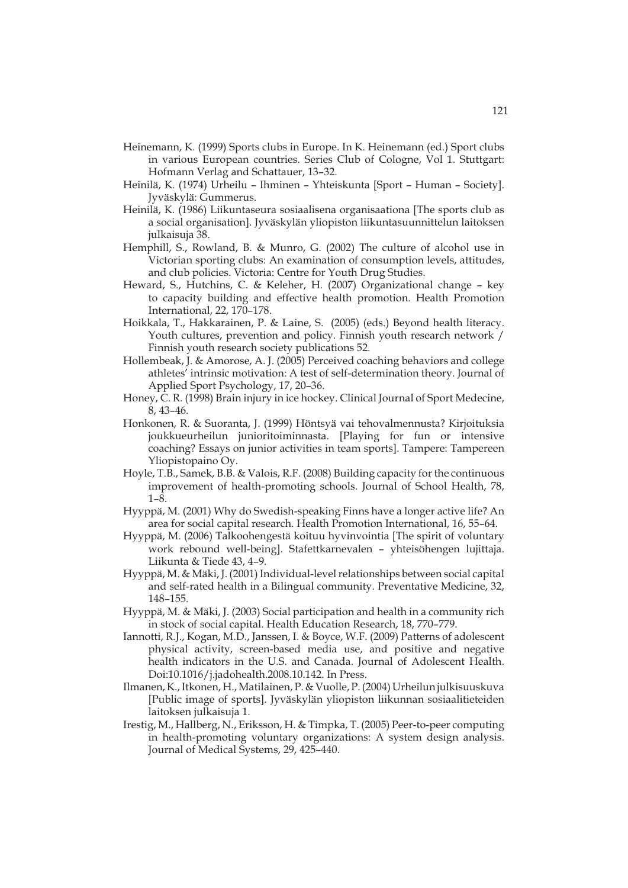Heinemann, K. (1999) Sports clubs in Europe. In K. Heinemann (ed.) Sport clubs in various European countries. Series Club of Cologne, Vol 1. Stuttgart: Hofmann Verlag and Schattauer, 13–32.

Heinilä, K. (1974) Urheilu – Ihminen – Yhteiskunta [Sport – Human – Society]. Jyväskylä: Gummerus.

Heinilä, K. (1986) Liikuntaseura sosiaalisena organisaationa [The sports club as a social organisation]. Jyväskylän yliopiston liikuntasuunnittelun laitoksen julkaisuja 38.

Hemphill, S., Rowland, B. & Munro, G. (2002) The culture of alcohol use in Victorian sporting clubs: An examination of consumption levels, attitudes, and club policies. Victoria: Centre for Youth Drug Studies.

Heward, S., Hutchins, C. & Keleher, H. (2007) Organizational change – key to capacity building and effective health promotion. Health Promotion International, 22, 170–178.

Hoikkala, T., Hakkarainen, P. & Laine, S. (2005) (eds.) Beyond health literacy. Youth cultures, prevention and policy. Finnish youth research network / Finnish youth research society publications 52.

Hollembeak, J. & Amorose, A. J. (2005) Perceived coaching behaviors and college athletes' intrinsic motivation: A test of self-determination theory. Journal of Applied Sport Psychology, 17, 20–36.

Honey, C. R. (1998) Brain injury in ice hockey. Clinical Journal of Sport Medecine, 8, 43–46.

Honkonen, R. & Suoranta, J. (1999) Höntsyä vai tehovalmennusta? Kirjoituksia joukkueurheilun junioritoiminnasta. [Playing for fun or intensive coaching? Essays on junior activities in team sports]. Tampere: Tampereen Yliopistopaino Oy.

Hoyle, T.B., Samek, B.B. & Valois, R.F. (2008) Building capacity for the continuous improvement of health-promoting schools. Journal of School Health, 78, 1–8.

Hyyppä, M. (2001) Why do Swedish-speaking Finns have a longer active life? An area for social capital research. Health Promotion International, 16, 55–64.

Hyyppä, M. (2006) Talkoohengestä koituu hyvinvointia [The spirit of voluntary work rebound well-being]. Stafettkarnevalen – yhteisöhengen lujittaja. Liikunta & Tiede 43, 4–9.

Hyyppä, M. & Mäki, J. (2001) Individual-level relationships between social capital and self-rated health in a Bilingual community. Preventative Medicine, 32, 148–155.

Hyyppä, M. & Mäki, J. (2003) Social participation and health in a community rich in stock of social capital. Health Education Research, 18, 770–779.

Iannotti, R.J., Kogan, M.D., Janssen, I. & Boyce, W.F. (2009) Patterns of adolescent physical activity, screen-based media use, and positive and negative health indicators in the U.S. and Canada. Journal of Adolescent Health. Doi:10.1016/j.jadohealth.2008.10.142. In Press.

Ilmanen, K., Itkonen, H., Matilainen, P. & Vuolle, P. (2004) Urheilun julkisuuskuva [Public image of sports]. Jyväskylän yliopiston liikunnan sosiaalitieteiden laitoksen julkaisuja 1.

Irestig, M., Hallberg, N., Eriksson, H. & Timpka, T. (2005) Peer-to-peer computing in health-promoting voluntary organizations: A system design analysis. Journal of Medical Systems, 29, 425–440.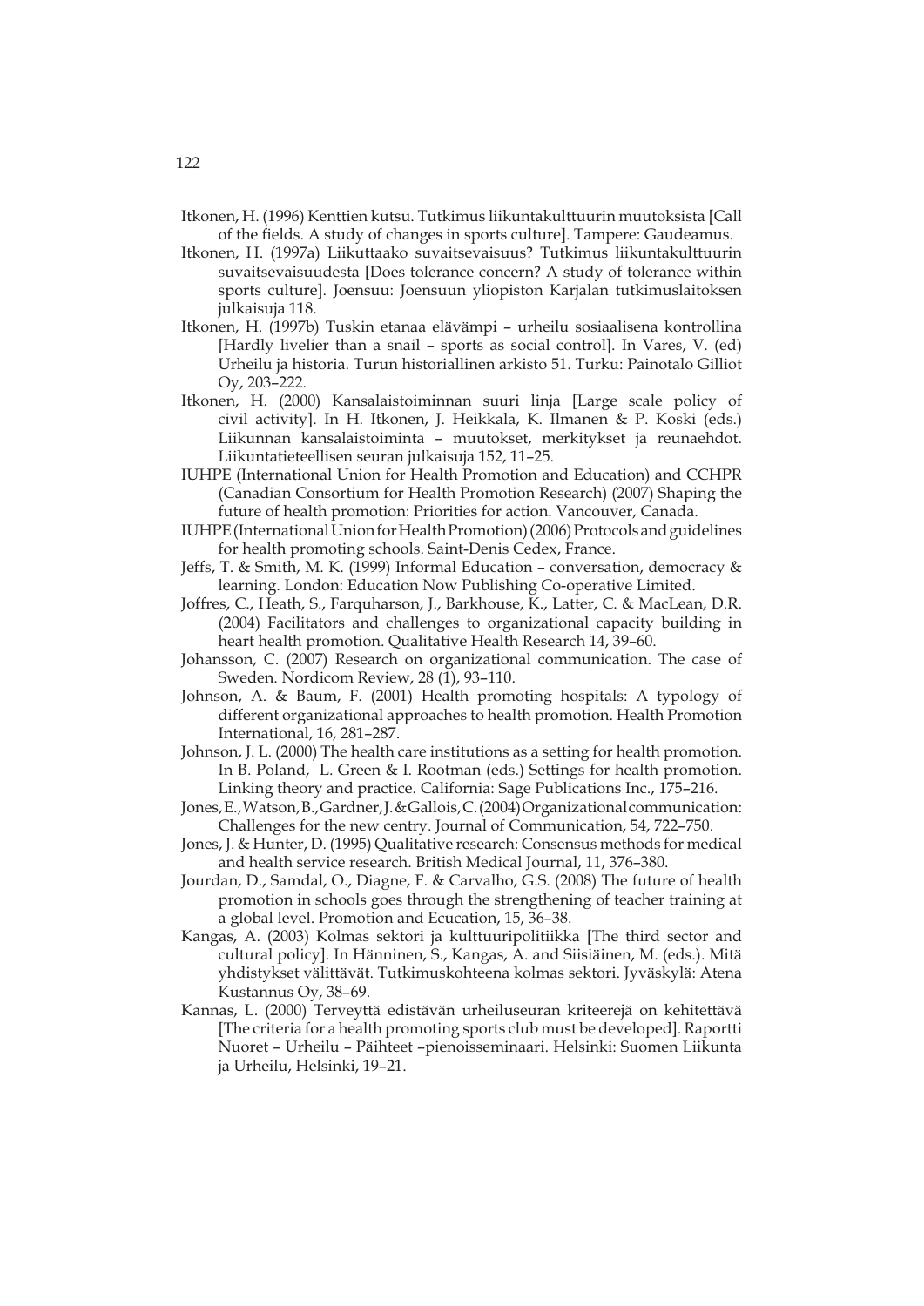Itkonen, H. (1996) Kenttien kutsu. Tutkimus liikuntakulttuurin muutoksista [Call of the fields. A study of changes in sports culture]. Tampere: Gaudeamus.

Itkonen, H. (1997a) Liikuttaako suvaitsevaisuus? Tutkimus liikuntakulttuurin suvaitsevaisuudesta [Does tolerance concern? A study of tolerance within sports culture]. Joensuu: Joensuun yliopiston Karjalan tutkimuslaitoksen julkaisuja 118.

Itkonen, H. (1997b) Tuskin etanaa elävämpi – urheilu sosiaalisena kontrollina [Hardly livelier than a snail – sports as social control]. In Vares, V. (ed) Urheilu ja historia. Turun historiallinen arkisto 51. Turku: Painotalo Gilliot Oy, 203–222.

Itkonen, H. (2000) Kansalaistoiminnan suuri linja [Large scale policy of civil activity]. In H. Itkonen, J. Heikkala, K. Ilmanen & P. Koski (eds.) Liikunnan kansalaistoiminta – muutokset, merkitykset ja reunaehdot. Liikuntatieteellisen seuran julkaisuja 152, 11–25.

IUHPE (International Union for Health Promotion and Education) and CCHPR (Canadian Consortium for Health Promotion Research) (2007) Shaping the future of health promotion: Priorities for action. Vancouver, Canada.

IUHPE (International Union for Health Promotion) (2006) Protocols and guidelines for health promoting schools. Saint-Denis Cedex, France.

Jeffs, T. & Smith, M. K. (1999) Informal Education – conversation, democracy & learning. London: Education Now Publishing Co-operative Limited.

Joffres, C., Heath, S., Farquharson, J., Barkhouse, K., Latter, C. & MacLean, D.R. (2004) Facilitators and challenges to organizational capacity building in heart health promotion. Qualitative Health Research 14, 39–60.

Johansson, C. (2007) Research on organizational communication. The case of Sweden. Nordicom Review, 28 (1), 93–110.

Johnson, A. & Baum, F. (2001) Health promoting hospitals: A typology of different organizational approaches to health promotion. Health Promotion International, 16, 281–287.

Johnson, J. L. (2000) The health care institutions as a setting for health promotion. In B. Poland, L. Green & I. Rootman (eds.) Settings for health promotion. Linking theory and practice. California: Sage Publications Inc., 175–216.

Jones, E., Watson, B., Gardner, J. & Gallois, C. (2004) Organizational communication: Challenges for the new centry. Journal of Communication, 54, 722–750.

Jones, J. & Hunter, D. (1995) Qualitative research: Consensus methods for medical and health service research. British Medical Journal, 11, 376–380.

Jourdan, D., Samdal, O., Diagne, F. & Carvalho, G.S. (2008) The future of health promotion in schools goes through the strengthening of teacher training at a global level. Promotion and Ecucation, 15, 36–38.

Kangas, A. (2003) Kolmas sektori ja kulttuuripolitiikka [The third sector and cultural policy]. In Hänninen, S., Kangas, A. and Siisiäinen, M. (eds.). Mitä yhdistykset välittävät. Tutkimuskohteena kolmas sektori. Jyväskylä: Atena Kustannus Oy, 38–69.

Kannas, L. (2000) Terveyttä edistävän urheiluseuran kriteerejä on kehitettävä [The criteria for a health promoting sports club must be developed]. Raportti Nuoret – Urheilu – Päihteet –pienoisseminaari. Helsinki: Suomen Liikunta ja Urheilu, Helsinki, 19–21.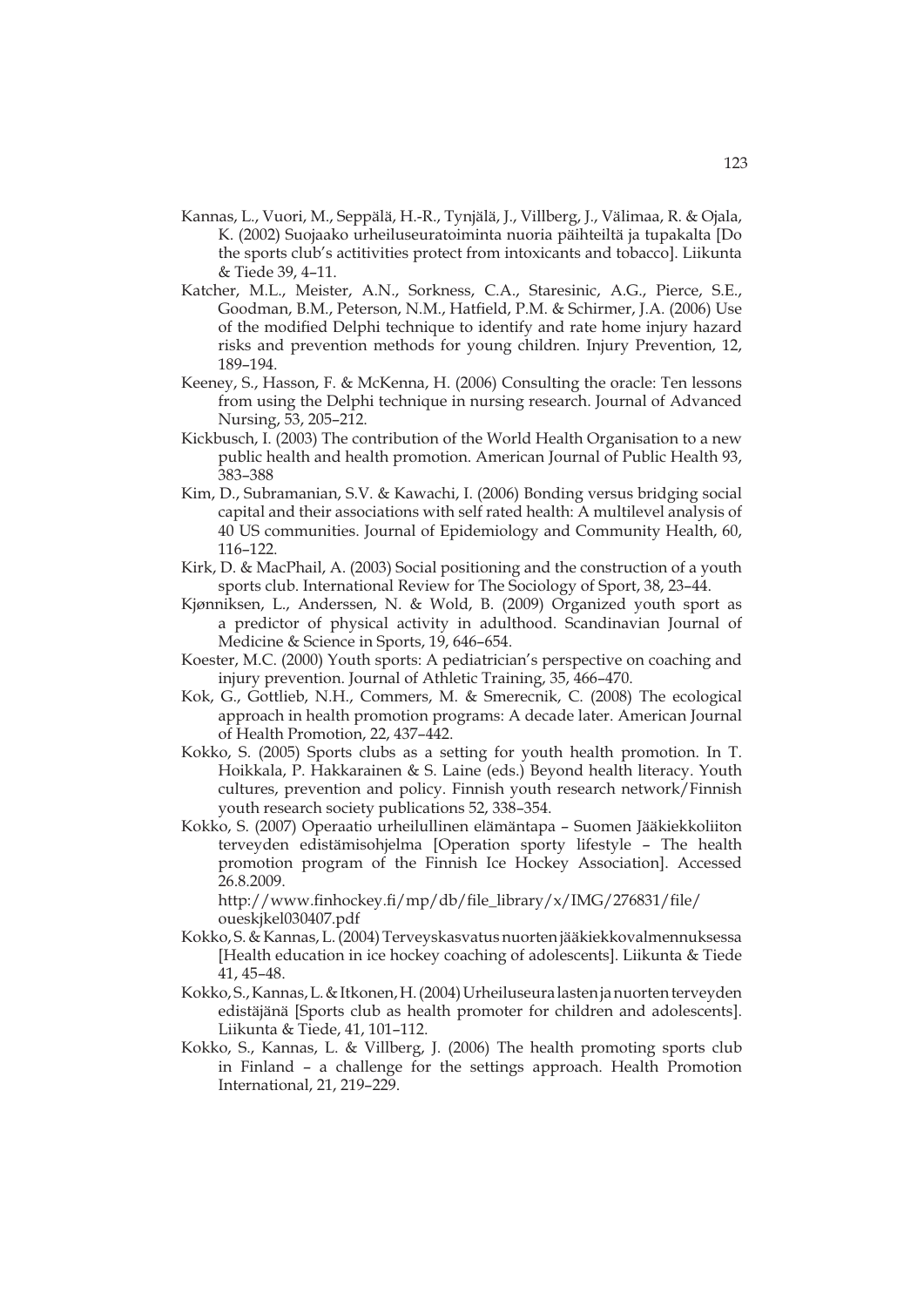Kannas, L., Vuori, M., Seppälä, H.-R., Tynjälä, J., Villberg, J., Välimaa, R. & Ojala, K. (2002) Suojaako urheiluseuratoiminta nuoria päihteiltä ja tupakalta [Do the sports club's actitivities protect from intoxicants and tobacco]. Liikunta & Tiede 39, 4–11.

Katcher, M.L., Meister, A.N., Sorkness, C.A., Staresinic, A.G., Pierce, S.E., Goodman, B.M., Peterson, N.M., Hatfield, P.M. & Schirmer, J.A. (2006) Use of the modified Delphi technique to identify and rate home injury hazard risks and prevention methods for young children. Injury Prevention, 12, 189–194.

Keeney, S., Hasson, F. & McKenna, H. (2006) Consulting the oracle: Ten lessons from using the Delphi technique in nursing research. Journal of Advanced Nursing, 53, 205–212.

Kickbusch, I. (2003) The contribution of the World Health Organisation to a new public health and health promotion. American Journal of Public Health 93, 383–388

Kim, D., Subramanian, S.V. & Kawachi, I. (2006) Bonding versus bridging social capital and their associations with self rated health: A multilevel analysis of 40 US communities. Journal of Epidemiology and Community Health, 60, 116–122.

Kirk, D. & MacPhail, A. (2003) Social positioning and the construction of a youth sports club. International Review for The Sociology of Sport, 38, 23–44.

Kjønniksen, L., Anderssen, N. & Wold, B. (2009) Organized youth sport as a predictor of physical activity in adulthood. Scandinavian Journal of Medicine & Science in Sports, 19, 646–654.

Koester, M.C. (2000) Youth sports: A pediatrician's perspective on coaching and injury prevention. Journal of Athletic Training, 35, 466–470.

Kok, G., Gottlieb, N.H., Commers, M. & Smerecnik, C. (2008) The ecological approach in health promotion programs: A decade later. American Journal of Health Promotion, 22, 437–442.

Kokko, S. (2005) Sports clubs as a setting for youth health promotion. In T. Hoikkala, P. Hakkarainen & S. Laine (eds.) Beyond health literacy. Youth cultures, prevention and policy. Finnish youth research network/Finnish youth research society publications 52, 338–354.

Kokko, S. (2007) Operaatio urheilullinen elämäntapa – Suomen Jääkiekkoliiton terveyden edistämisohjelma [Operation sporty lifestyle – The health promotion program of the Finnish Ice Hockey Association]. Accessed 26.8.2009.
http://www.finhockey.fi/mp/db/file_library/x/IMG/276831/file/oueskjkel030407.pdf

Kokko, S. & Kannas, L. (2004) Terveyskasvatus nuorten jääkiekkovalmennuksessa [Health education in ice hockey coaching of adolescents]. Liikunta & Tiede 41, 45–48.

Kokko, S., Kannas, L. & Itkonen, H. (2004) Urheiluseura lasten ja nuorten terveyden edistäjänä [Sports club as health promoter for children and adolescents]. Liikunta & Tiede, 41, 101–112.

Kokko, S., Kannas, L. & Villberg, J. (2006) The health promoting sports club in Finland – a challenge for the settings approach. Health Promotion International, 21, 219–229.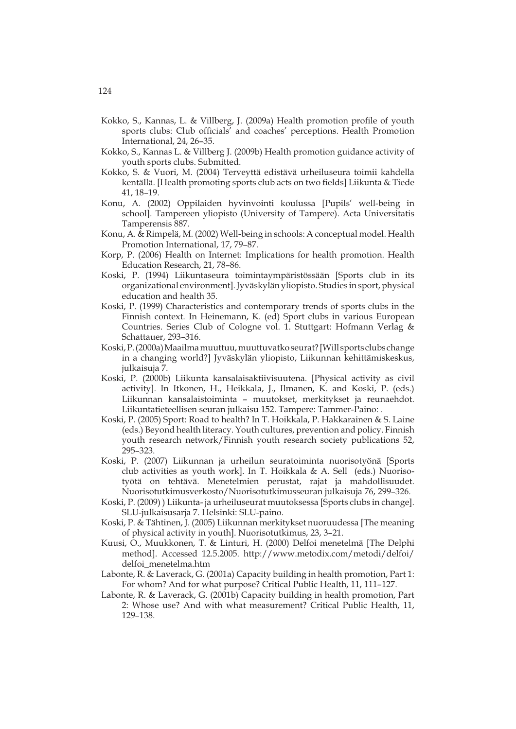Kokko, S., Kannas, L. & Villberg, J. (2009a) Health promotion profile of youth sports clubs: Club officials' and coaches' perceptions. Health Promotion International, 24, 26–35.

Kokko, S., Kannas L. & Villberg J. (2009b) Health promotion guidance activity of youth sports clubs. Submitted.

Kokko, S. & Vuori, M. (2004) Terveyttä edistävä urheiluseura toimii kahdella kentällä. [Health promoting sports club acts on two fields] Liikunta & Tiede 41, 18–19.

Konu, A. (2002) Oppilaiden hyvinvointi koulussa [Pupils' well-being in school]. Tampereen yliopisto (University of Tampere). Acta Universitatis Tamperensis 887.

Konu, A. & Rimpelä, M. (2002) Well-being in schools: A conceptual model. Health Promotion International, 17, 79–87.

Korp, P. (2006) Health on Internet: Implications for health promotion. Health Education Research, 21, 78–86.

Koski, P. (1994) Liikuntaseura toimintaympäristössään [Sports club in its organizational environment]. Jyväskylän yliopisto. Studies in sport, physical education and health 35.

Koski, P. (1999) Characteristics and contemporary trends of sports clubs in the Finnish context. In Heinemann, K. (ed) Sport clubs in various European Countries. Series Club of Cologne vol. 1. Stuttgart: Hofmann Verlag & Schattauer, 293–316.

Koski, P. (2000a) Maailma muuttuu, muuttuvatko seurat? [Will sports clubs change in a changing world?] Jyväskylän yliopisto, Liikunnan kehittämiskeskus, julkaisuja 7.

Koski, P. (2000b) Liikunta kansalaisaktiivisuutena. [Physical activity as civil activity]. In Itkonen, H., Heikkala, J., Ilmanen, K. and Koski, P. (eds.) Liikunnan kansalaistoiminta – muutokset, merkitykset ja reunaehdot. Liikuntatieteellisen seuran julkaisu 152. Tampere: Tammer-Paino: .

Koski, P. (2005) Sport: Road to health? In T. Hoikkala, P. Hakkarainen & S. Laine (eds.) Beyond health literacy. Youth cultures, prevention and policy. Finnish youth research network/Finnish youth research society publications 52, 295–323.

Koski, P. (2007) Liikunnan ja urheilun seuratoiminta nuorisotyönä [Sports club activities as youth work]. In T. Hoikkala & A. Sell (eds.) Nuorisotyötä on tehtävä. Menetelmien perustat, rajat ja mahdollisuudet. Nuorisotutkimusverkosto/Nuorisotutkimusseuran julkaisuja 76, 299–326.

Koski, P. (2009) ) Liikunta- ja urheiluseurat muutoksessa [Sports clubs in change]. SLU-julkaisusarja 7. Helsinki: SLU-paino.

Koski, P. & Tähtinen, J. (2005) Liikunnan merkitykset nuoruudessa [The meaning of physical activity in youth]. Nuorisotutkimus, 23, 3–21.

Kuusi, O., Muukkonen, T. & Linturi, H. (2000) Delfoi menetelmä [The Delphi method]. Accessed 12.5.2005. http://www.metodix.com/metodi/delfoi/delfoi_menetelma.htm

Labonte, R. & Laverack, G. (2001a) Capacity building in health promotion, Part 1: For whom? And for what purpose? Critical Public Health, 11, 111–127.

Labonte, R. & Laverack, G. (2001b) Capacity building in health promotion, Part 2: Whose use? And with what measurement? Critical Public Health, 11, 129–138.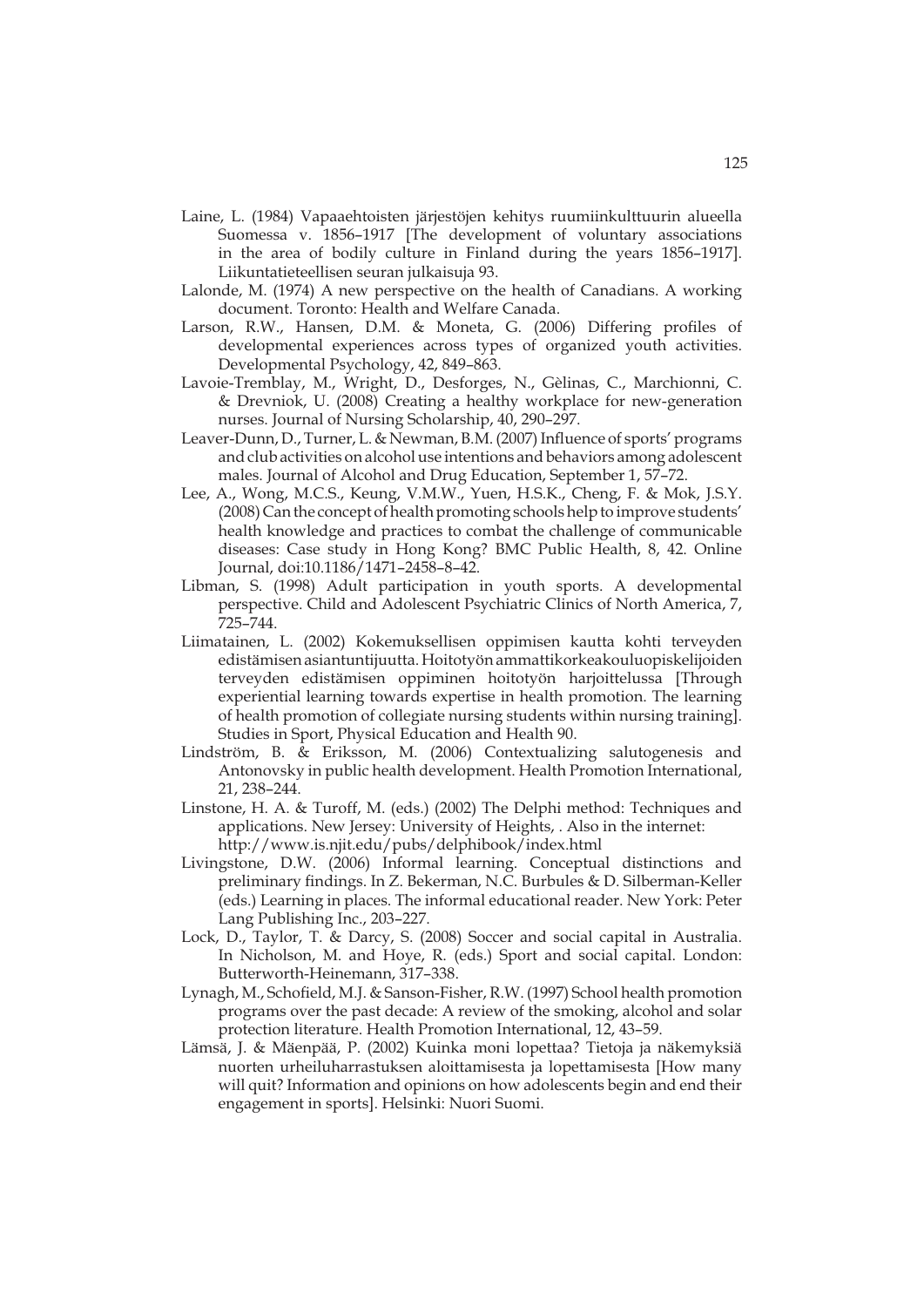Laine, L. (1984) Vapaaehtoisten järjestöjen kehitys ruumiinkulttuurin alueella Suomessa v. 1856–1917 [The development of voluntary associations in the area of bodily culture in Finland during the years 1856–1917]. Liikuntatieteellisen seuran julkaisuja 93.

Lalonde, M. (1974) A new perspective on the health of Canadians. A working document. Toronto: Health and Welfare Canada.

Larson, R.W., Hansen, D.M. & Moneta, G. (2006) Differing profiles of developmental experiences across types of organized youth activities. Developmental Psychology, 42, 849–863.

Lavoie-Tremblay, M., Wright, D., Desforges, N., Gèlinas, C., Marchionni, C. & Drevniok, U. (2008) Creating a healthy workplace for new-generation nurses. Journal of Nursing Scholarship, 40, 290–297.

Leaver-Dunn, D., Turner, L. & Newman, B.M. (2007) Influence of sports' programs and club activities on alcohol use intentions and behaviors among adolescent males. Journal of Alcohol and Drug Education, September 1, 57–72.

Lee, A., Wong, M.C.S., Keung, V.M.W., Yuen, H.S.K., Cheng, F. & Mok, J.S.Y. (2008) Can the concept of health promoting schools help to improve students' health knowledge and practices to combat the challenge of communicable diseases: Case study in Hong Kong? BMC Public Health, 8, 42. Online Journal, doi:10.1186/1471–2458–8–42.

Libman, S. (1998) Adult participation in youth sports. A developmental perspective. Child and Adolescent Psychiatric Clinics of North America, 7, 725–744.

Liimatainen, L. (2002) Kokemuksellisen oppimisen kautta kohti terveyden edistämisen asiantuntijuutta. Hoitotyön ammattikorkeakouluopiskelijoiden terveyden edistämisen oppiminen hoitotyön harjoittelussa [Through experiential learning towards expertise in health promotion. The learning of health promotion of collegiate nursing students within nursing training]. Studies in Sport, Physical Education and Health 90.

Lindström, B. & Eriksson, M. (2006) Contextualizing salutogenesis and Antonovsky in public health development. Health Promotion International, 21, 238–244.

Linstone, H. A. & Turoff, M. (eds.) (2002) The Delphi method: Techniques and applications. New Jersey: University of Heights, . Also in the internet: http://www.is.njit.edu/pubs/delphibook/index.html

Livingstone, D.W. (2006) Informal learning. Conceptual distinctions and preliminary findings. In Z. Bekerman, N.C. Burbules & D. Silberman-Keller (eds.) Learning in places. The informal educational reader. New York: Peter Lang Publishing Inc., 203–227.

Lock, D., Taylor, T. & Darcy, S. (2008) Soccer and social capital in Australia. In Nicholson, M. and Hoye, R. (eds.) Sport and social capital. London: Butterworth-Heinemann, 317–338.

Lynagh, M., Schofield, M.J. & Sanson-Fisher, R.W. (1997) School health promotion programs over the past decade: A review of the smoking, alcohol and solar protection literature. Health Promotion International, 12, 43–59.

Lämsä, J. & Mäenpää, P. (2002) Kuinka moni lopettaa? Tietoja ja näkemyksiä nuorten urheiluharrastuksen aloittamisesta ja lopettamisesta [How many will quit? Information and opinions on how adolescents begin and end their engagement in sports]. Helsinki: Nuori Suomi.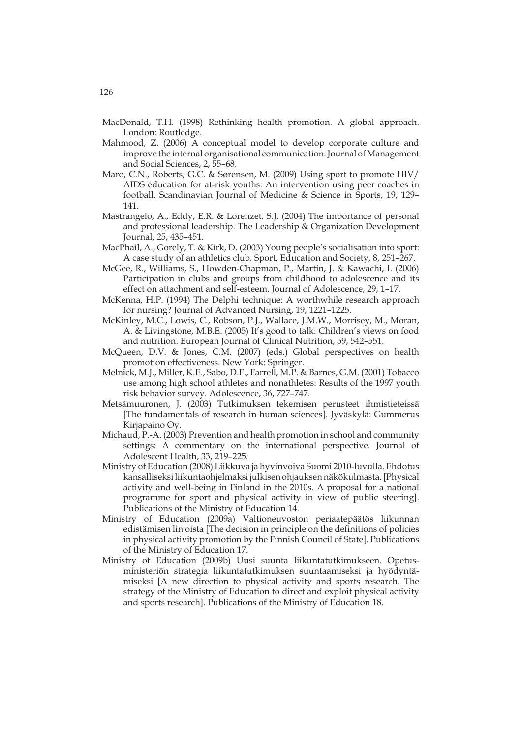MacDonald, T.H. (1998) Rethinking health promotion. A global approach. London: Routledge.

Mahmood, Z. (2006) A conceptual model to develop corporate culture and improve the internal organisational communication. Journal of Management and Social Sciences, 2, 55–68.

Maro, C.N., Roberts, G.C. & Sørensen, M. (2009) Using sport to promote HIV/AIDS education for at-risk youths: An intervention using peer coaches in football. Scandinavian Journal of Medicine & Science in Sports, 19, 129–141.

Mastrangelo, A., Eddy, E.R. & Lorenzet, S.J. (2004) The importance of personal and professional leadership. The Leadership & Organization Development Journal, 25, 435–451.

MacPhail, A., Gorely, T. & Kirk, D. (2003) Young people's socialisation into sport: A case study of an athletics club. Sport, Education and Society, 8, 251–267.

McGee, R., Williams, S., Howden-Chapman, P., Martin, J. & Kawachi, I. (2006) Participation in clubs and groups from childhood to adolescence and its effect on attachment and self-esteem. Journal of Adolescence, 29, 1–17.

McKenna, H.P. (1994) The Delphi technique: A worthwhile research approach for nursing? Journal of Advanced Nursing, 19, 1221–1225.

McKinley, M.C., Lowis, C., Robson, P.J., Wallace, J.M.W., Morrisey, M., Moran, A. & Livingstone, M.B.E. (2005) It's good to talk: Children's views on food and nutrition. European Journal of Clinical Nutrition, 59, 542–551.

McQueen, D.V. & Jones, C.M. (2007) (eds.) Global perspectives on health promotion effectiveness. New York: Springer.

Melnick, M.J., Miller, K.E., Sabo, D.F., Farrell, M.P. & Barnes, G.M. (2001) Tobacco use among high school athletes and nonathletes: Results of the 1997 youth risk behavior survey. Adolescence, 36, 727–747.

Metsämuuronen, J. (2003) Tutkimuksen tekemisen perusteet ihmistieteissä [The fundamentals of research in human sciences]. Jyväskylä: Gummerus Kirjapaino Oy.

Michaud, P.-A. (2003) Prevention and health promotion in school and community settings: A commentary on the international perspective. Journal of Adolescent Health, 33, 219–225.

Ministry of Education (2008) Liikkuva ja hyvinvoiva Suomi 2010-luvulla. Ehdotus kansalliseksi liikuntaohjelmaksi julkisen ohjauksen näkökulmasta. [Physical activity and well-being in Finland in the 2010s. A proposal for a national programme for sport and physical activity in view of public steering]. Publications of the Ministry of Education 14.

Ministry of Education (2009a) Valtioneuvoston periaatepäätös liikunnan edistämisen linjoista [The decision in principle on the definitions of policies in physical activity promotion by the Finnish Council of State]. Publications of the Ministry of Education 17.

Ministry of Education (2009b) Uusi suunta liikuntatutkimukseen. Opetusministeriön strategia liikuntatutkimuksen suuntaamiseksi ja hyödyntämiseksi [A new direction to physical activity and sports research. The strategy of the Ministry of Education to direct and exploit physical activity and sports research]. Publications of the Ministry of Education 18.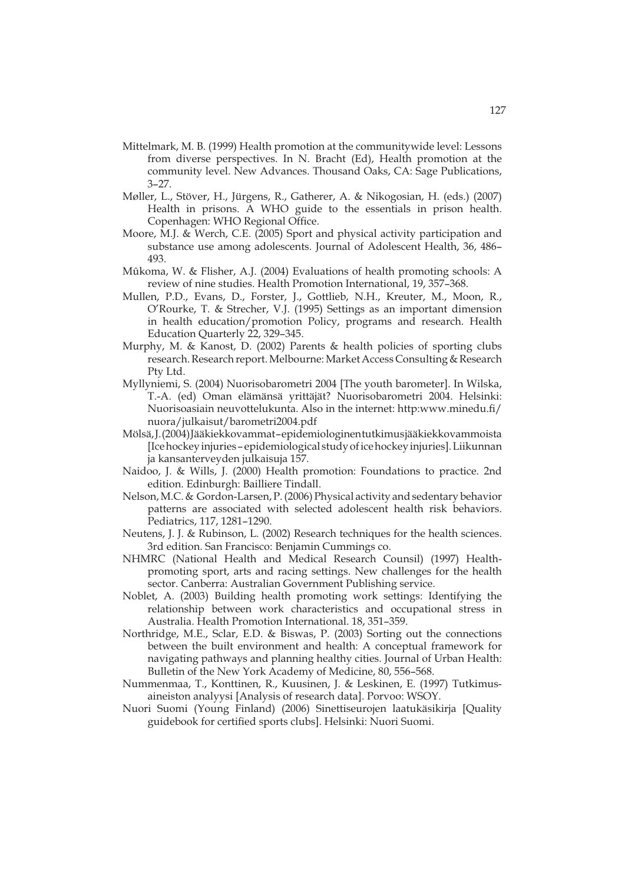Mittelmark, M. B. (1999) Health promotion at the communitywide level: Lessons from diverse perspectives. In N. Bracht (Ed), Health promotion at the community level. New Advances. Thousand Oaks, CA: Sage Publications, 3–27.

Møller, L., Stöver, H., Jürgens, R., Gatherer, A. & Nikogosian, H. (eds.) (2007) Health in prisons. A WHO guide to the essentials in prison health. Copenhagen: WHO Regional Office.

Moore, M.J. & Werch, C.E. (2005) Sport and physical activity participation and substance use among adolescents. Journal of Adolescent Health, 36, 486–493.

Mûkoma, W. & Flisher, A.J. (2004) Evaluations of health promoting schools: A review of nine studies. Health Promotion International, 19, 357–368.

Mullen, P.D., Evans, D., Forster, J., Gottlieb, N.H., Kreuter, M., Moon, R., O'Rourke, T. & Strecher, V.J. (1995) Settings as an important dimension in health education/promotion Policy, programs and research. Health Education Quarterly 22, 329–345.

Murphy, M. & Kanost, D. (2002) Parents & health policies of sporting clubs research. Research report. Melbourne: Market Access Consulting & Research Pty Ltd.

Myllyniemi, S. (2004) Nuorisobarometri 2004 [The youth barometer]. In Wilska, T.-A. (ed) Oman elämänsä yrittäjät? Nuorisobarometri 2004. Helsinki: Nuorisoasiain neuvottelukunta. Also in the internet: http:www.minedu.fi/nuora/julkaisut/barometri2004.pdf

Mölsä, J. (2004) Jääkiekkovammat – epidemiologinen tutkimus jääkiekkovammoista [Ice hockey injuries – epidemiological study of ice hockey injuries]. Liikunnan ja kansanterveyden julkaisuja 157.

Naidoo, J. & Wills, J. (2000) Health promotion: Foundations to practice. 2nd edition. Edinburgh: Bailliere Tindall.

Nelson, M.C. & Gordon-Larsen, P. (2006) Physical activity and sedentary behavior patterns are associated with selected adolescent health risk behaviors. Pediatrics, 117, 1281–1290.

Neutens, J. J. & Rubinson, L. (2002) Research techniques for the health sciences. 3rd edition. San Francisco: Benjamin Cummings co.

NHMRC (National Health and Medical Research Counsil) (1997) Health-promoting sport, arts and racing settings. New challenges for the health sector. Canberra: Australian Government Publishing service.

Noblet, A. (2003) Building health promoting work settings: Identifying the relationship between work characteristics and occupational stress in Australia. Health Promotion International. 18, 351–359.

Northridge, M.E., Sclar, E.D. & Biswas, P. (2003) Sorting out the connections between the built environment and health: A conceptual framework for navigating pathways and planning healthy cities. Journal of Urban Health: Bulletin of the New York Academy of Medicine, 80, 556–568.

Nummenmaa, T., Konttinen, R., Kuusinen, J. & Leskinen, E. (1997) Tutkimusaineiston analyysi [Analysis of research data]. Porvoo: WSOY.

Nuori Suomi (Young Finland) (2006) Sinettiseurojen laatukäsikirja [Quality guidebook for certified sports clubs]. Helsinki: Nuori Suomi.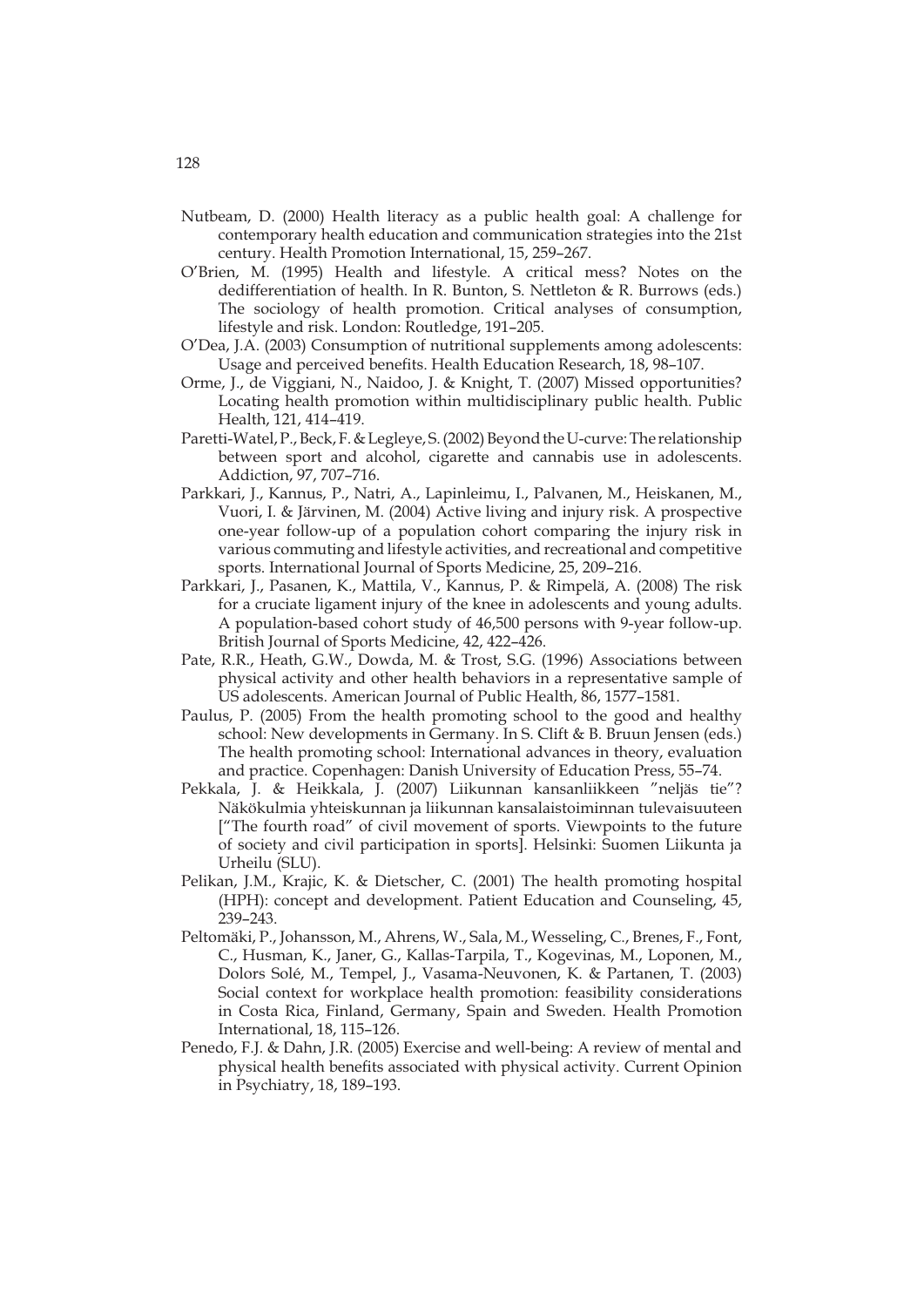Nutbeam, D. (2000) Health literacy as a public health goal: A challenge for contemporary health education and communication strategies into the 21st century. Health Promotion International, 15, 259–267.

O'Brien, M. (1995) Health and lifestyle. A critical mess? Notes on the dedifferentiation of health. In R. Bunton, S. Nettleton & R. Burrows (eds.) The sociology of health promotion. Critical analyses of consumption, lifestyle and risk. London: Routledge, 191–205.

O'Dea, J.A. (2003) Consumption of nutritional supplements among adolescents: Usage and perceived benefits. Health Education Research, 18, 98–107.

Orme, J., de Viggiani, N., Naidoo, J. & Knight, T. (2007) Missed opportunities? Locating health promotion within multidisciplinary public health. Public Health, 121, 414–419.

Paretti-Watel, P., Beck, F. & Legleye, S. (2002) Beyond the U-curve: The relationship between sport and alcohol, cigarette and cannabis use in adolescents. Addiction, 97, 707–716.

Parkkari, J., Kannus, P., Natri, A., Lapinleimu, I., Palvanen, M., Heiskanen, M., Vuori, I. & Järvinen, M. (2004) Active living and injury risk. A prospective one-year follow-up of a population cohort comparing the injury risk in various commuting and lifestyle activities, and recreational and competitive sports. International Journal of Sports Medicine, 25, 209–216.

Parkkari, J., Pasanen, K., Mattila, V., Kannus, P. & Rimpelä, A. (2008) The risk for a cruciate ligament injury of the knee in adolescents and young adults. A population-based cohort study of 46,500 persons with 9-year follow-up. British Journal of Sports Medicine, 42, 422–426.

Pate, R.R., Heath, G.W., Dowda, M. & Trost, S.G. (1996) Associations between physical activity and other health behaviors in a representative sample of US adolescents. American Journal of Public Health, 86, 1577–1581.

Paulus, P. (2005) From the health promoting school to the good and healthy school: New developments in Germany. In S. Clift & B. Bruun Jensen (eds.) The health promoting school: International advances in theory, evaluation and practice. Copenhagen: Danish University of Education Press, 55–74.

Pekkala, J. & Heikkala, J. (2007) Liikunnan kansanliikkeen "neljäs tie"? Näkökulmia yhteiskunnan ja liikunnan kansalaistoiminnan tulevaisuuteen ["The fourth road" of civil movement of sports. Viewpoints to the future of society and civil participation in sports]. Helsinki: Suomen Liikunta ja Urheilu (SLU).

Pelikan, J.M., Krajic, K. & Dietscher, C. (2001) The health promoting hospital (HPH): concept and development. Patient Education and Counseling, 45, 239–243.

Peltomäki, P., Johansson, M., Ahrens, W., Sala, M., Wesseling, C., Brenes, F., Font, C., Husman, K., Janer, G., Kallas-Tarpila, T., Kogevinas, M., Loponen, M., Dolors Solé, M., Tempel, J., Vasama-Neuvonen, K. & Partanen, T. (2003) Social context for workplace health promotion: feasibility considerations in Costa Rica, Finland, Germany, Spain and Sweden. Health Promotion International, 18, 115–126.

Penedo, F.J. & Dahn, J.R. (2005) Exercise and well-being: A review of mental and physical health benefits associated with physical activity. Current Opinion in Psychiatry, 18, 189–193.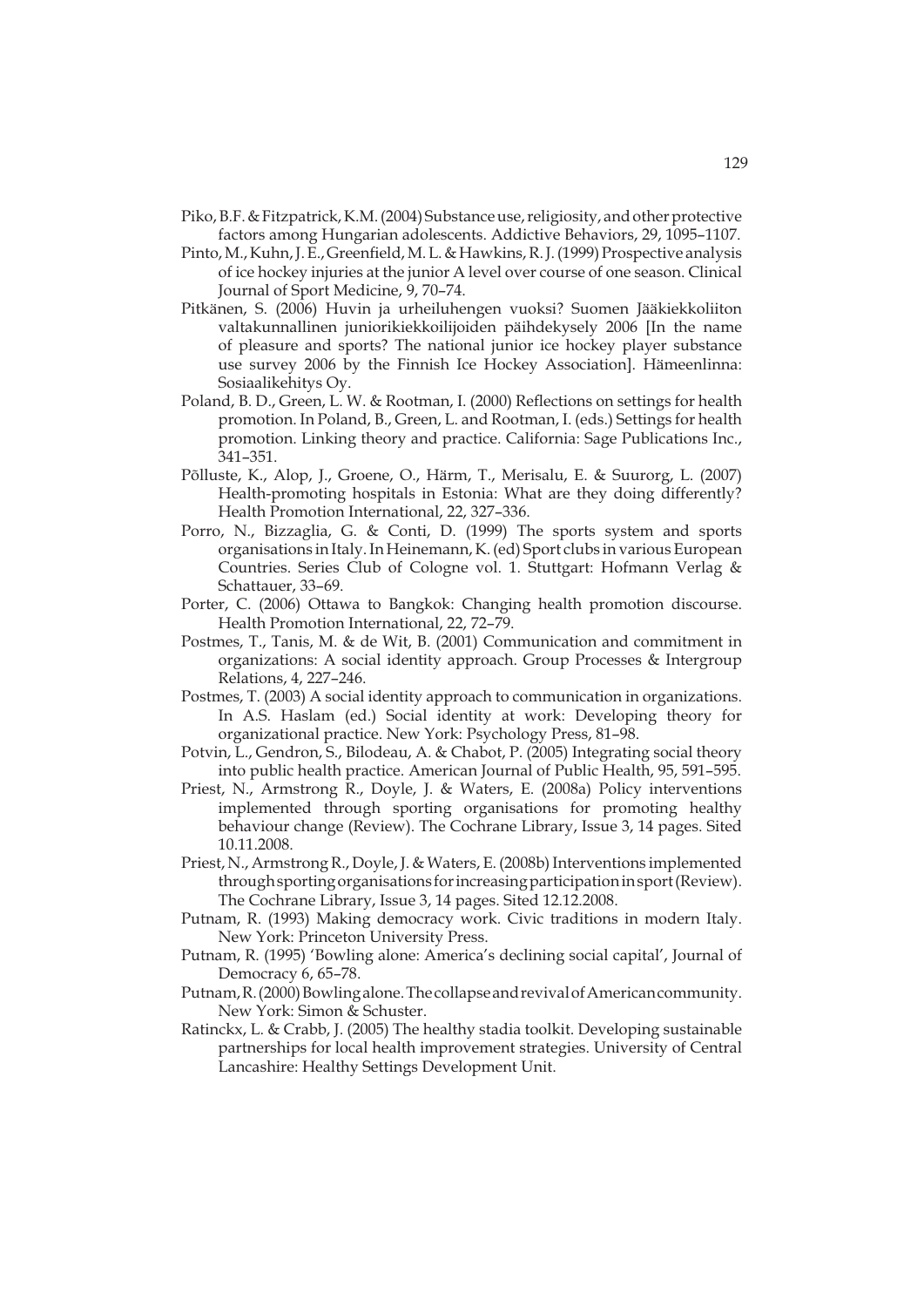Piko, B.F. & Fitzpatrick, K.M. (2004) Substance use, religiosity, and other protective factors among Hungarian adolescents. Addictive Behaviors, 29, 1095–1107.

Pinto, M., Kuhn, J. E., Greenfield, M. L. & Hawkins, R. J. (1999) Prospective analysis of ice hockey injuries at the junior A level over course of one season. Clinical Journal of Sport Medicine, 9, 70–74.

Pitkänen, S. (2006) Huvin ja urheiluhengen vuoksi? Suomen Jääkiekkoliiton valtakunnallinen juniorikiekkoilijoiden päihdekysely 2006 [In the name of pleasure and sports? The national junior ice hockey player substance use survey 2006 by the Finnish Ice Hockey Association]. Hämeenlinna: Sosiaalikehitys Oy.

Poland, B. D., Green, L. W. & Rootman, I. (2000) Reflections on settings for health promotion. In Poland, B., Green, L. and Rootman, I. (eds.) Settings for health promotion. Linking theory and practice. California: Sage Publications Inc., 341–351.

Põlluste, K., Alop, J., Groene, O., Härm, T., Merisalu, E. & Suurorg, L. (2007) Health-promoting hospitals in Estonia: What are they doing differently? Health Promotion International, 22, 327–336.

Porro, N., Bizzaglia, G. & Conti, D. (1999) The sports system and sports organisations in Italy. In Heinemann, K. (ed) Sport clubs in various European Countries. Series Club of Cologne vol. 1. Stuttgart: Hofmann Verlag & Schattauer, 33–69.

Porter, C. (2006) Ottawa to Bangkok: Changing health promotion discourse. Health Promotion International, 22, 72–79.

Postmes, T., Tanis, M. & de Wit, B. (2001) Communication and commitment in organizations: A social identity approach. Group Processes & Intergroup Relations, 4, 227–246.

Postmes, T. (2003) A social identity approach to communication in organizations. In A.S. Haslam (ed.) Social identity at work: Developing theory for organizational practice. New York: Psychology Press, 81–98.

Potvin, L., Gendron, S., Bilodeau, A. & Chabot, P. (2005) Integrating social theory into public health practice. American Journal of Public Health, 95, 591–595.

Priest, N., Armstrong R., Doyle, J. & Waters, E. (2008a) Policy interventions implemented through sporting organisations for promoting healthy behaviour change (Review). The Cochrane Library, Issue 3, 14 pages. Sited 10.11.2008.

Priest, N., Armstrong R., Doyle, J. & Waters, E. (2008b) Interventions implemented through sporting organisations for increasing participation in sport (Review). The Cochrane Library, Issue 3, 14 pages. Sited 12.12.2008.

Putnam, R. (1993) Making democracy work. Civic traditions in modern Italy. New York: Princeton University Press.

Putnam, R. (1995) 'Bowling alone: America's declining social capital', Journal of Democracy 6, 65–78.

Putnam, R. (2000) Bowling alone. The collapse and revival of American community. New York: Simon & Schuster.

Ratinckx, L. & Crabb, J. (2005) The healthy stadia toolkit. Developing sustainable partnerships for local health improvement strategies. University of Central Lancashire: Healthy Settings Development Unit.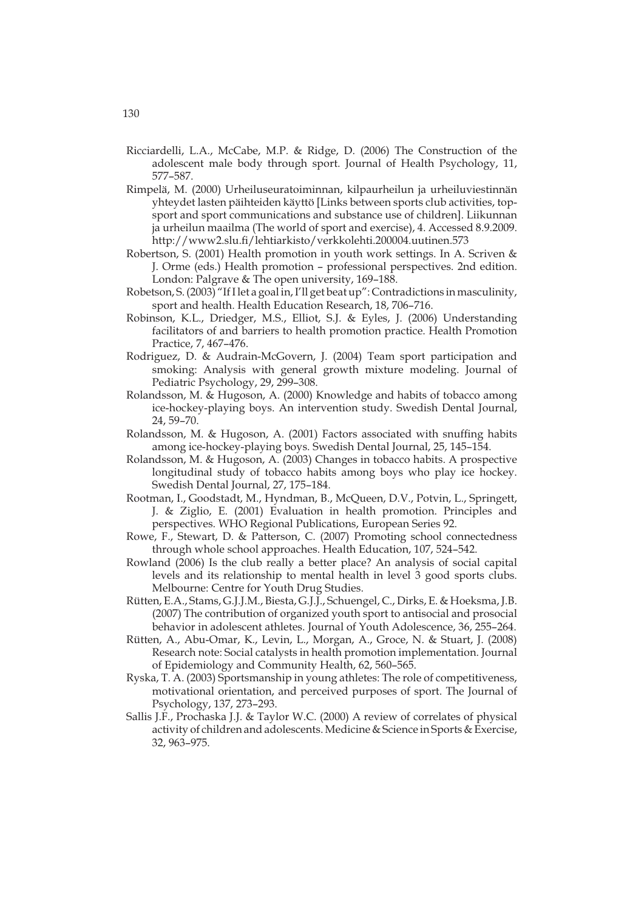Ricciardelli, L.A., McCabe, M.P. & Ridge, D. (2006) The Construction of the adolescent male body through sport. Journal of Health Psychology, 11, 577–587.

Rimpelä, M. (2000) Urheiluseuratoiminnan, kilpaurheilun ja urheiluviestinnän yhteydet lasten päihteiden käyttö [Links between sports club activities, top-sport and sport communications and substance use of children]. Liikunnan ja urheilun maailma (The world of sport and exercise), 4. Accessed 8.9.2009. http://www2.slu.fi/lehtiarkisto/verkkolehti.200004.uutinen.573

Robertson, S. (2001) Health promotion in youth work settings. In A. Scriven & J. Orme (eds.) Health promotion – professional perspectives. 2nd edition. London: Palgrave & The open university, 169–188.

Robetson, S. (2003) "If I let a goal in, I'll get beat up": Contradictions in masculinity, sport and health. Health Education Research, 18, 706–716.

Robinson, K.L., Driedger, M.S., Elliot, S.J. & Eyles, J. (2006) Understanding facilitators of and barriers to health promotion practice. Health Promotion Practice, 7, 467–476.

Rodriguez, D. & Audrain-McGovern, J. (2004) Team sport participation and smoking: Analysis with general growth mixture modeling. Journal of Pediatric Psychology, 29, 299–308.

Rolandsson, M. & Hugoson, A. (2000) Knowledge and habits of tobacco among ice-hockey-playing boys. An intervention study. Swedish Dental Journal, 24, 59–70.

Rolandsson, M. & Hugoson, A. (2001) Factors associated with snuffing habits among ice-hockey-playing boys. Swedish Dental Journal, 25, 145–154.

Rolandsson, M. & Hugoson, A. (2003) Changes in tobacco habits. A prospective longitudinal study of tobacco habits among boys who play ice hockey. Swedish Dental Journal, 27, 175–184.

Rootman, I., Goodstadt, M., Hyndman, B., McQueen, D.V., Potvin, L., Springett, J. & Ziglio, E. (2001) Evaluation in health promotion. Principles and perspectives. WHO Regional Publications, European Series 92.

Rowe, F., Stewart, D. & Patterson, C. (2007) Promoting school connectedness through whole school approaches. Health Education, 107, 524–542.

Rowland (2006) Is the club really a better place? An analysis of social capital levels and its relationship to mental health in level 3 good sports clubs. Melbourne: Centre for Youth Drug Studies.

Rütten, E.A., Stams, G.J.J.M., Biesta, G.J.J., Schuengel, C., Dirks, E. & Hoeksma, J.B. (2007) The contribution of organized youth sport to antisocial and prosocial behavior in adolescent athletes. Journal of Youth Adolescence, 36, 255–264.

Rütten, A., Abu-Omar, K., Levin, L., Morgan, A., Groce, N. & Stuart, J. (2008) Research note: Social catalysts in health promotion implementation. Journal of Epidemiology and Community Health, 62, 560–565.

Ryska, T. A. (2003) Sportsmanship in young athletes: The role of competitiveness, motivational orientation, and perceived purposes of sport. The Journal of Psychology, 137, 273–293.

Sallis J.F., Prochaska J.J. & Taylor W.C. (2000) A review of correlates of physical activity of children and adolescents. Medicine & Science in Sports & Exercise, 32, 963–975.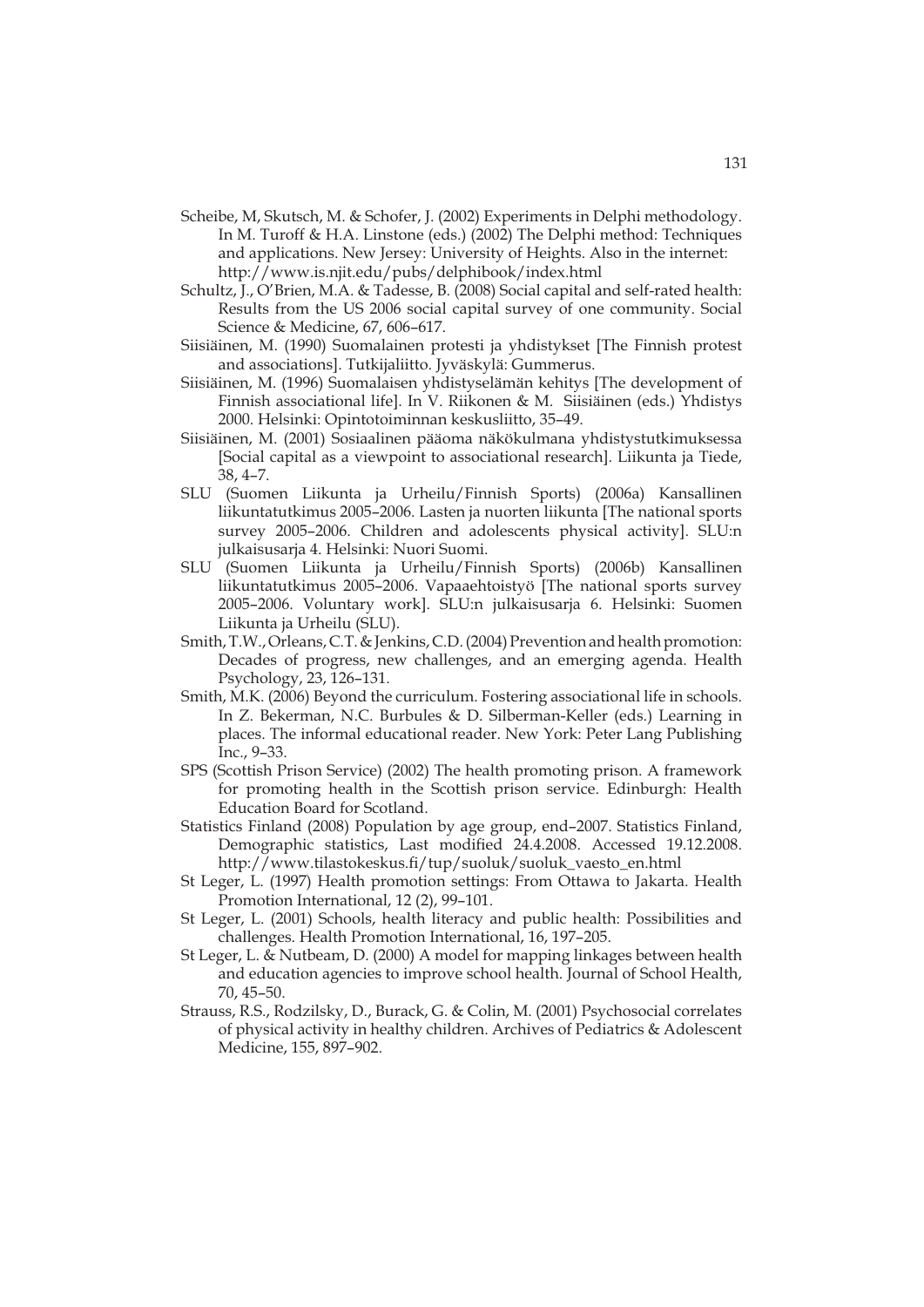Scheibe, M, Skutsch, M. & Schofer, J. (2002) Experiments in Delphi methodology. In M. Turoff & H.A. Linstone (eds.) (2002) The Delphi method: Techniques and applications. New Jersey: University of Heights. Also in the internet: http://www.is.njit.edu/pubs/delphibook/index.html

Schultz, J., O'Brien, M.A. & Tadesse, B. (2008) Social capital and self-rated health: Results from the US 2006 social capital survey of one community. Social Science & Medicine, 67, 606–617.

Siisiäinen, M. (1990) Suomalainen protesti ja yhdistykset [The Finnish protest and associations]. Tutkijaliitto. Jyväskylä: Gummerus.

Siisiäinen, M. (1996) Suomalaisen yhdistyselämän kehitys [The development of Finnish associational life]. In V. Riikonen & M. Siisiäinen (eds.) Yhdistys 2000. Helsinki: Opintotoiminnan keskusliitto, 35–49.

Siisiäinen, M. (2001) Sosiaalinen pääoma näkökulmana yhdistystutkimuksessa [Social capital as a viewpoint to associational research]. Liikunta ja Tiede, 38, 4–7.

SLU (Suomen Liikunta ja Urheilu/Finnish Sports) (2006a) Kansallinen liikuntatutkimus 2005–2006. Lasten ja nuorten liikunta [The national sports survey 2005–2006. Children and adolescents physical activity]. SLU:n julkaisusarja 4. Helsinki: Nuori Suomi.

SLU (Suomen Liikunta ja Urheilu/Finnish Sports) (2006b) Kansallinen liikuntatutkimus 2005–2006. Vapaaehtoistyö [The national sports survey 2005–2006. Voluntary work]. SLU:n julkaisusarja 6. Helsinki: Suomen Liikunta ja Urheilu (SLU).

Smith, T.W., Orleans, C.T. & Jenkins, C.D. (2004) Prevention and health promotion: Decades of progress, new challenges, and an emerging agenda. Health Psychology, 23, 126–131.

Smith, M.K. (2006) Beyond the curriculum. Fostering associational life in schools. In Z. Bekerman, N.C. Burbules & D. Silberman-Keller (eds.) Learning in places. The informal educational reader. New York: Peter Lang Publishing Inc., 9–33.

SPS (Scottish Prison Service) (2002) The health promoting prison. A framework for promoting health in the Scottish prison service. Edinburgh: Health Education Board for Scotland.

Statistics Finland (2008) Population by age group, end–2007. Statistics Finland, Demographic statistics, Last modified 24.4.2008. Accessed 19.12.2008. http://www.tilastokeskus.fi/tup/suoluk/suoluk_vaesto_en.html

St Leger, L. (1997) Health promotion settings: From Ottawa to Jakarta. Health Promotion International, 12 (2), 99–101.

St Leger, L. (2001) Schools, health literacy and public health: Possibilities and challenges. Health Promotion International, 16, 197–205.

St Leger, L. & Nutbeam, D. (2000) A model for mapping linkages between health and education agencies to improve school health. Journal of School Health, 70, 45–50.

Strauss, R.S., Rodzilsky, D., Burack, G. & Colin, M. (2001) Psychosocial correlates of physical activity in healthy children. Archives of Pediatrics & Adolescent Medicine, 155, 897–902.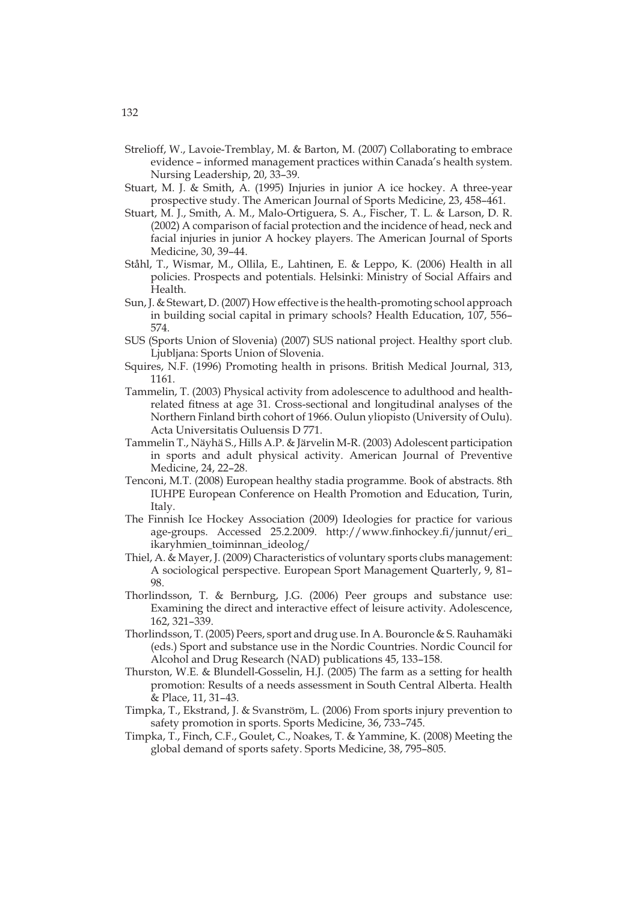Strelioff, W., Lavoie-Tremblay, M. & Barton, M. (2007) Collaborating to embrace evidence – informed management practices within Canada's health system. Nursing Leadership, 20, 33–39.

Stuart, M. J. & Smith, A. (1995) Injuries in junior A ice hockey. A three-year prospective study. The American Journal of Sports Medicine, 23, 458–461.

Stuart, M. J., Smith, A. M., Malo-Ortiguera, S. A., Fischer, T. L. & Larson, D. R. (2002) A comparison of facial protection and the incidence of head, neck and facial injuries in junior A hockey players. The American Journal of Sports Medicine, 30, 39–44.

Ståhl, T., Wismar, M., Ollila, E., Lahtinen, E. & Leppo, K. (2006) Health in all policies. Prospects and potentials. Helsinki: Ministry of Social Affairs and Health.

Sun, J. & Stewart, D. (2007) How effective is the health-promoting school approach in building social capital in primary schools? Health Education, 107, 556–574.

SUS (Sports Union of Slovenia) (2007) SUS national project. Healthy sport club. Ljubljana: Sports Union of Slovenia.

Squires, N.F. (1996) Promoting health in prisons. British Medical Journal, 313, 1161.

Tammelin, T. (2003) Physical activity from adolescence to adulthood and health-related fitness at age 31. Cross-sectional and longitudinal analyses of the Northern Finland birth cohort of 1966. Oulun yliopisto (University of Oulu). Acta Universitatis Ouluensis D 771.

Tammelin T., Näyhä S., Hills A.P. & Järvelin M-R. (2003) Adolescent participation in sports and adult physical activity. American Journal of Preventive Medicine, 24, 22–28.

Tenconi, M.T. (2008) European healthy stadia programme. Book of abstracts. 8th IUHPE European Conference on Health Promotion and Education, Turin, Italy.

The Finnish Ice Hockey Association (2009) Ideologies for practice for various age-groups. Accessed 25.2.2009. http://www.finhockey.fi/junnut/eri_ikaryhmien_toiminnan_ideolog/

Thiel, A. & Mayer, J. (2009) Characteristics of voluntary sports clubs management: A sociological perspective. European Sport Management Quarterly, 9, 81–98.

Thorlindsson, T. & Bernburg, J.G. (2006) Peer groups and substance use: Examining the direct and interactive effect of leisure activity. Adolescence, 162, 321–339.

Thorlindsson, T. (2005) Peers, sport and drug use. In A. Bouroncle & S. Rauhamäki (eds.) Sport and substance use in the Nordic Countries. Nordic Council for Alcohol and Drug Research (NAD) publications 45, 133–158.

Thurston, W.E. & Blundell-Gosselin, H.J. (2005) The farm as a setting for health promotion: Results of a needs assessment in South Central Alberta. Health & Place, 11, 31–43.

Timpka, T., Ekstrand, J. & Svanström, L. (2006) From sports injury prevention to safety promotion in sports. Sports Medicine, 36, 733–745.

Timpka, T., Finch, C.F., Goulet, C., Noakes, T. & Yammine, K. (2008) Meeting the global demand of sports safety. Sports Medicine, 38, 795–805.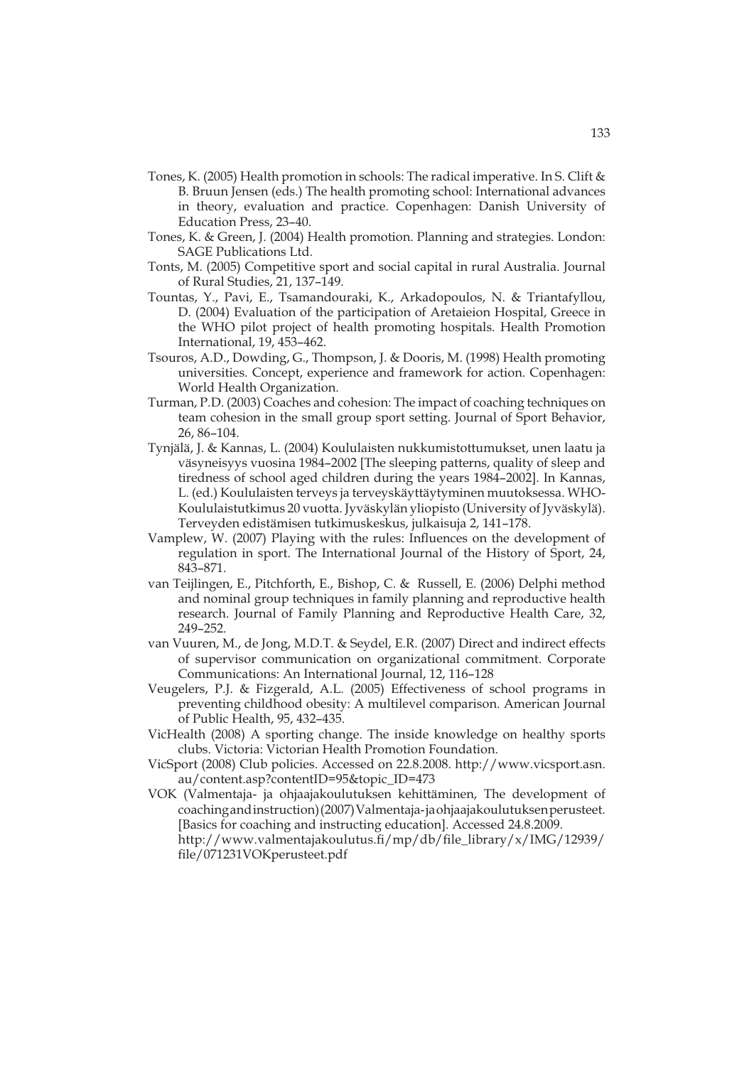Tones, K. (2005) Health promotion in schools: The radical imperative. In S. Clift & B. Bruun Jensen (eds.) The health promoting school: International advances in theory, evaluation and practice. Copenhagen: Danish University of Education Press, 23–40.

Tones, K. & Green, J. (2004) Health promotion. Planning and strategies. London: SAGE Publications Ltd.

Tonts, M. (2005) Competitive sport and social capital in rural Australia. Journal of Rural Studies, 21, 137–149.

Tountas, Y., Pavi, E., Tsamandouraki, K., Arkadopoulos, N. & Triantafyllou, D. (2004) Evaluation of the participation of Aretaieion Hospital, Greece in the WHO pilot project of health promoting hospitals. Health Promotion International, 19, 453–462.

Tsouros, A.D., Dowding, G., Thompson, J. & Dooris, M. (1998) Health promoting universities. Concept, experience and framework for action. Copenhagen: World Health Organization.

Turman, P.D. (2003) Coaches and cohesion: The impact of coaching techniques on team cohesion in the small group sport setting. Journal of Sport Behavior, 26, 86–104.

Tynjälä, J. & Kannas, L. (2004) Koululaisten nukkumistottumukset, unen laatu ja väsyneisyys vuosina 1984–2002 [The sleeping patterns, quality of sleep and tiredness of school aged children during the years 1984–2002]. In Kannas, L. (ed.) Koululaisten terveys ja terveyskäyttäytyminen muutoksessa. WHO-Koululaistutkimus 20 vuotta. Jyväskylän yliopisto (University of Jyväskylä). Terveyden edistämisen tutkimuskeskus, julkaisuja 2, 141–178.

Vamplew, W. (2007) Playing with the rules: Influences on the development of regulation in sport. The International Journal of the History of Sport, 24, 843–871.

van Teijlingen, E., Pitchforth, E., Bishop, C. & Russell, E. (2006) Delphi method and nominal group techniques in family planning and reproductive health research. Journal of Family Planning and Reproductive Health Care, 32, 249–252.

van Vuuren, M., de Jong, M.D.T. & Seydel, E.R. (2007) Direct and indirect effects of supervisor communication on organizational commitment. Corporate Communications: An International Journal, 12, 116–128

Veugelers, P.J. & Fizgerald, A.L. (2005) Effectiveness of school programs in preventing childhood obesity: A multilevel comparison. American Journal of Public Health, 95, 432–435.

VicHealth (2008) A sporting change. The inside knowledge on healthy sports clubs. Victoria: Victorian Health Promotion Foundation.

VicSport (2008) Club policies. Accessed on 22.8.2008. http://www.vicsport.asn.au/content.asp?contentID=95&topic_ID=473

VOK (Valmentaja- ja ohjaajakoulutuksen kehittäminen, The development of coaching and instruction) (2007) Valmentaja- ja ohjaajakoulutuksen perusteet. [Basics for coaching and instructing education]. Accessed 24.8.2009. http://www.valmentajakoulutus.fi/mp/db/file_library/x/IMG/12939/file/071231VOKperusteet.pdf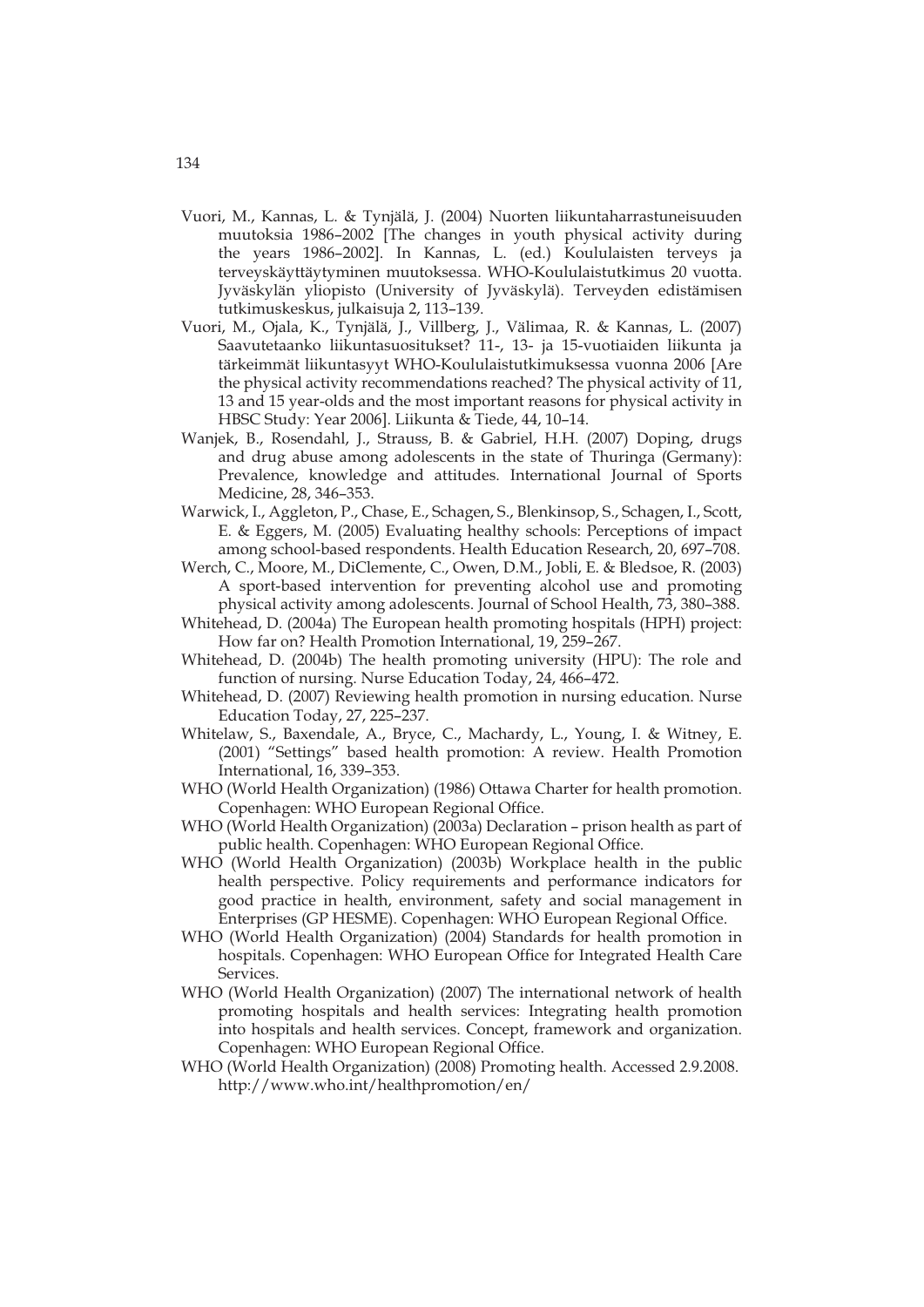Vuori, M., Kannas, L. & Tynjälä, J. (2004) Nuorten liikuntaharrastuneisuuden muutoksia 1986–2002 [The changes in youth physical activity during the years 1986–2002]. In Kannas, L. (ed.) Koululaisten terveys ja terveyskäyttäytyminen muutoksessa. WHO-Koululaistutkimus 20 vuotta. Jyväskylän yliopisto (University of Jyväskylä). Terveyden edistämisen tutkimuskeskus, julkaisuja 2, 113–139.

Vuori, M., Ojala, K., Tynjälä, J., Villberg, J., Välimaa, R. & Kannas, L. (2007) Saavutetaanko liikuntasuositukset? 11-, 13- ja 15-vuotiaiden liikunta ja tärkeimmät liikuntasyyt WHO-Koululaistutkimuksessa vuonna 2006 [Are the physical activity recommendations reached? The physical activity of 11, 13 and 15 year-olds and the most important reasons for physical activity in HBSC Study: Year 2006]. Liikunta & Tiede, 44, 10–14.

Wanjek, B., Rosendahl, J., Strauss, B. & Gabriel, H.H. (2007) Doping, drugs and drug abuse among adolescents in the state of Thuringa (Germany): Prevalence, knowledge and attitudes. International Journal of Sports Medicine, 28, 346–353.

Warwick, I., Aggleton, P., Chase, E., Schagen, S., Blenkinsop, S., Schagen, I., Scott, E. & Eggers, M. (2005) Evaluating healthy schools: Perceptions of impact among school-based respondents. Health Education Research, 20, 697–708.

Werch, C., Moore, M., DiClemente, C., Owen, D.M., Jobli, E. & Bledsoe, R. (2003) A sport-based intervention for preventing alcohol use and promoting physical activity among adolescents. Journal of School Health, 73, 380–388.

Whitehead, D. (2004a) The European health promoting hospitals (HPH) project: How far on? Health Promotion International, 19, 259–267.

Whitehead, D. (2004b) The health promoting university (HPU): The role and function of nursing. Nurse Education Today, 24, 466–472.

Whitehead, D. (2007) Reviewing health promotion in nursing education. Nurse Education Today, 27, 225–237.

Whitelaw, S., Baxendale, A., Bryce, C., Machardy, L., Young, I. & Witney, E. (2001) "Settings" based health promotion: A review. Health Promotion International, 16, 339–353.

WHO (World Health Organization) (1986) Ottawa Charter for health promotion. Copenhagen: WHO European Regional Office.

WHO (World Health Organization) (2003a) Declaration – prison health as part of public health. Copenhagen: WHO European Regional Office.

WHO (World Health Organization) (2003b) Workplace health in the public health perspective. Policy requirements and performance indicators for good practice in health, environment, safety and social management in Enterprises (GP HESME). Copenhagen: WHO European Regional Office.

WHO (World Health Organization) (2004) Standards for health promotion in hospitals. Copenhagen: WHO European Office for Integrated Health Care Services.

WHO (World Health Organization) (2007) The international network of health promoting hospitals and health services: Integrating health promotion into hospitals and health services. Concept, framework and organization. Copenhagen: WHO European Regional Office.

WHO (World Health Organization) (2008) Promoting health. Accessed 2.9.2008. http://www.who.int/healthpromotion/en/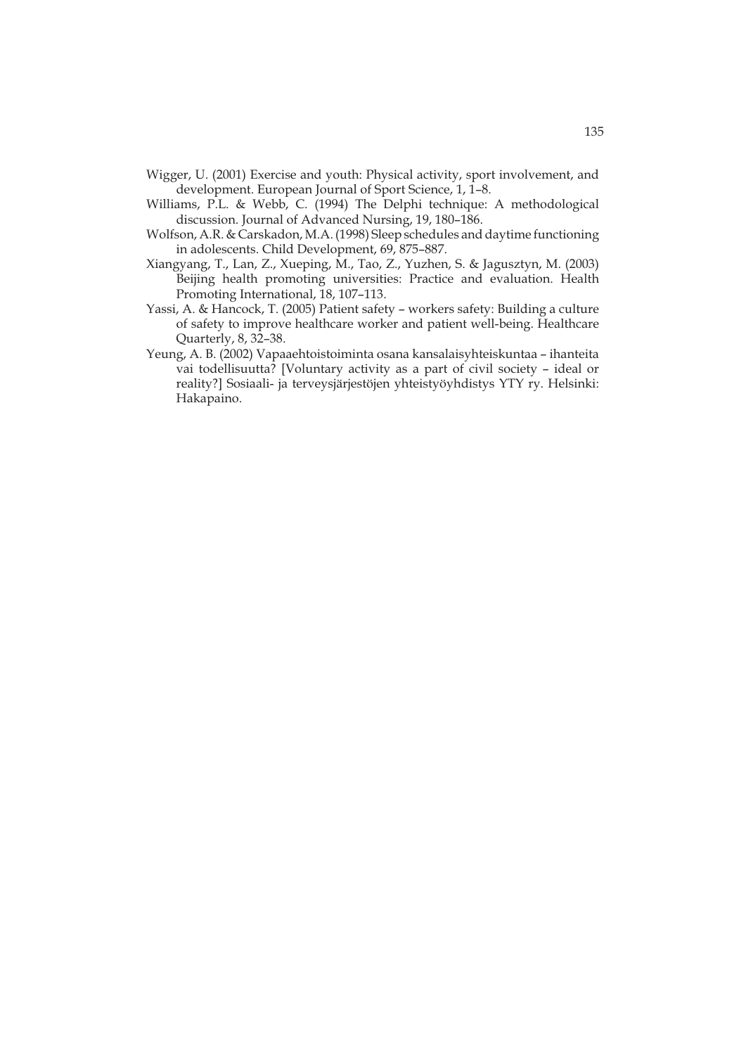Wigger, U. (2001) Exercise and youth: Physical activity, sport involvement, and development. European Journal of Sport Science, 1, 1–8.

Williams, P.L. & Webb, C. (1994) The Delphi technique: A methodological discussion. Journal of Advanced Nursing, 19, 180–186.

Wolfson, A.R. & Carskadon, M.A. (1998) Sleep schedules and daytime functioning in adolescents. Child Development, 69, 875–887.

Xiangyang, T., Lan, Z., Xueping, M., Tao, Z., Yuzhen, S. & Jagusztyn, M. (2003) Beijing health promoting universities: Practice and evaluation. Health Promoting International, 18, 107–113.

Yassi, A. & Hancock, T. (2005) Patient safety – workers safety: Building a culture of safety to improve healthcare worker and patient well-being. Healthcare Quarterly, 8, 32–38.

Yeung, A. B. (2002) Vapaaehtoistoiminta osana kansalaisyhteiskuntaa – ihanteita vai todellisuutta? [Voluntary activity as a part of civil society – ideal or reality?] Sosiaali- ja terveysjärjestöjen yhteistyöyhdistys YTY ry. Helsinki: Hakapaino.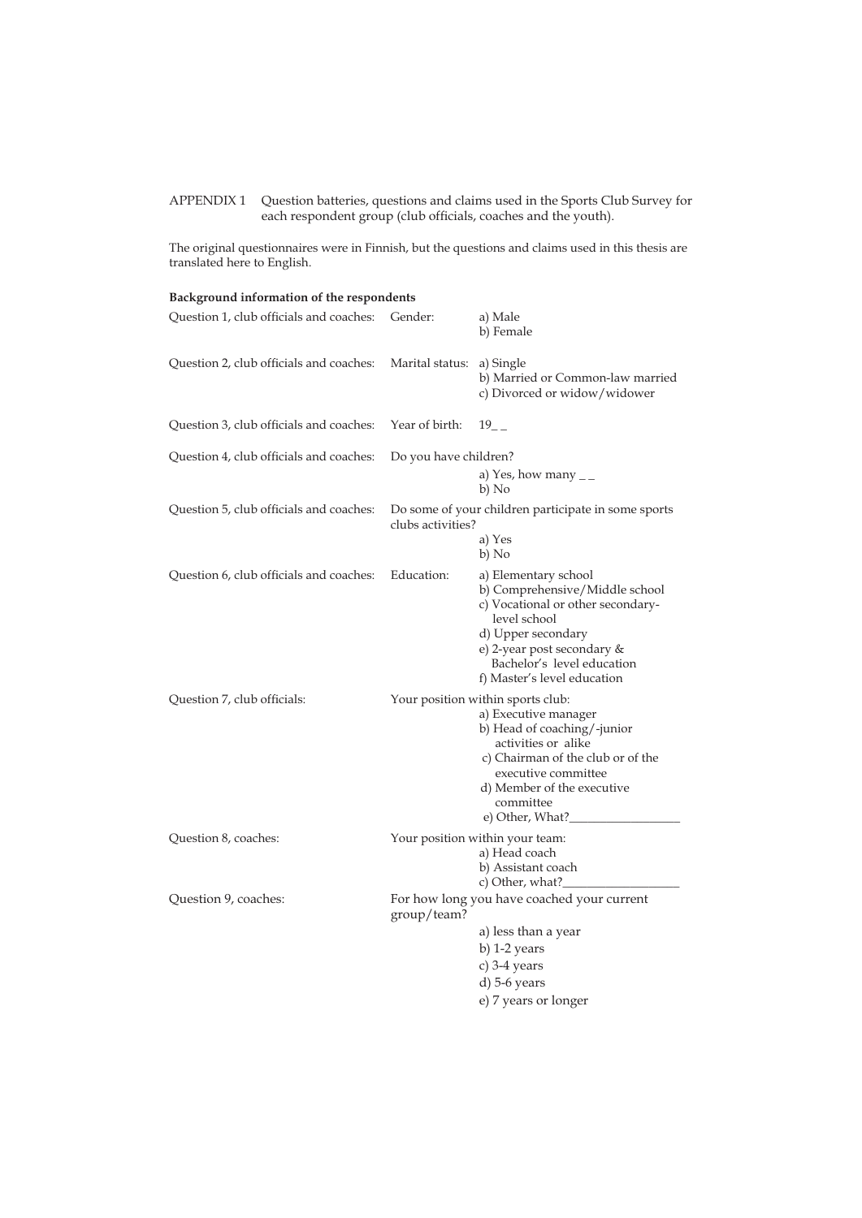APPENDIX 1 Question batteries, questions and claims used in the Sports Club Survey for each respondent group (club officials, coaches and the youth).

The original questionnaires were in Finnish, but the questions and claims used in this thesis are translated here to English.

**Background information of the respondents**

Question 1, club officials and coaches: Gender:
- a) Male
- b) Female

Question 2, club officials and coaches: Marital status:
- a) Single
- b) Married or Common-law married
- c) Divorced or widow/widower

Question 3, club officials and coaches: Year of birth: 19_ _

Question 4, club officials and coaches: Do you have children?
- a) Yes, how many _ _
- b) No

Question 5, club officials and coaches: Do some of your children participate in some sports clubs activities?
- a) Yes
- b) No

Question 6, club officials and coaches: Education:
- a) Elementary school
- b) Comprehensive/Middle school
- c) Vocational or other secondary-level school
- d) Upper secondary
- e) 2-year post secondary & Bachelor's level education
- f) Master's level education

Question 7, club officials: Your position within sports club:
- a) Executive manager
- b) Head of coaching/-junior activities or alike
- c) Chairman of the club or of the executive committee
- d) Member of the executive committee
- e) Other, What?_________________

Question 8, coaches: Your position within your team:
- a) Head coach
- b) Assistant coach
- c) Other, what?_________________

Question 9, coaches: For how long you have coached your current group/team?
- a) less than a year
- b) 1-2 years
- c) 3-4 years
- d) 5-6 years
- e) 7 years or longer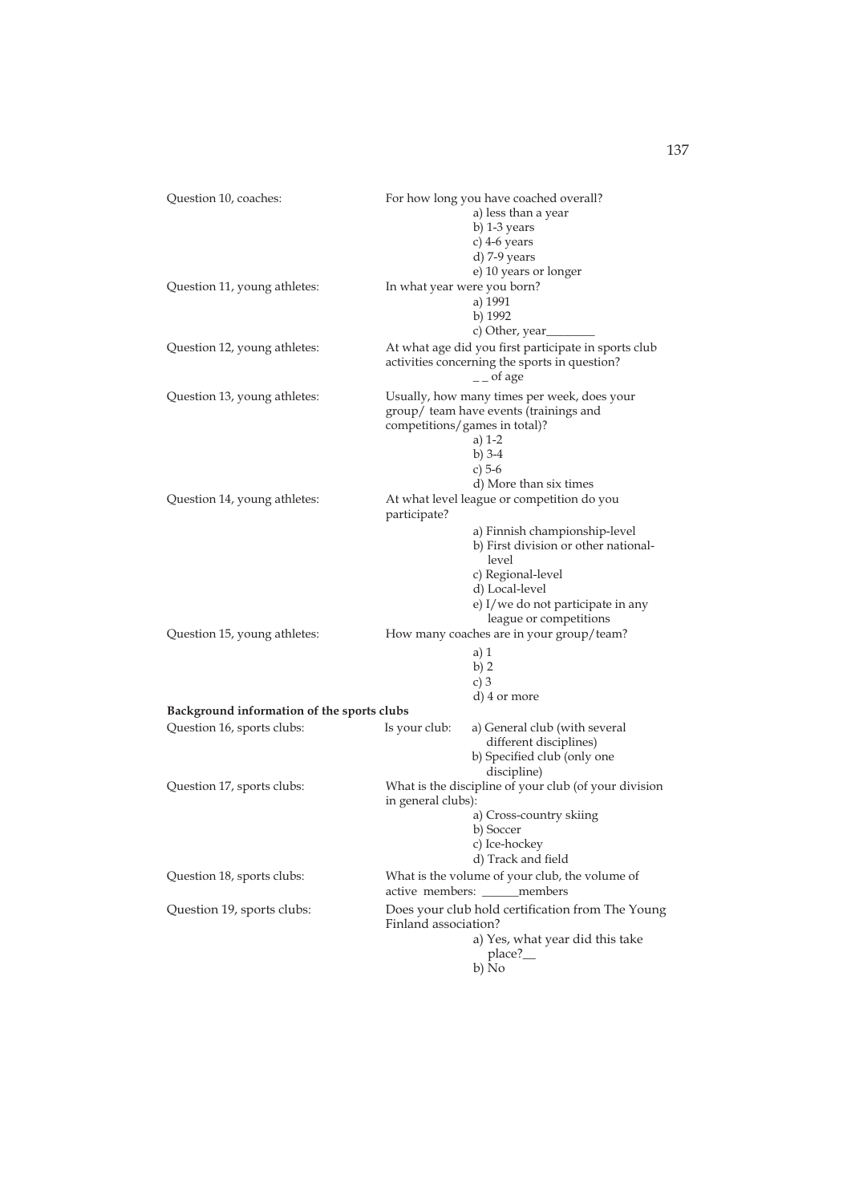Question 10, coaches: For how long you have coached overall?

a) less than a year
b) 1-3 years
c) 4-6 years
d) 7-9 years
e) 10 years or longer

Question 11, young athletes: In what year were you born?

a) 1991
b) 1992
c) Other, year________

Question 12, young athletes: At what age did you first participate in sports club activities concerning the sports in question?

_ _ of age

Question 13, young athletes: Usually, how many times per week, does your group/ team have events (trainings and competitions/games in total)?

a) 1-2
b) 3-4
c) 5-6
d) More than six times

Question 14, young athletes: At what level league or competition do you participate?

a) Finnish championship-level
b) First division or other national-level
c) Regional-level
d) Local-level
e) I/we do not participate in any league or competitions

Question 15, young athletes: How many coaches are in your group/team?

a) 1
b) 2
c) 3
d) 4 or more

**Background information of the sports clubs**

Question 16, sports clubs: Is your club:

a) General club (with several different disciplines)
b) Specified club (only one discipline)

Question 17, sports clubs: What is the discipline of your club (of your division in general clubs):

a) Cross-country skiing
b) Soccer
c) Ice-hockey
d) Track and field

Question 18, sports clubs: What is the volume of your club, the volume of active members: ______members

Question 19, sports clubs: Does your club hold certification from The Young Finland association?

a) Yes, what year did this take place?__
b) No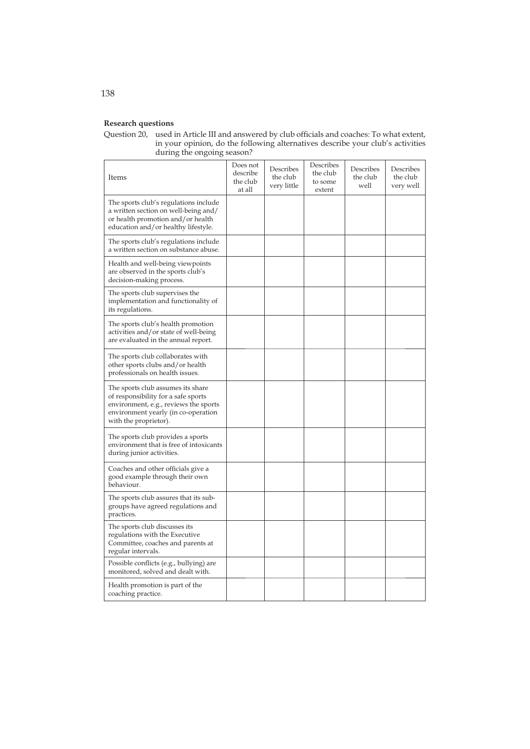**Research questions**

Question 20, used in Article III and answered by club officials and coaches: To what extent, in your opinion, do the following alternatives describe your club's activities during the ongoing season?

| Items | Does not describe the club at all | Describes the club very little | Describes the club to some extent | Describes the club well | Describes the club very well |
|---|---|---|---|---|---|
| The sports club's regulations include a written section on well-being and/or health promotion and/or health education and/or healthy lifestyle. | | | | | |
| The sports club's regulations include a written section on substance abuse. | | | | | |
| Health and well-being viewpoints are observed in the sports club's decision-making process. | | | | | |
| The sports club supervises the implementation and functionality of its regulations. | | | | | |
| The sports club's health promotion activities and/or state of well-being are evaluated in the annual report. | | | | | |
| The sports club collaborates with other sports clubs and/or health professionals on health issues. | | | | | |
| The sports club assumes its share of responsibility for a safe sports environment, e.g., reviews the sports environment yearly (in co-operation with the proprietor). | | | | | |
| The sports club provides a sports environment that is free of intoxicants during junior activities. | | | | | |
| Coaches and other officials give a good example through their own behaviour. | | | | | |
| The sports club assures that its sub-groups have agreed regulations and practices. | | | | | |
| The sports club discusses its regulations with the Executive Committee, coaches and parents at regular intervals. | | | | | |
| Possible conflicts (e.g., bullying) are monitored, solved and dealt with. | | | | | |
| Health promotion is part of the coaching practice. | | | | | |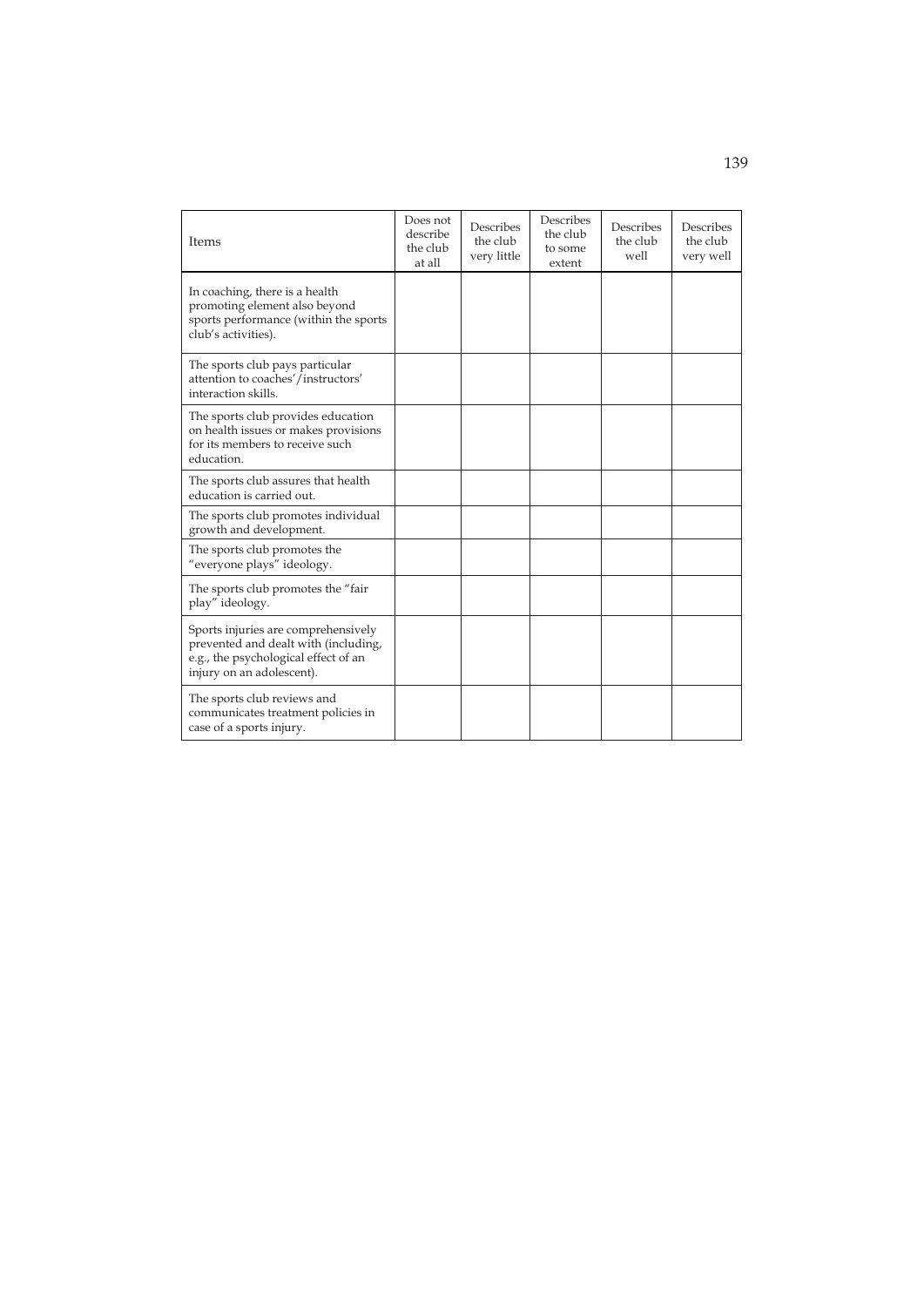| Items | Does not describe the club at all | Describes the club very little | Describes the club to some extent | Describes the club well | Describes the club very well |
|---|---|---|---|---|---|
| In coaching, there is a health promoting element also beyond sports performance (within the sports club's activities). | | | | | |
| The sports club pays particular attention to coaches'/instructors' interaction skills. | | | | | |
| The sports club provides education on health issues or makes provisions for its members to receive such education. | | | | | |
| The sports club assures that health education is carried out. | | | | | |
| The sports club promotes individual growth and development. | | | | | |
| The sports club promotes the "everyone plays" ideology. | | | | | |
| The sports club promotes the "fair play" ideology. | | | | | |
| Sports injuries are comprehensively prevented and dealt with (including, e.g., the psychological effect of an injury on an adolescent). | | | | | |
| The sports club reviews and communicates treatment policies in case of a sports injury. | | | | | |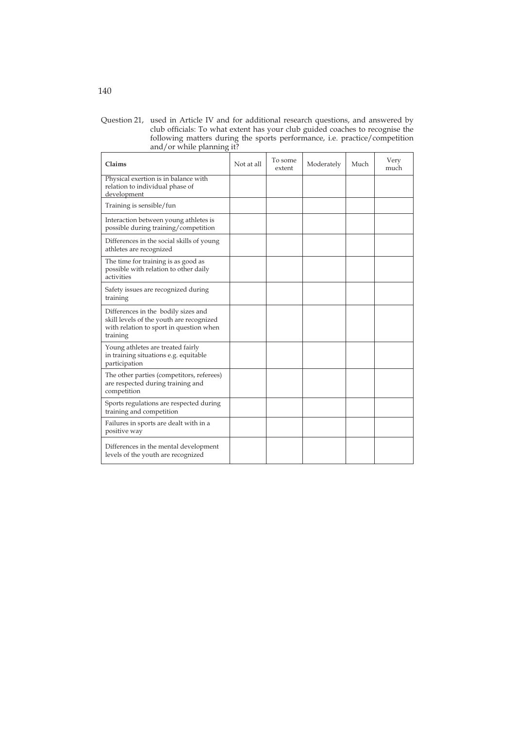Question 21, used in Article IV and for additional research questions, and answered by club officials: To what extent has your club guided coaches to recognise the following matters during the sports performance, i.e. practice/competition and/or while planning it?

| Claims | Not at all | To some extent | Moderately | Much | Very much |
|---|---|---|---|---|---|
| Physical exertion is in balance with relation to individual phase of development | | | | | |
| Training is sensible/fun | | | | | |
| Interaction between young athletes is possible during training/competition | | | | | |
| Differences in the social skills of young athletes are recognized | | | | | |
| The time for training is as good as possible with relation to other daily activities | | | | | |
| Safety issues are recognized during training | | | | | |
| Differences in the bodily sizes and skill levels of the youth are recognized with relation to sport in question when training | | | | | |
| Young athletes are treated fairly in training situations e.g. equitable participation | | | | | |
| The other parties (competitors, referees) are respected during training and competition | | | | | |
| Sports regulations are respected during training and competition | | | | | |
| Failures in sports are dealt with in a positive way | | | | | |
| Differences in the mental development levels of the youth are recognized | | | | | |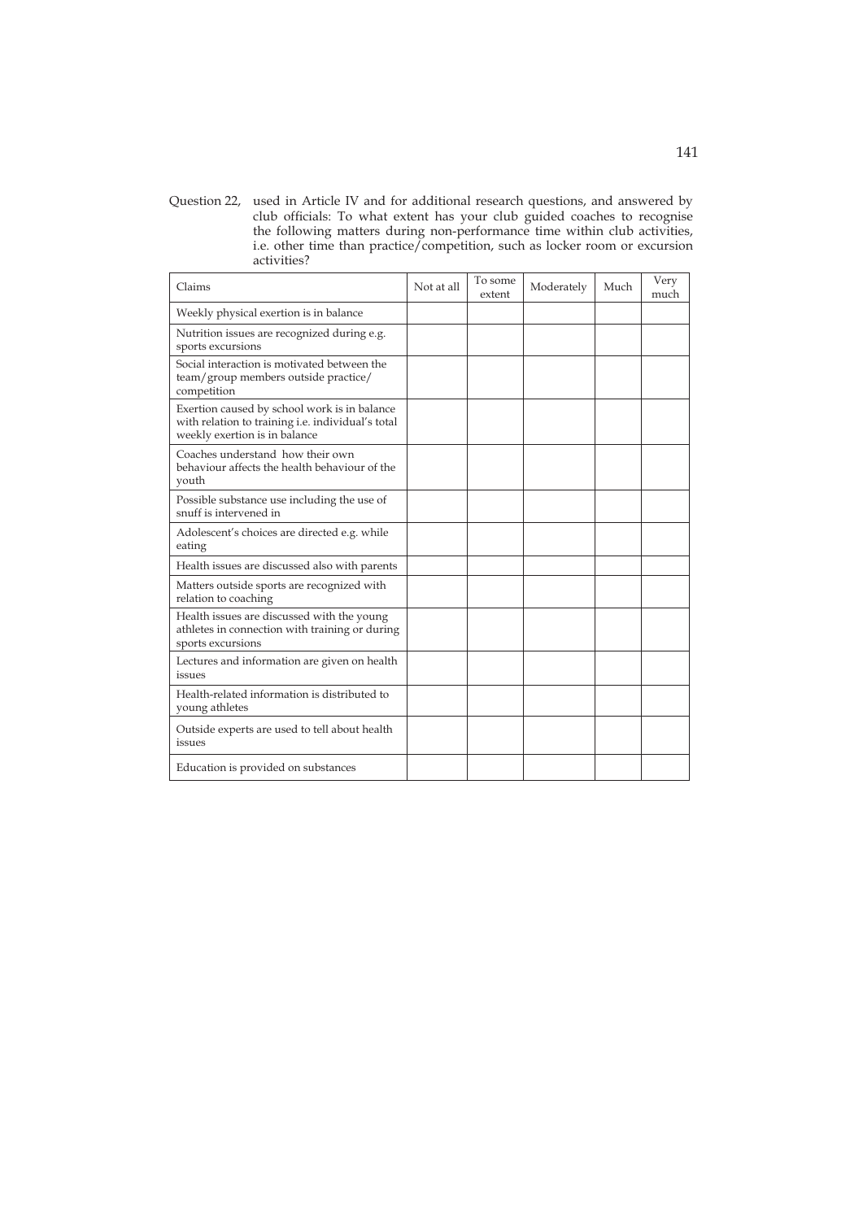Question 22, used in Article IV and for additional research questions, and answered by club officials: To what extent has your club guided coaches to recognise the following matters during non-performance time within club activities, i.e. other time than practice/competition, such as locker room or excursion activities?

| Claims | Not at all | To some extent | Moderately | Much | Very much |
|---|---|---|---|---|---|
| Weekly physical exertion is in balance | | | | | |
| Nutrition issues are recognized during e.g. sports excursions | | | | | |
| Social interaction is motivated between the team/group members outside practice/ competition | | | | | |
| Exertion caused by school work is in balance with relation to training i.e. individual's total weekly exertion is in balance | | | | | |
| Coaches understand how their own behaviour affects the health behaviour of the youth | | | | | |
| Possible substance use including the use of snuff is intervened in | | | | | |
| Adolescent's choices are directed e.g. while eating | | | | | |
| Health issues are discussed also with parents | | | | | |
| Matters outside sports are recognized with relation to coaching | | | | | |
| Health issues are discussed with the young athletes in connection with training or during sports excursions | | | | | |
| Lectures and information are given on health issues | | | | | |
| Health-related information is distributed to young athletes | | | | | |
| Outside experts are used to tell about health issues | | | | | |
| Education is provided on substances | | | | | |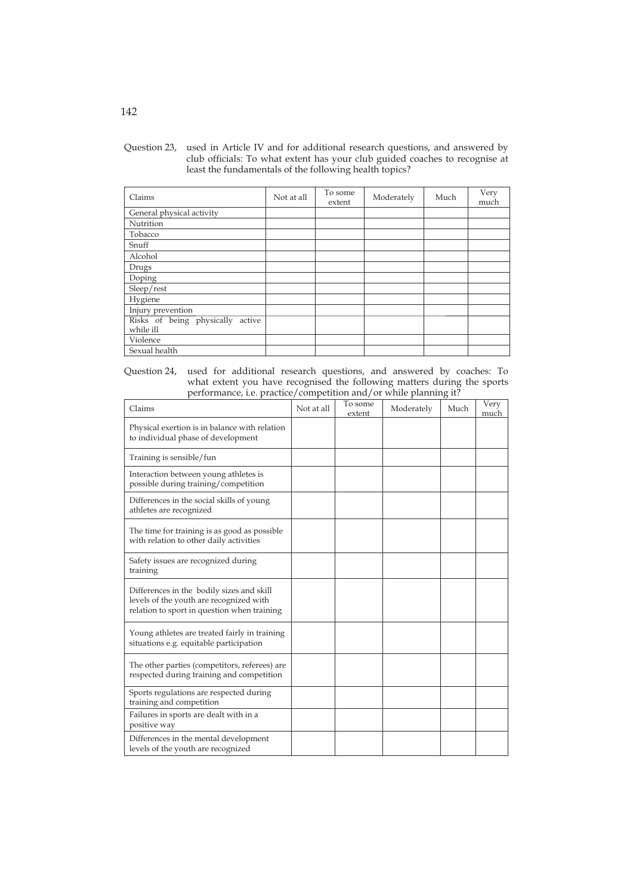Question 23, used in Article IV and for additional research questions, and answered by club officials: To what extent has your club guided coaches to recognise at least the fundamentals of the following health topics?

| Claims | Not at all | To some extent | Moderately | Much | Very much |
|---|---|---|---|---|---|
| General physical activity | | | | | |
| Nutrition | | | | | |
| Tobacco | | | | | |
| Snuff | | | | | |
| Alcohol | | | | | |
| Drugs | | | | | |
| Doping | | | | | |
| Sleep/rest | | | | | |
| Hygiene | | | | | |
| Injury prevention | | | | | |
| Risks of being physically active while ill | | | | | |
| Violence | | | | | |
| Sexual health | | | | | |

Question 24, used for additional research questions, and answered by coaches: To what extent you have recognised the following matters during the sports performance, i.e. practice/competition and/or while planning it?

| Claims | Not at all | To some extent | Moderately | Much | Very much |
|---|---|---|---|---|---|
| Physical exertion is in balance with relation to individual phase of development | | | | | |
| Training is sensible/fun | | | | | |
| Interaction between young athletes is possible during training/competition | | | | | |
| Differences in the social skills of young athletes are recognized | | | | | |
| The time for training is as good as possible with relation to other daily activities | | | | | |
| Safety issues are recognized during training | | | | | |
| Differences in the bodily sizes and skill levels of the youth are recognized with relation to sport in question when training | | | | | |
| Young athletes are treated fairly in training situations e.g. equitable participation | | | | | |
| The other parties (competitors, referees) are respected during training and competition | | | | | |
| Sports regulations are respected during training and competition | | | | | |
| Failures in sports are dealt with in a positive way | | | | | |
| Differences in the mental development levels of the youth are recognized | | | | | |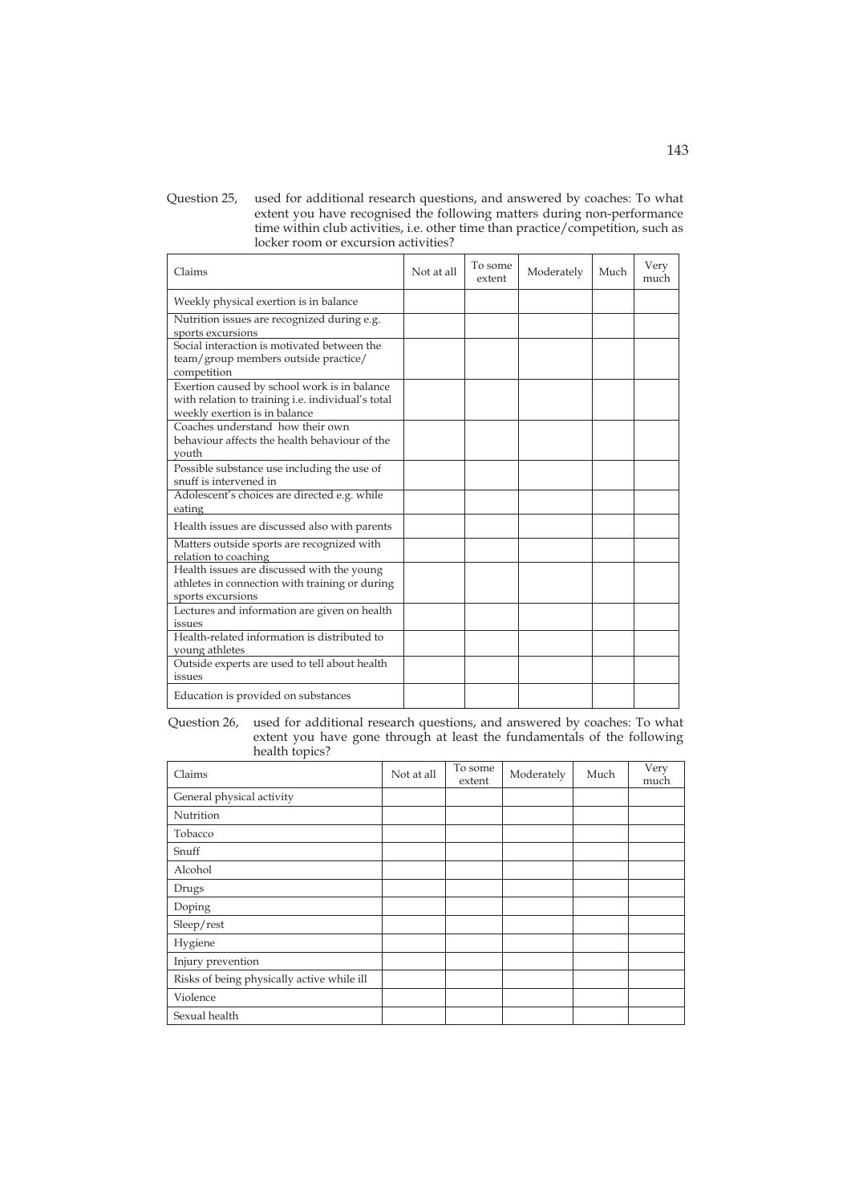Question 25, used for additional research questions, and answered by coaches: To what extent you have recognised the following matters during non-performance time within club activities, i.e. other time than practice/competition, such as locker room or excursion activities?

| Claims | Not at all | To some extent | Moderately | Much | Very much |
|---|---|---|---|---|---|
| Weekly physical exertion is in balance | | | | | |
| Nutrition issues are recognized during e.g. sports excursions | | | | | |
| Social interaction is motivated between the team/group members outside practice/ competition | | | | | |
| Exertion caused by school work is in balance with relation to training i.e. individual's total weekly exertion is in balance | | | | | |
| Coaches understand how their own behaviour affects the health behaviour of the youth | | | | | |
| Possible substance use including the use of snuff is intervened in | | | | | |
| Adolescent's choices are directed e.g. while eating | | | | | |
| Health issues are discussed also with parents | | | | | |
| Matters outside sports are recognized with relation to coaching | | | | | |
| Health issues are discussed with the young athletes in connection with training or during sports excursions | | | | | |
| Lectures and information are given on health issues | | | | | |
| Health-related information is distributed to young athletes | | | | | |
| Outside experts are used to tell about health issues | | | | | |
| Education is provided on substances | | | | | |

Question 26, used for additional research questions, and answered by coaches: To what extent you have gone through at least the fundamentals of the following health topics?

| Claims | Not at all | To some extent | Moderately | Much | Very much |
|---|---|---|---|---|---|
| General physical activity | | | | | |
| Nutrition | | | | | |
| Tobacco | | | | | |
| Snuff | | | | | |
| Alcohol | | | | | |
| Drugs | | | | | |
| Doping | | | | | |
| Sleep/rest | | | | | |
| Hygiene | | | | | |
| Injury prevention | | | | | |
| Risks of being physically active while ill | | | | | |
| Violence | | | | | |
| Sexual health | | | | | |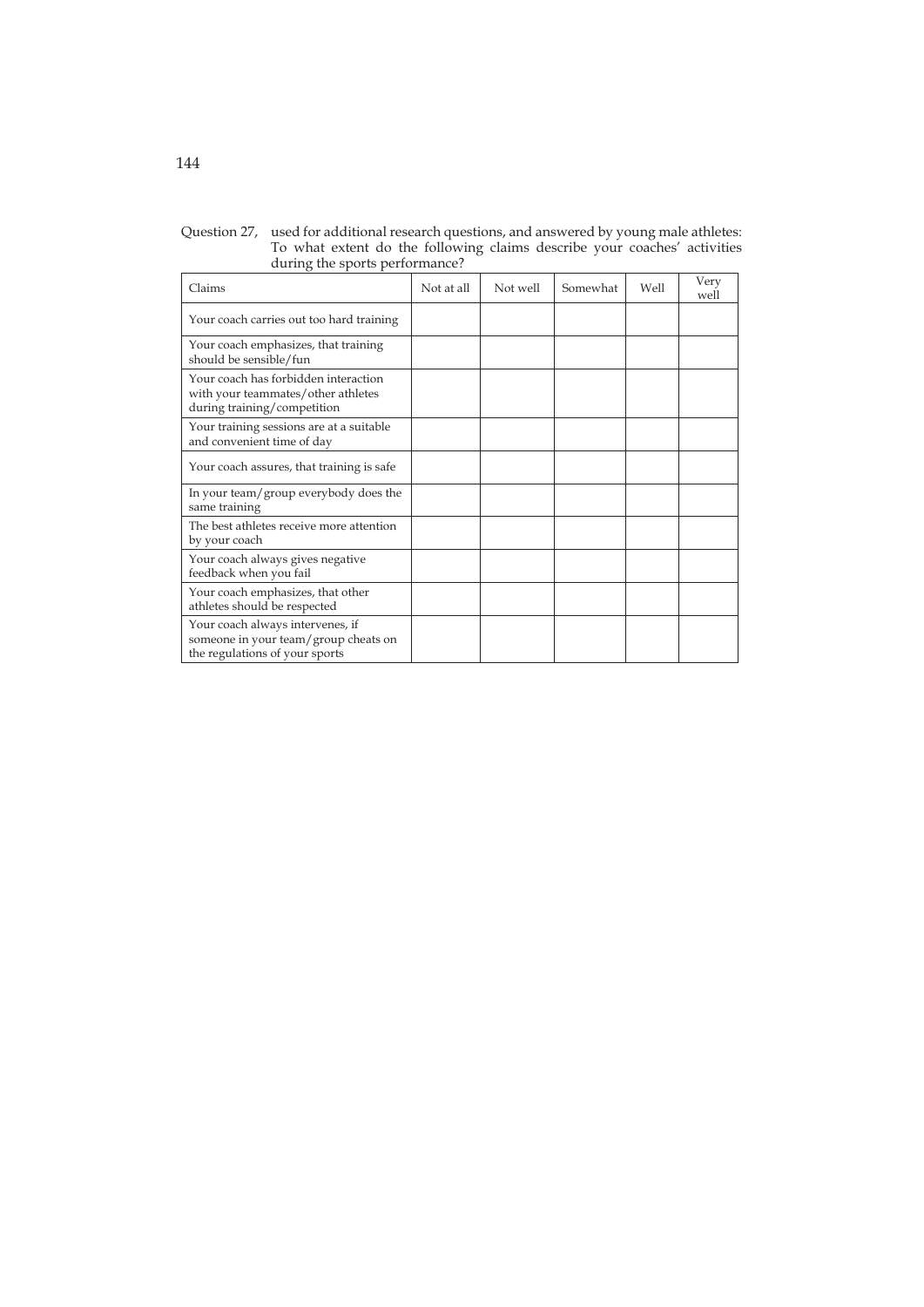Question 27, used for additional research questions, and answered by young male athletes: To what extent do the following claims describe your coaches' activities during the sports performance?

| Claims | Not at all | Not well | Somewhat | Well | Very well |
|---|---|---|---|---|---|
| Your coach carries out too hard training | | | | | |
| Your coach emphasizes, that training should be sensible/fun | | | | | |
| Your coach has forbidden interaction with your teammates/other athletes during training/competition | | | | | |
| Your training sessions are at a suitable and convenient time of day | | | | | |
| Your coach assures, that training is safe | | | | | |
| In your team/group everybody does the same training | | | | | |
| The best athletes receive more attention by your coach | | | | | |
| Your coach always gives negative feedback when you fail | | | | | |
| Your coach emphasizes, that other athletes should be respected | | | | | |
| Your coach always intervenes, if someone in your team/group cheats on the regulations of your sports | | | | | |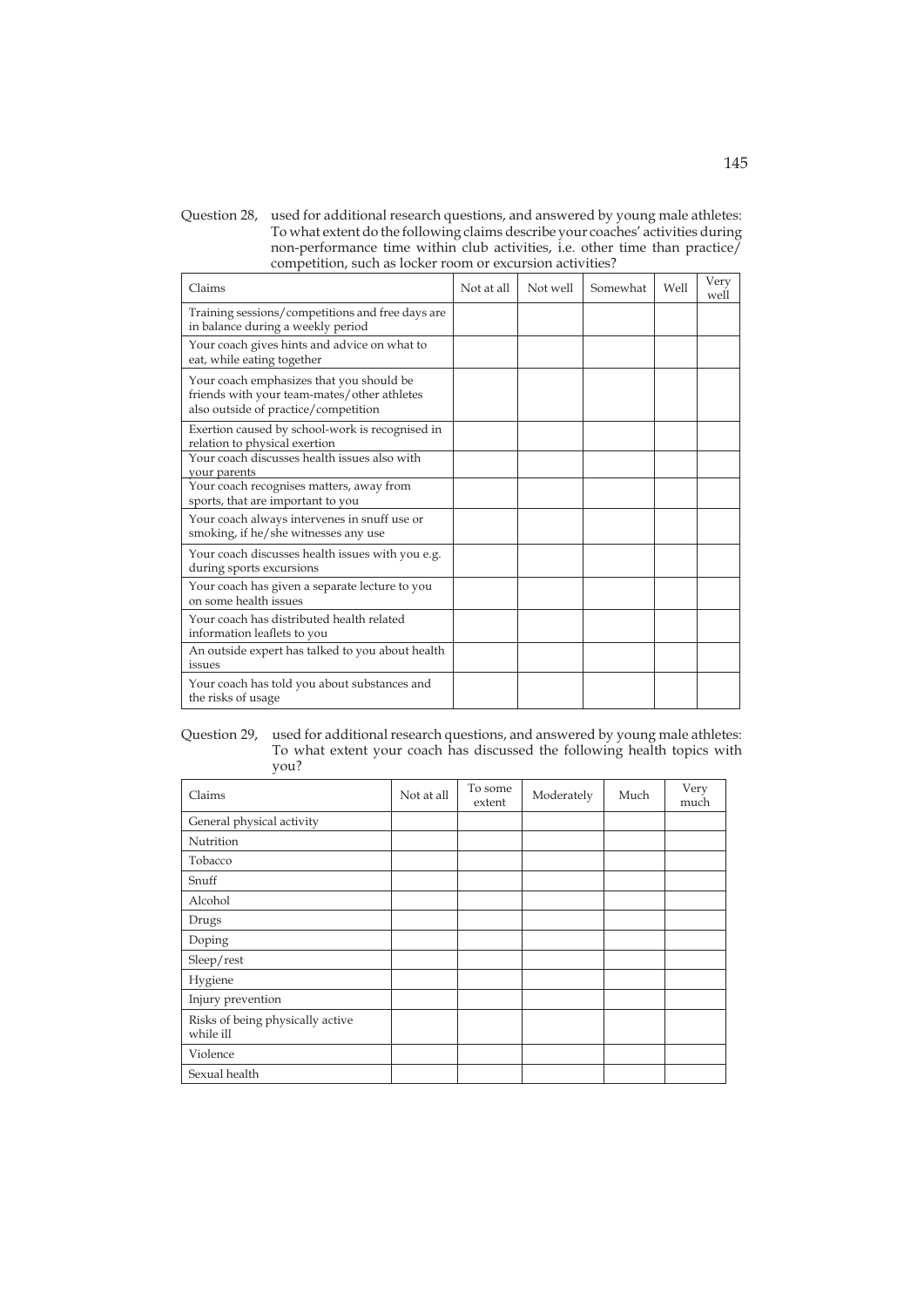Question 28, used for additional research questions, and answered by young male athletes: To what extent do the following claims describe your coaches' activities during non-performance time within club activities, i.e. other time than practice/ competition, such as locker room or excursion activities?

| Claims | Not at all | Not well | Somewhat | Well | Very well |
|---|---|---|---|---|---|
| Training sessions/competitions and free days are in balance during a weekly period | | | | | |
| Your coach gives hints and advice on what to eat, while eating together | | | | | |
| Your coach emphasizes that you should be friends with your team-mates/other athletes also outside of practice/competition | | | | | |
| Exertion caused by school-work is recognised in relation to physical exertion | | | | | |
| Your coach discusses health issues also with your parents | | | | | |
| Your coach recognises matters, away from sports, that are important to you | | | | | |
| Your coach always intervenes in snuff use or smoking, if he/she witnesses any use | | | | | |
| Your coach discusses health issues with you e.g. during sports excursions | | | | | |
| Your coach has given a separate lecture to you on some health issues | | | | | |
| Your coach has distributed health related information leaflets to you | | | | | |
| An outside expert has talked to you about health issues | | | | | |
| Your coach has told you about substances and the risks of usage | | | | | |

Question 29, used for additional research questions, and answered by young male athletes: To what extent your coach has discussed the following health topics with you?

| Claims | Not at all | To some extent | Moderately | Much | Very much |
|---|---|---|---|---|---|
| General physical activity | | | | | |
| Nutrition | | | | | |
| Tobacco | | | | | |
| Snuff | | | | | |
| Alcohol | | | | | |
| Drugs | | | | | |
| Doping | | | | | |
| Sleep/rest | | | | | |
| Hygiene | | | | | |
| Injury prevention | | | | | |
| Risks of being physically active while ill | | | | | |
| Violence | | | | | |
| Sexual health | | | | | |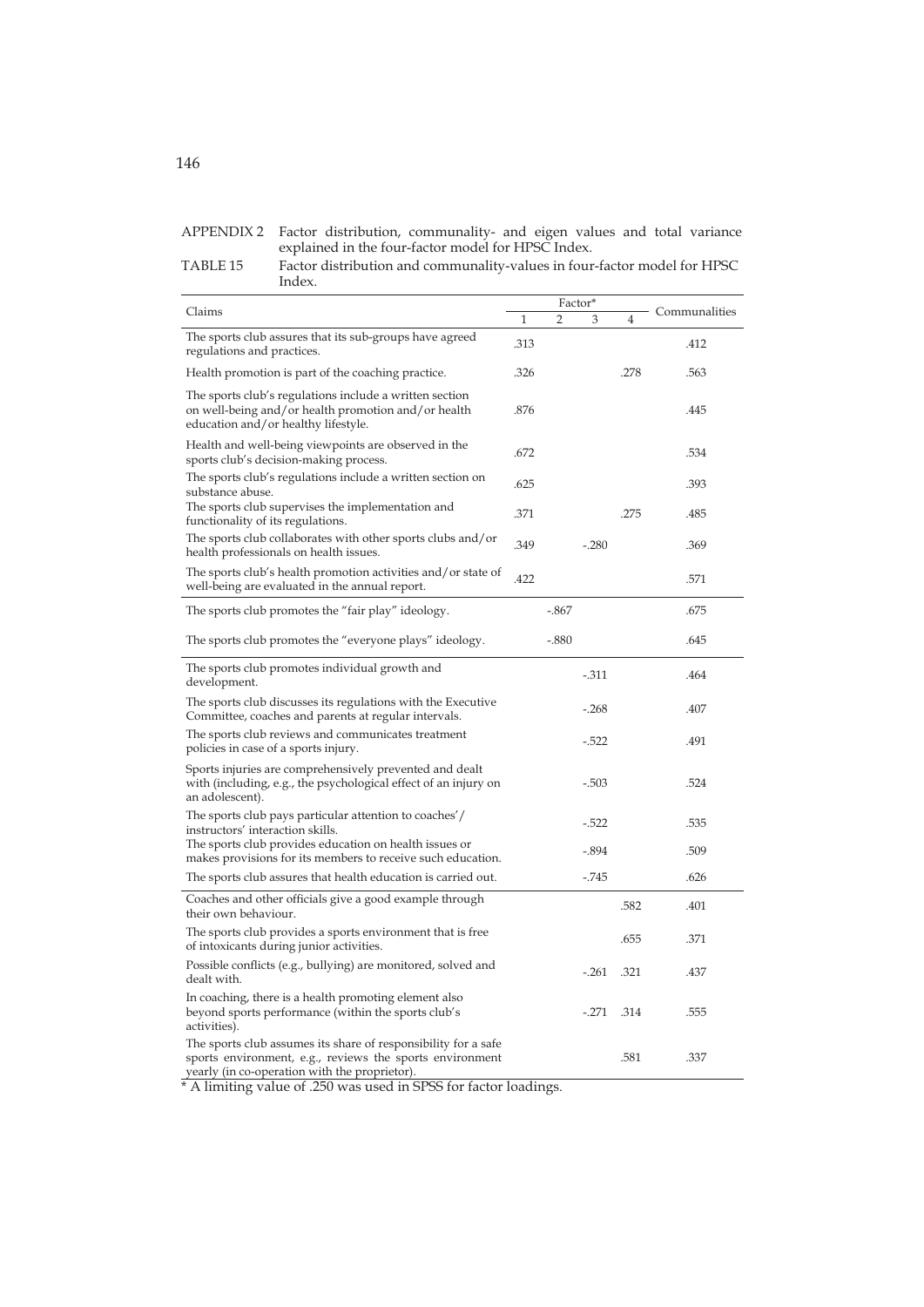APPENDIX 2 Factor distribution, communality- and eigen values and total variance explained in the four-factor model for HPSC Index.

TABLE 15 Factor distribution and communality-values in four-factor model for HPSC Index.

| Claims | Factor* | | | | Communalities |
|---|---|---|---|---|---|
| | 1 | 2 | 3 | 4 | |
| The sports club assures that its sub-groups have agreed regulations and practices. | .313 | | | | .412 |
| Health promotion is part of the coaching practice. | .326 | | | .278 | .563 |
| The sports club's regulations include a written section on well-being and/or health promotion and/or health education and/or healthy lifestyle. | .876 | | | | .445 |
| Health and well-being viewpoints are observed in the sports club's decision-making process. | .672 | | | | .534 |
| The sports club's regulations include a written section on substance abuse. | .625 | | | | .393 |
| The sports club supervises the implementation and functionality of its regulations. | .371 | | | .275 | .485 |
| The sports club collaborates with other sports clubs and/or health professionals on health issues. | .349 | | -.280 | | .369 |
| The sports club's health promotion activities and/or state of well-being are evaluated in the annual report. | .422 | | | | .571 |
| The sports club promotes the "fair play" ideology. | | -.867 | | | .675 |
| The sports club promotes the "everyone plays" ideology. | | -.880 | | | .645 |
| The sports club promotes individual growth and development. | | | -.311 | | .464 |
| The sports club discusses its regulations with the Executive Committee, coaches and parents at regular intervals. | | | -.268 | | .407 |
| The sports club reviews and communicates treatment policies in case of a sports injury. | | | -.522 | | .491 |
| Sports injuries are comprehensively prevented and dealt with (including, e.g., the psychological effect of an injury on an adolescent). | | | -.503 | | .524 |
| The sports club pays particular attention to coaches'/ instructors' interaction skills. | | | -.522 | | .535 |
| The sports club provides education on health issues or makes provisions for its members to receive such education. | | | -.894 | | .509 |
| The sports club assures that health education is carried out. | | | -.745 | | .626 |
| Coaches and other officials give a good example through their own behaviour. | | | | .582 | .401 |
| The sports club provides a sports environment that is free of intoxicants during junior activities. | | | | .655 | .371 |
| Possible conflicts (e.g., bullying) are monitored, solved and dealt with. | | | -.261 | .321 | .437 |
| In coaching, there is a health promoting element also beyond sports performance (within the sports club's activities). | | | -.271 | .314 | .555 |
| The sports club assumes its share of responsibility for a safe sports environment, e.g., reviews the sports environment yearly (in co-operation with the proprietor). | | | | .581 | .337 |

* A limiting value of .250 was used in SPSS for factor loadings.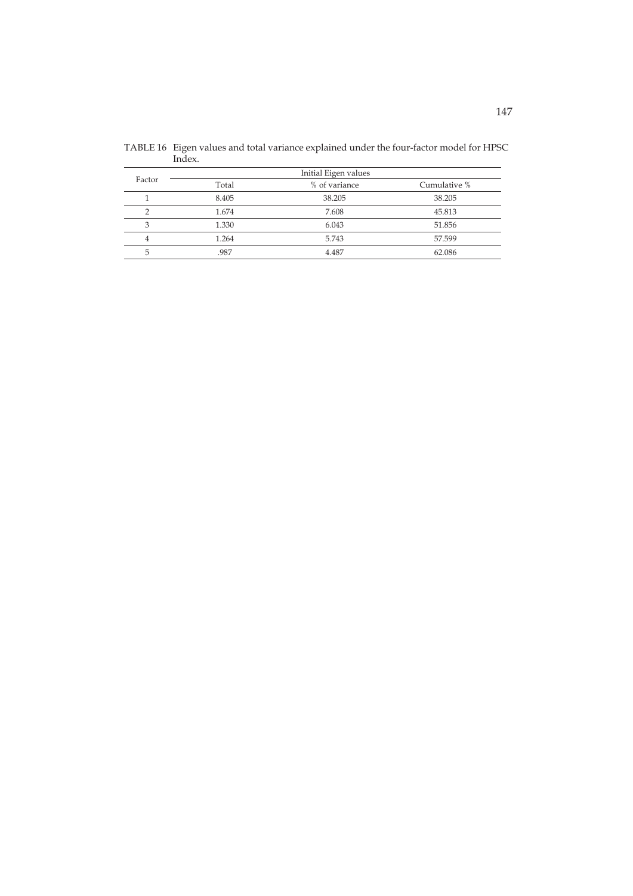TABLE 16 Eigen values and total variance explained under the four-factor model for HPSC Index.

| Factor | Initial Eigen values | | |
|---|---|---|---|
| | Total | % of variance | Cumulative % |
| 1 | 8.405 | 38.205 | 38.205 |
| 2 | 1.674 | 7.608 | 45.813 |
| 3 | 1.330 | 6.043 | 51.856 |
| 4 | 1.264 | 5.743 | 57.599 |
| 5 | .987 | 4.487 | 62.086 |